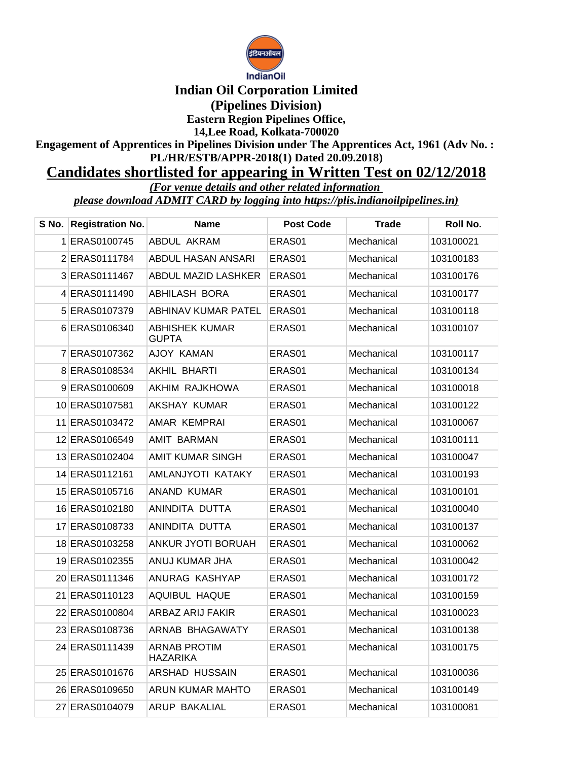IndianOil

# Indian Oil Corporation Limited

## (Pipelines Division)

### Eastern Region Pipelines Office,

### 14,Lee Road, Kolkata-700020

**Engagement of Apprentices in Pipelines Division under The Apprentices Act, 1961 (Adv No. : PL/HR/ESTB/APPR-2018(1) Dated 20.09.2018)**

## Candidates shortlisted for appearing in Written Test on 02/12/2018

*(For venue details and other related information please download ADMIT CARD by logging into https://plis.indianoilpipelines.in)*

| S No. | Registration No. | Name | Post Code | Trade | Roll No. |
|---|---|---|---|---|---|
| 1 | ERAS0100745 | ABDUL AKRAM | ERAS01 | Mechanical | 103100021 |
| 2 | ERAS0111784 | ABDUL HASAN ANSARI | ERAS01 | Mechanical | 103100183 |
| 3 | ERAS0111467 | ABDUL MAZID LASHKER | ERAS01 | Mechanical | 103100176 |
| 4 | ERAS0111490 | ABHILASH BORA | ERAS01 | Mechanical | 103100177 |
| 5 | ERAS0107379 | ABHINAV KUMAR PATEL | ERAS01 | Mechanical | 103100118 |
| 6 | ERAS0106340 | ABHISHEK KUMAR GUPTA | ERAS01 | Mechanical | 103100107 |
| 7 | ERAS0107362 | AJOY KAMAN | ERAS01 | Mechanical | 103100117 |
| 8 | ERAS0108534 | AKHIL BHARTI | ERAS01 | Mechanical | 103100134 |
| 9 | ERAS0100609 | AKHIM RAJKHOWA | ERAS01 | Mechanical | 103100018 |
| 10 | ERAS0107581 | AKSHAY KUMAR | ERAS01 | Mechanical | 103100122 |
| 11 | ERAS0103472 | AMAR KEMPRAI | ERAS01 | Mechanical | 103100067 |
| 12 | ERAS0106549 | AMIT BARMAN | ERAS01 | Mechanical | 103100111 |
| 13 | ERAS0102404 | AMIT KUMAR SINGH | ERAS01 | Mechanical | 103100047 |
| 14 | ERAS0112161 | AMLANJYOTI KATAKY | ERAS01 | Mechanical | 103100193 |
| 15 | ERAS0105716 | ANAND KUMAR | ERAS01 | Mechanical | 103100101 |
| 16 | ERAS0102180 | ANINDITA DUTTA | ERAS01 | Mechanical | 103100040 |
| 17 | ERAS0108733 | ANINDITA DUTTA | ERAS01 | Mechanical | 103100137 |
| 18 | ERAS0103258 | ANKUR JYOTI BORUAH | ERAS01 | Mechanical | 103100062 |
| 19 | ERAS0102355 | ANUJ KUMAR JHA | ERAS01 | Mechanical | 103100042 |
| 20 | ERAS0111346 | ANURAG KASHYAP | ERAS01 | Mechanical | 103100172 |
| 21 | ERAS0110123 | AQUIBUL HAQUE | ERAS01 | Mechanical | 103100159 |
| 22 | ERAS0100804 | ARBAZ ARIJ FAKIR | ERAS01 | Mechanical | 103100023 |
| 23 | ERAS0108736 | ARNAB BHAGAWATY | ERAS01 | Mechanical | 103100138 |
| 24 | ERAS0111439 | ARNAB PROTIM HAZARIKA | ERAS01 | Mechanical | 103100175 |
| 25 | ERAS0101676 | ARSHAD HUSSAIN | ERAS01 | Mechanical | 103100036 |
| 26 | ERAS0109650 | ARUN KUMAR MAHTO | ERAS01 | Mechanical | 103100149 |
| 27 | ERAS0104079 | ARUP BAKALIAL | ERAS01 | Mechanical | 103100081 |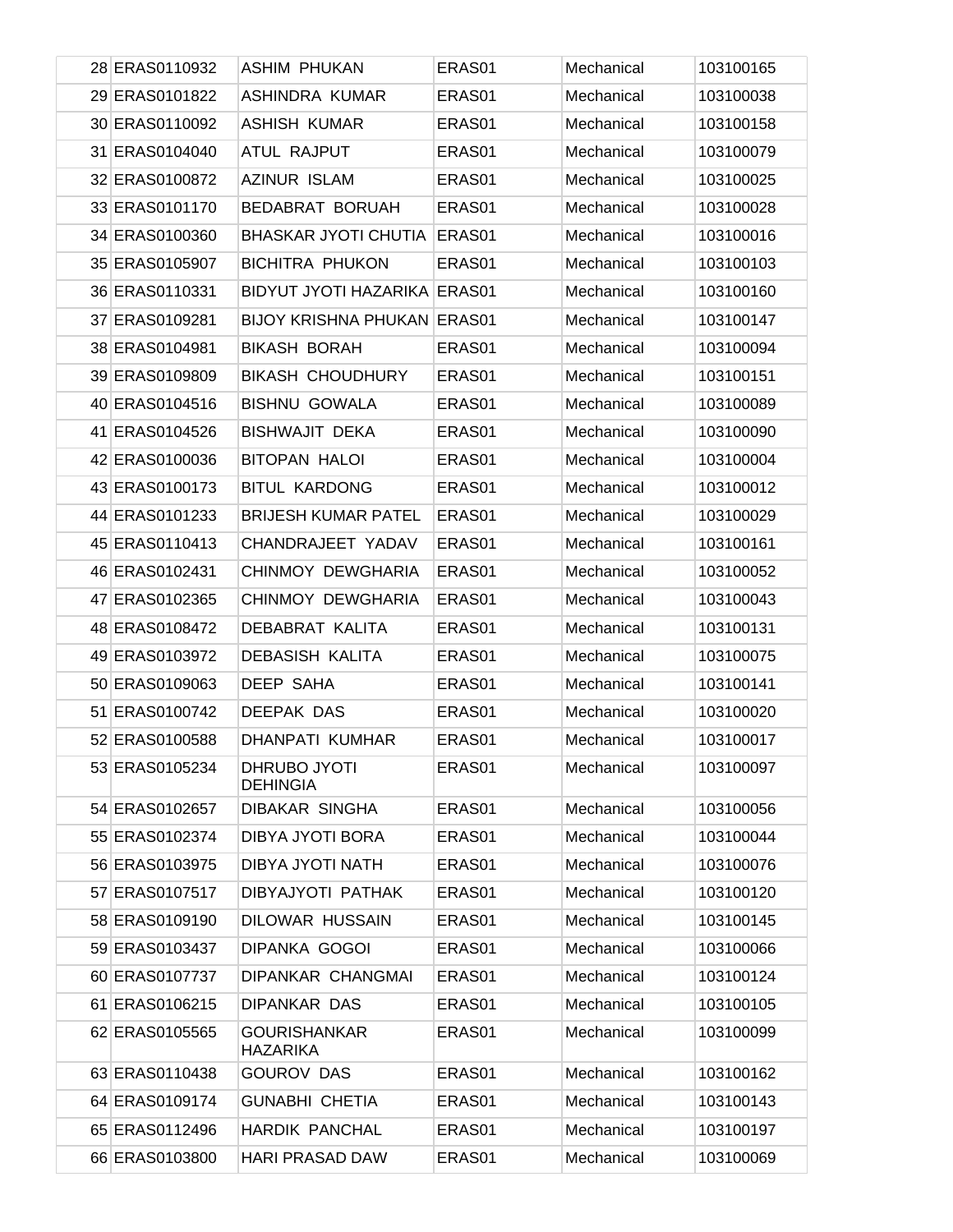| | | | | | |
|---|---|---|---|---|---|
| 28 | ERAS0110932 | ASHIM PHUKAN | ERAS01 | Mechanical | 103100165 |
| 29 | ERAS0101822 | ASHINDRA KUMAR | ERAS01 | Mechanical | 103100038 |
| 30 | ERAS0110092 | ASHISH KUMAR | ERAS01 | Mechanical | 103100158 |
| 31 | ERAS0104040 | ATUL RAJPUT | ERAS01 | Mechanical | 103100079 |
| 32 | ERAS0100872 | AZINUR ISLAM | ERAS01 | Mechanical | 103100025 |
| 33 | ERAS0101170 | BEDABRAT BORUAH | ERAS01 | Mechanical | 103100028 |
| 34 | ERAS0100360 | BHASKAR JYOTI CHUTIA | ERAS01 | Mechanical | 103100016 |
| 35 | ERAS0105907 | BICHITRA PHUKON | ERAS01 | Mechanical | 103100103 |
| 36 | ERAS0110331 | BIDYUT JYOTI HAZARIKA | ERAS01 | Mechanical | 103100160 |
| 37 | ERAS0109281 | BIJOY KRISHNA PHUKAN | ERAS01 | Mechanical | 103100147 |
| 38 | ERAS0104981 | BIKASH BORAH | ERAS01 | Mechanical | 103100094 |
| 39 | ERAS0109809 | BIKASH CHOUDHURY | ERAS01 | Mechanical | 103100151 |
| 40 | ERAS0104516 | BISHNU GOWALA | ERAS01 | Mechanical | 103100089 |
| 41 | ERAS0104526 | BISHWAJIT DEKA | ERAS01 | Mechanical | 103100090 |
| 42 | ERAS0100036 | BITOPAN HALOI | ERAS01 | Mechanical | 103100004 |
| 43 | ERAS0100173 | BITUL KARDONG | ERAS01 | Mechanical | 103100012 |
| 44 | ERAS0101233 | BRIJESH KUMAR PATEL | ERAS01 | Mechanical | 103100029 |
| 45 | ERAS0110413 | CHANDRAJEET YADAV | ERAS01 | Mechanical | 103100161 |
| 46 | ERAS0102431 | CHINMOY DEWGHARIA | ERAS01 | Mechanical | 103100052 |
| 47 | ERAS0102365 | CHINMOY DEWGHARIA | ERAS01 | Mechanical | 103100043 |
| 48 | ERAS0108472 | DEBABRAT KALITA | ERAS01 | Mechanical | 103100131 |
| 49 | ERAS0103972 | DEBASISH KALITA | ERAS01 | Mechanical | 103100075 |
| 50 | ERAS0109063 | DEEP SAHA | ERAS01 | Mechanical | 103100141 |
| 51 | ERAS0100742 | DEEPAK DAS | ERAS01 | Mechanical | 103100020 |
| 52 | ERAS0100588 | DHANPATI KUMHAR | ERAS01 | Mechanical | 103100017 |
| 53 | ERAS0105234 | DHRUBO JYOTI DEHINGIA | ERAS01 | Mechanical | 103100097 |
| 54 | ERAS0102657 | DIBAKAR SINGHA | ERAS01 | Mechanical | 103100056 |
| 55 | ERAS0102374 | DIBYA JYOTI BORA | ERAS01 | Mechanical | 103100044 |
| 56 | ERAS0103975 | DIBYA JYOTI NATH | ERAS01 | Mechanical | 103100076 |
| 57 | ERAS0107517 | DIBYAJYOTI PATHAK | ERAS01 | Mechanical | 103100120 |
| 58 | ERAS0109190 | DILOWAR HUSSAIN | ERAS01 | Mechanical | 103100145 |
| 59 | ERAS0103437 | DIPANKA GOGOI | ERAS01 | Mechanical | 103100066 |
| 60 | ERAS0107737 | DIPANKAR CHANGMAI | ERAS01 | Mechanical | 103100124 |
| 61 | ERAS0106215 | DIPANKAR DAS | ERAS01 | Mechanical | 103100105 |
| 62 | ERAS0105565 | GOURISHANKAR HAZARIKA | ERAS01 | Mechanical | 103100099 |
| 63 | ERAS0110438 | GOUROV DAS | ERAS01 | Mechanical | 103100162 |
| 64 | ERAS0109174 | GUNABHI CHETIA | ERAS01 | Mechanical | 103100143 |
| 65 | ERAS0112496 | HARDIK PANCHAL | ERAS01 | Mechanical | 103100197 |
| 66 | ERAS0103800 | HARI PRASAD DAW | ERAS01 | Mechanical | 103100069 |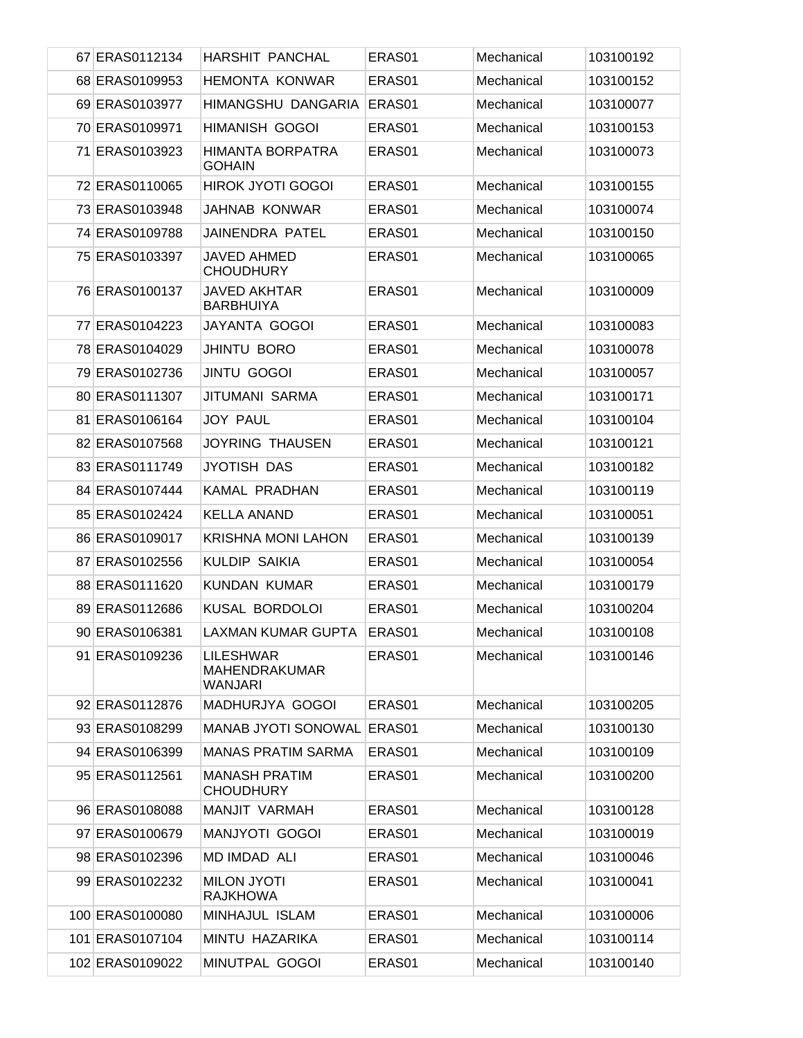| | | | | | |
|---|---|---|---|---|---|
| 67 | ERAS0112134 | HARSHIT PANCHAL | ERAS01 | Mechanical | 103100192 |
| 68 | ERAS0109953 | HEMONTA KONWAR | ERAS01 | Mechanical | 103100152 |
| 69 | ERAS0103977 | HIMANGSHU DANGARIA | ERAS01 | Mechanical | 103100077 |
| 70 | ERAS0109971 | HIMANISH GOGOI | ERAS01 | Mechanical | 103100153 |
| 71 | ERAS0103923 | HIMANTA BORPATRA GOHAIN | ERAS01 | Mechanical | 103100073 |
| 72 | ERAS0110065 | HIROK JYOTI GOGOI | ERAS01 | Mechanical | 103100155 |
| 73 | ERAS0103948 | JAHNAB KONWAR | ERAS01 | Mechanical | 103100074 |
| 74 | ERAS0109788 | JAINENDRA PATEL | ERAS01 | Mechanical | 103100150 |
| 75 | ERAS0103397 | JAVED AHMED CHOUDHURY | ERAS01 | Mechanical | 103100065 |
| 76 | ERAS0100137 | JAVED AKHTAR BARBHUIYA | ERAS01 | Mechanical | 103100009 |
| 77 | ERAS0104223 | JAYANTA GOGOI | ERAS01 | Mechanical | 103100083 |
| 78 | ERAS0104029 | JHINTU BORO | ERAS01 | Mechanical | 103100078 |
| 79 | ERAS0102736 | JINTU GOGOI | ERAS01 | Mechanical | 103100057 |
| 80 | ERAS0111307 | JITUMANI SARMA | ERAS01 | Mechanical | 103100171 |
| 81 | ERAS0106164 | JOY PAUL | ERAS01 | Mechanical | 103100104 |
| 82 | ERAS0107568 | JOYRING THAUSEN | ERAS01 | Mechanical | 103100121 |
| 83 | ERAS0111749 | JYOTISH DAS | ERAS01 | Mechanical | 103100182 |
| 84 | ERAS0107444 | KAMAL PRADHAN | ERAS01 | Mechanical | 103100119 |
| 85 | ERAS0102424 | KELLA ANAND | ERAS01 | Mechanical | 103100051 |
| 86 | ERAS0109017 | KRISHNA MONI LAHON | ERAS01 | Mechanical | 103100139 |
| 87 | ERAS0102556 | KULDIP SAIKIA | ERAS01 | Mechanical | 103100054 |
| 88 | ERAS0111620 | KUNDAN KUMAR | ERAS01 | Mechanical | 103100179 |
| 89 | ERAS0112686 | KUSAL BORDOLOI | ERAS01 | Mechanical | 103100204 |
| 90 | ERAS0106381 | LAXMAN KUMAR GUPTA | ERAS01 | Mechanical | 103100108 |
| 91 | ERAS0109236 | LILESHWAR MAHENDRAKUMAR WANJARI | ERAS01 | Mechanical | 103100146 |
| 92 | ERAS0112876 | MADHURJYA GOGOI | ERAS01 | Mechanical | 103100205 |
| 93 | ERAS0108299 | MANAB JYOTI SONOWAL | ERAS01 | Mechanical | 103100130 |
| 94 | ERAS0106399 | MANAS PRATIM SARMA | ERAS01 | Mechanical | 103100109 |
| 95 | ERAS0112561 | MANASH PRATIM CHOUDHURY | ERAS01 | Mechanical | 103100200 |
| 96 | ERAS0108088 | MANJIT VARMAH | ERAS01 | Mechanical | 103100128 |
| 97 | ERAS0100679 | MANJYOTI GOGOI | ERAS01 | Mechanical | 103100019 |
| 98 | ERAS0102396 | MD IMDAD ALI | ERAS01 | Mechanical | 103100046 |
| 99 | ERAS0102232 | MILON JYOTI RAJKHOWA | ERAS01 | Mechanical | 103100041 |
| 100 | ERAS0100080 | MINHAJUL ISLAM | ERAS01 | Mechanical | 103100006 |
| 101 | ERAS0107104 | MINTU HAZARIKA | ERAS01 | Mechanical | 103100114 |
| 102 | ERAS0109022 | MINUTPAL GOGOI | ERAS01 | Mechanical | 103100140 |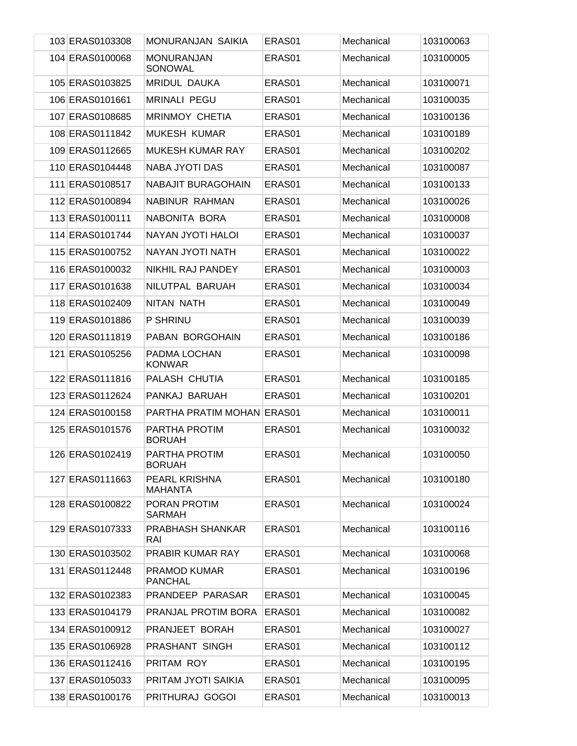| | | | | | |
|---|---|---|---|---|---|
| 103 | ERAS0103308 | MONURANJAN SAIKIA | ERAS01 | Mechanical | 103100063 |
| 104 | ERAS0100068 | MONURANJAN SONOWAL | ERAS01 | Mechanical | 103100005 |
| 105 | ERAS0103825 | MRIDUL DAUKA | ERAS01 | Mechanical | 103100071 |
| 106 | ERAS0101661 | MRINALI PEGU | ERAS01 | Mechanical | 103100035 |
| 107 | ERAS0108685 | MRINMOY CHETIA | ERAS01 | Mechanical | 103100136 |
| 108 | ERAS0111842 | MUKESH KUMAR | ERAS01 | Mechanical | 103100189 |
| 109 | ERAS0112665 | MUKESH KUMAR RAY | ERAS01 | Mechanical | 103100202 |
| 110 | ERAS0104448 | NABA JYOTI DAS | ERAS01 | Mechanical | 103100087 |
| 111 | ERAS0108517 | NABAJIT BURAGOHAIN | ERAS01 | Mechanical | 103100133 |
| 112 | ERAS0100894 | NABINUR RAHMAN | ERAS01 | Mechanical | 103100026 |
| 113 | ERAS0100111 | NABONITA BORA | ERAS01 | Mechanical | 103100008 |
| 114 | ERAS0101744 | NAYAN JYOTI HALOI | ERAS01 | Mechanical | 103100037 |
| 115 | ERAS0100752 | NAYAN JYOTI NATH | ERAS01 | Mechanical | 103100022 |
| 116 | ERAS0100032 | NIKHIL RAJ PANDEY | ERAS01 | Mechanical | 103100003 |
| 117 | ERAS0101638 | NILUTPAL BARUAH | ERAS01 | Mechanical | 103100034 |
| 118 | ERAS0102409 | NITAN NATH | ERAS01 | Mechanical | 103100049 |
| 119 | ERAS0101886 | P SHRINU | ERAS01 | Mechanical | 103100039 |
| 120 | ERAS0111819 | PABAN BORGOHAIN | ERAS01 | Mechanical | 103100186 |
| 121 | ERAS0105256 | PADMA LOCHAN KONWAR | ERAS01 | Mechanical | 103100098 |
| 122 | ERAS0111816 | PALASH CHUTIA | ERAS01 | Mechanical | 103100185 |
| 123 | ERAS0112624 | PANKAJ BARUAH | ERAS01 | Mechanical | 103100201 |
| 124 | ERAS0100158 | PARTHA PRATIM MOHAN | ERAS01 | Mechanical | 103100011 |
| 125 | ERAS0101576 | PARTHA PROTIM BORUAH | ERAS01 | Mechanical | 103100032 |
| 126 | ERAS0102419 | PARTHA PROTIM BORUAH | ERAS01 | Mechanical | 103100050 |
| 127 | ERAS0111663 | PEARL KRISHNA MAHANTA | ERAS01 | Mechanical | 103100180 |
| 128 | ERAS0100822 | PORAN PROTIM SARMAH | ERAS01 | Mechanical | 103100024 |
| 129 | ERAS0107333 | PRABHASH SHANKAR RAI | ERAS01 | Mechanical | 103100116 |
| 130 | ERAS0103502 | PRABIR KUMAR RAY | ERAS01 | Mechanical | 103100068 |
| 131 | ERAS0112448 | PRAMOD KUMAR PANCHAL | ERAS01 | Mechanical | 103100196 |
| 132 | ERAS0102383 | PRANDEEP PARASAR | ERAS01 | Mechanical | 103100045 |
| 133 | ERAS0104179 | PRANJAL PROTIM BORA | ERAS01 | Mechanical | 103100082 |
| 134 | ERAS0100912 | PRANJEET BORAH | ERAS01 | Mechanical | 103100027 |
| 135 | ERAS0106928 | PRASHANT SINGH | ERAS01 | Mechanical | 103100112 |
| 136 | ERAS0112416 | PRITAM ROY | ERAS01 | Mechanical | 103100195 |
| 137 | ERAS0105033 | PRITAM JYOTI SAIKIA | ERAS01 | Mechanical | 103100095 |
| 138 | ERAS0100176 | PRITHURAJ GOGOI | ERAS01 | Mechanical | 103100013 |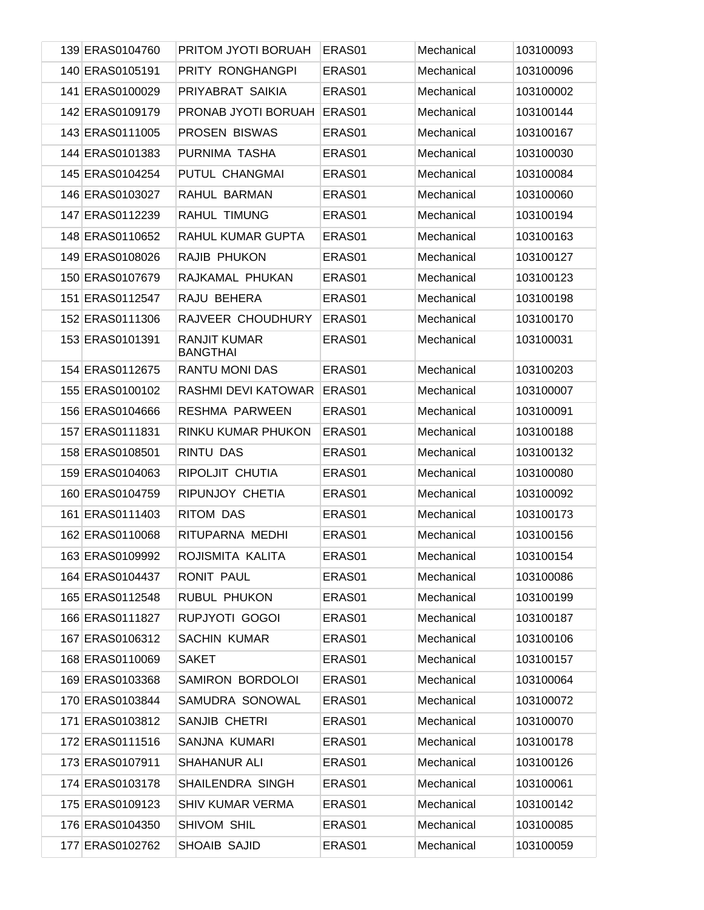| 139 | ERAS0104760 | PRITOM JYOTI BORUAH | ERAS01 | Mechanical | 103100093 |
|---|---|---|---|---|---|
| 140 | ERAS0105191 | PRITY RONGHANGPI | ERAS01 | Mechanical | 103100096 |
| 141 | ERAS0100029 | PRIYABRAT SAIKIA | ERAS01 | Mechanical | 103100002 |
| 142 | ERAS0109179 | PRONAB JYOTI BORUAH | ERAS01 | Mechanical | 103100144 |
| 143 | ERAS0111005 | PROSEN BISWAS | ERAS01 | Mechanical | 103100167 |
| 144 | ERAS0101383 | PURNIMA TASHA | ERAS01 | Mechanical | 103100030 |
| 145 | ERAS0104254 | PUTUL CHANGMAI | ERAS01 | Mechanical | 103100084 |
| 146 | ERAS0103027 | RAHUL BARMAN | ERAS01 | Mechanical | 103100060 |
| 147 | ERAS0112239 | RAHUL TIMUNG | ERAS01 | Mechanical | 103100194 |
| 148 | ERAS0110652 | RAHUL KUMAR GUPTA | ERAS01 | Mechanical | 103100163 |
| 149 | ERAS0108026 | RAJIB PHUKON | ERAS01 | Mechanical | 103100127 |
| 150 | ERAS0107679 | RAJKAMAL PHUKAN | ERAS01 | Mechanical | 103100123 |
| 151 | ERAS0112547 | RAJU BEHERA | ERAS01 | Mechanical | 103100198 |
| 152 | ERAS0111306 | RAJVEER CHOUDHURY | ERAS01 | Mechanical | 103100170 |
| 153 | ERAS0101391 | RANJIT KUMAR BANGTHAI | ERAS01 | Mechanical | 103100031 |
| 154 | ERAS0112675 | RANTU MONI DAS | ERAS01 | Mechanical | 103100203 |
| 155 | ERAS0100102 | RASHMI DEVI KATOWAR | ERAS01 | Mechanical | 103100007 |
| 156 | ERAS0104666 | RESHMA PARWEEN | ERAS01 | Mechanical | 103100091 |
| 157 | ERAS0111831 | RINKU KUMAR PHUKON | ERAS01 | Mechanical | 103100188 |
| 158 | ERAS0108501 | RINTU DAS | ERAS01 | Mechanical | 103100132 |
| 159 | ERAS0104063 | RIPOLJIT CHUTIA | ERAS01 | Mechanical | 103100080 |
| 160 | ERAS0104759 | RIPUNJOY CHETIA | ERAS01 | Mechanical | 103100092 |
| 161 | ERAS0111403 | RITOM DAS | ERAS01 | Mechanical | 103100173 |
| 162 | ERAS0110068 | RITUPARNA MEDHI | ERAS01 | Mechanical | 103100156 |
| 163 | ERAS0109992 | ROJISMITA KALITA | ERAS01 | Mechanical | 103100154 |
| 164 | ERAS0104437 | RONIT PAUL | ERAS01 | Mechanical | 103100086 |
| 165 | ERAS0112548 | RUBUL PHUKON | ERAS01 | Mechanical | 103100199 |
| 166 | ERAS0111827 | RUPJYOTI GOGOI | ERAS01 | Mechanical | 103100187 |
| 167 | ERAS0106312 | SACHIN KUMAR | ERAS01 | Mechanical | 103100106 |
| 168 | ERAS0110069 | SAKET | ERAS01 | Mechanical | 103100157 |
| 169 | ERAS0103368 | SAMIRON BORDOLOI | ERAS01 | Mechanical | 103100064 |
| 170 | ERAS0103844 | SAMUDRA SONOWAL | ERAS01 | Mechanical | 103100072 |
| 171 | ERAS0103812 | SANJIB CHETRI | ERAS01 | Mechanical | 103100070 |
| 172 | ERAS0111516 | SANJNA KUMARI | ERAS01 | Mechanical | 103100178 |
| 173 | ERAS0107911 | SHAHANUR ALI | ERAS01 | Mechanical | 103100126 |
| 174 | ERAS0103178 | SHAILENDRA SINGH | ERAS01 | Mechanical | 103100061 |
| 175 | ERAS0109123 | SHIV KUMAR VERMA | ERAS01 | Mechanical | 103100142 |
| 176 | ERAS0104350 | SHIVOM SHIL | ERAS01 | Mechanical | 103100085 |
| 177 | ERAS0102762 | SHOAIB SAJID | ERAS01 | Mechanical | 103100059 |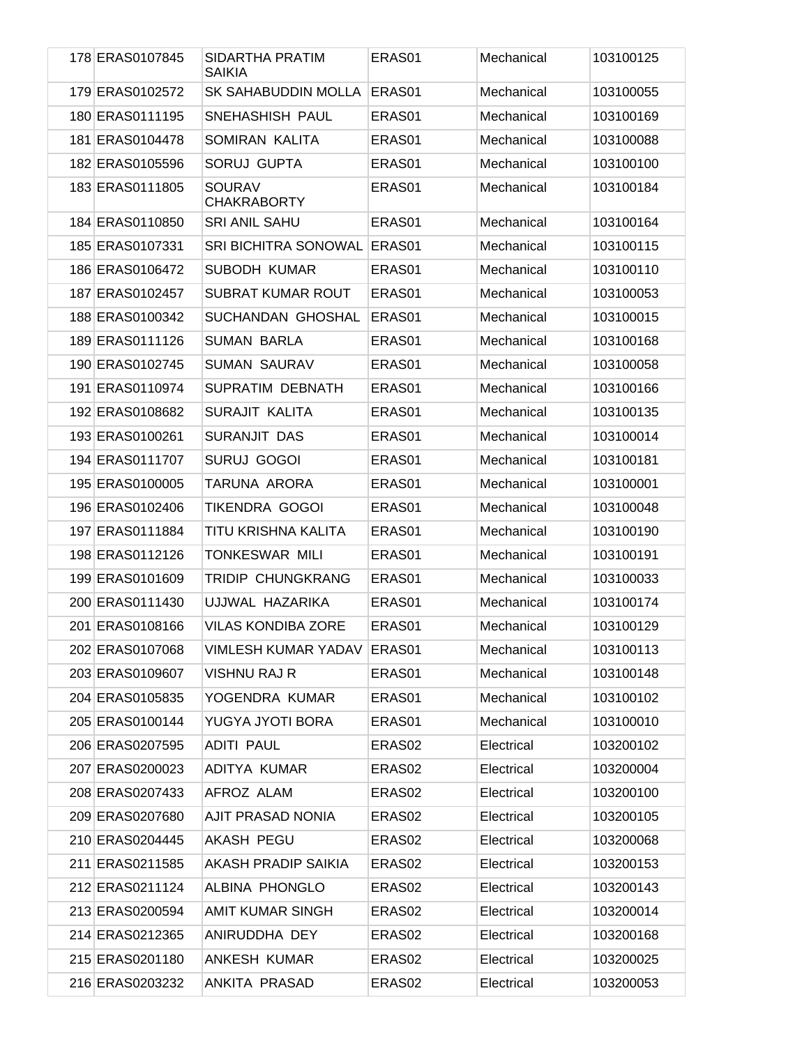| | | | | |
|---|---|---|---|---|
| 178 ERAS0107845 | SIDARTHA PRATIM SAIKIA | ERAS01 | Mechanical | 103100125 |
| 179 ERAS0102572 | SK SAHABUDDIN MOLLA | ERAS01 | Mechanical | 103100055 |
| 180 ERAS0111195 | SNEHASHISH PAUL | ERAS01 | Mechanical | 103100169 |
| 181 ERAS0104478 | SOMIRAN KALITA | ERAS01 | Mechanical | 103100088 |
| 182 ERAS0105596 | SORUJ GUPTA | ERAS01 | Mechanical | 103100100 |
| 183 ERAS0111805 | SOURAV CHAKRABORTY | ERAS01 | Mechanical | 103100184 |
| 184 ERAS0110850 | SRI ANIL SAHU | ERAS01 | Mechanical | 103100164 |
| 185 ERAS0107331 | SRI BICHITRA SONOWAL | ERAS01 | Mechanical | 103100115 |
| 186 ERAS0106472 | SUBODH KUMAR | ERAS01 | Mechanical | 103100110 |
| 187 ERAS0102457 | SUBRAT KUMAR ROUT | ERAS01 | Mechanical | 103100053 |
| 188 ERAS0100342 | SUCHANDAN GHOSHAL | ERAS01 | Mechanical | 103100015 |
| 189 ERAS0111126 | SUMAN BARLA | ERAS01 | Mechanical | 103100168 |
| 190 ERAS0102745 | SUMAN SAURAV | ERAS01 | Mechanical | 103100058 |
| 191 ERAS0110974 | SUPRATIM DEBNATH | ERAS01 | Mechanical | 103100166 |
| 192 ERAS0108682 | SURAJIT KALITA | ERAS01 | Mechanical | 103100135 |
| 193 ERAS0100261 | SURANJIT DAS | ERAS01 | Mechanical | 103100014 |
| 194 ERAS0111707 | SURUJ GOGOI | ERAS01 | Mechanical | 103100181 |
| 195 ERAS0100005 | TARUNA ARORA | ERAS01 | Mechanical | 103100001 |
| 196 ERAS0102406 | TIKENDRA GOGOI | ERAS01 | Mechanical | 103100048 |
| 197 ERAS0111884 | TITU KRISHNA KALITA | ERAS01 | Mechanical | 103100190 |
| 198 ERAS0112126 | TONKESWAR MILI | ERAS01 | Mechanical | 103100191 |
| 199 ERAS0101609 | TRIDIP CHUNGKRANG | ERAS01 | Mechanical | 103100033 |
| 200 ERAS0111430 | UJJWAL HAZARIKA | ERAS01 | Mechanical | 103100174 |
| 201 ERAS0108166 | VILAS KONDIBA ZORE | ERAS01 | Mechanical | 103100129 |
| 202 ERAS0107068 | VIMLESH KUMAR YADAV | ERAS01 | Mechanical | 103100113 |
| 203 ERAS0109607 | VISHNU RAJ R | ERAS01 | Mechanical | 103100148 |
| 204 ERAS0105835 | YOGENDRA KUMAR | ERAS01 | Mechanical | 103100102 |
| 205 ERAS0100144 | YUGYA JYOTI BORA | ERAS01 | Mechanical | 103100010 |
| 206 ERAS0207595 | ADITI PAUL | ERAS02 | Electrical | 103200102 |
| 207 ERAS0200023 | ADITYA KUMAR | ERAS02 | Electrical | 103200004 |
| 208 ERAS0207433 | AFROZ ALAM | ERAS02 | Electrical | 103200100 |
| 209 ERAS0207680 | AJIT PRASAD NONIA | ERAS02 | Electrical | 103200105 |
| 210 ERAS0204445 | AKASH PEGU | ERAS02 | Electrical | 103200068 |
| 211 ERAS0211585 | AKASH PRADIP SAIKIA | ERAS02 | Electrical | 103200153 |
| 212 ERAS0211124 | ALBINA PHONGLO | ERAS02 | Electrical | 103200143 |
| 213 ERAS0200594 | AMIT KUMAR SINGH | ERAS02 | Electrical | 103200014 |
| 214 ERAS0212365 | ANIRUDDHA DEY | ERAS02 | Electrical | 103200168 |
| 215 ERAS0201180 | ANKESH KUMAR | ERAS02 | Electrical | 103200025 |
| 216 ERAS0203232 | ANKITA PRASAD | ERAS02 | Electrical | 103200053 |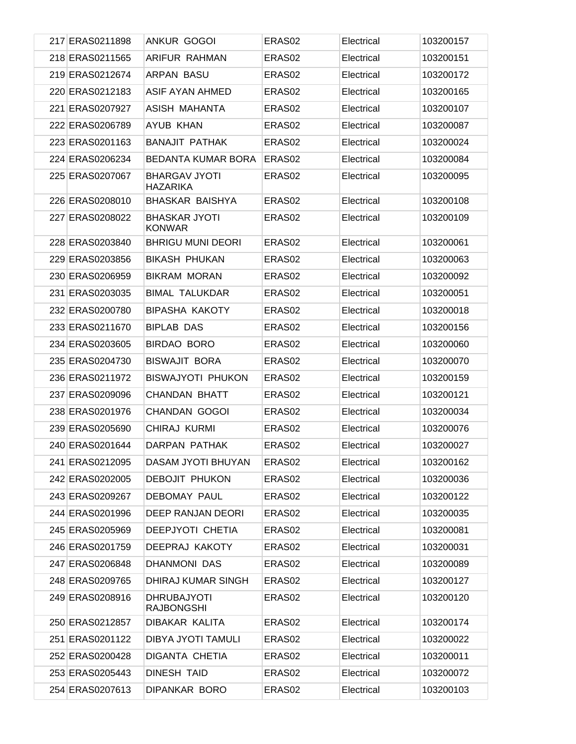| | | | | | |
|---|---|---|---|---|---|
| 217 | ERAS0211898 | ANKUR GOGOI | ERAS02 | Electrical | 103200157 |
| 218 | ERAS0211565 | ARIFUR RAHMAN | ERAS02 | Electrical | 103200151 |
| 219 | ERAS0212674 | ARPAN BASU | ERAS02 | Electrical | 103200172 |
| 220 | ERAS0212183 | ASIF AYAN AHMED | ERAS02 | Electrical | 103200165 |
| 221 | ERAS0207927 | ASISH MAHANTA | ERAS02 | Electrical | 103200107 |
| 222 | ERAS0206789 | AYUB KHAN | ERAS02 | Electrical | 103200087 |
| 223 | ERAS0201163 | BANAJIT PATHAK | ERAS02 | Electrical | 103200024 |
| 224 | ERAS0206234 | BEDANTA KUMAR BORA | ERAS02 | Electrical | 103200084 |
| 225 | ERAS0207067 | BHARGAV JYOTI HAZARIKA | ERAS02 | Electrical | 103200095 |
| 226 | ERAS0208010 | BHASKAR BAISHYA | ERAS02 | Electrical | 103200108 |
| 227 | ERAS0208022 | BHASKAR JYOTI KONWAR | ERAS02 | Electrical | 103200109 |
| 228 | ERAS0203840 | BHRIGU MUNI DEORI | ERAS02 | Electrical | 103200061 |
| 229 | ERAS0203856 | BIKASH PHUKAN | ERAS02 | Electrical | 103200063 |
| 230 | ERAS0206959 | BIKRAM MORAN | ERAS02 | Electrical | 103200092 |
| 231 | ERAS0203035 | BIMAL TALUKDAR | ERAS02 | Electrical | 103200051 |
| 232 | ERAS0200780 | BIPASHA KAKOTY | ERAS02 | Electrical | 103200018 |
| 233 | ERAS0211670 | BIPLAB DAS | ERAS02 | Electrical | 103200156 |
| 234 | ERAS0203605 | BIRDAO BORO | ERAS02 | Electrical | 103200060 |
| 235 | ERAS0204730 | BISWAJIT BORA | ERAS02 | Electrical | 103200070 |
| 236 | ERAS0211972 | BISWAJYOTI PHUKON | ERAS02 | Electrical | 103200159 |
| 237 | ERAS0209096 | CHANDAN BHATT | ERAS02 | Electrical | 103200121 |
| 238 | ERAS0201976 | CHANDAN GOGOI | ERAS02 | Electrical | 103200034 |
| 239 | ERAS0205690 | CHIRAJ KURMI | ERAS02 | Electrical | 103200076 |
| 240 | ERAS0201644 | DARPAN PATHAK | ERAS02 | Electrical | 103200027 |
| 241 | ERAS0212095 | DASAM JYOTI BHUYAN | ERAS02 | Electrical | 103200162 |
| 242 | ERAS0202005 | DEBOJIT PHUKON | ERAS02 | Electrical | 103200036 |
| 243 | ERAS0209267 | DEBOMAY PAUL | ERAS02 | Electrical | 103200122 |
| 244 | ERAS0201996 | DEEP RANJAN DEORI | ERAS02 | Electrical | 103200035 |
| 245 | ERAS0205969 | DEEPJYOTI CHETIA | ERAS02 | Electrical | 103200081 |
| 246 | ERAS0201759 | DEEPRAJ KAKOTY | ERAS02 | Electrical | 103200031 |
| 247 | ERAS0206848 | DHANMONI DAS | ERAS02 | Electrical | 103200089 |
| 248 | ERAS0209765 | DHIRAJ KUMAR SINGH | ERAS02 | Electrical | 103200127 |
| 249 | ERAS0208916 | DHRUBAJYOTI RAJBONGSHI | ERAS02 | Electrical | 103200120 |
| 250 | ERAS0212857 | DIBAKAR KALITA | ERAS02 | Electrical | 103200174 |
| 251 | ERAS0201122 | DIBYA JYOTI TAMULI | ERAS02 | Electrical | 103200022 |
| 252 | ERAS0200428 | DIGANTA CHETIA | ERAS02 | Electrical | 103200011 |
| 253 | ERAS0205443 | DINESH TAID | ERAS02 | Electrical | 103200072 |
| 254 | ERAS0207613 | DIPANKAR BORO | ERAS02 | Electrical | 103200103 |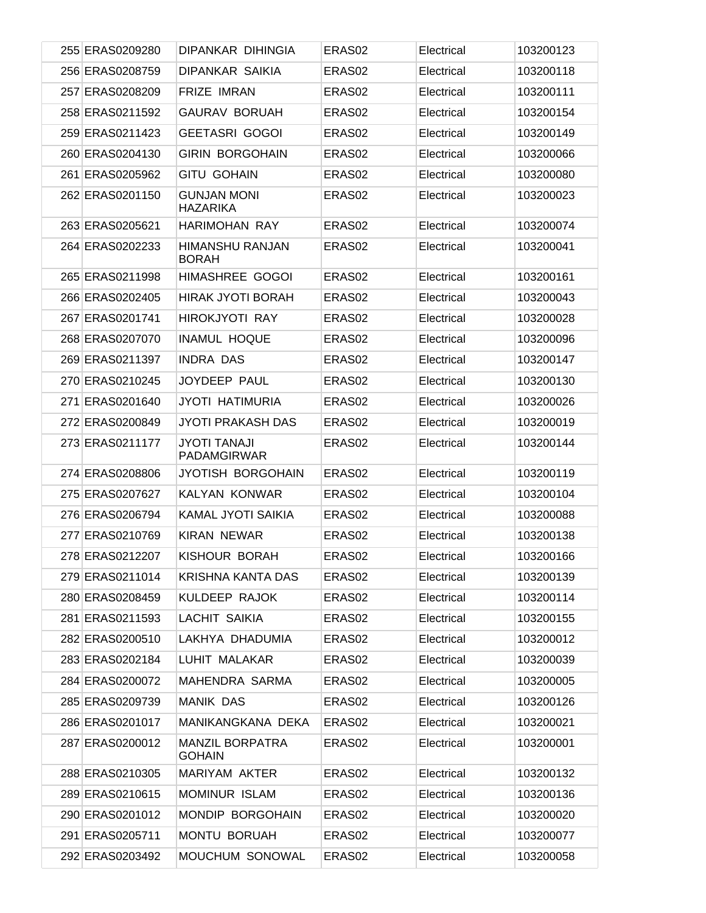| | | | | | |
|---|---|---|---|---|---|
| 255 | ERAS0209280 | DIPANKAR DIHINGIA | ERAS02 | Electrical | 103200123 |
| 256 | ERAS0208759 | DIPANKAR SAIKIA | ERAS02 | Electrical | 103200118 |
| 257 | ERAS0208209 | FRIZE IMRAN | ERAS02 | Electrical | 103200111 |
| 258 | ERAS0211592 | GAURAV BORUAH | ERAS02 | Electrical | 103200154 |
| 259 | ERAS0211423 | GEETASRI GOGOI | ERAS02 | Electrical | 103200149 |
| 260 | ERAS0204130 | GIRIN BORGOHAIN | ERAS02 | Electrical | 103200066 |
| 261 | ERAS0205962 | GITU GOHAIN | ERAS02 | Electrical | 103200080 |
| 262 | ERAS0201150 | GUNJAN MONI HAZARIKA | ERAS02 | Electrical | 103200023 |
| 263 | ERAS0205621 | HARIMOHAN RAY | ERAS02 | Electrical | 103200074 |
| 264 | ERAS0202233 | HIMANSHU RANJAN BORAH | ERAS02 | Electrical | 103200041 |
| 265 | ERAS0211998 | HIMASHREE GOGOI | ERAS02 | Electrical | 103200161 |
| 266 | ERAS0202405 | HIRAK JYOTI BORAH | ERAS02 | Electrical | 103200043 |
| 267 | ERAS0201741 | HIROKJYOTI RAY | ERAS02 | Electrical | 103200028 |
| 268 | ERAS0207070 | INAMUL HOQUE | ERAS02 | Electrical | 103200096 |
| 269 | ERAS0211397 | INDRA DAS | ERAS02 | Electrical | 103200147 |
| 270 | ERAS0210245 | JOYDEEP PAUL | ERAS02 | Electrical | 103200130 |
| 271 | ERAS0201640 | JYOTI HATIMURIA | ERAS02 | Electrical | 103200026 |
| 272 | ERAS0200849 | JYOTI PRAKASH DAS | ERAS02 | Electrical | 103200019 |
| 273 | ERAS0211177 | JYOTI TANAJI PADAMGIRWAR | ERAS02 | Electrical | 103200144 |
| 274 | ERAS0208806 | JYOTISH BORGOHAIN | ERAS02 | Electrical | 103200119 |
| 275 | ERAS0207627 | KALYAN KONWAR | ERAS02 | Electrical | 103200104 |
| 276 | ERAS0206794 | KAMAL JYOTI SAIKIA | ERAS02 | Electrical | 103200088 |
| 277 | ERAS0210769 | KIRAN NEWAR | ERAS02 | Electrical | 103200138 |
| 278 | ERAS0212207 | KISHOUR BORAH | ERAS02 | Electrical | 103200166 |
| 279 | ERAS0211014 | KRISHNA KANTA DAS | ERAS02 | Electrical | 103200139 |
| 280 | ERAS0208459 | KULDEEP RAJOK | ERAS02 | Electrical | 103200114 |
| 281 | ERAS0211593 | LACHIT SAIKIA | ERAS02 | Electrical | 103200155 |
| 282 | ERAS0200510 | LAKHYA DHADUMIA | ERAS02 | Electrical | 103200012 |
| 283 | ERAS0202184 | LUHIT MALAKAR | ERAS02 | Electrical | 103200039 |
| 284 | ERAS0200072 | MAHENDRA SARMA | ERAS02 | Electrical | 103200005 |
| 285 | ERAS0209739 | MANIK DAS | ERAS02 | Electrical | 103200126 |
| 286 | ERAS0201017 | MANIKANGKANA DEKA | ERAS02 | Electrical | 103200021 |
| 287 | ERAS0200012 | MANZIL BORPATRA GOHAIN | ERAS02 | Electrical | 103200001 |
| 288 | ERAS0210305 | MARIYAM AKTER | ERAS02 | Electrical | 103200132 |
| 289 | ERAS0210615 | MOMINUR ISLAM | ERAS02 | Electrical | 103200136 |
| 290 | ERAS0201012 | MONDIP BORGOHAIN | ERAS02 | Electrical | 103200020 |
| 291 | ERAS0205711 | MONTU BORUAH | ERAS02 | Electrical | 103200077 |
| 292 | ERAS0203492 | MOUCHUM SONOWAL | ERAS02 | Electrical | 103200058 |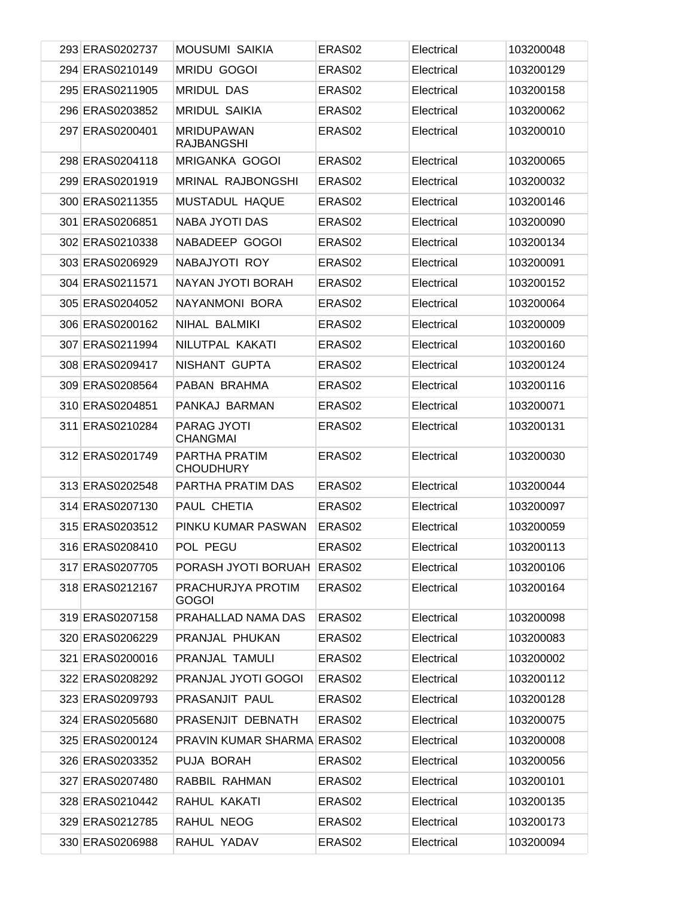| | | | | |
|---|---|---|---|---|
| 293 ERAS0202737 | MOUSUMI SAIKIA | ERAS02 | Electrical | 103200048 |
| 294 ERAS0210149 | MRIDU GOGOI | ERAS02 | Electrical | 103200129 |
| 295 ERAS0211905 | MRIDUL DAS | ERAS02 | Electrical | 103200158 |
| 296 ERAS0203852 | MRIDUL SAIKIA | ERAS02 | Electrical | 103200062 |
| 297 ERAS0200401 | MRIDUPAWAN RAJBANGSHI | ERAS02 | Electrical | 103200010 |
| 298 ERAS0204118 | MRIGANKA GOGOI | ERAS02 | Electrical | 103200065 |
| 299 ERAS0201919 | MRINAL RAJBONGSHI | ERAS02 | Electrical | 103200032 |
| 300 ERAS0211355 | MUSTADUL HAQUE | ERAS02 | Electrical | 103200146 |
| 301 ERAS0206851 | NABA JYOTI DAS | ERAS02 | Electrical | 103200090 |
| 302 ERAS0210338 | NABADEEP GOGOI | ERAS02 | Electrical | 103200134 |
| 303 ERAS0206929 | NABAJYOTI ROY | ERAS02 | Electrical | 103200091 |
| 304 ERAS0211571 | NAYAN JYOTI BORAH | ERAS02 | Electrical | 103200152 |
| 305 ERAS0204052 | NAYANMONI BORA | ERAS02 | Electrical | 103200064 |
| 306 ERAS0200162 | NIHAL BALMIKI | ERAS02 | Electrical | 103200009 |
| 307 ERAS0211994 | NILUTPAL KAKATI | ERAS02 | Electrical | 103200160 |
| 308 ERAS0209417 | NISHANT GUPTA | ERAS02 | Electrical | 103200124 |
| 309 ERAS0208564 | PABAN BRAHMA | ERAS02 | Electrical | 103200116 |
| 310 ERAS0204851 | PANKAJ BARMAN | ERAS02 | Electrical | 103200071 |
| 311 ERAS0210284 | PARAG JYOTI CHANGMAI | ERAS02 | Electrical | 103200131 |
| 312 ERAS0201749 | PARTHA PRATIM CHOUDHURY | ERAS02 | Electrical | 103200030 |
| 313 ERAS0202548 | PARTHA PRATIM DAS | ERAS02 | Electrical | 103200044 |
| 314 ERAS0207130 | PAUL CHETIA | ERAS02 | Electrical | 103200097 |
| 315 ERAS0203512 | PINKU KUMAR PASWAN | ERAS02 | Electrical | 103200059 |
| 316 ERAS0208410 | POL PEGU | ERAS02 | Electrical | 103200113 |
| 317 ERAS0207705 | PORASH JYOTI BORUAH | ERAS02 | Electrical | 103200106 |
| 318 ERAS0212167 | PRACHURJYA PROTIM GOGOI | ERAS02 | Electrical | 103200164 |
| 319 ERAS0207158 | PRAHALLAD NAMA DAS | ERAS02 | Electrical | 103200098 |
| 320 ERAS0206229 | PRANJAL PHUKAN | ERAS02 | Electrical | 103200083 |
| 321 ERAS0200016 | PRANJAL TAMULI | ERAS02 | Electrical | 103200002 |
| 322 ERAS0208292 | PRANJAL JYOTI GOGOI | ERAS02 | Electrical | 103200112 |
| 323 ERAS0209793 | PRASANJIT PAUL | ERAS02 | Electrical | 103200128 |
| 324 ERAS0205680 | PRASENJIT DEBNATH | ERAS02 | Electrical | 103200075 |
| 325 ERAS0200124 | PRAVIN KUMAR SHARMA | ERAS02 | Electrical | 103200008 |
| 326 ERAS0203352 | PUJA BORAH | ERAS02 | Electrical | 103200056 |
| 327 ERAS0207480 | RABBIL RAHMAN | ERAS02 | Electrical | 103200101 |
| 328 ERAS0210442 | RAHUL KAKATI | ERAS02 | Electrical | 103200135 |
| 329 ERAS0212785 | RAHUL NEOG | ERAS02 | Electrical | 103200173 |
| 330 ERAS0206988 | RAHUL YADAV | ERAS02 | Electrical | 103200094 |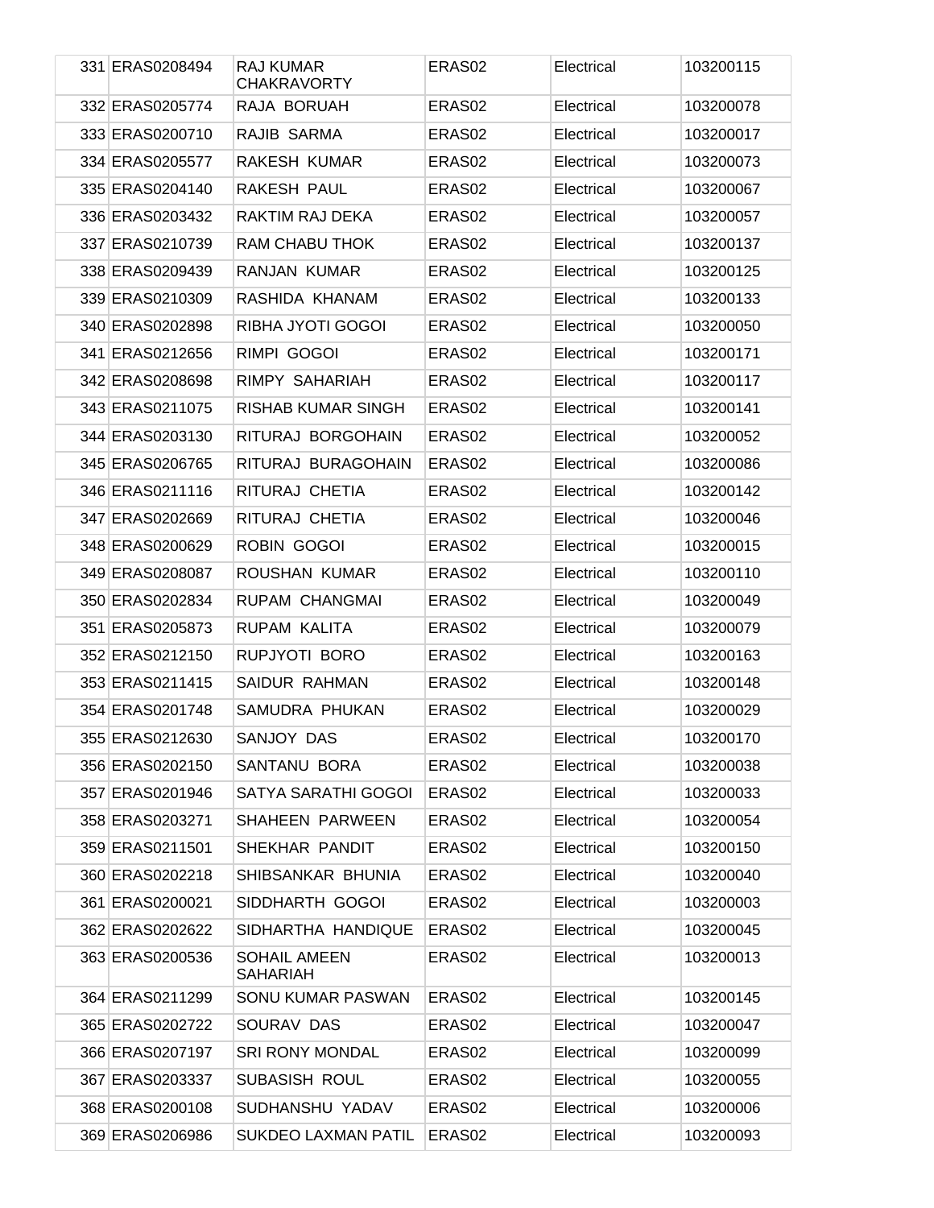| 331 | ERAS0208494 | RAJ KUMAR CHAKRAVORTY | ERAS02 | Electrical | 103200115 |
|---|---|---|---|---|---|
| 332 | ERAS0205774 | RAJA BORUAH | ERAS02 | Electrical | 103200078 |
| 333 | ERAS0200710 | RAJIB SARMA | ERAS02 | Electrical | 103200017 |
| 334 | ERAS0205577 | RAKESH KUMAR | ERAS02 | Electrical | 103200073 |
| 335 | ERAS0204140 | RAKESH PAUL | ERAS02 | Electrical | 103200067 |
| 336 | ERAS0203432 | RAKTIM RAJ DEKA | ERAS02 | Electrical | 103200057 |
| 337 | ERAS0210739 | RAM CHABU THOK | ERAS02 | Electrical | 103200137 |
| 338 | ERAS0209439 | RANJAN KUMAR | ERAS02 | Electrical | 103200125 |
| 339 | ERAS0210309 | RASHIDA KHANAM | ERAS02 | Electrical | 103200133 |
| 340 | ERAS0202898 | RIBHA JYOTI GOGOI | ERAS02 | Electrical | 103200050 |
| 341 | ERAS0212656 | RIMPI GOGOI | ERAS02 | Electrical | 103200171 |
| 342 | ERAS0208698 | RIMPY SAHARIAH | ERAS02 | Electrical | 103200117 |
| 343 | ERAS0211075 | RISHAB KUMAR SINGH | ERAS02 | Electrical | 103200141 |
| 344 | ERAS0203130 | RITURAJ BORGOHAIN | ERAS02 | Electrical | 103200052 |
| 345 | ERAS0206765 | RITURAJ BURAGOHAIN | ERAS02 | Electrical | 103200086 |
| 346 | ERAS0211116 | RITURAJ CHETIA | ERAS02 | Electrical | 103200142 |
| 347 | ERAS0202669 | RITURAJ CHETIA | ERAS02 | Electrical | 103200046 |
| 348 | ERAS0200629 | ROBIN GOGOI | ERAS02 | Electrical | 103200015 |
| 349 | ERAS0208087 | ROUSHAN KUMAR | ERAS02 | Electrical | 103200110 |
| 350 | ERAS0202834 | RUPAM CHANGMAI | ERAS02 | Electrical | 103200049 |
| 351 | ERAS0205873 | RUPAM KALITA | ERAS02 | Electrical | 103200079 |
| 352 | ERAS0212150 | RUPJYOTI BORO | ERAS02 | Electrical | 103200163 |
| 353 | ERAS0211415 | SAIDUR RAHMAN | ERAS02 | Electrical | 103200148 |
| 354 | ERAS0201748 | SAMUDRA PHUKAN | ERAS02 | Electrical | 103200029 |
| 355 | ERAS0212630 | SANJOY DAS | ERAS02 | Electrical | 103200170 |
| 356 | ERAS0202150 | SANTANU BORA | ERAS02 | Electrical | 103200038 |
| 357 | ERAS0201946 | SATYA SARATHI GOGOI | ERAS02 | Electrical | 103200033 |
| 358 | ERAS0203271 | SHAHEEN PARWEEN | ERAS02 | Electrical | 103200054 |
| 359 | ERAS0211501 | SHEKHAR PANDIT | ERAS02 | Electrical | 103200150 |
| 360 | ERAS0202218 | SHIBSANKAR BHUNIA | ERAS02 | Electrical | 103200040 |
| 361 | ERAS0200021 | SIDDHARTH GOGOI | ERAS02 | Electrical | 103200003 |
| 362 | ERAS0202622 | SIDHARTHA HANDIQUE | ERAS02 | Electrical | 103200045 |
| 363 | ERAS0200536 | SOHAIL AMEEN SAHARIAH | ERAS02 | Electrical | 103200013 |
| 364 | ERAS0211299 | SONU KUMAR PASWAN | ERAS02 | Electrical | 103200145 |
| 365 | ERAS0202722 | SOURAV DAS | ERAS02 | Electrical | 103200047 |
| 366 | ERAS0207197 | SRI RONY MONDAL | ERAS02 | Electrical | 103200099 |
| 367 | ERAS0203337 | SUBASISH ROUL | ERAS02 | Electrical | 103200055 |
| 368 | ERAS0200108 | SUDHANSHU YADAV | ERAS02 | Electrical | 103200006 |
| 369 | ERAS0206986 | SUKDEO LAXMAN PATIL | ERAS02 | Electrical | 103200093 |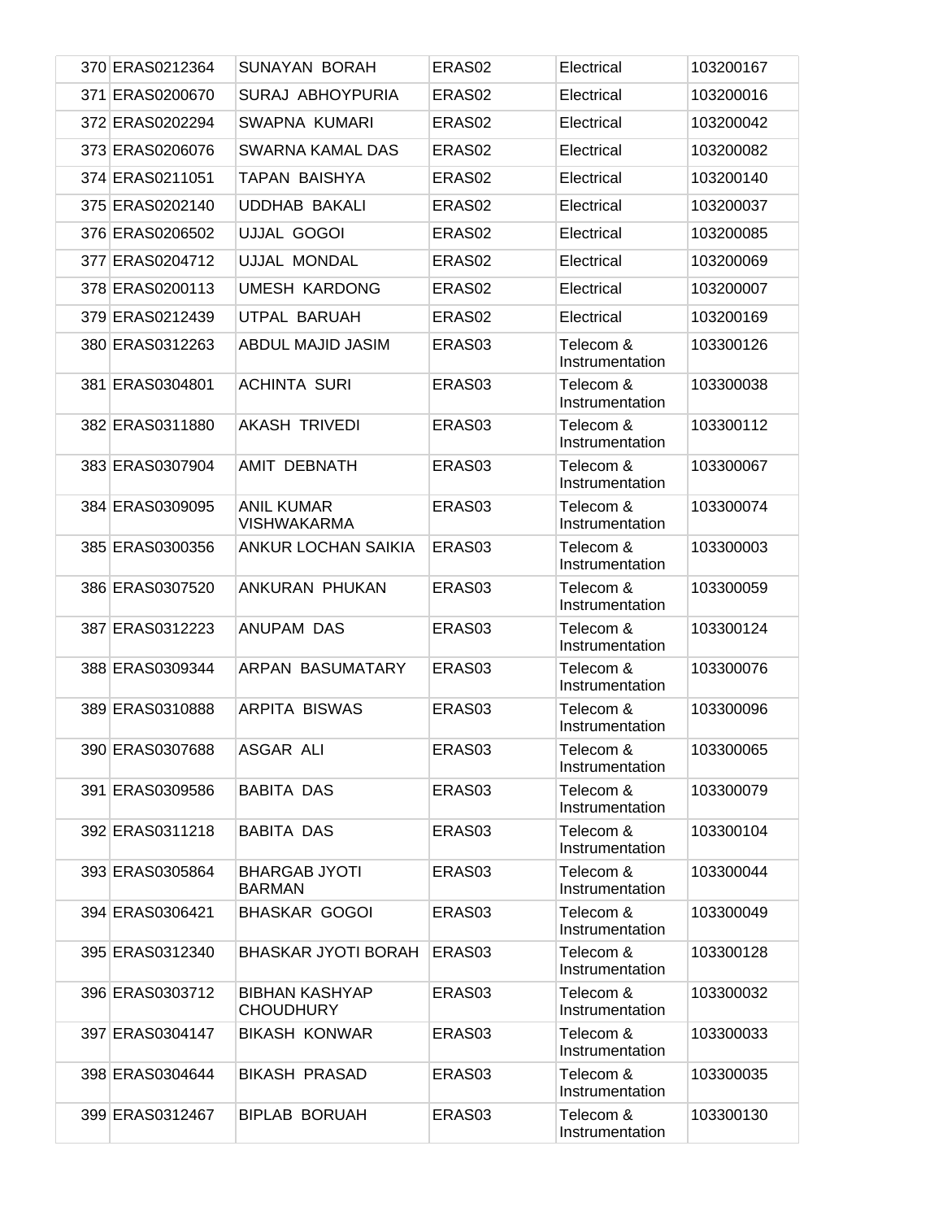| | | | | | |
|---|---|---|---|---|---|
| 370 | ERAS0212364 | SUNAYAN BORAH | ERAS02 | Electrical | 103200167 |
| 371 | ERAS0200670 | SURAJ ABHOYPURIA | ERAS02 | Electrical | 103200016 |
| 372 | ERAS0202294 | SWAPNA KUMARI | ERAS02 | Electrical | 103200042 |
| 373 | ERAS0206076 | SWARNA KAMAL DAS | ERAS02 | Electrical | 103200082 |
| 374 | ERAS0211051 | TAPAN BAISHYA | ERAS02 | Electrical | 103200140 |
| 375 | ERAS0202140 | UDDHAB BAKALI | ERAS02 | Electrical | 103200037 |
| 376 | ERAS0206502 | UJJAL GOGOI | ERAS02 | Electrical | 103200085 |
| 377 | ERAS0204712 | UJJAL MONDAL | ERAS02 | Electrical | 103200069 |
| 378 | ERAS0200113 | UMESH KARDONG | ERAS02 | Electrical | 103200007 |
| 379 | ERAS0212439 | UTPAL BARUAH | ERAS02 | Electrical | 103200169 |
| 380 | ERAS0312263 | ABDUL MAJID JASIM | ERAS03 | Telecom & Instrumentation | 103300126 |
| 381 | ERAS0304801 | ACHINTA SURI | ERAS03 | Telecom & Instrumentation | 103300038 |
| 382 | ERAS0311880 | AKASH TRIVEDI | ERAS03 | Telecom & Instrumentation | 103300112 |
| 383 | ERAS0307904 | AMIT DEBNATH | ERAS03 | Telecom & Instrumentation | 103300067 |
| 384 | ERAS0309095 | ANIL KUMAR VISHWAKARMA | ERAS03 | Telecom & Instrumentation | 103300074 |
| 385 | ERAS0300356 | ANKUR LOCHAN SAIKIA | ERAS03 | Telecom & Instrumentation | 103300003 |
| 386 | ERAS0307520 | ANKURAN PHUKAN | ERAS03 | Telecom & Instrumentation | 103300059 |
| 387 | ERAS0312223 | ANUPAM DAS | ERAS03 | Telecom & Instrumentation | 103300124 |
| 388 | ERAS0309344 | ARPAN BASUMATARY | ERAS03 | Telecom & Instrumentation | 103300076 |
| 389 | ERAS0310888 | ARPITA BISWAS | ERAS03 | Telecom & Instrumentation | 103300096 |
| 390 | ERAS0307688 | ASGAR ALI | ERAS03 | Telecom & Instrumentation | 103300065 |
| 391 | ERAS0309586 | BABITA DAS | ERAS03 | Telecom & Instrumentation | 103300079 |
| 392 | ERAS0311218 | BABITA DAS | ERAS03 | Telecom & Instrumentation | 103300104 |
| 393 | ERAS0305864 | BHARGAB JYOTI BARMAN | ERAS03 | Telecom & Instrumentation | 103300044 |
| 394 | ERAS0306421 | BHASKAR GOGOI | ERAS03 | Telecom & Instrumentation | 103300049 |
| 395 | ERAS0312340 | BHASKAR JYOTI BORAH | ERAS03 | Telecom & Instrumentation | 103300128 |
| 396 | ERAS0303712 | BIBHAN KASHYAP CHOUDHURY | ERAS03 | Telecom & Instrumentation | 103300032 |
| 397 | ERAS0304147 | BIKASH KONWAR | ERAS03 | Telecom & Instrumentation | 103300033 |
| 398 | ERAS0304644 | BIKASH PRASAD | ERAS03 | Telecom & Instrumentation | 103300035 |
| 399 | ERAS0312467 | BIPLAB BORUAH | ERAS03 | Telecom & Instrumentation | 103300130 |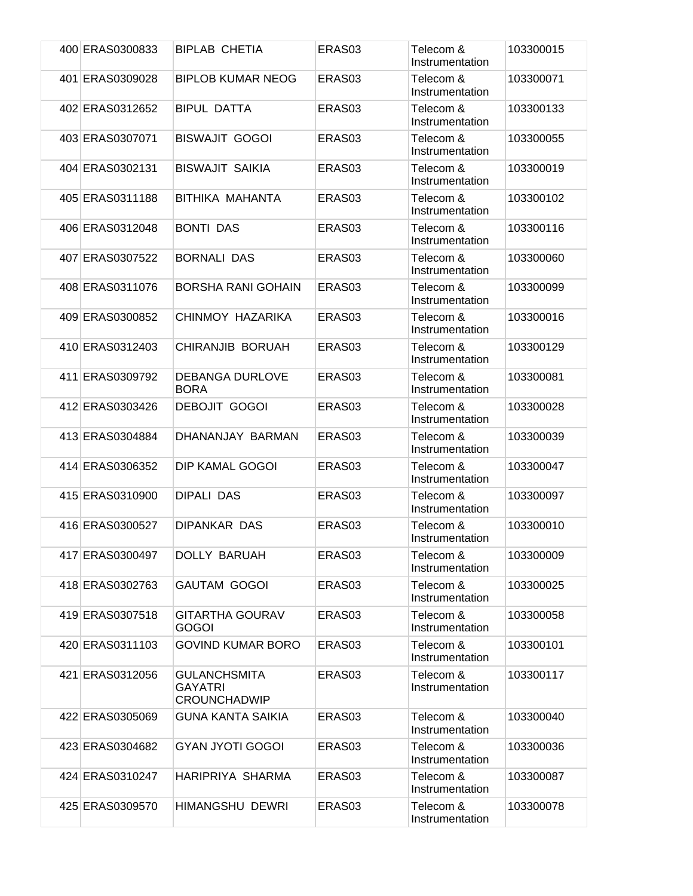| | | | | | |
|---|---|---|---|---|---|
| 400 | ERAS0300833 | BIPLAB CHETIA | ERAS03 | Telecom & Instrumentation | 103300015 |
| 401 | ERAS0309028 | BIPLOB KUMAR NEOG | ERAS03 | Telecom & Instrumentation | 103300071 |
| 402 | ERAS0312652 | BIPUL DATTA | ERAS03 | Telecom & Instrumentation | 103300133 |
| 403 | ERAS0307071 | BISWAJIT GOGOI | ERAS03 | Telecom & Instrumentation | 103300055 |
| 404 | ERAS0302131 | BISWAJIT SAIKIA | ERAS03 | Telecom & Instrumentation | 103300019 |
| 405 | ERAS0311188 | BITHIKA MAHANTA | ERAS03 | Telecom & Instrumentation | 103300102 |
| 406 | ERAS0312048 | BONTI DAS | ERAS03 | Telecom & Instrumentation | 103300116 |
| 407 | ERAS0307522 | BORNALI DAS | ERAS03 | Telecom & Instrumentation | 103300060 |
| 408 | ERAS0311076 | BORSHA RANI GOHAIN | ERAS03 | Telecom & Instrumentation | 103300099 |
| 409 | ERAS0300852 | CHINMOY HAZARIKA | ERAS03 | Telecom & Instrumentation | 103300016 |
| 410 | ERAS0312403 | CHIRANJIB BORUAH | ERAS03 | Telecom & Instrumentation | 103300129 |
| 411 | ERAS0309792 | DEBANGA DURLOVE BORA | ERAS03 | Telecom & Instrumentation | 103300081 |
| 412 | ERAS0303426 | DEBOJIT GOGOI | ERAS03 | Telecom & Instrumentation | 103300028 |
| 413 | ERAS0304884 | DHANANJAY BARMAN | ERAS03 | Telecom & Instrumentation | 103300039 |
| 414 | ERAS0306352 | DIP KAMAL GOGOI | ERAS03 | Telecom & Instrumentation | 103300047 |
| 415 | ERAS0310900 | DIPALI DAS | ERAS03 | Telecom & Instrumentation | 103300097 |
| 416 | ERAS0300527 | DIPANKAR DAS | ERAS03 | Telecom & Instrumentation | 103300010 |
| 417 | ERAS0300497 | DOLLY BARUAH | ERAS03 | Telecom & Instrumentation | 103300009 |
| 418 | ERAS0302763 | GAUTAM GOGOI | ERAS03 | Telecom & Instrumentation | 103300025 |
| 419 | ERAS0307518 | GITARTHA GOURAV GOGOI | ERAS03 | Telecom & Instrumentation | 103300058 |
| 420 | ERAS0311103 | GOVIND KUMAR BORO | ERAS03 | Telecom & Instrumentation | 103300101 |
| 421 | ERAS0312056 | GULANCHSMITA GAYATRI CROUNCHADWIP | ERAS03 | Telecom & Instrumentation | 103300117 |
| 422 | ERAS0305069 | GUNA KANTA SAIKIA | ERAS03 | Telecom & Instrumentation | 103300040 |
| 423 | ERAS0304682 | GYAN JYOTI GOGOI | ERAS03 | Telecom & Instrumentation | 103300036 |
| 424 | ERAS0310247 | HARIPRIYA SHARMA | ERAS03 | Telecom & Instrumentation | 103300087 |
| 425 | ERAS0309570 | HIMANGSHU DEWRI | ERAS03 | Telecom & Instrumentation | 103300078 |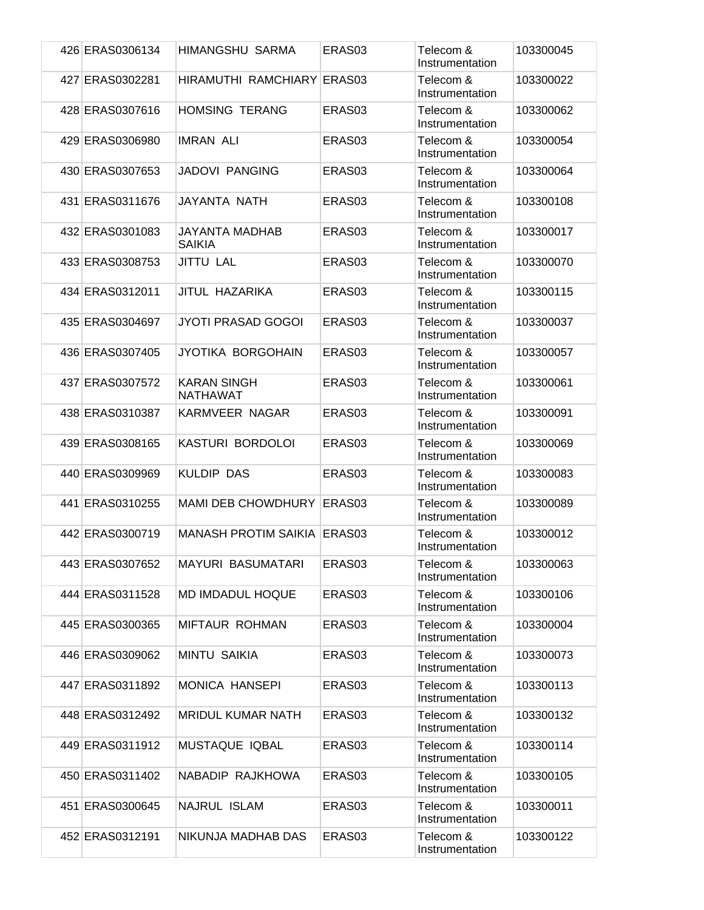| 426 | ERAS0306134 | HIMANGSHU SARMA | ERAS03 | Telecom & Instrumentation | 103300045 |
|---|---|---|---|---|---|
| 427 | ERAS0302281 | HIRAMUTHI RAMCHIARY | ERAS03 | Telecom & Instrumentation | 103300022 |
| 428 | ERAS0307616 | HOMSING TERANG | ERAS03 | Telecom & Instrumentation | 103300062 |
| 429 | ERAS0306980 | IMRAN ALI | ERAS03 | Telecom & Instrumentation | 103300054 |
| 430 | ERAS0307653 | JADOVI PANGING | ERAS03 | Telecom & Instrumentation | 103300064 |
| 431 | ERAS0311676 | JAYANTA NATH | ERAS03 | Telecom & Instrumentation | 103300108 |
| 432 | ERAS0301083 | JAYANTA MADHAB SAIKIA | ERAS03 | Telecom & Instrumentation | 103300017 |
| 433 | ERAS0308753 | JITTU LAL | ERAS03 | Telecom & Instrumentation | 103300070 |
| 434 | ERAS0312011 | JITUL HAZARIKA | ERAS03 | Telecom & Instrumentation | 103300115 |
| 435 | ERAS0304697 | JYOTI PRASAD GOGOI | ERAS03 | Telecom & Instrumentation | 103300037 |
| 436 | ERAS0307405 | JYOTIKA BORGOHAIN | ERAS03 | Telecom & Instrumentation | 103300057 |
| 437 | ERAS0307572 | KARAN SINGH NATHAWAT | ERAS03 | Telecom & Instrumentation | 103300061 |
| 438 | ERAS0310387 | KARMVEER NAGAR | ERAS03 | Telecom & Instrumentation | 103300091 |
| 439 | ERAS0308165 | KASTURI BORDOLOI | ERAS03 | Telecom & Instrumentation | 103300069 |
| 440 | ERAS0309969 | KULDIP DAS | ERAS03 | Telecom & Instrumentation | 103300083 |
| 441 | ERAS0310255 | MAMI DEB CHOWDHURY | ERAS03 | Telecom & Instrumentation | 103300089 |
| 442 | ERAS0300719 | MANASH PROTIM SAIKIA | ERAS03 | Telecom & Instrumentation | 103300012 |
| 443 | ERAS0307652 | MAYURI BASUMATARI | ERAS03 | Telecom & Instrumentation | 103300063 |
| 444 | ERAS0311528 | MD IMDADUL HOQUE | ERAS03 | Telecom & Instrumentation | 103300106 |
| 445 | ERAS0300365 | MIFTAUR ROHMAN | ERAS03 | Telecom & Instrumentation | 103300004 |
| 446 | ERAS0309062 | MINTU SAIKIA | ERAS03 | Telecom & Instrumentation | 103300073 |
| 447 | ERAS0311892 | MONICA HANSEPI | ERAS03 | Telecom & Instrumentation | 103300113 |
| 448 | ERAS0312492 | MRIDUL KUMAR NATH | ERAS03 | Telecom & Instrumentation | 103300132 |
| 449 | ERAS0311912 | MUSTAQUE IQBAL | ERAS03 | Telecom & Instrumentation | 103300114 |
| 450 | ERAS0311402 | NABADIP RAJKHOWA | ERAS03 | Telecom & Instrumentation | 103300105 |
| 451 | ERAS0300645 | NAJRUL ISLAM | ERAS03 | Telecom & Instrumentation | 103300011 |
| 452 | ERAS0312191 | NIKUNJA MADHAB DAS | ERAS03 | Telecom & Instrumentation | 103300122 |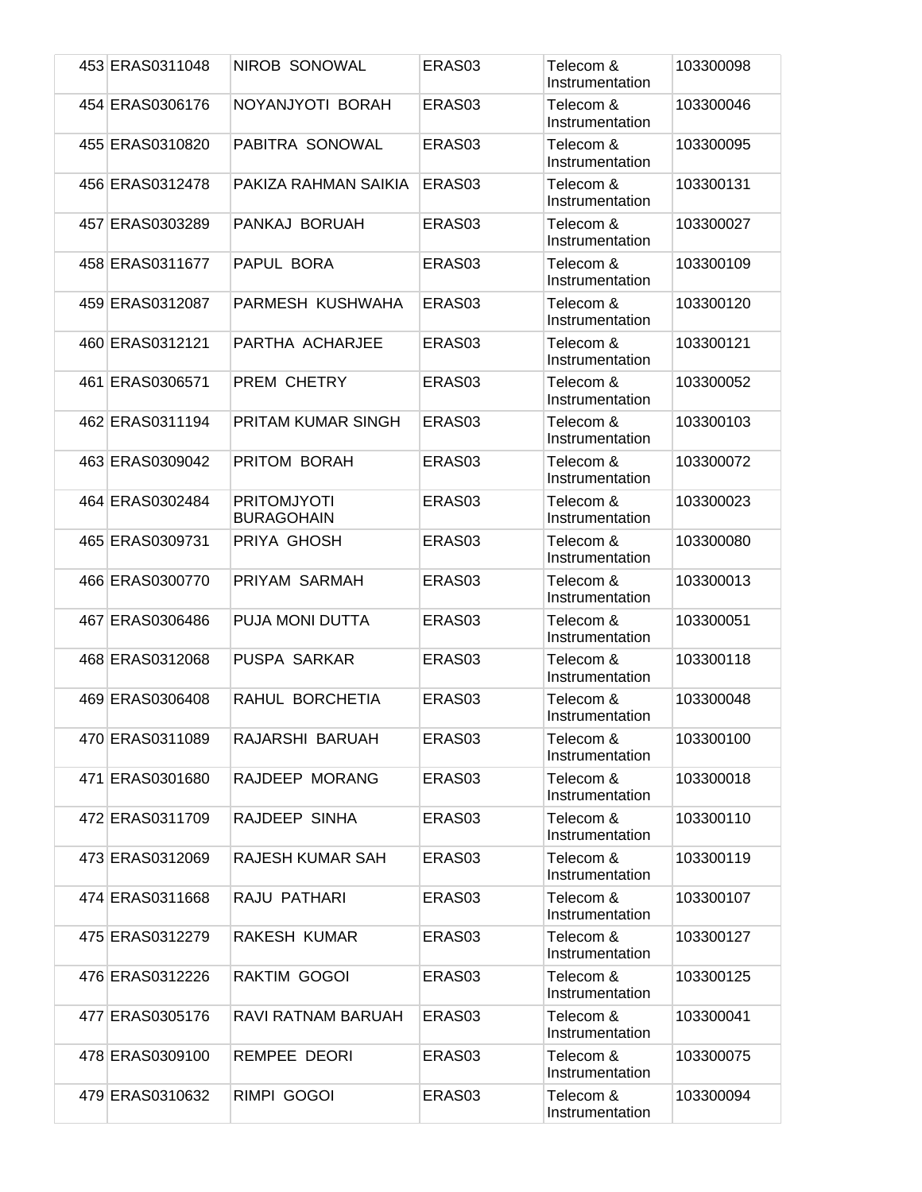| | | | | | |
|---|---|---|---|---|---|
| 453 | ERAS0311048 | NIROB SONOWAL | ERAS03 | Telecom & Instrumentation | 103300098 |
| 454 | ERAS0306176 | NOYANJYOTI BORAH | ERAS03 | Telecom & Instrumentation | 103300046 |
| 455 | ERAS0310820 | PABITRA SONOWAL | ERAS03 | Telecom & Instrumentation | 103300095 |
| 456 | ERAS0312478 | PAKIZA RAHMAN SAIKIA | ERAS03 | Telecom & Instrumentation | 103300131 |
| 457 | ERAS0303289 | PANKAJ BORUAH | ERAS03 | Telecom & Instrumentation | 103300027 |
| 458 | ERAS0311677 | PAPUL BORA | ERAS03 | Telecom & Instrumentation | 103300109 |
| 459 | ERAS0312087 | PARMESH KUSHWAHA | ERAS03 | Telecom & Instrumentation | 103300120 |
| 460 | ERAS0312121 | PARTHA ACHARJEE | ERAS03 | Telecom & Instrumentation | 103300121 |
| 461 | ERAS0306571 | PREM CHETRY | ERAS03 | Telecom & Instrumentation | 103300052 |
| 462 | ERAS0311194 | PRITAM KUMAR SINGH | ERAS03 | Telecom & Instrumentation | 103300103 |
| 463 | ERAS0309042 | PRITOM BORAH | ERAS03 | Telecom & Instrumentation | 103300072 |
| 464 | ERAS0302484 | PRITOMJYOTI BURAGOHAIN | ERAS03 | Telecom & Instrumentation | 103300023 |
| 465 | ERAS0309731 | PRIYA GHOSH | ERAS03 | Telecom & Instrumentation | 103300080 |
| 466 | ERAS0300770 | PRIYAM SARMAH | ERAS03 | Telecom & Instrumentation | 103300013 |
| 467 | ERAS0306486 | PUJA MONI DUTTA | ERAS03 | Telecom & Instrumentation | 103300051 |
| 468 | ERAS0312068 | PUSPA SARKAR | ERAS03 | Telecom & Instrumentation | 103300118 |
| 469 | ERAS0306408 | RAHUL BORCHETIA | ERAS03 | Telecom & Instrumentation | 103300048 |
| 470 | ERAS0311089 | RAJARSHI BARUAH | ERAS03 | Telecom & Instrumentation | 103300100 |
| 471 | ERAS0301680 | RAJDEEP MORANG | ERAS03 | Telecom & Instrumentation | 103300018 |
| 472 | ERAS0311709 | RAJDEEP SINHA | ERAS03 | Telecom & Instrumentation | 103300110 |
| 473 | ERAS0312069 | RAJESH KUMAR SAH | ERAS03 | Telecom & Instrumentation | 103300119 |
| 474 | ERAS0311668 | RAJU PATHARI | ERAS03 | Telecom & Instrumentation | 103300107 |
| 475 | ERAS0312279 | RAKESH KUMAR | ERAS03 | Telecom & Instrumentation | 103300127 |
| 476 | ERAS0312226 | RAKTIM GOGOI | ERAS03 | Telecom & Instrumentation | 103300125 |
| 477 | ERAS0305176 | RAVI RATNAM BARUAH | ERAS03 | Telecom & Instrumentation | 103300041 |
| 478 | ERAS0309100 | REMPEE DEORI | ERAS03 | Telecom & Instrumentation | 103300075 |
| 479 | ERAS0310632 | RIMPI GOGOI | ERAS03 | Telecom & Instrumentation | 103300094 |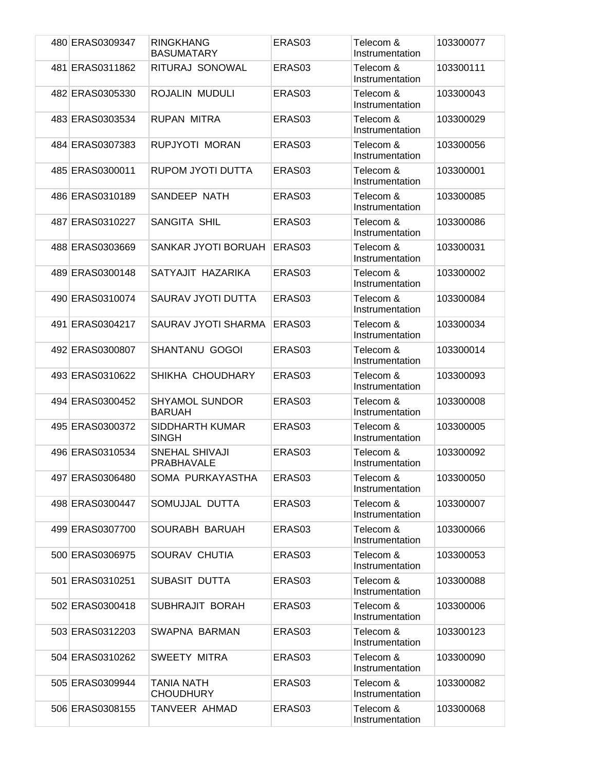| | | | | | |
|---|---|---|---|---|---|
| 480 | ERAS0309347 | RINGKHANG BASUMATARY | ERAS03 | Telecom & Instrumentation | 103300077 |
| 481 | ERAS0311862 | RITURAJ SONOWAL | ERAS03 | Telecom & Instrumentation | 103300111 |
| 482 | ERAS0305330 | ROJALIN MUDULI | ERAS03 | Telecom & Instrumentation | 103300043 |
| 483 | ERAS0303534 | RUPAN MITRA | ERAS03 | Telecom & Instrumentation | 103300029 |
| 484 | ERAS0307383 | RUPJYOTI MORAN | ERAS03 | Telecom & Instrumentation | 103300056 |
| 485 | ERAS0300011 | RUPOM JYOTI DUTTA | ERAS03 | Telecom & Instrumentation | 103300001 |
| 486 | ERAS0310189 | SANDEEP NATH | ERAS03 | Telecom & Instrumentation | 103300085 |
| 487 | ERAS0310227 | SANGITA SHIL | ERAS03 | Telecom & Instrumentation | 103300086 |
| 488 | ERAS0303669 | SANKAR JYOTI BORUAH | ERAS03 | Telecom & Instrumentation | 103300031 |
| 489 | ERAS0300148 | SATYAJIT HAZARIKA | ERAS03 | Telecom & Instrumentation | 103300002 |
| 490 | ERAS0310074 | SAURAV JYOTI DUTTA | ERAS03 | Telecom & Instrumentation | 103300084 |
| 491 | ERAS0304217 | SAURAV JYOTI SHARMA | ERAS03 | Telecom & Instrumentation | 103300034 |
| 492 | ERAS0300807 | SHANTANU GOGOI | ERAS03 | Telecom & Instrumentation | 103300014 |
| 493 | ERAS0310622 | SHIKHA CHOUDHARY | ERAS03 | Telecom & Instrumentation | 103300093 |
| 494 | ERAS0300452 | SHYAMOL SUNDOR BARUAH | ERAS03 | Telecom & Instrumentation | 103300008 |
| 495 | ERAS0300372 | SIDDHARTH KUMAR SINGH | ERAS03 | Telecom & Instrumentation | 103300005 |
| 496 | ERAS0310534 | SNEHAL SHIVAJI PRABHAVALE | ERAS03 | Telecom & Instrumentation | 103300092 |
| 497 | ERAS0306480 | SOMA PURKAYASTHA | ERAS03 | Telecom & Instrumentation | 103300050 |
| 498 | ERAS0300447 | SOMUJJAL DUTTA | ERAS03 | Telecom & Instrumentation | 103300007 |
| 499 | ERAS0307700 | SOURABH BARUAH | ERAS03 | Telecom & Instrumentation | 103300066 |
| 500 | ERAS0306975 | SOURAV CHUTIA | ERAS03 | Telecom & Instrumentation | 103300053 |
| 501 | ERAS0310251 | SUBASIT DUTTA | ERAS03 | Telecom & Instrumentation | 103300088 |
| 502 | ERAS0300418 | SUBHRAJIT BORAH | ERAS03 | Telecom & Instrumentation | 103300006 |
| 503 | ERAS0312203 | SWAPNA BARMAN | ERAS03 | Telecom & Instrumentation | 103300123 |
| 504 | ERAS0310262 | SWEETY MITRA | ERAS03 | Telecom & Instrumentation | 103300090 |
| 505 | ERAS0309944 | TANIA NATH CHOUDHURY | ERAS03 | Telecom & Instrumentation | 103300082 |
| 506 | ERAS0308155 | TANVEER AHMAD | ERAS03 | Telecom & Instrumentation | 103300068 |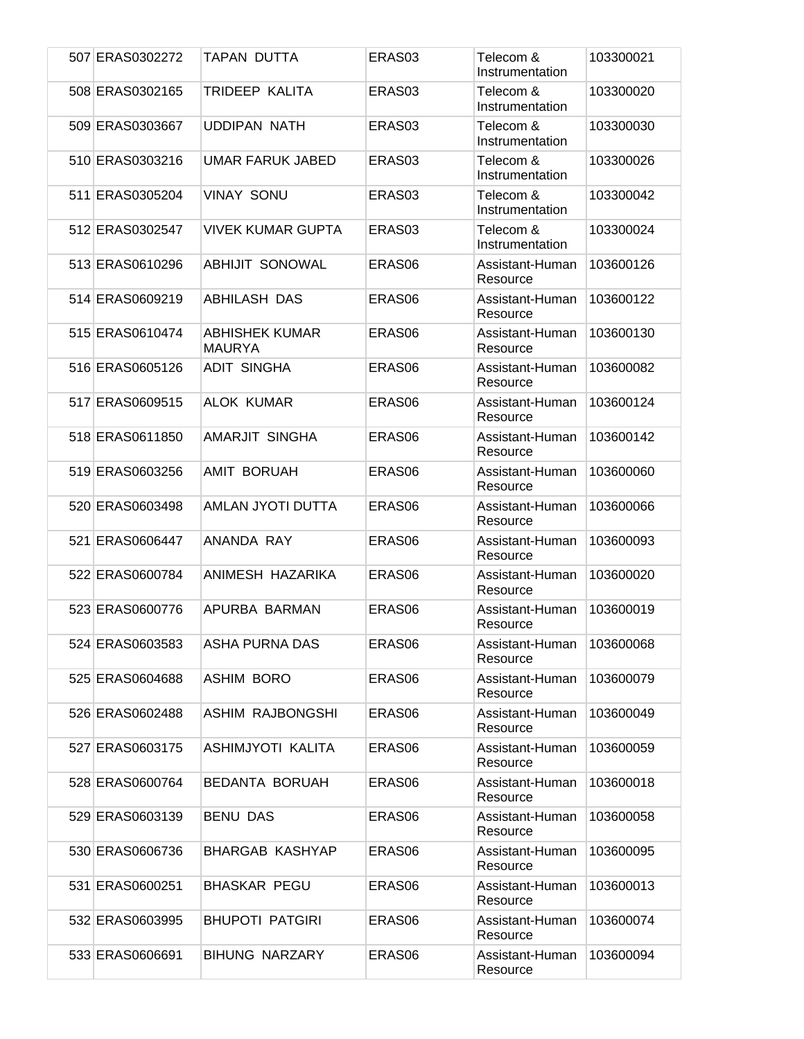| | | | | | |
|---|---|---|---|---|---|
| 507 | ERAS0302272 | TAPAN DUTTA | ERAS03 | Telecom & Instrumentation | 103300021 |
| 508 | ERAS0302165 | TRIDEEP KALITA | ERAS03 | Telecom & Instrumentation | 103300020 |
| 509 | ERAS0303667 | UDDIPAN NATH | ERAS03 | Telecom & Instrumentation | 103300030 |
| 510 | ERAS0303216 | UMAR FARUK JABED | ERAS03 | Telecom & Instrumentation | 103300026 |
| 511 | ERAS0305204 | VINAY SONU | ERAS03 | Telecom & Instrumentation | 103300042 |
| 512 | ERAS0302547 | VIVEK KUMAR GUPTA | ERAS03 | Telecom & Instrumentation | 103300024 |
| 513 | ERAS0610296 | ABHIJIT SONOWAL | ERAS06 | Assistant-Human Resource | 103600126 |
| 514 | ERAS0609219 | ABHILASH DAS | ERAS06 | Assistant-Human Resource | 103600122 |
| 515 | ERAS0610474 | ABHISHEK KUMAR MAURYA | ERAS06 | Assistant-Human Resource | 103600130 |
| 516 | ERAS0605126 | ADIT SINGHA | ERAS06 | Assistant-Human Resource | 103600082 |
| 517 | ERAS0609515 | ALOK KUMAR | ERAS06 | Assistant-Human Resource | 103600124 |
| 518 | ERAS0611850 | AMARJIT SINGHA | ERAS06 | Assistant-Human Resource | 103600142 |
| 519 | ERAS0603256 | AMIT BORUAH | ERAS06 | Assistant-Human Resource | 103600060 |
| 520 | ERAS0603498 | AMLAN JYOTI DUTTA | ERAS06 | Assistant-Human Resource | 103600066 |
| 521 | ERAS0606447 | ANANDA RAY | ERAS06 | Assistant-Human Resource | 103600093 |
| 522 | ERAS0600784 | ANIMESH HAZARIKA | ERAS06 | Assistant-Human Resource | 103600020 |
| 523 | ERAS0600776 | APURBA BARMAN | ERAS06 | Assistant-Human Resource | 103600019 |
| 524 | ERAS0603583 | ASHA PURNA DAS | ERAS06 | Assistant-Human Resource | 103600068 |
| 525 | ERAS0604688 | ASHIM BORO | ERAS06 | Assistant-Human Resource | 103600079 |
| 526 | ERAS0602488 | ASHIM RAJBONGSHI | ERAS06 | Assistant-Human Resource | 103600049 |
| 527 | ERAS0603175 | ASHIMJYOTI KALITA | ERAS06 | Assistant-Human Resource | 103600059 |
| 528 | ERAS0600764 | BEDANTA BORUAH | ERAS06 | Assistant-Human Resource | 103600018 |
| 529 | ERAS0603139 | BENU DAS | ERAS06 | Assistant-Human Resource | 103600058 |
| 530 | ERAS0606736 | BHARGAB KASHYAP | ERAS06 | Assistant-Human Resource | 103600095 |
| 531 | ERAS0600251 | BHASKAR PEGU | ERAS06 | Assistant-Human Resource | 103600013 |
| 532 | ERAS0603995 | BHUPOTI PATGIRI | ERAS06 | Assistant-Human Resource | 103600074 |
| 533 | ERAS0606691 | BIHUNG NARZARY | ERAS06 | Assistant-Human Resource | 103600094 |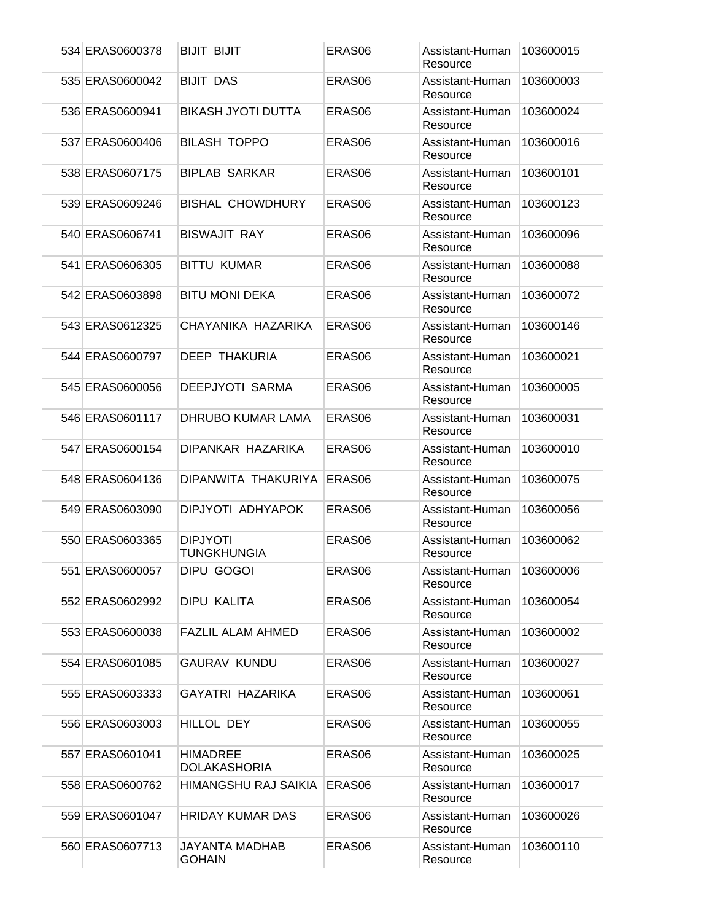| | | | | | |
|---|---|---|---|---|---|
| 534 | ERAS0600378 | BIJIT BIJIT | ERAS06 | Assistant-Human Resource | 103600015 |
| 535 | ERAS0600042 | BIJIT DAS | ERAS06 | Assistant-Human Resource | 103600003 |
| 536 | ERAS0600941 | BIKASH JYOTI DUTTA | ERAS06 | Assistant-Human Resource | 103600024 |
| 537 | ERAS0600406 | BILASH TOPPO | ERAS06 | Assistant-Human Resource | 103600016 |
| 538 | ERAS0607175 | BIPLAB SARKAR | ERAS06 | Assistant-Human Resource | 103600101 |
| 539 | ERAS0609246 | BISHAL CHOWDHURY | ERAS06 | Assistant-Human Resource | 103600123 |
| 540 | ERAS0606741 | BISWAJIT RAY | ERAS06 | Assistant-Human Resource | 103600096 |
| 541 | ERAS0606305 | BITTU KUMAR | ERAS06 | Assistant-Human Resource | 103600088 |
| 542 | ERAS0603898 | BITU MONI DEKA | ERAS06 | Assistant-Human Resource | 103600072 |
| 543 | ERAS0612325 | CHAYANIKA HAZARIKA | ERAS06 | Assistant-Human Resource | 103600146 |
| 544 | ERAS0600797 | DEEP THAKURIA | ERAS06 | Assistant-Human Resource | 103600021 |
| 545 | ERAS0600056 | DEEPJYOTI SARMA | ERAS06 | Assistant-Human Resource | 103600005 |
| 546 | ERAS0601117 | DHRUBO KUMAR LAMA | ERAS06 | Assistant-Human Resource | 103600031 |
| 547 | ERAS0600154 | DIPANKAR HAZARIKA | ERAS06 | Assistant-Human Resource | 103600010 |
| 548 | ERAS0604136 | DIPANWITA THAKURIYA | ERAS06 | Assistant-Human Resource | 103600075 |
| 549 | ERAS0603090 | DIPJYOTI ADHYAPOK | ERAS06 | Assistant-Human Resource | 103600056 |
| 550 | ERAS0603365 | DIPJYOTI TUNGKHUNGIA | ERAS06 | Assistant-Human Resource | 103600062 |
| 551 | ERAS0600057 | DIPU GOGOI | ERAS06 | Assistant-Human Resource | 103600006 |
| 552 | ERAS0602992 | DIPU KALITA | ERAS06 | Assistant-Human Resource | 103600054 |
| 553 | ERAS0600038 | FAZLIL ALAM AHMED | ERAS06 | Assistant-Human Resource | 103600002 |
| 554 | ERAS0601085 | GAURAV KUNDU | ERAS06 | Assistant-Human Resource | 103600027 |
| 555 | ERAS0603333 | GAYATRI HAZARIKA | ERAS06 | Assistant-Human Resource | 103600061 |
| 556 | ERAS0603003 | HILLOL DEY | ERAS06 | Assistant-Human Resource | 103600055 |
| 557 | ERAS0601041 | HIMADREE DOLAKASHORIA | ERAS06 | Assistant-Human Resource | 103600025 |
| 558 | ERAS0600762 | HIMANGSHU RAJ SAIKIA | ERAS06 | Assistant-Human Resource | 103600017 |
| 559 | ERAS0601047 | HRIDAY KUMAR DAS | ERAS06 | Assistant-Human Resource | 103600026 |
| 560 | ERAS0607713 | JAYANTA MADHAB GOHAIN | ERAS06 | Assistant-Human Resource | 103600110 |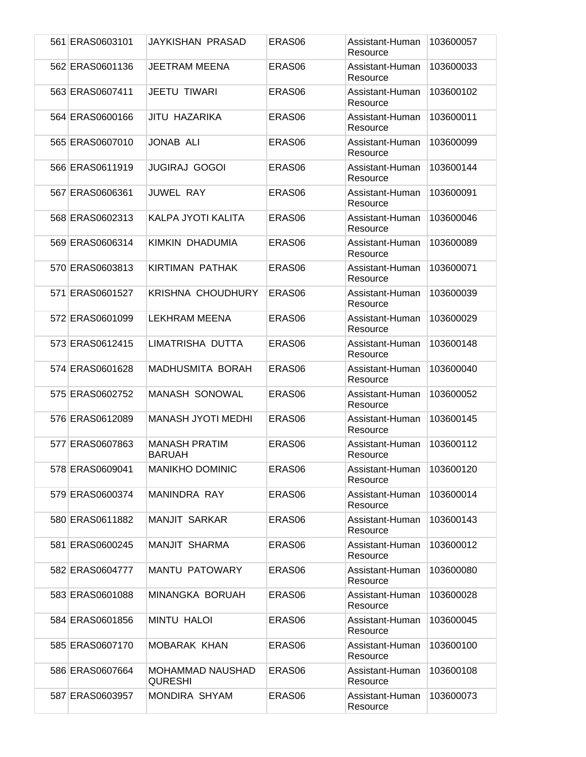| 561 | ERAS0603101 | JAYKISHAN PRASAD | ERAS06 | Assistant-Human Resource | 103600057 |
|---|---|---|---|---|---|
| 562 | ERAS0601136 | JEETRAM MEENA | ERAS06 | Assistant-Human Resource | 103600033 |
| 563 | ERAS0607411 | JEETU TIWARI | ERAS06 | Assistant-Human Resource | 103600102 |
| 564 | ERAS0600166 | JITU HAZARIKA | ERAS06 | Assistant-Human Resource | 103600011 |
| 565 | ERAS0607010 | JONAB ALI | ERAS06 | Assistant-Human Resource | 103600099 |
| 566 | ERAS0611919 | JUGIRAJ GOGOI | ERAS06 | Assistant-Human Resource | 103600144 |
| 567 | ERAS0606361 | JUWEL RAY | ERAS06 | Assistant-Human Resource | 103600091 |
| 568 | ERAS0602313 | KALPA JYOTI KALITA | ERAS06 | Assistant-Human Resource | 103600046 |
| 569 | ERAS0606314 | KIMKIN DHADUMIA | ERAS06 | Assistant-Human Resource | 103600089 |
| 570 | ERAS0603813 | KIRTIMAN PATHAK | ERAS06 | Assistant-Human Resource | 103600071 |
| 571 | ERAS0601527 | KRISHNA CHOUDHURY | ERAS06 | Assistant-Human Resource | 103600039 |
| 572 | ERAS0601099 | LEKHRAM MEENA | ERAS06 | Assistant-Human Resource | 103600029 |
| 573 | ERAS0612415 | LIMATRISHA DUTTA | ERAS06 | Assistant-Human Resource | 103600148 |
| 574 | ERAS0601628 | MADHUSMITA BORAH | ERAS06 | Assistant-Human Resource | 103600040 |
| 575 | ERAS0602752 | MANASH SONOWAL | ERAS06 | Assistant-Human Resource | 103600052 |
| 576 | ERAS0612089 | MANASH JYOTI MEDHI | ERAS06 | Assistant-Human Resource | 103600145 |
| 577 | ERAS0607863 | MANASH PRATIM BARUAH | ERAS06 | Assistant-Human Resource | 103600112 |
| 578 | ERAS0609041 | MANIKHO DOMINIC | ERAS06 | Assistant-Human Resource | 103600120 |
| 579 | ERAS0600374 | MANINDRA RAY | ERAS06 | Assistant-Human Resource | 103600014 |
| 580 | ERAS0611882 | MANJIT SARKAR | ERAS06 | Assistant-Human Resource | 103600143 |
| 581 | ERAS0600245 | MANJIT SHARMA | ERAS06 | Assistant-Human Resource | 103600012 |
| 582 | ERAS0604777 | MANTU PATOWARY | ERAS06 | Assistant-Human Resource | 103600080 |
| 583 | ERAS0601088 | MINANGKA BORUAH | ERAS06 | Assistant-Human Resource | 103600028 |
| 584 | ERAS0601856 | MINTU HALOI | ERAS06 | Assistant-Human Resource | 103600045 |
| 585 | ERAS0607170 | MOBARAK KHAN | ERAS06 | Assistant-Human Resource | 103600100 |
| 586 | ERAS0607664 | MOHAMMAD NAUSHAD QURESHI | ERAS06 | Assistant-Human Resource | 103600108 |
| 587 | ERAS0603957 | MONDIRA SHYAM | ERAS06 | Assistant-Human Resource | 103600073 |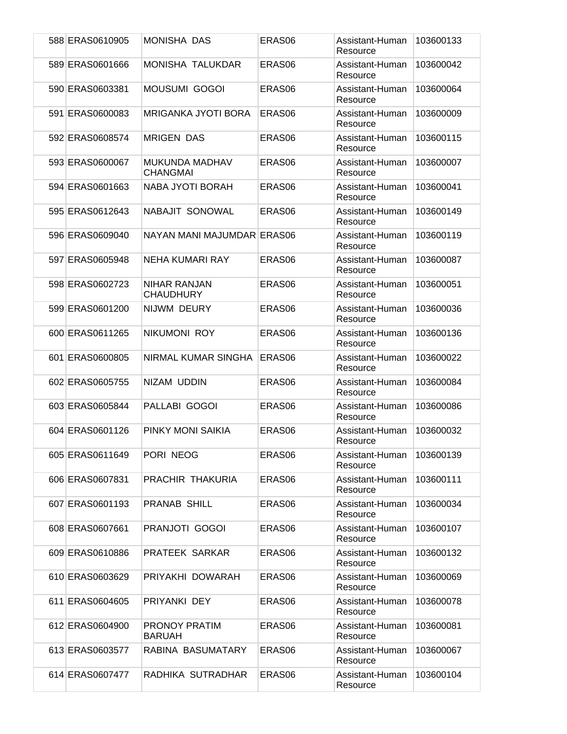| | | | | | |
|---|---|---|---|---|---|
| 588 | ERAS0610905 | MONISHA DAS | ERAS06 | Assistant-Human Resource | 103600133 |
| 589 | ERAS0601666 | MONISHA TALUKDAR | ERAS06 | Assistant-Human Resource | 103600042 |
| 590 | ERAS0603381 | MOUSUMI GOGOI | ERAS06 | Assistant-Human Resource | 103600064 |
| 591 | ERAS0600083 | MRIGANKA JYOTI BORA | ERAS06 | Assistant-Human Resource | 103600009 |
| 592 | ERAS0608574 | MRIGEN DAS | ERAS06 | Assistant-Human Resource | 103600115 |
| 593 | ERAS0600067 | MUKUNDA MADHAV CHANGMAI | ERAS06 | Assistant-Human Resource | 103600007 |
| 594 | ERAS0601663 | NABA JYOTI BORAH | ERAS06 | Assistant-Human Resource | 103600041 |
| 595 | ERAS0612643 | NABAJIT SONOWAL | ERAS06 | Assistant-Human Resource | 103600149 |
| 596 | ERAS0609040 | NAYAN MANI MAJUMDAR | ERAS06 | Assistant-Human Resource | 103600119 |
| 597 | ERAS0605948 | NEHA KUMARI RAY | ERAS06 | Assistant-Human Resource | 103600087 |
| 598 | ERAS0602723 | NIHAR RANJAN CHAUDHURY | ERAS06 | Assistant-Human Resource | 103600051 |
| 599 | ERAS0601200 | NIJWM DEURY | ERAS06 | Assistant-Human Resource | 103600036 |
| 600 | ERAS0611265 | NIKUMONI ROY | ERAS06 | Assistant-Human Resource | 103600136 |
| 601 | ERAS0600805 | NIRMAL KUMAR SINGHA | ERAS06 | Assistant-Human Resource | 103600022 |
| 602 | ERAS0605755 | NIZAM UDDIN | ERAS06 | Assistant-Human Resource | 103600084 |
| 603 | ERAS0605844 | PALLABI GOGOI | ERAS06 | Assistant-Human Resource | 103600086 |
| 604 | ERAS0601126 | PINKY MONI SAIKIA | ERAS06 | Assistant-Human Resource | 103600032 |
| 605 | ERAS0611649 | PORI NEOG | ERAS06 | Assistant-Human Resource | 103600139 |
| 606 | ERAS0607831 | PRACHIR THAKURIA | ERAS06 | Assistant-Human Resource | 103600111 |
| 607 | ERAS0601193 | PRANAB SHILL | ERAS06 | Assistant-Human Resource | 103600034 |
| 608 | ERAS0607661 | PRANJOTI GOGOI | ERAS06 | Assistant-Human Resource | 103600107 |
| 609 | ERAS0610886 | PRATEEK SARKAR | ERAS06 | Assistant-Human Resource | 103600132 |
| 610 | ERAS0603629 | PRIYAKHI DOWARAH | ERAS06 | Assistant-Human Resource | 103600069 |
| 611 | ERAS0604605 | PRIYANKI DEY | ERAS06 | Assistant-Human Resource | 103600078 |
| 612 | ERAS0604900 | PRONOY PRATIM BARUAH | ERAS06 | Assistant-Human Resource | 103600081 |
| 613 | ERAS0603577 | RABINA BASUMATARY | ERAS06 | Assistant-Human Resource | 103600067 |
| 614 | ERAS0607477 | RADHIKA SUTRADHAR | ERAS06 | Assistant-Human Resource | 103600104 |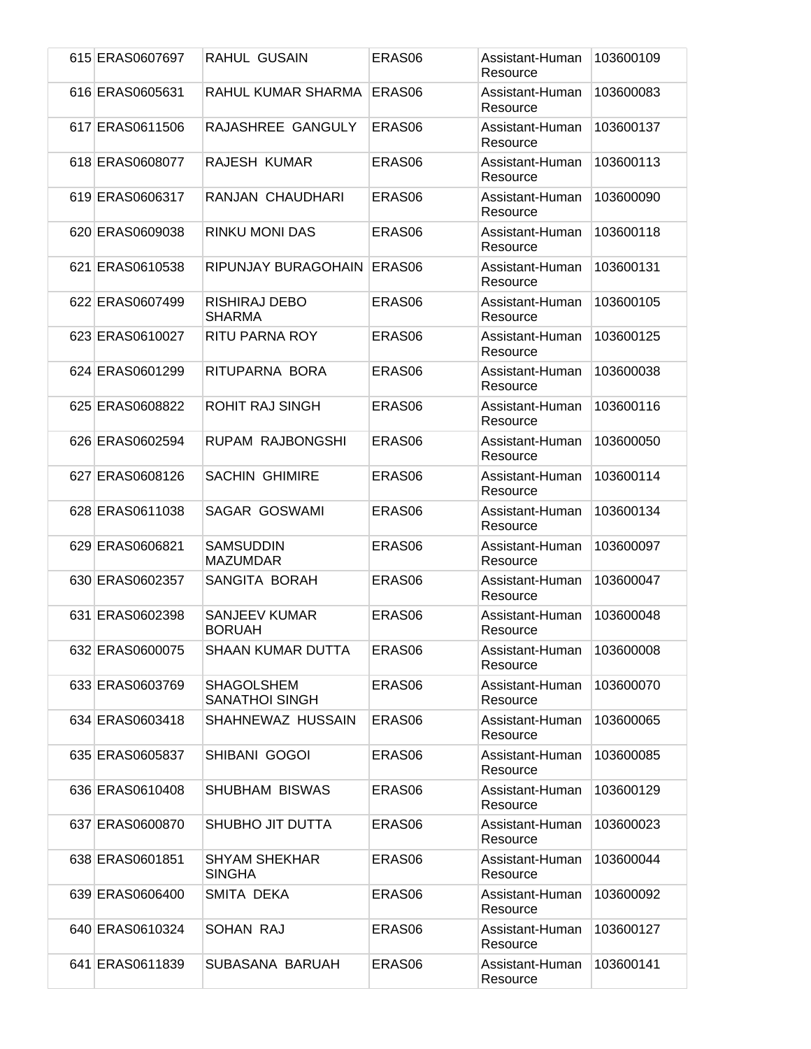| | | | | | |
|---|---|---|---|---|---|
| 615 | ERAS0607697 | RAHUL GUSAIN | ERAS06 | Assistant-Human Resource | 103600109 |
| 616 | ERAS0605631 | RAHUL KUMAR SHARMA | ERAS06 | Assistant-Human Resource | 103600083 |
| 617 | ERAS0611506 | RAJASHREE GANGULY | ERAS06 | Assistant-Human Resource | 103600137 |
| 618 | ERAS0608077 | RAJESH KUMAR | ERAS06 | Assistant-Human Resource | 103600113 |
| 619 | ERAS0606317 | RANJAN CHAUDHARI | ERAS06 | Assistant-Human Resource | 103600090 |
| 620 | ERAS0609038 | RINKU MONI DAS | ERAS06 | Assistant-Human Resource | 103600118 |
| 621 | ERAS0610538 | RIPUNJAY BURAGOHAIN | ERAS06 | Assistant-Human Resource | 103600131 |
| 622 | ERAS0607499 | RISHIRAJ DEBO SHARMA | ERAS06 | Assistant-Human Resource | 103600105 |
| 623 | ERAS0610027 | RITU PARNA ROY | ERAS06 | Assistant-Human Resource | 103600125 |
| 624 | ERAS0601299 | RITUPARNA BORA | ERAS06 | Assistant-Human Resource | 103600038 |
| 625 | ERAS0608822 | ROHIT RAJ SINGH | ERAS06 | Assistant-Human Resource | 103600116 |
| 626 | ERAS0602594 | RUPAM RAJBONGSHI | ERAS06 | Assistant-Human Resource | 103600050 |
| 627 | ERAS0608126 | SACHIN GHIMIRE | ERAS06 | Assistant-Human Resource | 103600114 |
| 628 | ERAS0611038 | SAGAR GOSWAMI | ERAS06 | Assistant-Human Resource | 103600134 |
| 629 | ERAS0606821 | SAMSUDDIN MAZUMDAR | ERAS06 | Assistant-Human Resource | 103600097 |
| 630 | ERAS0602357 | SANGITA BORAH | ERAS06 | Assistant-Human Resource | 103600047 |
| 631 | ERAS0602398 | SANJEEV KUMAR BORUAH | ERAS06 | Assistant-Human Resource | 103600048 |
| 632 | ERAS0600075 | SHAAN KUMAR DUTTA | ERAS06 | Assistant-Human Resource | 103600008 |
| 633 | ERAS0603769 | SHAGOLSHEM SANATHOI SINGH | ERAS06 | Assistant-Human Resource | 103600070 |
| 634 | ERAS0603418 | SHAHNEWAZ HUSSAIN | ERAS06 | Assistant-Human Resource | 103600065 |
| 635 | ERAS0605837 | SHIBANI GOGOI | ERAS06 | Assistant-Human Resource | 103600085 |
| 636 | ERAS0610408 | SHUBHAM BISWAS | ERAS06 | Assistant-Human Resource | 103600129 |
| 637 | ERAS0600870 | SHUBHO JIT DUTTA | ERAS06 | Assistant-Human Resource | 103600023 |
| 638 | ERAS0601851 | SHYAM SHEKHAR SINGHA | ERAS06 | Assistant-Human Resource | 103600044 |
| 639 | ERAS0606400 | SMITA DEKA | ERAS06 | Assistant-Human Resource | 103600092 |
| 640 | ERAS0610324 | SOHAN RAJ | ERAS06 | Assistant-Human Resource | 103600127 |
| 641 | ERAS0611839 | SUBASANA BARUAH | ERAS06 | Assistant-Human Resource | 103600141 |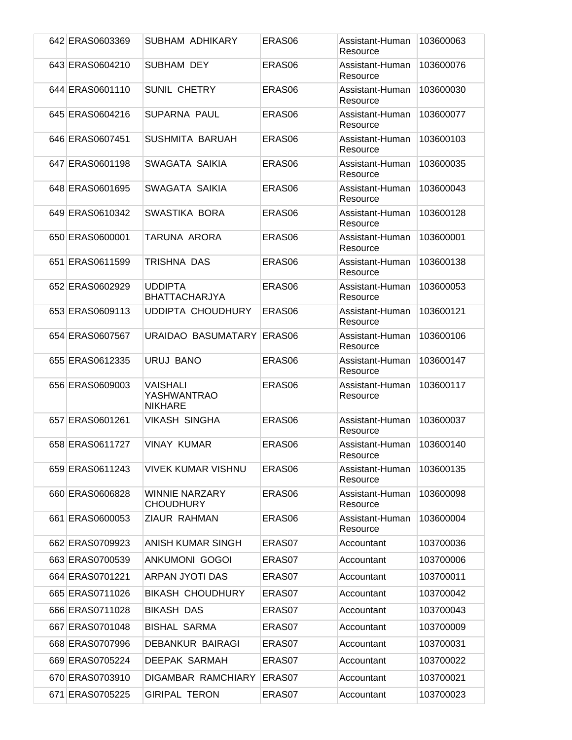| | | | | |
|---|---|---|---|---|
| 642 | ERAS0603369 | SUBHAM ADHIKARY | ERAS06 | Assistant-Human Resource | 103600063 |
| 643 | ERAS0604210 | SUBHAM DEY | ERAS06 | Assistant-Human Resource | 103600076 |
| 644 | ERAS0601110 | SUNIL CHETRY | ERAS06 | Assistant-Human Resource | 103600030 |
| 645 | ERAS0604216 | SUPARNA PAUL | ERAS06 | Assistant-Human Resource | 103600077 |
| 646 | ERAS0607451 | SUSHMITA BARUAH | ERAS06 | Assistant-Human Resource | 103600103 |
| 647 | ERAS0601198 | SWAGATA SAIKIA | ERAS06 | Assistant-Human Resource | 103600035 |
| 648 | ERAS0601695 | SWAGATA SAIKIA | ERAS06 | Assistant-Human Resource | 103600043 |
| 649 | ERAS0610342 | SWASTIKA BORA | ERAS06 | Assistant-Human Resource | 103600128 |
| 650 | ERAS0600001 | TARUNA ARORA | ERAS06 | Assistant-Human Resource | 103600001 |
| 651 | ERAS0611599 | TRISHNA DAS | ERAS06 | Assistant-Human Resource | 103600138 |
| 652 | ERAS0602929 | UDDIPTA BHATTACHARJYA | ERAS06 | Assistant-Human Resource | 103600053 |
| 653 | ERAS0609113 | UDDIPTA CHOUDHURY | ERAS06 | Assistant-Human Resource | 103600121 |
| 654 | ERAS0607567 | URAIDAO BASUMATARY | ERAS06 | Assistant-Human Resource | 103600106 |
| 655 | ERAS0612335 | URUJ BANO | ERAS06 | Assistant-Human Resource | 103600147 |
| 656 | ERAS0609003 | VAISHALI YASHWANTRAO NIKHARE | ERAS06 | Assistant-Human Resource | 103600117 |
| 657 | ERAS0601261 | VIKASH SINGHA | ERAS06 | Assistant-Human Resource | 103600037 |
| 658 | ERAS0611727 | VINAY KUMAR | ERAS06 | Assistant-Human Resource | 103600140 |
| 659 | ERAS0611243 | VIVEK KUMAR VISHNU | ERAS06 | Assistant-Human Resource | 103600135 |
| 660 | ERAS0606828 | WINNIE NARZARY CHOUDHURY | ERAS06 | Assistant-Human Resource | 103600098 |
| 661 | ERAS0600053 | ZIAUR RAHMAN | ERAS06 | Assistant-Human Resource | 103600004 |
| 662 | ERAS0709923 | ANISH KUMAR SINGH | ERAS07 | Accountant | 103700036 |
| 663 | ERAS0700539 | ANKUMONI GOGOI | ERAS07 | Accountant | 103700006 |
| 664 | ERAS0701221 | ARPAN JYOTI DAS | ERAS07 | Accountant | 103700011 |
| 665 | ERAS0711026 | BIKASH CHOUDHURY | ERAS07 | Accountant | 103700042 |
| 666 | ERAS0711028 | BIKASH DAS | ERAS07 | Accountant | 103700043 |
| 667 | ERAS0701048 | BISHAL SARMA | ERAS07 | Accountant | 103700009 |
| 668 | ERAS0707996 | DEBANKUR BAIRAGI | ERAS07 | Accountant | 103700031 |
| 669 | ERAS0705224 | DEEPAK SARMAH | ERAS07 | Accountant | 103700022 |
| 670 | ERAS0703910 | DIGAMBAR RAMCHIARY | ERAS07 | Accountant | 103700021 |
| 671 | ERAS0705225 | GIRIPAL TERON | ERAS07 | Accountant | 103700023 |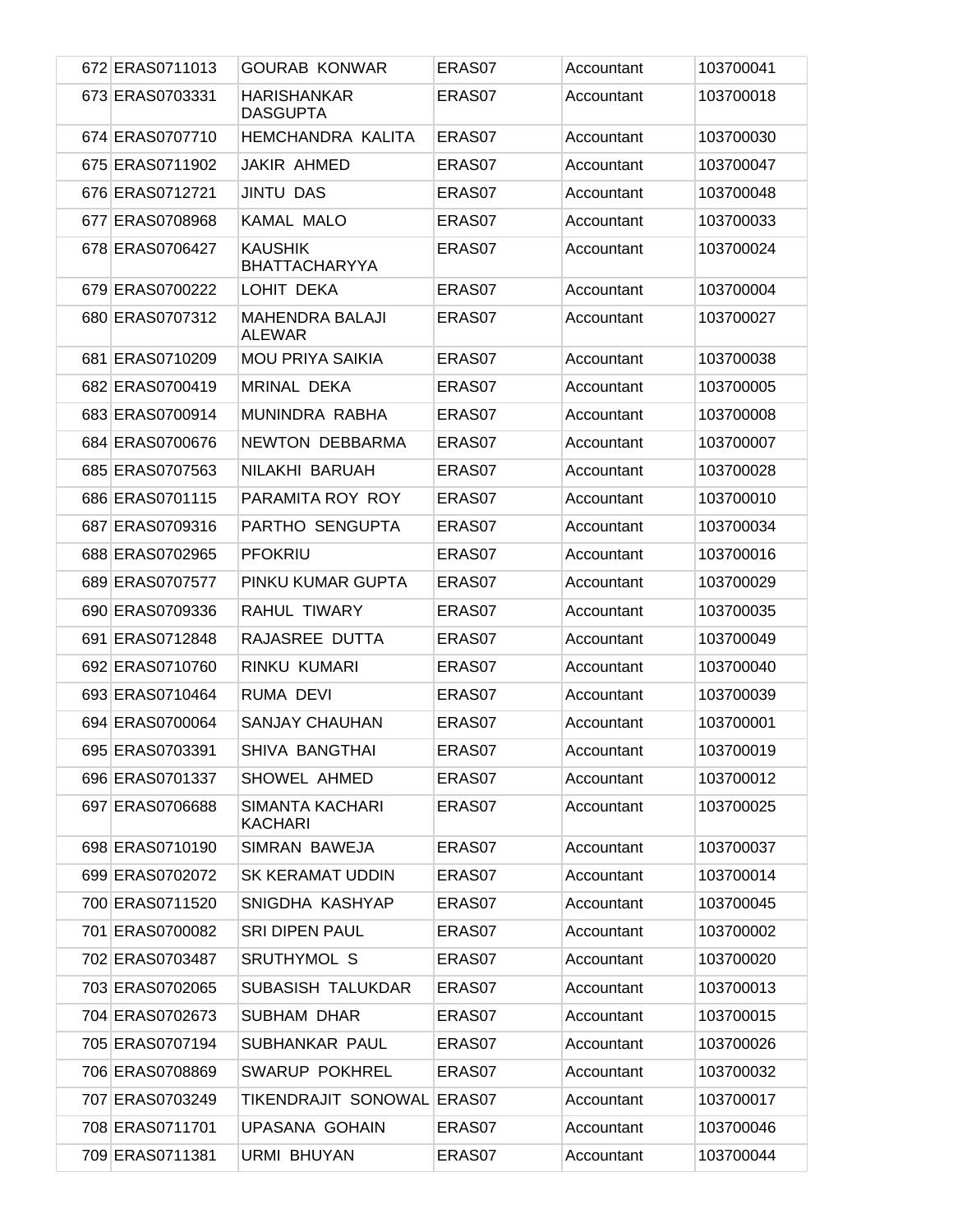| | | | | |
|---|---|---|---|---|
| 672 | ERAS0711013 | GOURAB KONWAR | ERAS07 | Accountant | 103700041 |
| 673 | ERAS0703331 | HARISHANKAR DASGUPTA | ERAS07 | Accountant | 103700018 |
| 674 | ERAS0707710 | HEMCHANDRA KALITA | ERAS07 | Accountant | 103700030 |
| 675 | ERAS0711902 | JAKIR AHMED | ERAS07 | Accountant | 103700047 |
| 676 | ERAS0712721 | JINTU DAS | ERAS07 | Accountant | 103700048 |
| 677 | ERAS0708968 | KAMAL MALO | ERAS07 | Accountant | 103700033 |
| 678 | ERAS0706427 | KAUSHIK BHATTACHARYYA | ERAS07 | Accountant | 103700024 |
| 679 | ERAS0700222 | LOHIT DEKA | ERAS07 | Accountant | 103700004 |
| 680 | ERAS0707312 | MAHENDRA BALAJI ALEWAR | ERAS07 | Accountant | 103700027 |
| 681 | ERAS0710209 | MOU PRIYA SAIKIA | ERAS07 | Accountant | 103700038 |
| 682 | ERAS0700419 | MRINAL DEKA | ERAS07 | Accountant | 103700005 |
| 683 | ERAS0700914 | MUNINDRA RABHA | ERAS07 | Accountant | 103700008 |
| 684 | ERAS0700676 | NEWTON DEBBARMA | ERAS07 | Accountant | 103700007 |
| 685 | ERAS0707563 | NILAKHI BARUAH | ERAS07 | Accountant | 103700028 |
| 686 | ERAS0701115 | PARAMITA ROY ROY | ERAS07 | Accountant | 103700010 |
| 687 | ERAS0709316 | PARTHO SENGUPTA | ERAS07 | Accountant | 103700034 |
| 688 | ERAS0702965 | PFOKRIU | ERAS07 | Accountant | 103700016 |
| 689 | ERAS0707577 | PINKU KUMAR GUPTA | ERAS07 | Accountant | 103700029 |
| 690 | ERAS0709336 | RAHUL TIWARY | ERAS07 | Accountant | 103700035 |
| 691 | ERAS0712848 | RAJASREE DUTTA | ERAS07 | Accountant | 103700049 |
| 692 | ERAS0710760 | RINKU KUMARI | ERAS07 | Accountant | 103700040 |
| 693 | ERAS0710464 | RUMA DEVI | ERAS07 | Accountant | 103700039 |
| 694 | ERAS0700064 | SANJAY CHAUHAN | ERAS07 | Accountant | 103700001 |
| 695 | ERAS0703391 | SHIVA BANGTHAI | ERAS07 | Accountant | 103700019 |
| 696 | ERAS0701337 | SHOWEL AHMED | ERAS07 | Accountant | 103700012 |
| 697 | ERAS0706688 | SIMANTA KACHARI KACHARI | ERAS07 | Accountant | 103700025 |
| 698 | ERAS0710190 | SIMRAN BAWEJA | ERAS07 | Accountant | 103700037 |
| 699 | ERAS0702072 | SK KERAMAT UDDIN | ERAS07 | Accountant | 103700014 |
| 700 | ERAS0711520 | SNIGDHA KASHYAP | ERAS07 | Accountant | 103700045 |
| 701 | ERAS0700082 | SRI DIPEN PAUL | ERAS07 | Accountant | 103700002 |
| 702 | ERAS0703487 | SRUTHYMOL S | ERAS07 | Accountant | 103700020 |
| 703 | ERAS0702065 | SUBASISH TALUKDAR | ERAS07 | Accountant | 103700013 |
| 704 | ERAS0702673 | SUBHAM DHAR | ERAS07 | Accountant | 103700015 |
| 705 | ERAS0707194 | SUBHANKAR PAUL | ERAS07 | Accountant | 103700026 |
| 706 | ERAS0708869 | SWARUP POKHREL | ERAS07 | Accountant | 103700032 |
| 707 | ERAS0703249 | TIKENDRAJIT SONOWAL | ERAS07 | Accountant | 103700017 |
| 708 | ERAS0711701 | UPASANA GOHAIN | ERAS07 | Accountant | 103700046 |
| 709 | ERAS0711381 | URMI BHUYAN | ERAS07 | Accountant | 103700044 |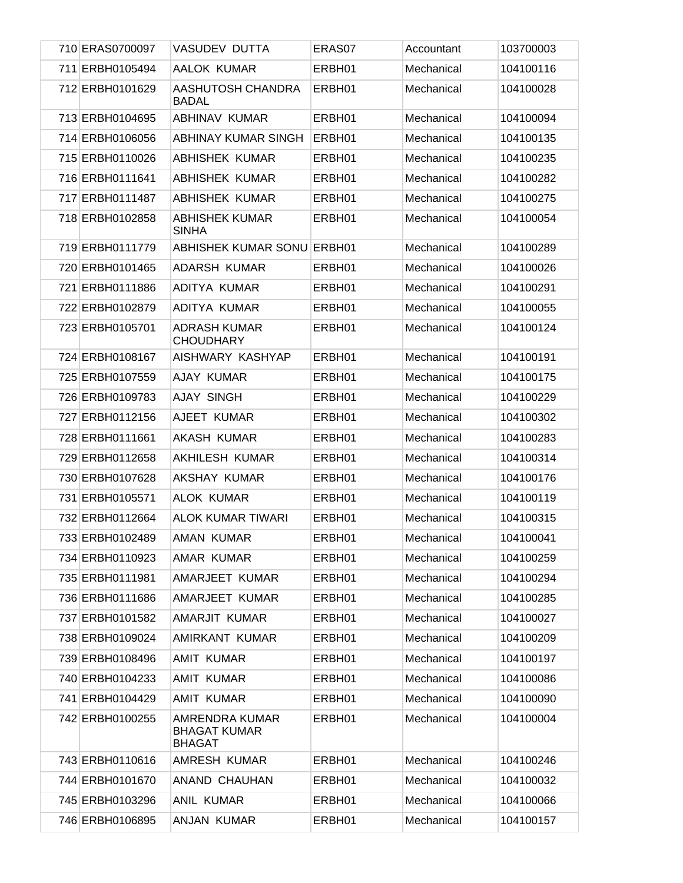| 710 | ERAS0700097 | VASUDEV DUTTA | ERAS07 | Accountant | 103700003 |
|---|---|---|---|---|---|
| 711 | ERBH0105494 | AALOK KUMAR | ERBH01 | Mechanical | 104100116 |
| 712 | ERBH0101629 | AASHUTOSH CHANDRA BADAL | ERBH01 | Mechanical | 104100028 |
| 713 | ERBH0104695 | ABHINAV KUMAR | ERBH01 | Mechanical | 104100094 |
| 714 | ERBH0106056 | ABHINAY KUMAR SINGH | ERBH01 | Mechanical | 104100135 |
| 715 | ERBH0110026 | ABHISHEK KUMAR | ERBH01 | Mechanical | 104100235 |
| 716 | ERBH0111641 | ABHISHEK KUMAR | ERBH01 | Mechanical | 104100282 |
| 717 | ERBH0111487 | ABHISHEK KUMAR | ERBH01 | Mechanical | 104100275 |
| 718 | ERBH0102858 | ABHISHEK KUMAR SINHA | ERBH01 | Mechanical | 104100054 |
| 719 | ERBH0111779 | ABHISHEK KUMAR SONU | ERBH01 | Mechanical | 104100289 |
| 720 | ERBH0101465 | ADARSH KUMAR | ERBH01 | Mechanical | 104100026 |
| 721 | ERBH0111886 | ADITYA KUMAR | ERBH01 | Mechanical | 104100291 |
| 722 | ERBH0102879 | ADITYA KUMAR | ERBH01 | Mechanical | 104100055 |
| 723 | ERBH0105701 | ADRASH KUMAR CHOUDHARY | ERBH01 | Mechanical | 104100124 |
| 724 | ERBH0108167 | AISHWARY KASHYAP | ERBH01 | Mechanical | 104100191 |
| 725 | ERBH0107559 | AJAY KUMAR | ERBH01 | Mechanical | 104100175 |
| 726 | ERBH0109783 | AJAY SINGH | ERBH01 | Mechanical | 104100229 |
| 727 | ERBH0112156 | AJEET KUMAR | ERBH01 | Mechanical | 104100302 |
| 728 | ERBH0111661 | AKASH KUMAR | ERBH01 | Mechanical | 104100283 |
| 729 | ERBH0112658 | AKHILESH KUMAR | ERBH01 | Mechanical | 104100314 |
| 730 | ERBH0107628 | AKSHAY KUMAR | ERBH01 | Mechanical | 104100176 |
| 731 | ERBH0105571 | ALOK KUMAR | ERBH01 | Mechanical | 104100119 |
| 732 | ERBH0112664 | ALOK KUMAR TIWARI | ERBH01 | Mechanical | 104100315 |
| 733 | ERBH0102489 | AMAN KUMAR | ERBH01 | Mechanical | 104100041 |
| 734 | ERBH0110923 | AMAR KUMAR | ERBH01 | Mechanical | 104100259 |
| 735 | ERBH0111981 | AMARJEET KUMAR | ERBH01 | Mechanical | 104100294 |
| 736 | ERBH0111686 | AMARJEET KUMAR | ERBH01 | Mechanical | 104100285 |
| 737 | ERBH0101582 | AMARJIT KUMAR | ERBH01 | Mechanical | 104100027 |
| 738 | ERBH0109024 | AMIRKANT KUMAR | ERBH01 | Mechanical | 104100209 |
| 739 | ERBH0108496 | AMIT KUMAR | ERBH01 | Mechanical | 104100197 |
| 740 | ERBH0104233 | AMIT KUMAR | ERBH01 | Mechanical | 104100086 |
| 741 | ERBH0104429 | AMIT KUMAR | ERBH01 | Mechanical | 104100090 |
| 742 | ERBH0100255 | AMRENDRA KUMAR BHAGAT KUMAR BHAGAT | ERBH01 | Mechanical | 104100004 |
| 743 | ERBH0110616 | AMRESH KUMAR | ERBH01 | Mechanical | 104100246 |
| 744 | ERBH0101670 | ANAND CHAUHAN | ERBH01 | Mechanical | 104100032 |
| 745 | ERBH0103296 | ANIL KUMAR | ERBH01 | Mechanical | 104100066 |
| 746 | ERBH0106895 | ANJAN KUMAR | ERBH01 | Mechanical | 104100157 |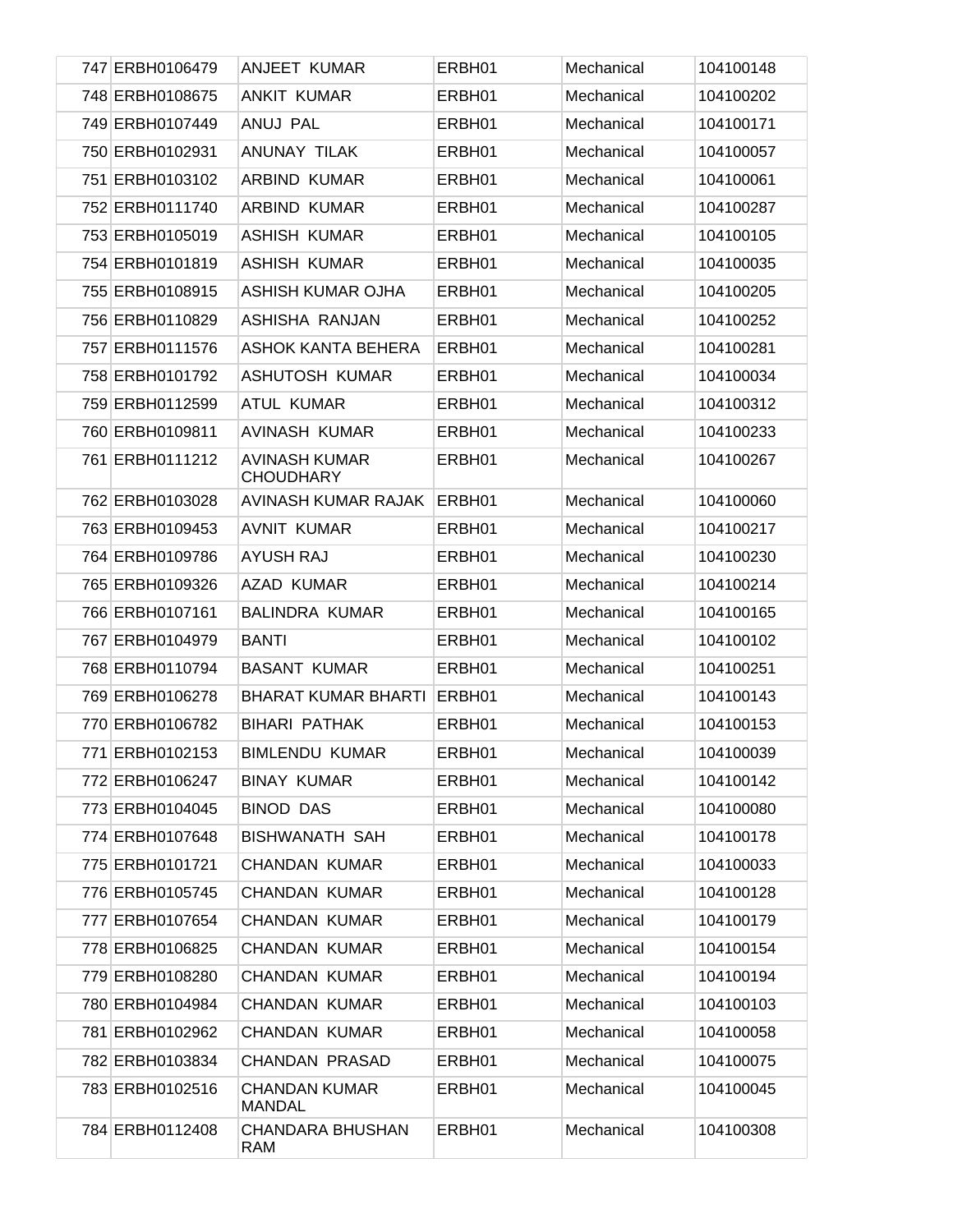| | | | | | |
|---|---|---|---|---|---|
| 747 | ERBH0106479 | ANJEET KUMAR | ERBH01 | Mechanical | 104100148 |
| 748 | ERBH0108675 | ANKIT KUMAR | ERBH01 | Mechanical | 104100202 |
| 749 | ERBH0107449 | ANUJ PAL | ERBH01 | Mechanical | 104100171 |
| 750 | ERBH0102931 | ANUNAY TILAK | ERBH01 | Mechanical | 104100057 |
| 751 | ERBH0103102 | ARBIND KUMAR | ERBH01 | Mechanical | 104100061 |
| 752 | ERBH0111740 | ARBIND KUMAR | ERBH01 | Mechanical | 104100287 |
| 753 | ERBH0105019 | ASHISH KUMAR | ERBH01 | Mechanical | 104100105 |
| 754 | ERBH0101819 | ASHISH KUMAR | ERBH01 | Mechanical | 104100035 |
| 755 | ERBH0108915 | ASHISH KUMAR OJHA | ERBH01 | Mechanical | 104100205 |
| 756 | ERBH0110829 | ASHISHA RANJAN | ERBH01 | Mechanical | 104100252 |
| 757 | ERBH0111576 | ASHOK KANTA BEHERA | ERBH01 | Mechanical | 104100281 |
| 758 | ERBH0101792 | ASHUTOSH KUMAR | ERBH01 | Mechanical | 104100034 |
| 759 | ERBH0112599 | ATUL KUMAR | ERBH01 | Mechanical | 104100312 |
| 760 | ERBH0109811 | AVINASH KUMAR | ERBH01 | Mechanical | 104100233 |
| 761 | ERBH0111212 | AVINASH KUMAR CHOUDHARY | ERBH01 | Mechanical | 104100267 |
| 762 | ERBH0103028 | AVINASH KUMAR RAJAK | ERBH01 | Mechanical | 104100060 |
| 763 | ERBH0109453 | AVNIT KUMAR | ERBH01 | Mechanical | 104100217 |
| 764 | ERBH0109786 | AYUSH RAJ | ERBH01 | Mechanical | 104100230 |
| 765 | ERBH0109326 | AZAD KUMAR | ERBH01 | Mechanical | 104100214 |
| 766 | ERBH0107161 | BALINDRA KUMAR | ERBH01 | Mechanical | 104100165 |
| 767 | ERBH0104979 | BANTI | ERBH01 | Mechanical | 104100102 |
| 768 | ERBH0110794 | BASANT KUMAR | ERBH01 | Mechanical | 104100251 |
| 769 | ERBH0106278 | BHARAT KUMAR BHARTI | ERBH01 | Mechanical | 104100143 |
| 770 | ERBH0106782 | BIHARI PATHAK | ERBH01 | Mechanical | 104100153 |
| 771 | ERBH0102153 | BIMLENDU KUMAR | ERBH01 | Mechanical | 104100039 |
| 772 | ERBH0106247 | BINAY KUMAR | ERBH01 | Mechanical | 104100142 |
| 773 | ERBH0104045 | BINOD DAS | ERBH01 | Mechanical | 104100080 |
| 774 | ERBH0107648 | BISHWANATH SAH | ERBH01 | Mechanical | 104100178 |
| 775 | ERBH0101721 | CHANDAN KUMAR | ERBH01 | Mechanical | 104100033 |
| 776 | ERBH0105745 | CHANDAN KUMAR | ERBH01 | Mechanical | 104100128 |
| 777 | ERBH0107654 | CHANDAN KUMAR | ERBH01 | Mechanical | 104100179 |
| 778 | ERBH0106825 | CHANDAN KUMAR | ERBH01 | Mechanical | 104100154 |
| 779 | ERBH0108280 | CHANDAN KUMAR | ERBH01 | Mechanical | 104100194 |
| 780 | ERBH0104984 | CHANDAN KUMAR | ERBH01 | Mechanical | 104100103 |
| 781 | ERBH0102962 | CHANDAN KUMAR | ERBH01 | Mechanical | 104100058 |
| 782 | ERBH0103834 | CHANDAN PRASAD | ERBH01 | Mechanical | 104100075 |
| 783 | ERBH0102516 | CHANDAN KUMAR MANDAL | ERBH01 | Mechanical | 104100045 |
| 784 | ERBH0112408 | CHANDARA BHUSHAN RAM | ERBH01 | Mechanical | 104100308 |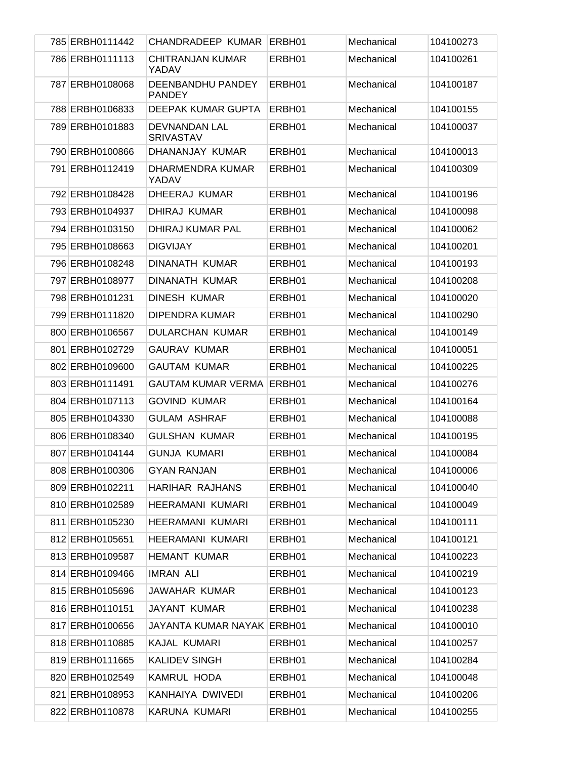| | | | | |
|---|---|---|---|---|
| 785 | ERBH0111442 | CHANDRADEEP KUMAR | ERBH01 | Mechanical | 104100273 |
| 786 | ERBH0111113 | CHITRANJAN KUMAR YADAV | ERBH01 | Mechanical | 104100261 |
| 787 | ERBH0108068 | DEENBANDHU PANDEY PANDEY | ERBH01 | Mechanical | 104100187 |
| 788 | ERBH0106833 | DEEPAK KUMAR GUPTA | ERBH01 | Mechanical | 104100155 |
| 789 | ERBH0101883 | DEVNANDAN LAL SRIVASTAV | ERBH01 | Mechanical | 104100037 |
| 790 | ERBH0100866 | DHANANJAY KUMAR | ERBH01 | Mechanical | 104100013 |
| 791 | ERBH0112419 | DHARMENDRA KUMAR YADAV | ERBH01 | Mechanical | 104100309 |
| 792 | ERBH0108428 | DHEERAJ KUMAR | ERBH01 | Mechanical | 104100196 |
| 793 | ERBH0104937 | DHIRAJ KUMAR | ERBH01 | Mechanical | 104100098 |
| 794 | ERBH0103150 | DHIRAJ KUMAR PAL | ERBH01 | Mechanical | 104100062 |
| 795 | ERBH0108663 | DIGVIJAY | ERBH01 | Mechanical | 104100201 |
| 796 | ERBH0108248 | DINANATH KUMAR | ERBH01 | Mechanical | 104100193 |
| 797 | ERBH0108977 | DINANATH KUMAR | ERBH01 | Mechanical | 104100208 |
| 798 | ERBH0101231 | DINESH KUMAR | ERBH01 | Mechanical | 104100020 |
| 799 | ERBH0111820 | DIPENDRA KUMAR | ERBH01 | Mechanical | 104100290 |
| 800 | ERBH0106567 | DULARCHAN KUMAR | ERBH01 | Mechanical | 104100149 |
| 801 | ERBH0102729 | GAURAV KUMAR | ERBH01 | Mechanical | 104100051 |
| 802 | ERBH0109600 | GAUTAM KUMAR | ERBH01 | Mechanical | 104100225 |
| 803 | ERBH0111491 | GAUTAM KUMAR VERMA | ERBH01 | Mechanical | 104100276 |
| 804 | ERBH0107113 | GOVIND KUMAR | ERBH01 | Mechanical | 104100164 |
| 805 | ERBH0104330 | GULAM ASHRAF | ERBH01 | Mechanical | 104100088 |
| 806 | ERBH0108340 | GULSHAN KUMAR | ERBH01 | Mechanical | 104100195 |
| 807 | ERBH0104144 | GUNJA KUMARI | ERBH01 | Mechanical | 104100084 |
| 808 | ERBH0100306 | GYAN RANJAN | ERBH01 | Mechanical | 104100006 |
| 809 | ERBH0102211 | HARIHAR RAJHANS | ERBH01 | Mechanical | 104100040 |
| 810 | ERBH0102589 | HEERAMANI KUMARI | ERBH01 | Mechanical | 104100049 |
| 811 | ERBH0105230 | HEERAMANI KUMARI | ERBH01 | Mechanical | 104100111 |
| 812 | ERBH0105651 | HEERAMANI KUMARI | ERBH01 | Mechanical | 104100121 |
| 813 | ERBH0109587 | HEMANT KUMAR | ERBH01 | Mechanical | 104100223 |
| 814 | ERBH0109466 | IMRAN ALI | ERBH01 | Mechanical | 104100219 |
| 815 | ERBH0105696 | JAWAHAR KUMAR | ERBH01 | Mechanical | 104100123 |
| 816 | ERBH0110151 | JAYANT KUMAR | ERBH01 | Mechanical | 104100238 |
| 817 | ERBH0100656 | JAYANTA KUMAR NAYAK | ERBH01 | Mechanical | 104100010 |
| 818 | ERBH0110885 | KAJAL KUMARI | ERBH01 | Mechanical | 104100257 |
| 819 | ERBH0111665 | KALIDEV SINGH | ERBH01 | Mechanical | 104100284 |
| 820 | ERBH0102549 | KAMRUL HODA | ERBH01 | Mechanical | 104100048 |
| 821 | ERBH0108953 | KANHAIYA DWIVEDI | ERBH01 | Mechanical | 104100206 |
| 822 | ERBH0110878 | KARUNA KUMARI | ERBH01 | Mechanical | 104100255 |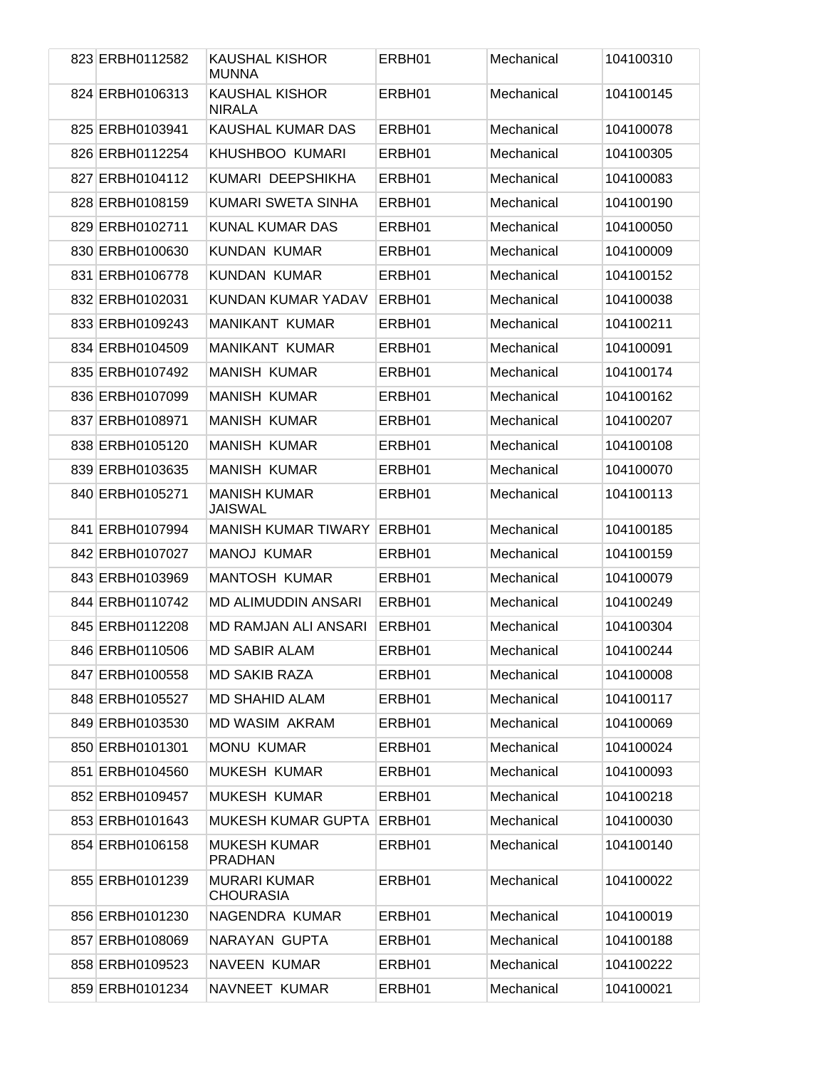| | | | | | |
|---|---|---|---|---|---|
| 823 | ERBH0112582 | KAUSHAL KISHOR MUNNA | ERBH01 | Mechanical | 104100310 |
| 824 | ERBH0106313 | KAUSHAL KISHOR NIRALA | ERBH01 | Mechanical | 104100145 |
| 825 | ERBH0103941 | KAUSHAL KUMAR DAS | ERBH01 | Mechanical | 104100078 |
| 826 | ERBH0112254 | KHUSHBOO KUMARI | ERBH01 | Mechanical | 104100305 |
| 827 | ERBH0104112 | KUMARI DEEPSHIKHA | ERBH01 | Mechanical | 104100083 |
| 828 | ERBH0108159 | KUMARI SWETA SINHA | ERBH01 | Mechanical | 104100190 |
| 829 | ERBH0102711 | KUNAL KUMAR DAS | ERBH01 | Mechanical | 104100050 |
| 830 | ERBH0100630 | KUNDAN KUMAR | ERBH01 | Mechanical | 104100009 |
| 831 | ERBH0106778 | KUNDAN KUMAR | ERBH01 | Mechanical | 104100152 |
| 832 | ERBH0102031 | KUNDAN KUMAR YADAV | ERBH01 | Mechanical | 104100038 |
| 833 | ERBH0109243 | MANIKANT KUMAR | ERBH01 | Mechanical | 104100211 |
| 834 | ERBH0104509 | MANIKANT KUMAR | ERBH01 | Mechanical | 104100091 |
| 835 | ERBH0107492 | MANISH KUMAR | ERBH01 | Mechanical | 104100174 |
| 836 | ERBH0107099 | MANISH KUMAR | ERBH01 | Mechanical | 104100162 |
| 837 | ERBH0108971 | MANISH KUMAR | ERBH01 | Mechanical | 104100207 |
| 838 | ERBH0105120 | MANISH KUMAR | ERBH01 | Mechanical | 104100108 |
| 839 | ERBH0103635 | MANISH KUMAR | ERBH01 | Mechanical | 104100070 |
| 840 | ERBH0105271 | MANISH KUMAR JAISWAL | ERBH01 | Mechanical | 104100113 |
| 841 | ERBH0107994 | MANISH KUMAR TIWARY | ERBH01 | Mechanical | 104100185 |
| 842 | ERBH0107027 | MANOJ KUMAR | ERBH01 | Mechanical | 104100159 |
| 843 | ERBH0103969 | MANTOSH KUMAR | ERBH01 | Mechanical | 104100079 |
| 844 | ERBH0110742 | MD ALIMUDDIN ANSARI | ERBH01 | Mechanical | 104100249 |
| 845 | ERBH0112208 | MD RAMJAN ALI ANSARI | ERBH01 | Mechanical | 104100304 |
| 846 | ERBH0110506 | MD SABIR ALAM | ERBH01 | Mechanical | 104100244 |
| 847 | ERBH0100558 | MD SAKIB RAZA | ERBH01 | Mechanical | 104100008 |
| 848 | ERBH0105527 | MD SHAHID ALAM | ERBH01 | Mechanical | 104100117 |
| 849 | ERBH0103530 | MD WASIM AKRAM | ERBH01 | Mechanical | 104100069 |
| 850 | ERBH0101301 | MONU KUMAR | ERBH01 | Mechanical | 104100024 |
| 851 | ERBH0104560 | MUKESH KUMAR | ERBH01 | Mechanical | 104100093 |
| 852 | ERBH0109457 | MUKESH KUMAR | ERBH01 | Mechanical | 104100218 |
| 853 | ERBH0101643 | MUKESH KUMAR GUPTA | ERBH01 | Mechanical | 104100030 |
| 854 | ERBH0106158 | MUKESH KUMAR PRADHAN | ERBH01 | Mechanical | 104100140 |
| 855 | ERBH0101239 | MURARI KUMAR CHOURASIA | ERBH01 | Mechanical | 104100022 |
| 856 | ERBH0101230 | NAGENDRA KUMAR | ERBH01 | Mechanical | 104100019 |
| 857 | ERBH0108069 | NARAYAN GUPTA | ERBH01 | Mechanical | 104100188 |
| 858 | ERBH0109523 | NAVEEN KUMAR | ERBH01 | Mechanical | 104100222 |
| 859 | ERBH0101234 | NAVNEET KUMAR | ERBH01 | Mechanical | 104100021 |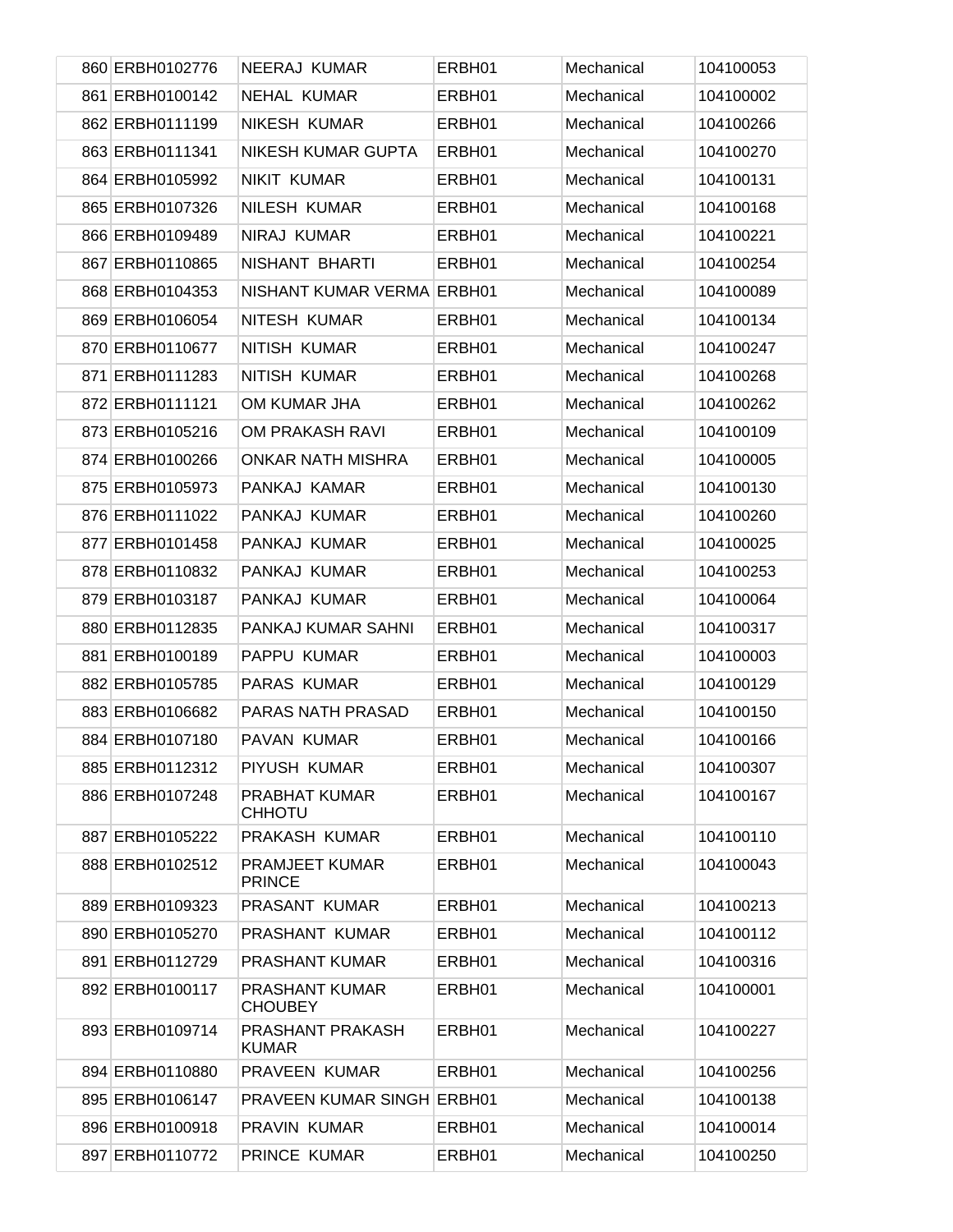| | | | | | |
|---|---|---|---|---|---|
| 860 | ERBH0102776 | NEERAJ KUMAR | ERBH01 | Mechanical | 104100053 |
| 861 | ERBH0100142 | NEHAL KUMAR | ERBH01 | Mechanical | 104100002 |
| 862 | ERBH0111199 | NIKESH KUMAR | ERBH01 | Mechanical | 104100266 |
| 863 | ERBH0111341 | NIKESH KUMAR GUPTA | ERBH01 | Mechanical | 104100270 |
| 864 | ERBH0105992 | NIKIT KUMAR | ERBH01 | Mechanical | 104100131 |
| 865 | ERBH0107326 | NILESH KUMAR | ERBH01 | Mechanical | 104100168 |
| 866 | ERBH0109489 | NIRAJ KUMAR | ERBH01 | Mechanical | 104100221 |
| 867 | ERBH0110865 | NISHANT BHARTI | ERBH01 | Mechanical | 104100254 |
| 868 | ERBH0104353 | NISHANT KUMAR VERMA | ERBH01 | Mechanical | 104100089 |
| 869 | ERBH0106054 | NITESH KUMAR | ERBH01 | Mechanical | 104100134 |
| 870 | ERBH0110677 | NITISH KUMAR | ERBH01 | Mechanical | 104100247 |
| 871 | ERBH0111283 | NITISH KUMAR | ERBH01 | Mechanical | 104100268 |
| 872 | ERBH0111121 | OM KUMAR JHA | ERBH01 | Mechanical | 104100262 |
| 873 | ERBH0105216 | OM PRAKASH RAVI | ERBH01 | Mechanical | 104100109 |
| 874 | ERBH0100266 | ONKAR NATH MISHRA | ERBH01 | Mechanical | 104100005 |
| 875 | ERBH0105973 | PANKAJ KAMAR | ERBH01 | Mechanical | 104100130 |
| 876 | ERBH0111022 | PANKAJ KUMAR | ERBH01 | Mechanical | 104100260 |
| 877 | ERBH0101458 | PANKAJ KUMAR | ERBH01 | Mechanical | 104100025 |
| 878 | ERBH0110832 | PANKAJ KUMAR | ERBH01 | Mechanical | 104100253 |
| 879 | ERBH0103187 | PANKAJ KUMAR | ERBH01 | Mechanical | 104100064 |
| 880 | ERBH0112835 | PANKAJ KUMAR SAHNI | ERBH01 | Mechanical | 104100317 |
| 881 | ERBH0100189 | PAPPU KUMAR | ERBH01 | Mechanical | 104100003 |
| 882 | ERBH0105785 | PARAS KUMAR | ERBH01 | Mechanical | 104100129 |
| 883 | ERBH0106682 | PARAS NATH PRASAD | ERBH01 | Mechanical | 104100150 |
| 884 | ERBH0107180 | PAVAN KUMAR | ERBH01 | Mechanical | 104100166 |
| 885 | ERBH0112312 | PIYUSH KUMAR | ERBH01 | Mechanical | 104100307 |
| 886 | ERBH0107248 | PRABHAT KUMAR CHHOTU | ERBH01 | Mechanical | 104100167 |
| 887 | ERBH0105222 | PRAKASH KUMAR | ERBH01 | Mechanical | 104100110 |
| 888 | ERBH0102512 | PRAMJEET KUMAR PRINCE | ERBH01 | Mechanical | 104100043 |
| 889 | ERBH0109323 | PRASANT KUMAR | ERBH01 | Mechanical | 104100213 |
| 890 | ERBH0105270 | PRASHANT KUMAR | ERBH01 | Mechanical | 104100112 |
| 891 | ERBH0112729 | PRASHANT KUMAR | ERBH01 | Mechanical | 104100316 |
| 892 | ERBH0100117 | PRASHANT KUMAR CHOUBEY | ERBH01 | Mechanical | 104100001 |
| 893 | ERBH0109714 | PRASHANT PRAKASH KUMAR | ERBH01 | Mechanical | 104100227 |
| 894 | ERBH0110880 | PRAVEEN KUMAR | ERBH01 | Mechanical | 104100256 |
| 895 | ERBH0106147 | PRAVEEN KUMAR SINGH | ERBH01 | Mechanical | 104100138 |
| 896 | ERBH0100918 | PRAVIN KUMAR | ERBH01 | Mechanical | 104100014 |
| 897 | ERBH0110772 | PRINCE KUMAR | ERBH01 | Mechanical | 104100250 |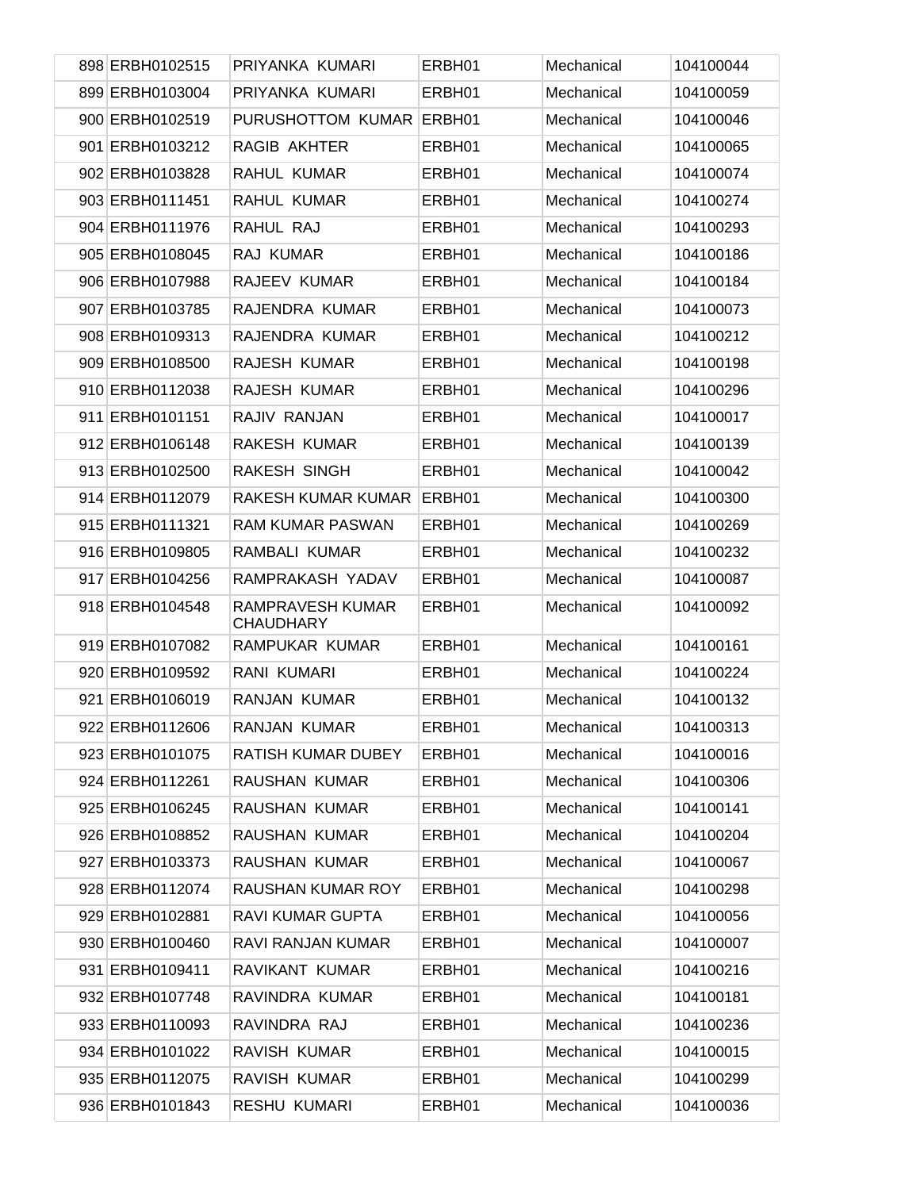| | | | | | |
|---|---|---|---|---|---|
| 898 | ERBH0102515 | PRIYANKA KUMARI | ERBH01 | Mechanical | 104100044 |
| 899 | ERBH0103004 | PRIYANKA KUMARI | ERBH01 | Mechanical | 104100059 |
| 900 | ERBH0102519 | PURUSHOTTOM KUMAR | ERBH01 | Mechanical | 104100046 |
| 901 | ERBH0103212 | RAGIB AKHTER | ERBH01 | Mechanical | 104100065 |
| 902 | ERBH0103828 | RAHUL KUMAR | ERBH01 | Mechanical | 104100074 |
| 903 | ERBH0111451 | RAHUL KUMAR | ERBH01 | Mechanical | 104100274 |
| 904 | ERBH0111976 | RAHUL RAJ | ERBH01 | Mechanical | 104100293 |
| 905 | ERBH0108045 | RAJ KUMAR | ERBH01 | Mechanical | 104100186 |
| 906 | ERBH0107988 | RAJEEV KUMAR | ERBH01 | Mechanical | 104100184 |
| 907 | ERBH0103785 | RAJENDRA KUMAR | ERBH01 | Mechanical | 104100073 |
| 908 | ERBH0109313 | RAJENDRA KUMAR | ERBH01 | Mechanical | 104100212 |
| 909 | ERBH0108500 | RAJESH KUMAR | ERBH01 | Mechanical | 104100198 |
| 910 | ERBH0112038 | RAJESH KUMAR | ERBH01 | Mechanical | 104100296 |
| 911 | ERBH0101151 | RAJIV RANJAN | ERBH01 | Mechanical | 104100017 |
| 912 | ERBH0106148 | RAKESH KUMAR | ERBH01 | Mechanical | 104100139 |
| 913 | ERBH0102500 | RAKESH SINGH | ERBH01 | Mechanical | 104100042 |
| 914 | ERBH0112079 | RAKESH KUMAR KUMAR | ERBH01 | Mechanical | 104100300 |
| 915 | ERBH0111321 | RAM KUMAR PASWAN | ERBH01 | Mechanical | 104100269 |
| 916 | ERBH0109805 | RAMBALI KUMAR | ERBH01 | Mechanical | 104100232 |
| 917 | ERBH0104256 | RAMPRAKASH YADAV | ERBH01 | Mechanical | 104100087 |
| 918 | ERBH0104548 | RAMPRAVESH KUMAR CHAUDHARY | ERBH01 | Mechanical | 104100092 |
| 919 | ERBH0107082 | RAMPUKAR KUMAR | ERBH01 | Mechanical | 104100161 |
| 920 | ERBH0109592 | RANI KUMARI | ERBH01 | Mechanical | 104100224 |
| 921 | ERBH0106019 | RANJAN KUMAR | ERBH01 | Mechanical | 104100132 |
| 922 | ERBH0112606 | RANJAN KUMAR | ERBH01 | Mechanical | 104100313 |
| 923 | ERBH0101075 | RATISH KUMAR DUBEY | ERBH01 | Mechanical | 104100016 |
| 924 | ERBH0112261 | RAUSHAN KUMAR | ERBH01 | Mechanical | 104100306 |
| 925 | ERBH0106245 | RAUSHAN KUMAR | ERBH01 | Mechanical | 104100141 |
| 926 | ERBH0108852 | RAUSHAN KUMAR | ERBH01 | Mechanical | 104100204 |
| 927 | ERBH0103373 | RAUSHAN KUMAR | ERBH01 | Mechanical | 104100067 |
| 928 | ERBH0112074 | RAUSHAN KUMAR ROY | ERBH01 | Mechanical | 104100298 |
| 929 | ERBH0102881 | RAVI KUMAR GUPTA | ERBH01 | Mechanical | 104100056 |
| 930 | ERBH0100460 | RAVI RANJAN KUMAR | ERBH01 | Mechanical | 104100007 |
| 931 | ERBH0109411 | RAVIKANT KUMAR | ERBH01 | Mechanical | 104100216 |
| 932 | ERBH0107748 | RAVINDRA KUMAR | ERBH01 | Mechanical | 104100181 |
| 933 | ERBH0110093 | RAVINDRA RAJ | ERBH01 | Mechanical | 104100236 |
| 934 | ERBH0101022 | RAVISH KUMAR | ERBH01 | Mechanical | 104100015 |
| 935 | ERBH0112075 | RAVISH KUMAR | ERBH01 | Mechanical | 104100299 |
| 936 | ERBH0101843 | RESHU KUMARI | ERBH01 | Mechanical | 104100036 |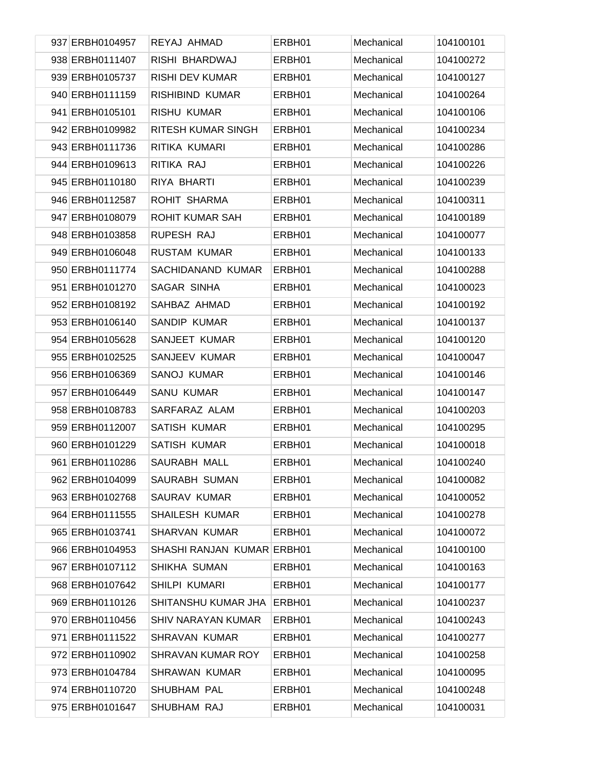| | | | | | |
|---|---|---|---|---|---|
| 937 | ERBH0104957 | REYAJ AHMAD | ERBH01 | Mechanical | 104100101 |
| 938 | ERBH0111407 | RISHI BHARDWAJ | ERBH01 | Mechanical | 104100272 |
| 939 | ERBH0105737 | RISHI DEV KUMAR | ERBH01 | Mechanical | 104100127 |
| 940 | ERBH0111159 | RISHIBIND KUMAR | ERBH01 | Mechanical | 104100264 |
| 941 | ERBH0105101 | RISHU KUMAR | ERBH01 | Mechanical | 104100106 |
| 942 | ERBH0109982 | RITESH KUMAR SINGH | ERBH01 | Mechanical | 104100234 |
| 943 | ERBH0111736 | RITIKA KUMARI | ERBH01 | Mechanical | 104100286 |
| 944 | ERBH0109613 | RITIKA RAJ | ERBH01 | Mechanical | 104100226 |
| 945 | ERBH0110180 | RIYA BHARTI | ERBH01 | Mechanical | 104100239 |
| 946 | ERBH0112587 | ROHIT SHARMA | ERBH01 | Mechanical | 104100311 |
| 947 | ERBH0108079 | ROHIT KUMAR SAH | ERBH01 | Mechanical | 104100189 |
| 948 | ERBH0103858 | RUPESH RAJ | ERBH01 | Mechanical | 104100077 |
| 949 | ERBH0106048 | RUSTAM KUMAR | ERBH01 | Mechanical | 104100133 |
| 950 | ERBH0111774 | SACHIDANAND KUMAR | ERBH01 | Mechanical | 104100288 |
| 951 | ERBH0101270 | SAGAR SINHA | ERBH01 | Mechanical | 104100023 |
| 952 | ERBH0108192 | SAHBAZ AHMAD | ERBH01 | Mechanical | 104100192 |
| 953 | ERBH0106140 | SANDIP KUMAR | ERBH01 | Mechanical | 104100137 |
| 954 | ERBH0105628 | SANJEET KUMAR | ERBH01 | Mechanical | 104100120 |
| 955 | ERBH0102525 | SANJEEV KUMAR | ERBH01 | Mechanical | 104100047 |
| 956 | ERBH0106369 | SANOJ KUMAR | ERBH01 | Mechanical | 104100146 |
| 957 | ERBH0106449 | SANU KUMAR | ERBH01 | Mechanical | 104100147 |
| 958 | ERBH0108783 | SARFARAZ ALAM | ERBH01 | Mechanical | 104100203 |
| 959 | ERBH0112007 | SATISH KUMAR | ERBH01 | Mechanical | 104100295 |
| 960 | ERBH0101229 | SATISH KUMAR | ERBH01 | Mechanical | 104100018 |
| 961 | ERBH0110286 | SAURABH MALL | ERBH01 | Mechanical | 104100240 |
| 962 | ERBH0104099 | SAURABH SUMAN | ERBH01 | Mechanical | 104100082 |
| 963 | ERBH0102768 | SAURAV KUMAR | ERBH01 | Mechanical | 104100052 |
| 964 | ERBH0111555 | SHAILESH KUMAR | ERBH01 | Mechanical | 104100278 |
| 965 | ERBH0103741 | SHARVAN KUMAR | ERBH01 | Mechanical | 104100072 |
| 966 | ERBH0104953 | SHASHI RANJAN KUMAR | ERBH01 | Mechanical | 104100100 |
| 967 | ERBH0107112 | SHIKHA SUMAN | ERBH01 | Mechanical | 104100163 |
| 968 | ERBH0107642 | SHILPI KUMARI | ERBH01 | Mechanical | 104100177 |
| 969 | ERBH0110126 | SHITANSHU KUMAR JHA | ERBH01 | Mechanical | 104100237 |
| 970 | ERBH0110456 | SHIV NARAYAN KUMAR | ERBH01 | Mechanical | 104100243 |
| 971 | ERBH0111522 | SHRAVAN KUMAR | ERBH01 | Mechanical | 104100277 |
| 972 | ERBH0110902 | SHRAVAN KUMAR ROY | ERBH01 | Mechanical | 104100258 |
| 973 | ERBH0104784 | SHRAWAN KUMAR | ERBH01 | Mechanical | 104100095 |
| 974 | ERBH0110720 | SHUBHAM PAL | ERBH01 | Mechanical | 104100248 |
| 975 | ERBH0101647 | SHUBHAM RAJ | ERBH01 | Mechanical | 104100031 |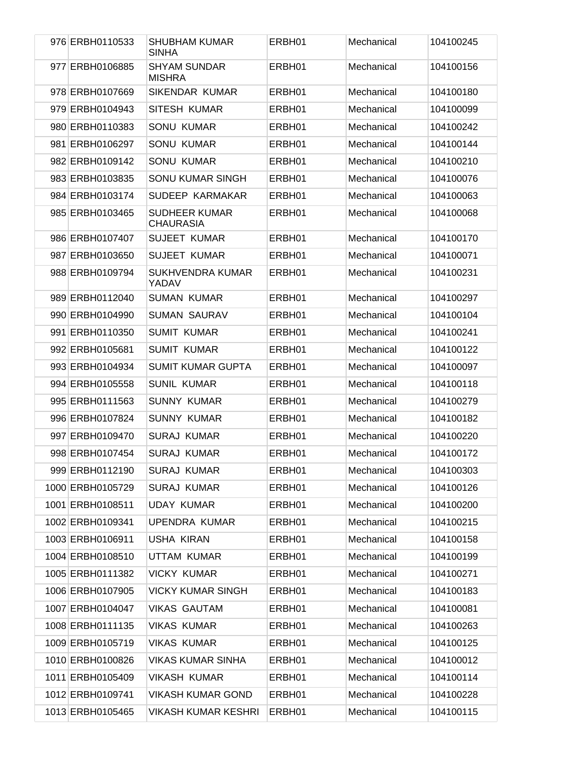| 976 | ERBH0110533 | SHUBHAM KUMAR SINHA | ERBH01 | Mechanical | 104100245 |
|---|---|---|---|---|---|
| 977 | ERBH0106885 | SHYAM SUNDAR MISHRA | ERBH01 | Mechanical | 104100156 |
| 978 | ERBH0107669 | SIKENDAR KUMAR | ERBH01 | Mechanical | 104100180 |
| 979 | ERBH0104943 | SITESH KUMAR | ERBH01 | Mechanical | 104100099 |
| 980 | ERBH0110383 | SONU KUMAR | ERBH01 | Mechanical | 104100242 |
| 981 | ERBH0106297 | SONU KUMAR | ERBH01 | Mechanical | 104100144 |
| 982 | ERBH0109142 | SONU KUMAR | ERBH01 | Mechanical | 104100210 |
| 983 | ERBH0103835 | SONU KUMAR SINGH | ERBH01 | Mechanical | 104100076 |
| 984 | ERBH0103174 | SUDEEP KARMAKAR | ERBH01 | Mechanical | 104100063 |
| 985 | ERBH0103465 | SUDHEER KUMAR CHAURASIA | ERBH01 | Mechanical | 104100068 |
| 986 | ERBH0107407 | SUJEET KUMAR | ERBH01 | Mechanical | 104100170 |
| 987 | ERBH0103650 | SUJEET KUMAR | ERBH01 | Mechanical | 104100071 |
| 988 | ERBH0109794 | SUKHVENDRA KUMAR YADAV | ERBH01 | Mechanical | 104100231 |
| 989 | ERBH0112040 | SUMAN KUMAR | ERBH01 | Mechanical | 104100297 |
| 990 | ERBH0104990 | SUMAN SAURAV | ERBH01 | Mechanical | 104100104 |
| 991 | ERBH0110350 | SUMIT KUMAR | ERBH01 | Mechanical | 104100241 |
| 992 | ERBH0105681 | SUMIT KUMAR | ERBH01 | Mechanical | 104100122 |
| 993 | ERBH0104934 | SUMIT KUMAR GUPTA | ERBH01 | Mechanical | 104100097 |
| 994 | ERBH0105558 | SUNIL KUMAR | ERBH01 | Mechanical | 104100118 |
| 995 | ERBH0111563 | SUNNY KUMAR | ERBH01 | Mechanical | 104100279 |
| 996 | ERBH0107824 | SUNNY KUMAR | ERBH01 | Mechanical | 104100182 |
| 997 | ERBH0109470 | SURAJ KUMAR | ERBH01 | Mechanical | 104100220 |
| 998 | ERBH0107454 | SURAJ KUMAR | ERBH01 | Mechanical | 104100172 |
| 999 | ERBH0112190 | SURAJ KUMAR | ERBH01 | Mechanical | 104100303 |
| 1000 | ERBH0105729 | SURAJ KUMAR | ERBH01 | Mechanical | 104100126 |
| 1001 | ERBH0108511 | UDAY KUMAR | ERBH01 | Mechanical | 104100200 |
| 1002 | ERBH0109341 | UPENDRA KUMAR | ERBH01 | Mechanical | 104100215 |
| 1003 | ERBH0106911 | USHA KIRAN | ERBH01 | Mechanical | 104100158 |
| 1004 | ERBH0108510 | UTTAM KUMAR | ERBH01 | Mechanical | 104100199 |
| 1005 | ERBH0111382 | VICKY KUMAR | ERBH01 | Mechanical | 104100271 |
| 1006 | ERBH0107905 | VICKY KUMAR SINGH | ERBH01 | Mechanical | 104100183 |
| 1007 | ERBH0104047 | VIKAS GAUTAM | ERBH01 | Mechanical | 104100081 |
| 1008 | ERBH0111135 | VIKAS KUMAR | ERBH01 | Mechanical | 104100263 |
| 1009 | ERBH0105719 | VIKAS KUMAR | ERBH01 | Mechanical | 104100125 |
| 1010 | ERBH0100826 | VIKAS KUMAR SINHA | ERBH01 | Mechanical | 104100012 |
| 1011 | ERBH0105409 | VIKASH KUMAR | ERBH01 | Mechanical | 104100114 |
| 1012 | ERBH0109741 | VIKASH KUMAR GOND | ERBH01 | Mechanical | 104100228 |
| 1013 | ERBH0105465 | VIKASH KUMAR KESHRI | ERBH01 | Mechanical | 104100115 |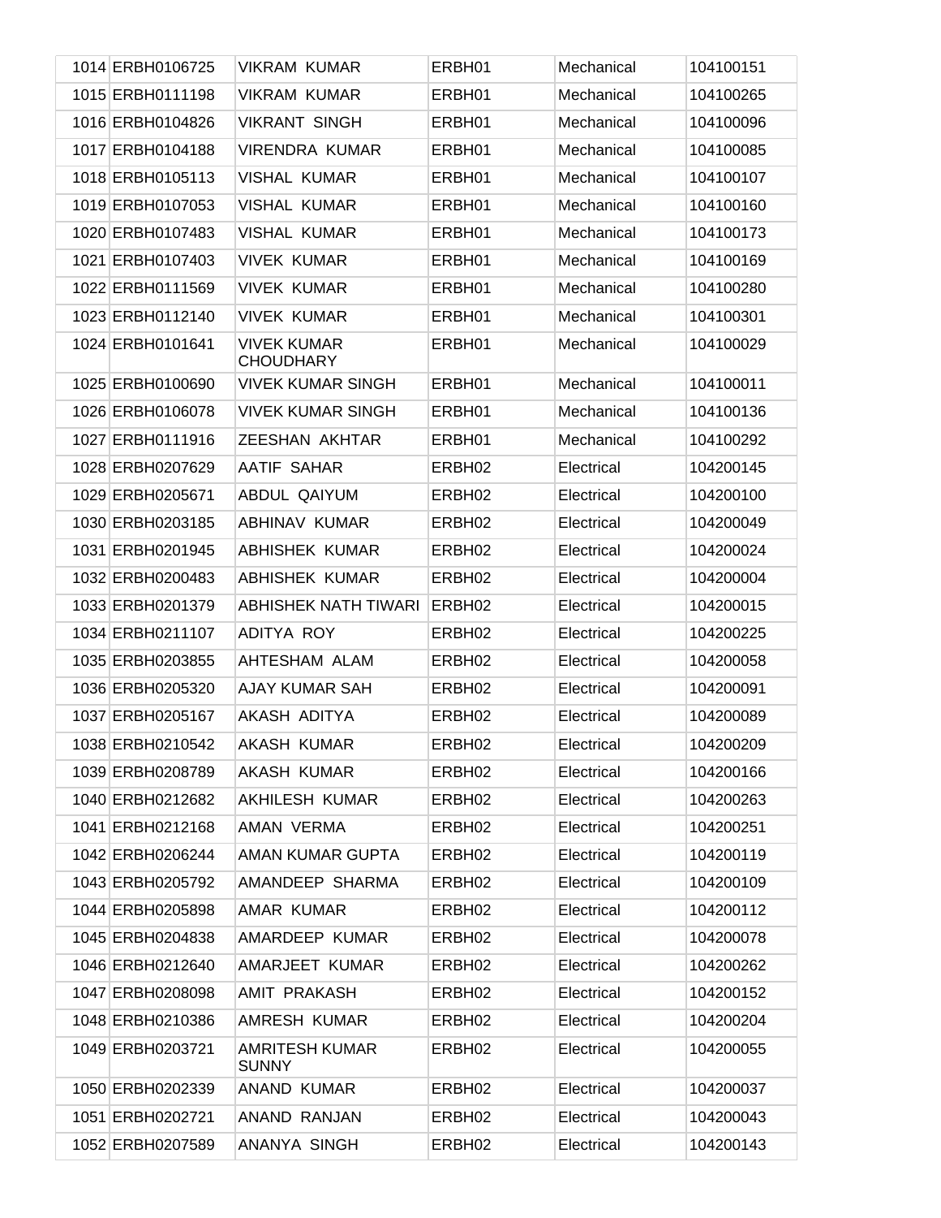| | | | | | |
|---|---|---|---|---|---|
| 1014 | ERBH0106725 | VIKRAM KUMAR | ERBH01 | Mechanical | 104100151 |
| 1015 | ERBH0111198 | VIKRAM KUMAR | ERBH01 | Mechanical | 104100265 |
| 1016 | ERBH0104826 | VIKRANT SINGH | ERBH01 | Mechanical | 104100096 |
| 1017 | ERBH0104188 | VIRENDRA KUMAR | ERBH01 | Mechanical | 104100085 |
| 1018 | ERBH0105113 | VISHAL KUMAR | ERBH01 | Mechanical | 104100107 |
| 1019 | ERBH0107053 | VISHAL KUMAR | ERBH01 | Mechanical | 104100160 |
| 1020 | ERBH0107483 | VISHAL KUMAR | ERBH01 | Mechanical | 104100173 |
| 1021 | ERBH0107403 | VIVEK KUMAR | ERBH01 | Mechanical | 104100169 |
| 1022 | ERBH0111569 | VIVEK KUMAR | ERBH01 | Mechanical | 104100280 |
| 1023 | ERBH0112140 | VIVEK KUMAR | ERBH01 | Mechanical | 104100301 |
| 1024 | ERBH0101641 | VIVEK KUMAR CHOUDHARY | ERBH01 | Mechanical | 104100029 |
| 1025 | ERBH0100690 | VIVEK KUMAR SINGH | ERBH01 | Mechanical | 104100011 |
| 1026 | ERBH0106078 | VIVEK KUMAR SINGH | ERBH01 | Mechanical | 104100136 |
| 1027 | ERBH0111916 | ZEESHAN AKHTAR | ERBH01 | Mechanical | 104100292 |
| 1028 | ERBH0207629 | AATIF SAHAR | ERBH02 | Electrical | 104200145 |
| 1029 | ERBH0205671 | ABDUL QAIYUM | ERBH02 | Electrical | 104200100 |
| 1030 | ERBH0203185 | ABHINAV KUMAR | ERBH02 | Electrical | 104200049 |
| 1031 | ERBH0201945 | ABHISHEK KUMAR | ERBH02 | Electrical | 104200024 |
| 1032 | ERBH0200483 | ABHISHEK KUMAR | ERBH02 | Electrical | 104200004 |
| 1033 | ERBH0201379 | ABHISHEK NATH TIWARI | ERBH02 | Electrical | 104200015 |
| 1034 | ERBH0211107 | ADITYA ROY | ERBH02 | Electrical | 104200225 |
| 1035 | ERBH0203855 | AHTESHAM ALAM | ERBH02 | Electrical | 104200058 |
| 1036 | ERBH0205320 | AJAY KUMAR SAH | ERBH02 | Electrical | 104200091 |
| 1037 | ERBH0205167 | AKASH ADITYA | ERBH02 | Electrical | 104200089 |
| 1038 | ERBH0210542 | AKASH KUMAR | ERBH02 | Electrical | 104200209 |
| 1039 | ERBH0208789 | AKASH KUMAR | ERBH02 | Electrical | 104200166 |
| 1040 | ERBH0212682 | AKHILESH KUMAR | ERBH02 | Electrical | 104200263 |
| 1041 | ERBH0212168 | AMAN VERMA | ERBH02 | Electrical | 104200251 |
| 1042 | ERBH0206244 | AMAN KUMAR GUPTA | ERBH02 | Electrical | 104200119 |
| 1043 | ERBH0205792 | AMANDEEP SHARMA | ERBH02 | Electrical | 104200109 |
| 1044 | ERBH0205898 | AMAR KUMAR | ERBH02 | Electrical | 104200112 |
| 1045 | ERBH0204838 | AMARDEEP KUMAR | ERBH02 | Electrical | 104200078 |
| 1046 | ERBH0212640 | AMARJEET KUMAR | ERBH02 | Electrical | 104200262 |
| 1047 | ERBH0208098 | AMIT PRAKASH | ERBH02 | Electrical | 104200152 |
| 1048 | ERBH0210386 | AMRESH KUMAR | ERBH02 | Electrical | 104200204 |
| 1049 | ERBH0203721 | AMRITESH KUMAR SUNNY | ERBH02 | Electrical | 104200055 |
| 1050 | ERBH0202339 | ANAND KUMAR | ERBH02 | Electrical | 104200037 |
| 1051 | ERBH0202721 | ANAND RANJAN | ERBH02 | Electrical | 104200043 |
| 1052 | ERBH0207589 | ANANYA SINGH | ERBH02 | Electrical | 104200143 |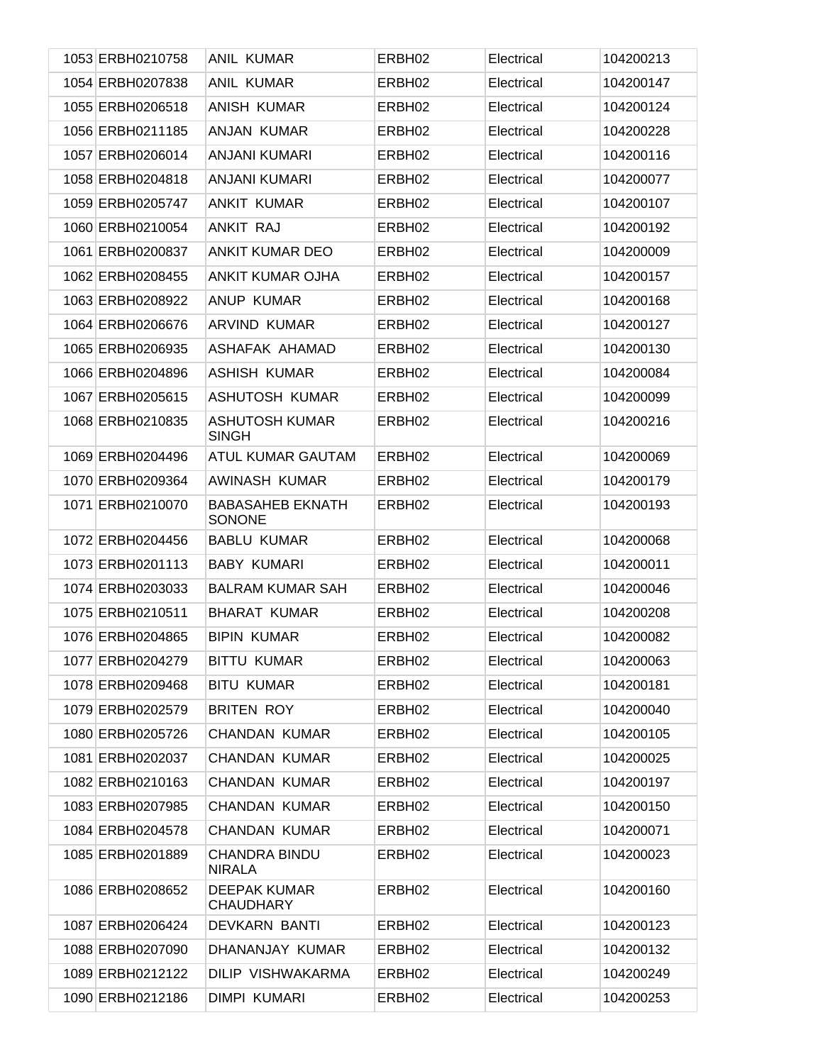| | | | | | |
|---|---|---|---|---|---|
| 1053 | ERBH0210758 | ANIL KUMAR | ERBH02 | Electrical | 104200213 |
| 1054 | ERBH0207838 | ANIL KUMAR | ERBH02 | Electrical | 104200147 |
| 1055 | ERBH0206518 | ANISH KUMAR | ERBH02 | Electrical | 104200124 |
| 1056 | ERBH0211185 | ANJAN KUMAR | ERBH02 | Electrical | 104200228 |
| 1057 | ERBH0206014 | ANJANI KUMARI | ERBH02 | Electrical | 104200116 |
| 1058 | ERBH0204818 | ANJANI KUMARI | ERBH02 | Electrical | 104200077 |
| 1059 | ERBH0205747 | ANKIT KUMAR | ERBH02 | Electrical | 104200107 |
| 1060 | ERBH0210054 | ANKIT RAJ | ERBH02 | Electrical | 104200192 |
| 1061 | ERBH0200837 | ANKIT KUMAR DEO | ERBH02 | Electrical | 104200009 |
| 1062 | ERBH0208455 | ANKIT KUMAR OJHA | ERBH02 | Electrical | 104200157 |
| 1063 | ERBH0208922 | ANUP KUMAR | ERBH02 | Electrical | 104200168 |
| 1064 | ERBH0206676 | ARVIND KUMAR | ERBH02 | Electrical | 104200127 |
| 1065 | ERBH0206935 | ASHAFAK AHAMAD | ERBH02 | Electrical | 104200130 |
| 1066 | ERBH0204896 | ASHISH KUMAR | ERBH02 | Electrical | 104200084 |
| 1067 | ERBH0205615 | ASHUTOSH KUMAR | ERBH02 | Electrical | 104200099 |
| 1068 | ERBH0210835 | ASHUTOSH KUMAR SINGH | ERBH02 | Electrical | 104200216 |
| 1069 | ERBH0204496 | ATUL KUMAR GAUTAM | ERBH02 | Electrical | 104200069 |
| 1070 | ERBH0209364 | AWINASH KUMAR | ERBH02 | Electrical | 104200179 |
| 1071 | ERBH0210070 | BABASAHEB EKNATH SONONE | ERBH02 | Electrical | 104200193 |
| 1072 | ERBH0204456 | BABLU KUMAR | ERBH02 | Electrical | 104200068 |
| 1073 | ERBH0201113 | BABY KUMARI | ERBH02 | Electrical | 104200011 |
| 1074 | ERBH0203033 | BALRAM KUMAR SAH | ERBH02 | Electrical | 104200046 |
| 1075 | ERBH0210511 | BHARAT KUMAR | ERBH02 | Electrical | 104200208 |
| 1076 | ERBH0204865 | BIPIN KUMAR | ERBH02 | Electrical | 104200082 |
| 1077 | ERBH0204279 | BITTU KUMAR | ERBH02 | Electrical | 104200063 |
| 1078 | ERBH0209468 | BITU KUMAR | ERBH02 | Electrical | 104200181 |
| 1079 | ERBH0202579 | BRITEN ROY | ERBH02 | Electrical | 104200040 |
| 1080 | ERBH0205726 | CHANDAN KUMAR | ERBH02 | Electrical | 104200105 |
| 1081 | ERBH0202037 | CHANDAN KUMAR | ERBH02 | Electrical | 104200025 |
| 1082 | ERBH0210163 | CHANDAN KUMAR | ERBH02 | Electrical | 104200197 |
| 1083 | ERBH0207985 | CHANDAN KUMAR | ERBH02 | Electrical | 104200150 |
| 1084 | ERBH0204578 | CHANDAN KUMAR | ERBH02 | Electrical | 104200071 |
| 1085 | ERBH0201889 | CHANDRA BINDU NIRALA | ERBH02 | Electrical | 104200023 |
| 1086 | ERBH0208652 | DEEPAK KUMAR CHAUDHARY | ERBH02 | Electrical | 104200160 |
| 1087 | ERBH0206424 | DEVKARN BANTI | ERBH02 | Electrical | 104200123 |
| 1088 | ERBH0207090 | DHANANJAY KUMAR | ERBH02 | Electrical | 104200132 |
| 1089 | ERBH0212122 | DILIP VISHWAKARMA | ERBH02 | Electrical | 104200249 |
| 1090 | ERBH0212186 | DIMPI KUMARI | ERBH02 | Electrical | 104200253 |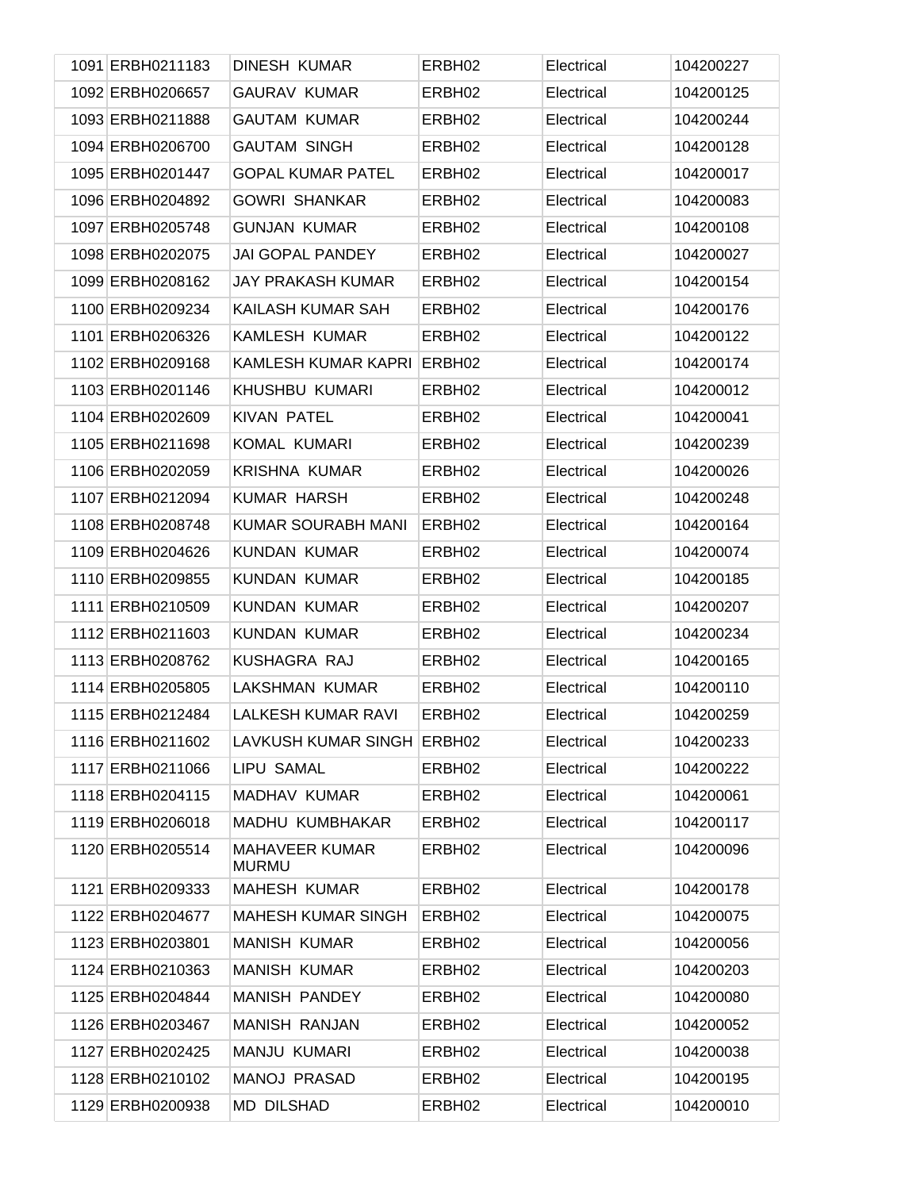| | | | | | |
|---|---|---|---|---|---|
| 1091 | ERBH0211183 | DINESH KUMAR | ERBH02 | Electrical | 104200227 |
| 1092 | ERBH0206657 | GAURAV KUMAR | ERBH02 | Electrical | 104200125 |
| 1093 | ERBH0211888 | GAUTAM KUMAR | ERBH02 | Electrical | 104200244 |
| 1094 | ERBH0206700 | GAUTAM SINGH | ERBH02 | Electrical | 104200128 |
| 1095 | ERBH0201447 | GOPAL KUMAR PATEL | ERBH02 | Electrical | 104200017 |
| 1096 | ERBH0204892 | GOWRI SHANKAR | ERBH02 | Electrical | 104200083 |
| 1097 | ERBH0205748 | GUNJAN KUMAR | ERBH02 | Electrical | 104200108 |
| 1098 | ERBH0202075 | JAI GOPAL PANDEY | ERBH02 | Electrical | 104200027 |
| 1099 | ERBH0208162 | JAY PRAKASH KUMAR | ERBH02 | Electrical | 104200154 |
| 1100 | ERBH0209234 | KAILASH KUMAR SAH | ERBH02 | Electrical | 104200176 |
| 1101 | ERBH0206326 | KAMLESH KUMAR | ERBH02 | Electrical | 104200122 |
| 1102 | ERBH0209168 | KAMLESH KUMAR KAPRI | ERBH02 | Electrical | 104200174 |
| 1103 | ERBH0201146 | KHUSHBU KUMARI | ERBH02 | Electrical | 104200012 |
| 1104 | ERBH0202609 | KIVAN PATEL | ERBH02 | Electrical | 104200041 |
| 1105 | ERBH0211698 | KOMAL KUMARI | ERBH02 | Electrical | 104200239 |
| 1106 | ERBH0202059 | KRISHNA KUMAR | ERBH02 | Electrical | 104200026 |
| 1107 | ERBH0212094 | KUMAR HARSH | ERBH02 | Electrical | 104200248 |
| 1108 | ERBH0208748 | KUMAR SOURABH MANI | ERBH02 | Electrical | 104200164 |
| 1109 | ERBH0204626 | KUNDAN KUMAR | ERBH02 | Electrical | 104200074 |
| 1110 | ERBH0209855 | KUNDAN KUMAR | ERBH02 | Electrical | 104200185 |
| 1111 | ERBH0210509 | KUNDAN KUMAR | ERBH02 | Electrical | 104200207 |
| 1112 | ERBH0211603 | KUNDAN KUMAR | ERBH02 | Electrical | 104200234 |
| 1113 | ERBH0208762 | KUSHAGRA RAJ | ERBH02 | Electrical | 104200165 |
| 1114 | ERBH0205805 | LAKSHMAN KUMAR | ERBH02 | Electrical | 104200110 |
| 1115 | ERBH0212484 | LALKESH KUMAR RAVI | ERBH02 | Electrical | 104200259 |
| 1116 | ERBH0211602 | LAVKUSH KUMAR SINGH | ERBH02 | Electrical | 104200233 |
| 1117 | ERBH0211066 | LIPU SAMAL | ERBH02 | Electrical | 104200222 |
| 1118 | ERBH0204115 | MADHAV KUMAR | ERBH02 | Electrical | 104200061 |
| 1119 | ERBH0206018 | MADHU KUMBHAKAR | ERBH02 | Electrical | 104200117 |
| 1120 | ERBH0205514 | MAHAVEER KUMAR MURMU | ERBH02 | Electrical | 104200096 |
| 1121 | ERBH0209333 | MAHESH KUMAR | ERBH02 | Electrical | 104200178 |
| 1122 | ERBH0204677 | MAHESH KUMAR SINGH | ERBH02 | Electrical | 104200075 |
| 1123 | ERBH0203801 | MANISH KUMAR | ERBH02 | Electrical | 104200056 |
| 1124 | ERBH0210363 | MANISH KUMAR | ERBH02 | Electrical | 104200203 |
| 1125 | ERBH0204844 | MANISH PANDEY | ERBH02 | Electrical | 104200080 |
| 1126 | ERBH0203467 | MANISH RANJAN | ERBH02 | Electrical | 104200052 |
| 1127 | ERBH0202425 | MANJU KUMARI | ERBH02 | Electrical | 104200038 |
| 1128 | ERBH0210102 | MANOJ PRASAD | ERBH02 | Electrical | 104200195 |
| 1129 | ERBH0200938 | MD DILSHAD | ERBH02 | Electrical | 104200010 |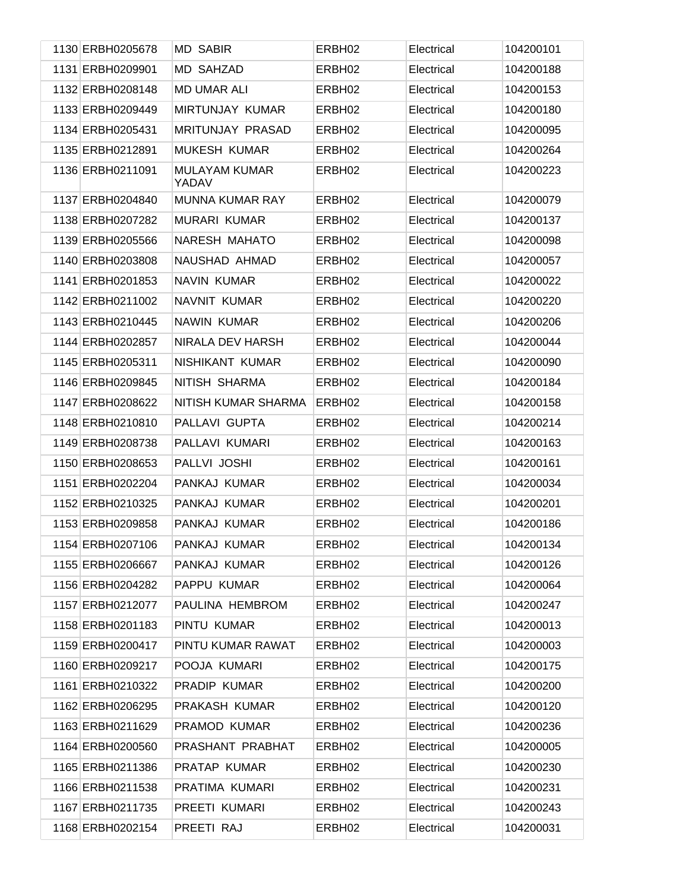| | | | | | |
|---|---|---|---|---|---|
| 1130 | ERBH0205678 | MD SABIR | ERBH02 | Electrical | 104200101 |
| 1131 | ERBH0209901 | MD SAHZAD | ERBH02 | Electrical | 104200188 |
| 1132 | ERBH0208148 | MD UMAR ALI | ERBH02 | Electrical | 104200153 |
| 1133 | ERBH0209449 | MIRTUNJAY KUMAR | ERBH02 | Electrical | 104200180 |
| 1134 | ERBH0205431 | MRITUNJAY PRASAD | ERBH02 | Electrical | 104200095 |
| 1135 | ERBH0212891 | MUKESH KUMAR | ERBH02 | Electrical | 104200264 |
| 1136 | ERBH0211091 | MULAYAM KUMAR YADAV | ERBH02 | Electrical | 104200223 |
| 1137 | ERBH0204840 | MUNNA KUMAR RAY | ERBH02 | Electrical | 104200079 |
| 1138 | ERBH0207282 | MURARI KUMAR | ERBH02 | Electrical | 104200137 |
| 1139 | ERBH0205566 | NARESH MAHATO | ERBH02 | Electrical | 104200098 |
| 1140 | ERBH0203808 | NAUSHAD AHMAD | ERBH02 | Electrical | 104200057 |
| 1141 | ERBH0201853 | NAVIN KUMAR | ERBH02 | Electrical | 104200022 |
| 1142 | ERBH0211002 | NAVNIT KUMAR | ERBH02 | Electrical | 104200220 |
| 1143 | ERBH0210445 | NAWIN KUMAR | ERBH02 | Electrical | 104200206 |
| 1144 | ERBH0202857 | NIRALA DEV HARSH | ERBH02 | Electrical | 104200044 |
| 1145 | ERBH0205311 | NISHIKANT KUMAR | ERBH02 | Electrical | 104200090 |
| 1146 | ERBH0209845 | NITISH SHARMA | ERBH02 | Electrical | 104200184 |
| 1147 | ERBH0208622 | NITISH KUMAR SHARMA | ERBH02 | Electrical | 104200158 |
| 1148 | ERBH0210810 | PALLAVI GUPTA | ERBH02 | Electrical | 104200214 |
| 1149 | ERBH0208738 | PALLAVI KUMARI | ERBH02 | Electrical | 104200163 |
| 1150 | ERBH0208653 | PALLVI JOSHI | ERBH02 | Electrical | 104200161 |
| 1151 | ERBH0202204 | PANKAJ KUMAR | ERBH02 | Electrical | 104200034 |
| 1152 | ERBH0210325 | PANKAJ KUMAR | ERBH02 | Electrical | 104200201 |
| 1153 | ERBH0209858 | PANKAJ KUMAR | ERBH02 | Electrical | 104200186 |
| 1154 | ERBH0207106 | PANKAJ KUMAR | ERBH02 | Electrical | 104200134 |
| 1155 | ERBH0206667 | PANKAJ KUMAR | ERBH02 | Electrical | 104200126 |
| 1156 | ERBH0204282 | PAPPU KUMAR | ERBH02 | Electrical | 104200064 |
| 1157 | ERBH0212077 | PAULINA HEMBROM | ERBH02 | Electrical | 104200247 |
| 1158 | ERBH0201183 | PINTU KUMAR | ERBH02 | Electrical | 104200013 |
| 1159 | ERBH0200417 | PINTU KUMAR RAWAT | ERBH02 | Electrical | 104200003 |
| 1160 | ERBH0209217 | POOJA KUMARI | ERBH02 | Electrical | 104200175 |
| 1161 | ERBH0210322 | PRADIP KUMAR | ERBH02 | Electrical | 104200200 |
| 1162 | ERBH0206295 | PRAKASH KUMAR | ERBH02 | Electrical | 104200120 |
| 1163 | ERBH0211629 | PRAMOD KUMAR | ERBH02 | Electrical | 104200236 |
| 1164 | ERBH0200560 | PRASHANT PRABHAT | ERBH02 | Electrical | 104200005 |
| 1165 | ERBH0211386 | PRATAP KUMAR | ERBH02 | Electrical | 104200230 |
| 1166 | ERBH0211538 | PRATIMA KUMARI | ERBH02 | Electrical | 104200231 |
| 1167 | ERBH0211735 | PREETI KUMARI | ERBH02 | Electrical | 104200243 |
| 1168 | ERBH0202154 | PREETI RAJ | ERBH02 | Electrical | 104200031 |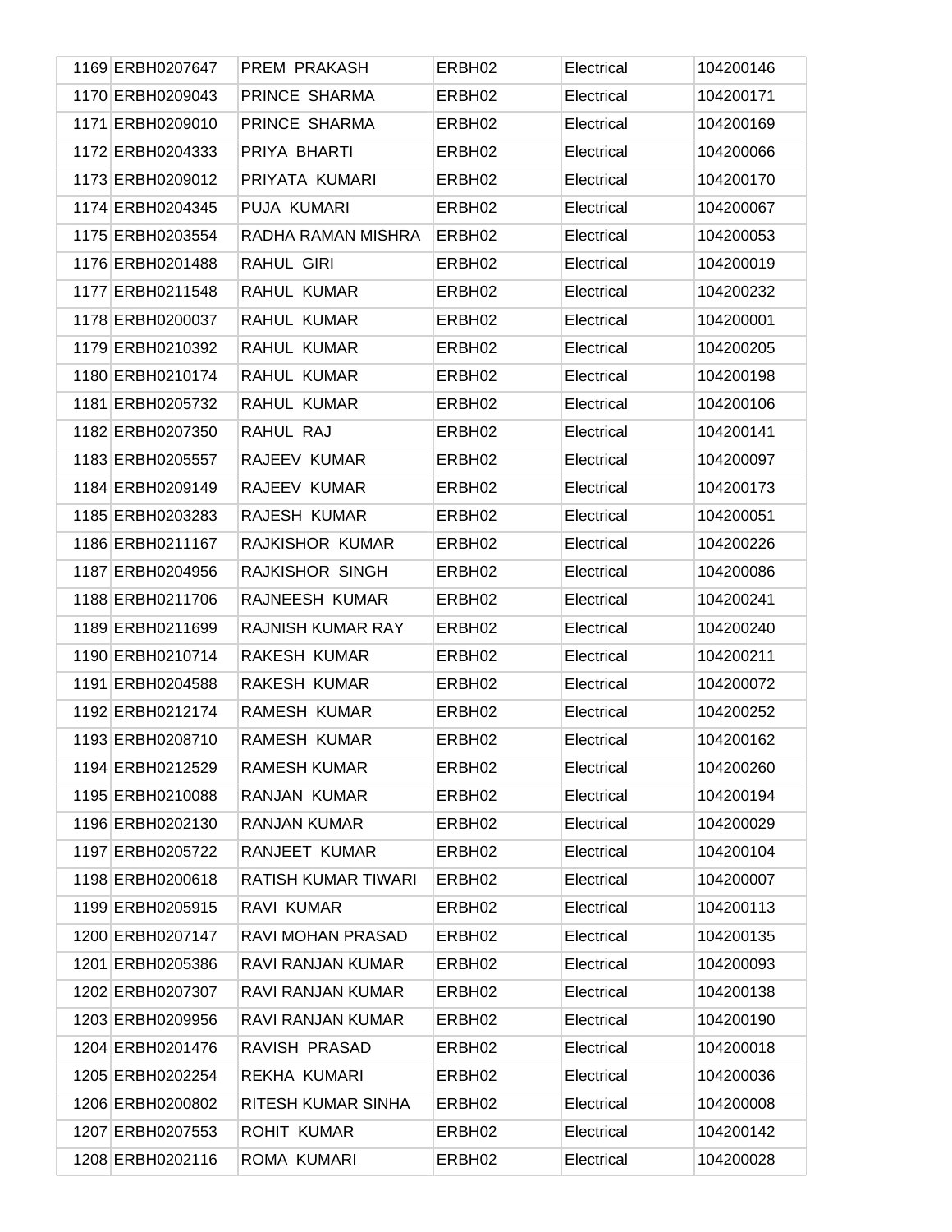| | | | | | |
|---|---|---|---|---|---|
| 1169 | ERBH0207647 | PREM PRAKASH | ERBH02 | Electrical | 104200146 |
| 1170 | ERBH0209043 | PRINCE SHARMA | ERBH02 | Electrical | 104200171 |
| 1171 | ERBH0209010 | PRINCE SHARMA | ERBH02 | Electrical | 104200169 |
| 1172 | ERBH0204333 | PRIYA BHARTI | ERBH02 | Electrical | 104200066 |
| 1173 | ERBH0209012 | PRIYATA KUMARI | ERBH02 | Electrical | 104200170 |
| 1174 | ERBH0204345 | PUJA KUMARI | ERBH02 | Electrical | 104200067 |
| 1175 | ERBH0203554 | RADHA RAMAN MISHRA | ERBH02 | Electrical | 104200053 |
| 1176 | ERBH0201488 | RAHUL GIRI | ERBH02 | Electrical | 104200019 |
| 1177 | ERBH0211548 | RAHUL KUMAR | ERBH02 | Electrical | 104200232 |
| 1178 | ERBH0200037 | RAHUL KUMAR | ERBH02 | Electrical | 104200001 |
| 1179 | ERBH0210392 | RAHUL KUMAR | ERBH02 | Electrical | 104200205 |
| 1180 | ERBH0210174 | RAHUL KUMAR | ERBH02 | Electrical | 104200198 |
| 1181 | ERBH0205732 | RAHUL KUMAR | ERBH02 | Electrical | 104200106 |
| 1182 | ERBH0207350 | RAHUL RAJ | ERBH02 | Electrical | 104200141 |
| 1183 | ERBH0205557 | RAJEEV KUMAR | ERBH02 | Electrical | 104200097 |
| 1184 | ERBH0209149 | RAJEEV KUMAR | ERBH02 | Electrical | 104200173 |
| 1185 | ERBH0203283 | RAJESH KUMAR | ERBH02 | Electrical | 104200051 |
| 1186 | ERBH0211167 | RAJKISHOR KUMAR | ERBH02 | Electrical | 104200226 |
| 1187 | ERBH0204956 | RAJKISHOR SINGH | ERBH02 | Electrical | 104200086 |
| 1188 | ERBH0211706 | RAJNEESH KUMAR | ERBH02 | Electrical | 104200241 |
| 1189 | ERBH0211699 | RAJNISH KUMAR RAY | ERBH02 | Electrical | 104200240 |
| 1190 | ERBH0210714 | RAKESH KUMAR | ERBH02 | Electrical | 104200211 |
| 1191 | ERBH0204588 | RAKESH KUMAR | ERBH02 | Electrical | 104200072 |
| 1192 | ERBH0212174 | RAMESH KUMAR | ERBH02 | Electrical | 104200252 |
| 1193 | ERBH0208710 | RAMESH KUMAR | ERBH02 | Electrical | 104200162 |
| 1194 | ERBH0212529 | RAMESH KUMAR | ERBH02 | Electrical | 104200260 |
| 1195 | ERBH0210088 | RANJAN KUMAR | ERBH02 | Electrical | 104200194 |
| 1196 | ERBH0202130 | RANJAN KUMAR | ERBH02 | Electrical | 104200029 |
| 1197 | ERBH0205722 | RANJEET KUMAR | ERBH02 | Electrical | 104200104 |
| 1198 | ERBH0200618 | RATISH KUMAR TIWARI | ERBH02 | Electrical | 104200007 |
| 1199 | ERBH0205915 | RAVI KUMAR | ERBH02 | Electrical | 104200113 |
| 1200 | ERBH0207147 | RAVI MOHAN PRASAD | ERBH02 | Electrical | 104200135 |
| 1201 | ERBH0205386 | RAVI RANJAN KUMAR | ERBH02 | Electrical | 104200093 |
| 1202 | ERBH0207307 | RAVI RANJAN KUMAR | ERBH02 | Electrical | 104200138 |
| 1203 | ERBH0209956 | RAVI RANJAN KUMAR | ERBH02 | Electrical | 104200190 |
| 1204 | ERBH0201476 | RAVISH PRASAD | ERBH02 | Electrical | 104200018 |
| 1205 | ERBH0202254 | REKHA KUMARI | ERBH02 | Electrical | 104200036 |
| 1206 | ERBH0200802 | RITESH KUMAR SINHA | ERBH02 | Electrical | 104200008 |
| 1207 | ERBH0207553 | ROHIT KUMAR | ERBH02 | Electrical | 104200142 |
| 1208 | ERBH0202116 | ROMA KUMARI | ERBH02 | Electrical | 104200028 |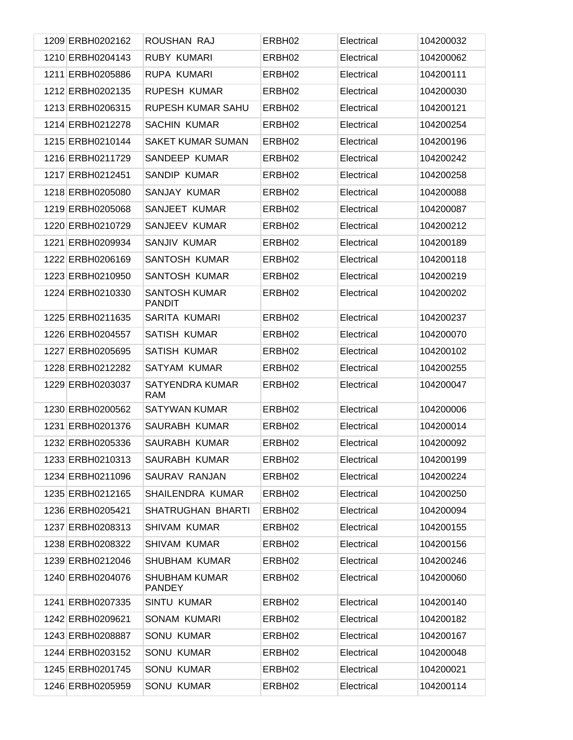| | | | | | |
|---|---|---|---|---|---|
| 1209 | ERBH0202162 | ROUSHAN RAJ | ERBH02 | Electrical | 104200032 |
| 1210 | ERBH0204143 | RUBY KUMARI | ERBH02 | Electrical | 104200062 |
| 1211 | ERBH0205886 | RUPA KUMARI | ERBH02 | Electrical | 104200111 |
| 1212 | ERBH0202135 | RUPESH KUMAR | ERBH02 | Electrical | 104200030 |
| 1213 | ERBH0206315 | RUPESH KUMAR SAHU | ERBH02 | Electrical | 104200121 |
| 1214 | ERBH0212278 | SACHIN KUMAR | ERBH02 | Electrical | 104200254 |
| 1215 | ERBH0210144 | SAKET KUMAR SUMAN | ERBH02 | Electrical | 104200196 |
| 1216 | ERBH0211729 | SANDEEP KUMAR | ERBH02 | Electrical | 104200242 |
| 1217 | ERBH0212451 | SANDIP KUMAR | ERBH02 | Electrical | 104200258 |
| 1218 | ERBH0205080 | SANJAY KUMAR | ERBH02 | Electrical | 104200088 |
| 1219 | ERBH0205068 | SANJEET KUMAR | ERBH02 | Electrical | 104200087 |
| 1220 | ERBH0210729 | SANJEEV KUMAR | ERBH02 | Electrical | 104200212 |
| 1221 | ERBH0209934 | SANJIV KUMAR | ERBH02 | Electrical | 104200189 |
| 1222 | ERBH0206169 | SANTOSH KUMAR | ERBH02 | Electrical | 104200118 |
| 1223 | ERBH0210950 | SANTOSH KUMAR | ERBH02 | Electrical | 104200219 |
| 1224 | ERBH0210330 | SANTOSH KUMAR PANDIT | ERBH02 | Electrical | 104200202 |
| 1225 | ERBH0211635 | SARITA KUMARI | ERBH02 | Electrical | 104200237 |
| 1226 | ERBH0204557 | SATISH KUMAR | ERBH02 | Electrical | 104200070 |
| 1227 | ERBH0205695 | SATISH KUMAR | ERBH02 | Electrical | 104200102 |
| 1228 | ERBH0212282 | SATYAM KUMAR | ERBH02 | Electrical | 104200255 |
| 1229 | ERBH0203037 | SATYENDRA KUMAR RAM | ERBH02 | Electrical | 104200047 |
| 1230 | ERBH0200562 | SATYWAN KUMAR | ERBH02 | Electrical | 104200006 |
| 1231 | ERBH0201376 | SAURABH KUMAR | ERBH02 | Electrical | 104200014 |
| 1232 | ERBH0205336 | SAURABH KUMAR | ERBH02 | Electrical | 104200092 |
| 1233 | ERBH0210313 | SAURABH KUMAR | ERBH02 | Electrical | 104200199 |
| 1234 | ERBH0211096 | SAURAV RANJAN | ERBH02 | Electrical | 104200224 |
| 1235 | ERBH0212165 | SHAILENDRA KUMAR | ERBH02 | Electrical | 104200250 |
| 1236 | ERBH0205421 | SHATRUGHAN BHARTI | ERBH02 | Electrical | 104200094 |
| 1237 | ERBH0208313 | SHIVAM KUMAR | ERBH02 | Electrical | 104200155 |
| 1238 | ERBH0208322 | SHIVAM KUMAR | ERBH02 | Electrical | 104200156 |
| 1239 | ERBH0212046 | SHUBHAM KUMAR | ERBH02 | Electrical | 104200246 |
| 1240 | ERBH0204076 | SHUBHAM KUMAR PANDEY | ERBH02 | Electrical | 104200060 |
| 1241 | ERBH0207335 | SINTU KUMAR | ERBH02 | Electrical | 104200140 |
| 1242 | ERBH0209621 | SONAM KUMARI | ERBH02 | Electrical | 104200182 |
| 1243 | ERBH0208887 | SONU KUMAR | ERBH02 | Electrical | 104200167 |
| 1244 | ERBH0203152 | SONU KUMAR | ERBH02 | Electrical | 104200048 |
| 1245 | ERBH0201745 | SONU KUMAR | ERBH02 | Electrical | 104200021 |
| 1246 | ERBH0205959 | SONU KUMAR | ERBH02 | Electrical | 104200114 |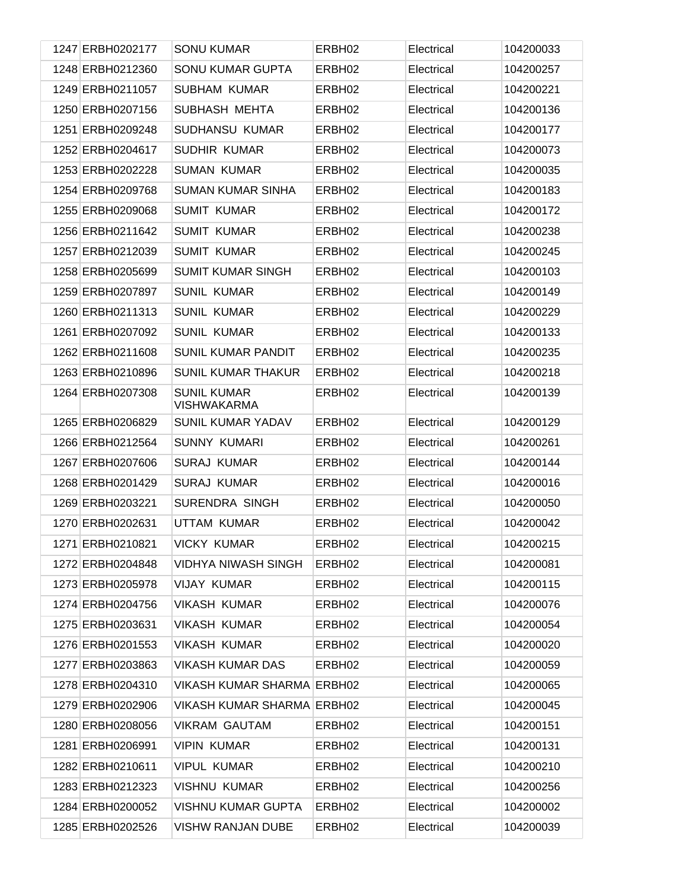| | | | | | |
|---|---|---|---|---|---|
| 1247 | ERBH0202177 | SONU KUMAR | ERBH02 | Electrical | 104200033 |
| 1248 | ERBH0212360 | SONU KUMAR GUPTA | ERBH02 | Electrical | 104200257 |
| 1249 | ERBH0211057 | SUBHAM KUMAR | ERBH02 | Electrical | 104200221 |
| 1250 | ERBH0207156 | SUBHASH MEHTA | ERBH02 | Electrical | 104200136 |
| 1251 | ERBH0209248 | SUDHANSU KUMAR | ERBH02 | Electrical | 104200177 |
| 1252 | ERBH0204617 | SUDHIR KUMAR | ERBH02 | Electrical | 104200073 |
| 1253 | ERBH0202228 | SUMAN KUMAR | ERBH02 | Electrical | 104200035 |
| 1254 | ERBH0209768 | SUMAN KUMAR SINHA | ERBH02 | Electrical | 104200183 |
| 1255 | ERBH0209068 | SUMIT KUMAR | ERBH02 | Electrical | 104200172 |
| 1256 | ERBH0211642 | SUMIT KUMAR | ERBH02 | Electrical | 104200238 |
| 1257 | ERBH0212039 | SUMIT KUMAR | ERBH02 | Electrical | 104200245 |
| 1258 | ERBH0205699 | SUMIT KUMAR SINGH | ERBH02 | Electrical | 104200103 |
| 1259 | ERBH0207897 | SUNIL KUMAR | ERBH02 | Electrical | 104200149 |
| 1260 | ERBH0211313 | SUNIL KUMAR | ERBH02 | Electrical | 104200229 |
| 1261 | ERBH0207092 | SUNIL KUMAR | ERBH02 | Electrical | 104200133 |
| 1262 | ERBH0211608 | SUNIL KUMAR PANDIT | ERBH02 | Electrical | 104200235 |
| 1263 | ERBH0210896 | SUNIL KUMAR THAKUR | ERBH02 | Electrical | 104200218 |
| 1264 | ERBH0207308 | SUNIL KUMAR VISHWAKARMA | ERBH02 | Electrical | 104200139 |
| 1265 | ERBH0206829 | SUNIL KUMAR YADAV | ERBH02 | Electrical | 104200129 |
| 1266 | ERBH0212564 | SUNNY KUMARI | ERBH02 | Electrical | 104200261 |
| 1267 | ERBH0207606 | SURAJ KUMAR | ERBH02 | Electrical | 104200144 |
| 1268 | ERBH0201429 | SURAJ KUMAR | ERBH02 | Electrical | 104200016 |
| 1269 | ERBH0203221 | SURENDRA SINGH | ERBH02 | Electrical | 104200050 |
| 1270 | ERBH0202631 | UTTAM KUMAR | ERBH02 | Electrical | 104200042 |
| 1271 | ERBH0210821 | VICKY KUMAR | ERBH02 | Electrical | 104200215 |
| 1272 | ERBH0204848 | VIDHYA NIWASH SINGH | ERBH02 | Electrical | 104200081 |
| 1273 | ERBH0205978 | VIJAY KUMAR | ERBH02 | Electrical | 104200115 |
| 1274 | ERBH0204756 | VIKASH KUMAR | ERBH02 | Electrical | 104200076 |
| 1275 | ERBH0203631 | VIKASH KUMAR | ERBH02 | Electrical | 104200054 |
| 1276 | ERBH0201553 | VIKASH KUMAR | ERBH02 | Electrical | 104200020 |
| 1277 | ERBH0203863 | VIKASH KUMAR DAS | ERBH02 | Electrical | 104200059 |
| 1278 | ERBH0204310 | VIKASH KUMAR SHARMA | ERBH02 | Electrical | 104200065 |
| 1279 | ERBH0202906 | VIKASH KUMAR SHARMA | ERBH02 | Electrical | 104200045 |
| 1280 | ERBH0208056 | VIKRAM GAUTAM | ERBH02 | Electrical | 104200151 |
| 1281 | ERBH0206991 | VIPIN KUMAR | ERBH02 | Electrical | 104200131 |
| 1282 | ERBH0210611 | VIPUL KUMAR | ERBH02 | Electrical | 104200210 |
| 1283 | ERBH0212323 | VISHNU KUMAR | ERBH02 | Electrical | 104200256 |
| 1284 | ERBH0200052 | VISHNU KUMAR GUPTA | ERBH02 | Electrical | 104200002 |
| 1285 | ERBH0202526 | VISHW RANJAN DUBE | ERBH02 | Electrical | 104200039 |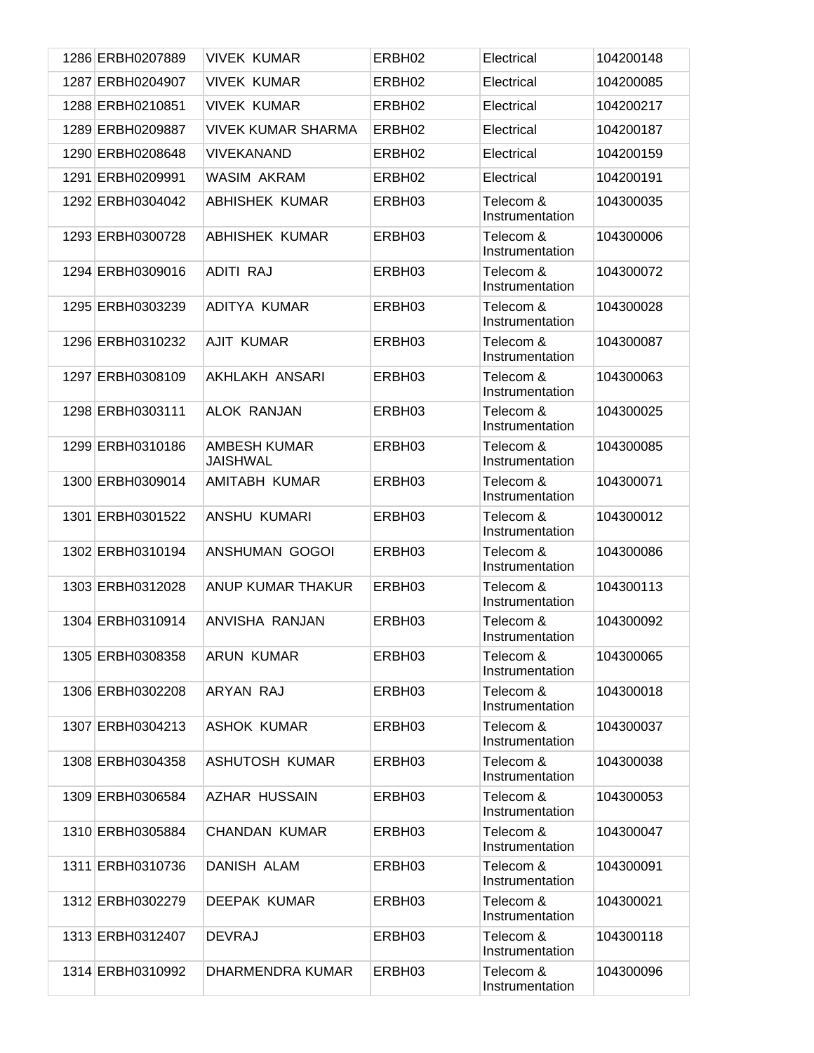| | | | | | |
|---|---|---|---|---|---|
| 1286 | ERBH0207889 | VIVEK KUMAR | ERBH02 | Electrical | 104200148 |
| 1287 | ERBH0204907 | VIVEK KUMAR | ERBH02 | Electrical | 104200085 |
| 1288 | ERBH0210851 | VIVEK KUMAR | ERBH02 | Electrical | 104200217 |
| 1289 | ERBH0209887 | VIVEK KUMAR SHARMA | ERBH02 | Electrical | 104200187 |
| 1290 | ERBH0208648 | VIVEKANAND | ERBH02 | Electrical | 104200159 |
| 1291 | ERBH0209991 | WASIM AKRAM | ERBH02 | Electrical | 104200191 |
| 1292 | ERBH0304042 | ABHISHEK KUMAR | ERBH03 | Telecom & Instrumentation | 104300035 |
| 1293 | ERBH0300728 | ABHISHEK KUMAR | ERBH03 | Telecom & Instrumentation | 104300006 |
| 1294 | ERBH0309016 | ADITI RAJ | ERBH03 | Telecom & Instrumentation | 104300072 |
| 1295 | ERBH0303239 | ADITYA KUMAR | ERBH03 | Telecom & Instrumentation | 104300028 |
| 1296 | ERBH0310232 | AJIT KUMAR | ERBH03 | Telecom & Instrumentation | 104300087 |
| 1297 | ERBH0308109 | AKHLAKH ANSARI | ERBH03 | Telecom & Instrumentation | 104300063 |
| 1298 | ERBH0303111 | ALOK RANJAN | ERBH03 | Telecom & Instrumentation | 104300025 |
| 1299 | ERBH0310186 | AMBESH KUMAR JAISHWAL | ERBH03 | Telecom & Instrumentation | 104300085 |
| 1300 | ERBH0309014 | AMITABH KUMAR | ERBH03 | Telecom & Instrumentation | 104300071 |
| 1301 | ERBH0301522 | ANSHU KUMARI | ERBH03 | Telecom & Instrumentation | 104300012 |
| 1302 | ERBH0310194 | ANSHUMAN GOGOI | ERBH03 | Telecom & Instrumentation | 104300086 |
| 1303 | ERBH0312028 | ANUP KUMAR THAKUR | ERBH03 | Telecom & Instrumentation | 104300113 |
| 1304 | ERBH0310914 | ANVISHA RANJAN | ERBH03 | Telecom & Instrumentation | 104300092 |
| 1305 | ERBH0308358 | ARUN KUMAR | ERBH03 | Telecom & Instrumentation | 104300065 |
| 1306 | ERBH0302208 | ARYAN RAJ | ERBH03 | Telecom & Instrumentation | 104300018 |
| 1307 | ERBH0304213 | ASHOK KUMAR | ERBH03 | Telecom & Instrumentation | 104300037 |
| 1308 | ERBH0304358 | ASHUTOSH KUMAR | ERBH03 | Telecom & Instrumentation | 104300038 |
| 1309 | ERBH0306584 | AZHAR HUSSAIN | ERBH03 | Telecom & Instrumentation | 104300053 |
| 1310 | ERBH0305884 | CHANDAN KUMAR | ERBH03 | Telecom & Instrumentation | 104300047 |
| 1311 | ERBH0310736 | DANISH ALAM | ERBH03 | Telecom & Instrumentation | 104300091 |
| 1312 | ERBH0302279 | DEEPAK KUMAR | ERBH03 | Telecom & Instrumentation | 104300021 |
| 1313 | ERBH0312407 | DEVRAJ | ERBH03 | Telecom & Instrumentation | 104300118 |
| 1314 | ERBH0310992 | DHARMENDRA KUMAR | ERBH03 | Telecom & Instrumentation | 104300096 |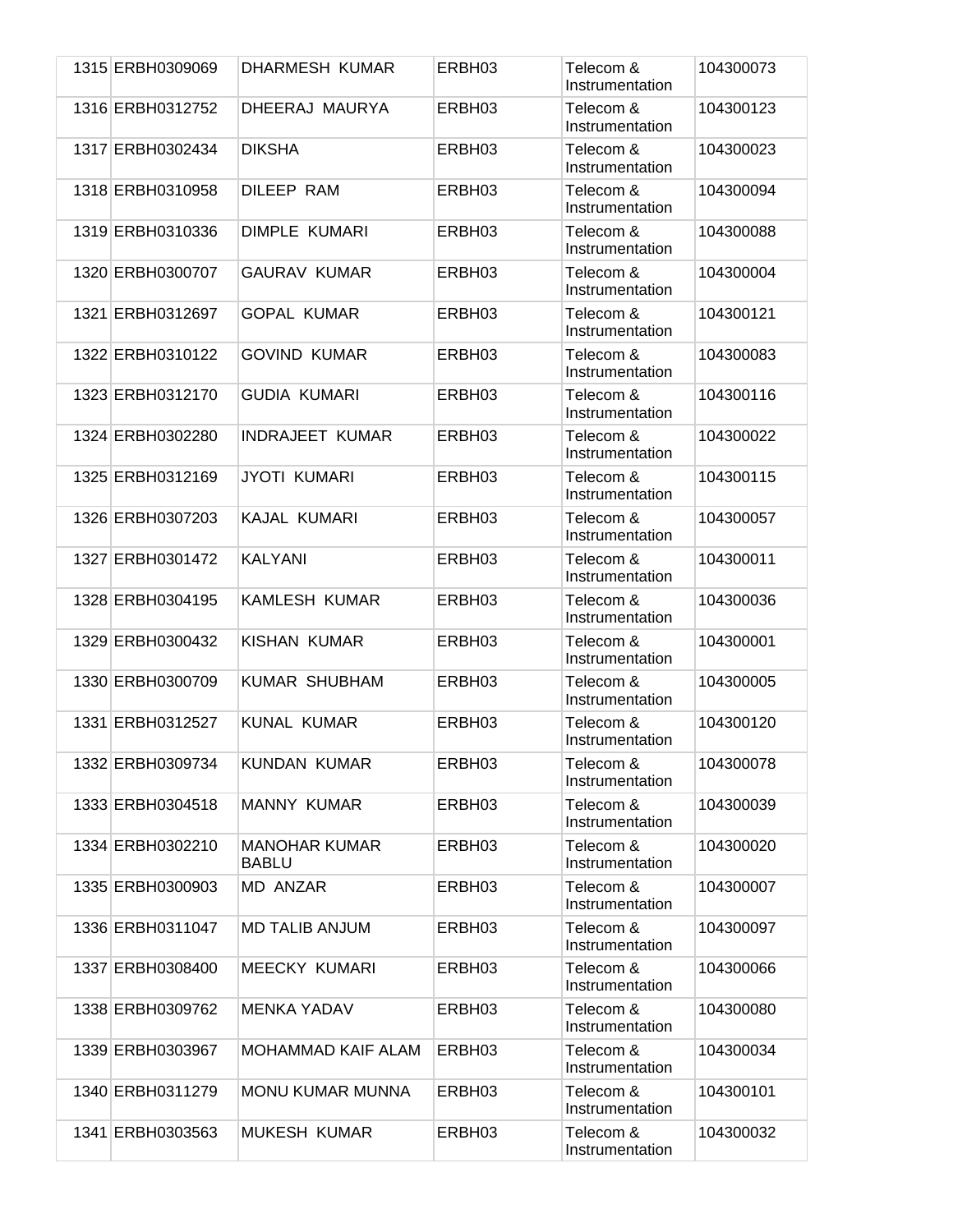| | | | | | |
|---|---|---|---|---|---|
| 1315 | ERBH0309069 | DHARMESH KUMAR | ERBH03 | Telecom & Instrumentation | 104300073 |
| 1316 | ERBH0312752 | DHEERAJ MAURYA | ERBH03 | Telecom & Instrumentation | 104300123 |
| 1317 | ERBH0302434 | DIKSHA | ERBH03 | Telecom & Instrumentation | 104300023 |
| 1318 | ERBH0310958 | DILEEP RAM | ERBH03 | Telecom & Instrumentation | 104300094 |
| 1319 | ERBH0310336 | DIMPLE KUMARI | ERBH03 | Telecom & Instrumentation | 104300088 |
| 1320 | ERBH0300707 | GAURAV KUMAR | ERBH03 | Telecom & Instrumentation | 104300004 |
| 1321 | ERBH0312697 | GOPAL KUMAR | ERBH03 | Telecom & Instrumentation | 104300121 |
| 1322 | ERBH0310122 | GOVIND KUMAR | ERBH03 | Telecom & Instrumentation | 104300083 |
| 1323 | ERBH0312170 | GUDIA KUMARI | ERBH03 | Telecom & Instrumentation | 104300116 |
| 1324 | ERBH0302280 | INDRAJEET KUMAR | ERBH03 | Telecom & Instrumentation | 104300022 |
| 1325 | ERBH0312169 | JYOTI KUMARI | ERBH03 | Telecom & Instrumentation | 104300115 |
| 1326 | ERBH0307203 | KAJAL KUMARI | ERBH03 | Telecom & Instrumentation | 104300057 |
| 1327 | ERBH0301472 | KALYANI | ERBH03 | Telecom & Instrumentation | 104300011 |
| 1328 | ERBH0304195 | KAMLESH KUMAR | ERBH03 | Telecom & Instrumentation | 104300036 |
| 1329 | ERBH0300432 | KISHAN KUMAR | ERBH03 | Telecom & Instrumentation | 104300001 |
| 1330 | ERBH0300709 | KUMAR SHUBHAM | ERBH03 | Telecom & Instrumentation | 104300005 |
| 1331 | ERBH0312527 | KUNAL KUMAR | ERBH03 | Telecom & Instrumentation | 104300120 |
| 1332 | ERBH0309734 | KUNDAN KUMAR | ERBH03 | Telecom & Instrumentation | 104300078 |
| 1333 | ERBH0304518 | MANNY KUMAR | ERBH03 | Telecom & Instrumentation | 104300039 |
| 1334 | ERBH0302210 | MANOHAR KUMAR BABLU | ERBH03 | Telecom & Instrumentation | 104300020 |
| 1335 | ERBH0300903 | MD ANZAR | ERBH03 | Telecom & Instrumentation | 104300007 |
| 1336 | ERBH0311047 | MD TALIB ANJUM | ERBH03 | Telecom & Instrumentation | 104300097 |
| 1337 | ERBH0308400 | MEECKY KUMARI | ERBH03 | Telecom & Instrumentation | 104300066 |
| 1338 | ERBH0309762 | MENKA YADAV | ERBH03 | Telecom & Instrumentation | 104300080 |
| 1339 | ERBH0303967 | MOHAMMAD KAIF ALAM | ERBH03 | Telecom & Instrumentation | 104300034 |
| 1340 | ERBH0311279 | MONU KUMAR MUNNA | ERBH03 | Telecom & Instrumentation | 104300101 |
| 1341 | ERBH0303563 | MUKESH KUMAR | ERBH03 | Telecom & Instrumentation | 104300032 |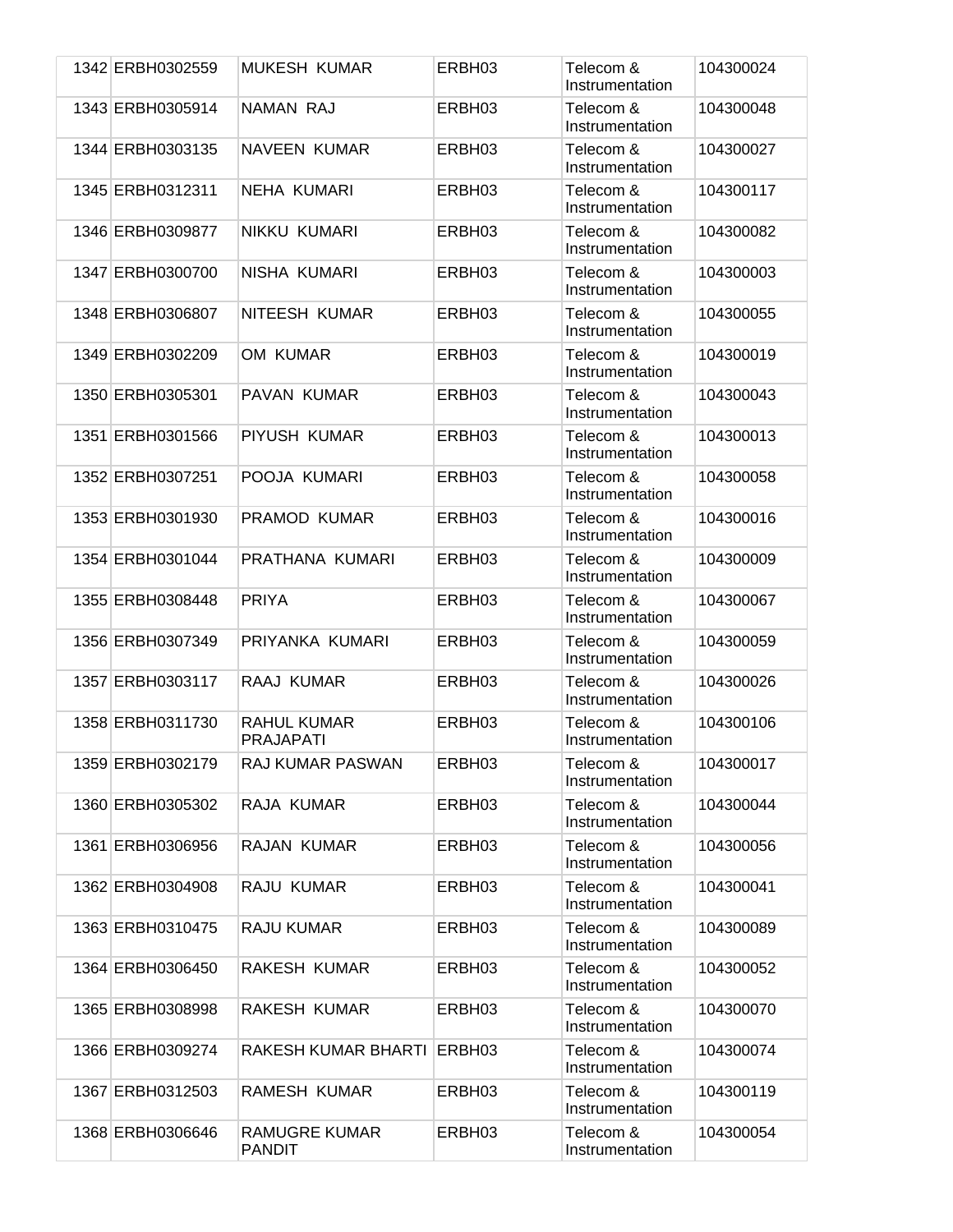| | | | | | |
|---|---|---|---|---|---|
| 1342 | ERBH0302559 | MUKESH KUMAR | ERBH03 | Telecom & Instrumentation | 104300024 |
| 1343 | ERBH0305914 | NAMAN RAJ | ERBH03 | Telecom & Instrumentation | 104300048 |
| 1344 | ERBH0303135 | NAVEEN KUMAR | ERBH03 | Telecom & Instrumentation | 104300027 |
| 1345 | ERBH0312311 | NEHA KUMARI | ERBH03 | Telecom & Instrumentation | 104300117 |
| 1346 | ERBH0309877 | NIKKU KUMARI | ERBH03 | Telecom & Instrumentation | 104300082 |
| 1347 | ERBH0300700 | NISHA KUMARI | ERBH03 | Telecom & Instrumentation | 104300003 |
| 1348 | ERBH0306807 | NITEESH KUMAR | ERBH03 | Telecom & Instrumentation | 104300055 |
| 1349 | ERBH0302209 | OM KUMAR | ERBH03 | Telecom & Instrumentation | 104300019 |
| 1350 | ERBH0305301 | PAVAN KUMAR | ERBH03 | Telecom & Instrumentation | 104300043 |
| 1351 | ERBH0301566 | PIYUSH KUMAR | ERBH03 | Telecom & Instrumentation | 104300013 |
| 1352 | ERBH0307251 | POOJA KUMARI | ERBH03 | Telecom & Instrumentation | 104300058 |
| 1353 | ERBH0301930 | PRAMOD KUMAR | ERBH03 | Telecom & Instrumentation | 104300016 |
| 1354 | ERBH0301044 | PRATHANA KUMARI | ERBH03 | Telecom & Instrumentation | 104300009 |
| 1355 | ERBH0308448 | PRIYA | ERBH03 | Telecom & Instrumentation | 104300067 |
| 1356 | ERBH0307349 | PRIYANKA KUMARI | ERBH03 | Telecom & Instrumentation | 104300059 |
| 1357 | ERBH0303117 | RAAJ KUMAR | ERBH03 | Telecom & Instrumentation | 104300026 |
| 1358 | ERBH0311730 | RAHUL KUMAR PRAJAPATI | ERBH03 | Telecom & Instrumentation | 104300106 |
| 1359 | ERBH0302179 | RAJ KUMAR PASWAN | ERBH03 | Telecom & Instrumentation | 104300017 |
| 1360 | ERBH0305302 | RAJA KUMAR | ERBH03 | Telecom & Instrumentation | 104300044 |
| 1361 | ERBH0306956 | RAJAN KUMAR | ERBH03 | Telecom & Instrumentation | 104300056 |
| 1362 | ERBH0304908 | RAJU KUMAR | ERBH03 | Telecom & Instrumentation | 104300041 |
| 1363 | ERBH0310475 | RAJU KUMAR | ERBH03 | Telecom & Instrumentation | 104300089 |
| 1364 | ERBH0306450 | RAKESH KUMAR | ERBH03 | Telecom & Instrumentation | 104300052 |
| 1365 | ERBH0308998 | RAKESH KUMAR | ERBH03 | Telecom & Instrumentation | 104300070 |
| 1366 | ERBH0309274 | RAKESH KUMAR BHARTI | ERBH03 | Telecom & Instrumentation | 104300074 |
| 1367 | ERBH0312503 | RAMESH KUMAR | ERBH03 | Telecom & Instrumentation | 104300119 |
| 1368 | ERBH0306646 | RAMUGRE KUMAR PANDIT | ERBH03 | Telecom & Instrumentation | 104300054 |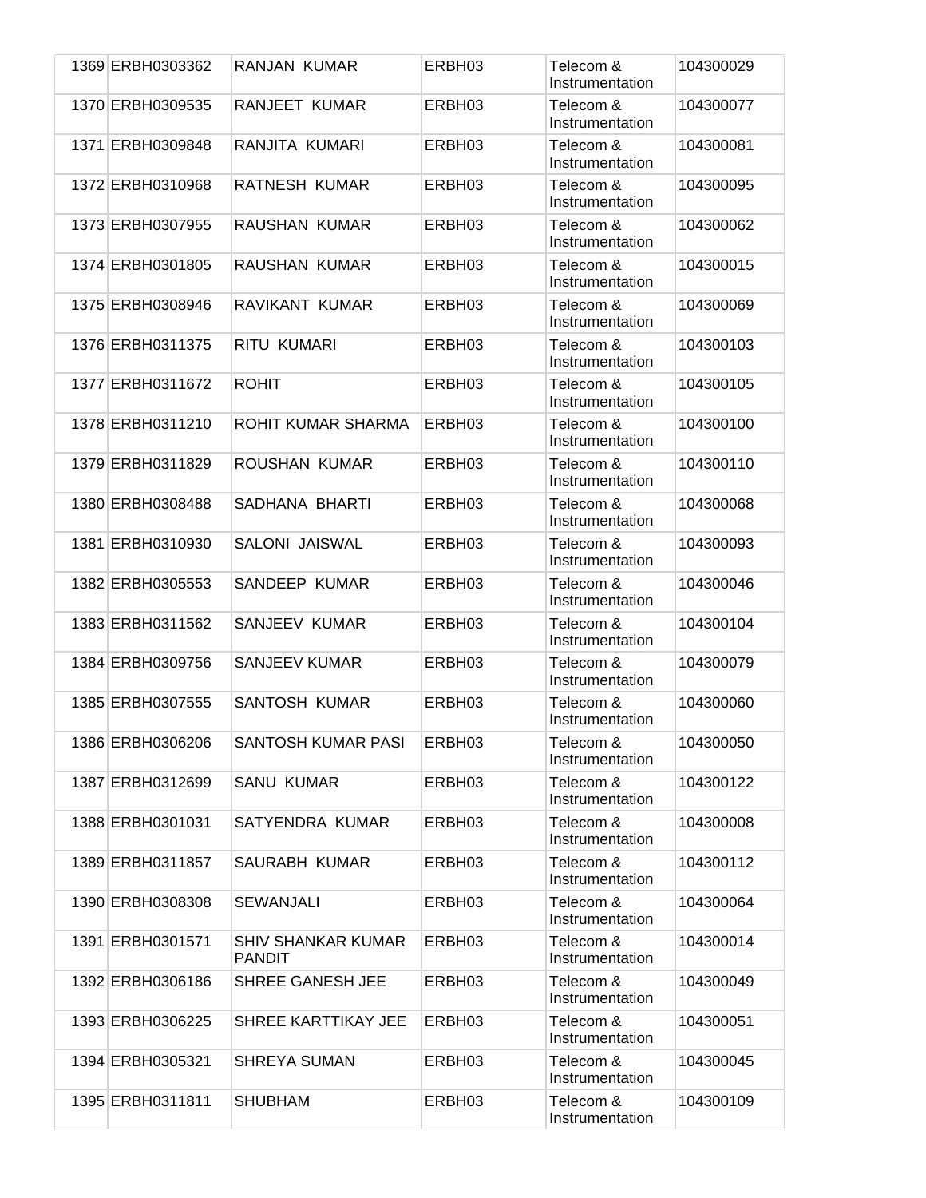| | | | | | |
|---|---|---|---|---|---|
| 1369 | ERBH0303362 | RANJAN KUMAR | ERBH03 | Telecom & Instrumentation | 104300029 |
| 1370 | ERBH0309535 | RANJEET KUMAR | ERBH03 | Telecom & Instrumentation | 104300077 |
| 1371 | ERBH0309848 | RANJITA KUMARI | ERBH03 | Telecom & Instrumentation | 104300081 |
| 1372 | ERBH0310968 | RATNESH KUMAR | ERBH03 | Telecom & Instrumentation | 104300095 |
| 1373 | ERBH0307955 | RAUSHAN KUMAR | ERBH03 | Telecom & Instrumentation | 104300062 |
| 1374 | ERBH0301805 | RAUSHAN KUMAR | ERBH03 | Telecom & Instrumentation | 104300015 |
| 1375 | ERBH0308946 | RAVIKANT KUMAR | ERBH03 | Telecom & Instrumentation | 104300069 |
| 1376 | ERBH0311375 | RITU KUMARI | ERBH03 | Telecom & Instrumentation | 104300103 |
| 1377 | ERBH0311672 | ROHIT | ERBH03 | Telecom & Instrumentation | 104300105 |
| 1378 | ERBH0311210 | ROHIT KUMAR SHARMA | ERBH03 | Telecom & Instrumentation | 104300100 |
| 1379 | ERBH0311829 | ROUSHAN KUMAR | ERBH03 | Telecom & Instrumentation | 104300110 |
| 1380 | ERBH0308488 | SADHANA BHARTI | ERBH03 | Telecom & Instrumentation | 104300068 |
| 1381 | ERBH0310930 | SALONI JAISWAL | ERBH03 | Telecom & Instrumentation | 104300093 |
| 1382 | ERBH0305553 | SANDEEP KUMAR | ERBH03 | Telecom & Instrumentation | 104300046 |
| 1383 | ERBH0311562 | SANJEEV KUMAR | ERBH03 | Telecom & Instrumentation | 104300104 |
| 1384 | ERBH0309756 | SANJEEV KUMAR | ERBH03 | Telecom & Instrumentation | 104300079 |
| 1385 | ERBH0307555 | SANTOSH KUMAR | ERBH03 | Telecom & Instrumentation | 104300060 |
| 1386 | ERBH0306206 | SANTOSH KUMAR PASI | ERBH03 | Telecom & Instrumentation | 104300050 |
| 1387 | ERBH0312699 | SANU KUMAR | ERBH03 | Telecom & Instrumentation | 104300122 |
| 1388 | ERBH0301031 | SATYENDRA KUMAR | ERBH03 | Telecom & Instrumentation | 104300008 |
| 1389 | ERBH0311857 | SAURABH KUMAR | ERBH03 | Telecom & Instrumentation | 104300112 |
| 1390 | ERBH0308308 | SEWANJALI | ERBH03 | Telecom & Instrumentation | 104300064 |
| 1391 | ERBH0301571 | SHIV SHANKAR KUMAR PANDIT | ERBH03 | Telecom & Instrumentation | 104300014 |
| 1392 | ERBH0306186 | SHREE GANESH JEE | ERBH03 | Telecom & Instrumentation | 104300049 |
| 1393 | ERBH0306225 | SHREE KARTTIKAY JEE | ERBH03 | Telecom & Instrumentation | 104300051 |
| 1394 | ERBH0305321 | SHREYA SUMAN | ERBH03 | Telecom & Instrumentation | 104300045 |
| 1395 | ERBH0311811 | SHUBHAM | ERBH03 | Telecom & Instrumentation | 104300109 |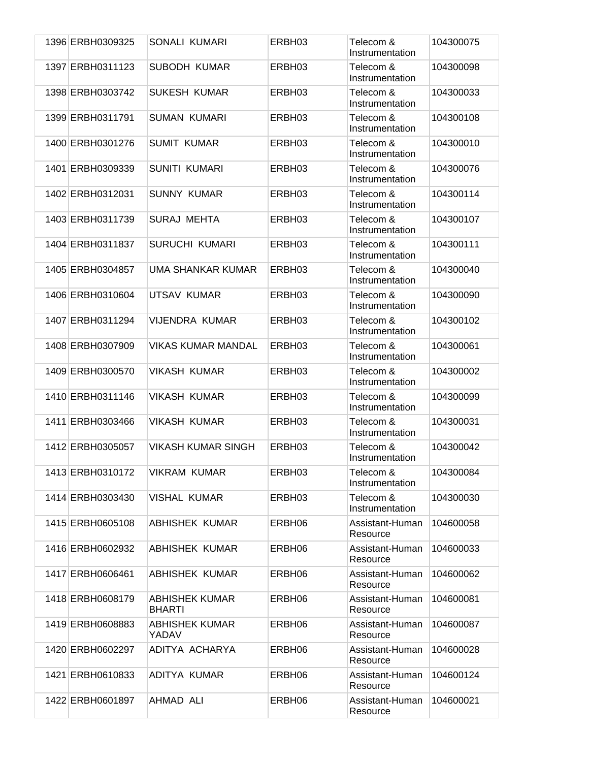| | | | | | |
|---|---|---|---|---|---|
| 1396 | ERBH0309325 | SONALI KUMARI | ERBH03 | Telecom & Instrumentation | 104300075 |
| 1397 | ERBH0311123 | SUBODH KUMAR | ERBH03 | Telecom & Instrumentation | 104300098 |
| 1398 | ERBH0303742 | SUKESH KUMAR | ERBH03 | Telecom & Instrumentation | 104300033 |
| 1399 | ERBH0311791 | SUMAN KUMARI | ERBH03 | Telecom & Instrumentation | 104300108 |
| 1400 | ERBH0301276 | SUMIT KUMAR | ERBH03 | Telecom & Instrumentation | 104300010 |
| 1401 | ERBH0309339 | SUNITI KUMARI | ERBH03 | Telecom & Instrumentation | 104300076 |
| 1402 | ERBH0312031 | SUNNY KUMAR | ERBH03 | Telecom & Instrumentation | 104300114 |
| 1403 | ERBH0311739 | SURAJ MEHTA | ERBH03 | Telecom & Instrumentation | 104300107 |
| 1404 | ERBH0311837 | SURUCHI KUMARI | ERBH03 | Telecom & Instrumentation | 104300111 |
| 1405 | ERBH0304857 | UMA SHANKAR KUMAR | ERBH03 | Telecom & Instrumentation | 104300040 |
| 1406 | ERBH0310604 | UTSAV KUMAR | ERBH03 | Telecom & Instrumentation | 104300090 |
| 1407 | ERBH0311294 | VIJENDRA KUMAR | ERBH03 | Telecom & Instrumentation | 104300102 |
| 1408 | ERBH0307909 | VIKAS KUMAR MANDAL | ERBH03 | Telecom & Instrumentation | 104300061 |
| 1409 | ERBH0300570 | VIKASH KUMAR | ERBH03 | Telecom & Instrumentation | 104300002 |
| 1410 | ERBH0311146 | VIKASH KUMAR | ERBH03 | Telecom & Instrumentation | 104300099 |
| 1411 | ERBH0303466 | VIKASH KUMAR | ERBH03 | Telecom & Instrumentation | 104300031 |
| 1412 | ERBH0305057 | VIKASH KUMAR SINGH | ERBH03 | Telecom & Instrumentation | 104300042 |
| 1413 | ERBH0310172 | VIKRAM KUMAR | ERBH03 | Telecom & Instrumentation | 104300084 |
| 1414 | ERBH0303430 | VISHAL KUMAR | ERBH03 | Telecom & Instrumentation | 104300030 |
| 1415 | ERBH0605108 | ABHISHEK KUMAR | ERBH06 | Assistant-Human Resource | 104600058 |
| 1416 | ERBH0602932 | ABHISHEK KUMAR | ERBH06 | Assistant-Human Resource | 104600033 |
| 1417 | ERBH0606461 | ABHISHEK KUMAR | ERBH06 | Assistant-Human Resource | 104600062 |
| 1418 | ERBH0608179 | ABHISHEK KUMAR BHARTI | ERBH06 | Assistant-Human Resource | 104600081 |
| 1419 | ERBH0608883 | ABHISHEK KUMAR YADAV | ERBH06 | Assistant-Human Resource | 104600087 |
| 1420 | ERBH0602297 | ADITYA ACHARYA | ERBH06 | Assistant-Human Resource | 104600028 |
| 1421 | ERBH0610833 | ADITYA KUMAR | ERBH06 | Assistant-Human Resource | 104600124 |
| 1422 | ERBH0601897 | AHMAD ALI | ERBH06 | Assistant-Human Resource | 104600021 |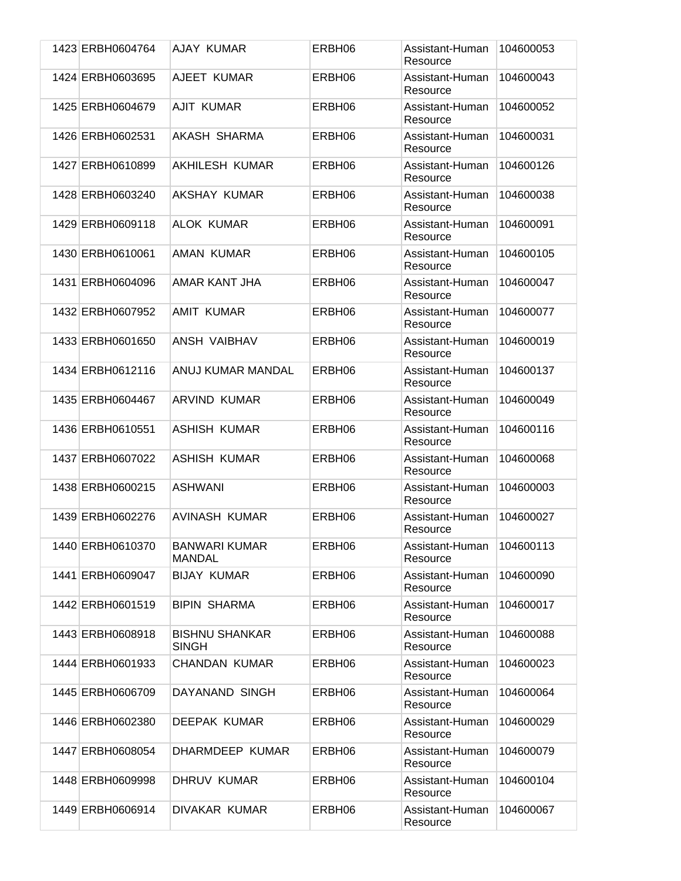| | | | | | |
|---|---|---|---|---|---|
| 1423 | ERBH0604764 | AJAY KUMAR | ERBH06 | Assistant-Human Resource | 104600053 |
| 1424 | ERBH0603695 | AJEET KUMAR | ERBH06 | Assistant-Human Resource | 104600043 |
| 1425 | ERBH0604679 | AJIT KUMAR | ERBH06 | Assistant-Human Resource | 104600052 |
| 1426 | ERBH0602531 | AKASH SHARMA | ERBH06 | Assistant-Human Resource | 104600031 |
| 1427 | ERBH0610899 | AKHILESH KUMAR | ERBH06 | Assistant-Human Resource | 104600126 |
| 1428 | ERBH0603240 | AKSHAY KUMAR | ERBH06 | Assistant-Human Resource | 104600038 |
| 1429 | ERBH0609118 | ALOK KUMAR | ERBH06 | Assistant-Human Resource | 104600091 |
| 1430 | ERBH0610061 | AMAN KUMAR | ERBH06 | Assistant-Human Resource | 104600105 |
| 1431 | ERBH0604096 | AMAR KANT JHA | ERBH06 | Assistant-Human Resource | 104600047 |
| 1432 | ERBH0607952 | AMIT KUMAR | ERBH06 | Assistant-Human Resource | 104600077 |
| 1433 | ERBH0601650 | ANSH VAIBHAV | ERBH06 | Assistant-Human Resource | 104600019 |
| 1434 | ERBH0612116 | ANUJ KUMAR MANDAL | ERBH06 | Assistant-Human Resource | 104600137 |
| 1435 | ERBH0604467 | ARVIND KUMAR | ERBH06 | Assistant-Human Resource | 104600049 |
| 1436 | ERBH0610551 | ASHISH KUMAR | ERBH06 | Assistant-Human Resource | 104600116 |
| 1437 | ERBH0607022 | ASHISH KUMAR | ERBH06 | Assistant-Human Resource | 104600068 |
| 1438 | ERBH0600215 | ASHWANI | ERBH06 | Assistant-Human Resource | 104600003 |
| 1439 | ERBH0602276 | AVINASH KUMAR | ERBH06 | Assistant-Human Resource | 104600027 |
| 1440 | ERBH0610370 | BANWARI KUMAR MANDAL | ERBH06 | Assistant-Human Resource | 104600113 |
| 1441 | ERBH0609047 | BIJAY KUMAR | ERBH06 | Assistant-Human Resource | 104600090 |
| 1442 | ERBH0601519 | BIPIN SHARMA | ERBH06 | Assistant-Human Resource | 104600017 |
| 1443 | ERBH0608918 | BISHNU SHANKAR SINGH | ERBH06 | Assistant-Human Resource | 104600088 |
| 1444 | ERBH0601933 | CHANDAN KUMAR | ERBH06 | Assistant-Human Resource | 104600023 |
| 1445 | ERBH0606709 | DAYANAND SINGH | ERBH06 | Assistant-Human Resource | 104600064 |
| 1446 | ERBH0602380 | DEEPAK KUMAR | ERBH06 | Assistant-Human Resource | 104600029 |
| 1447 | ERBH0608054 | DHARMDEEP KUMAR | ERBH06 | Assistant-Human Resource | 104600079 |
| 1448 | ERBH0609998 | DHRUV KUMAR | ERBH06 | Assistant-Human Resource | 104600104 |
| 1449 | ERBH0606914 | DIVAKAR KUMAR | ERBH06 | Assistant-Human Resource | 104600067 |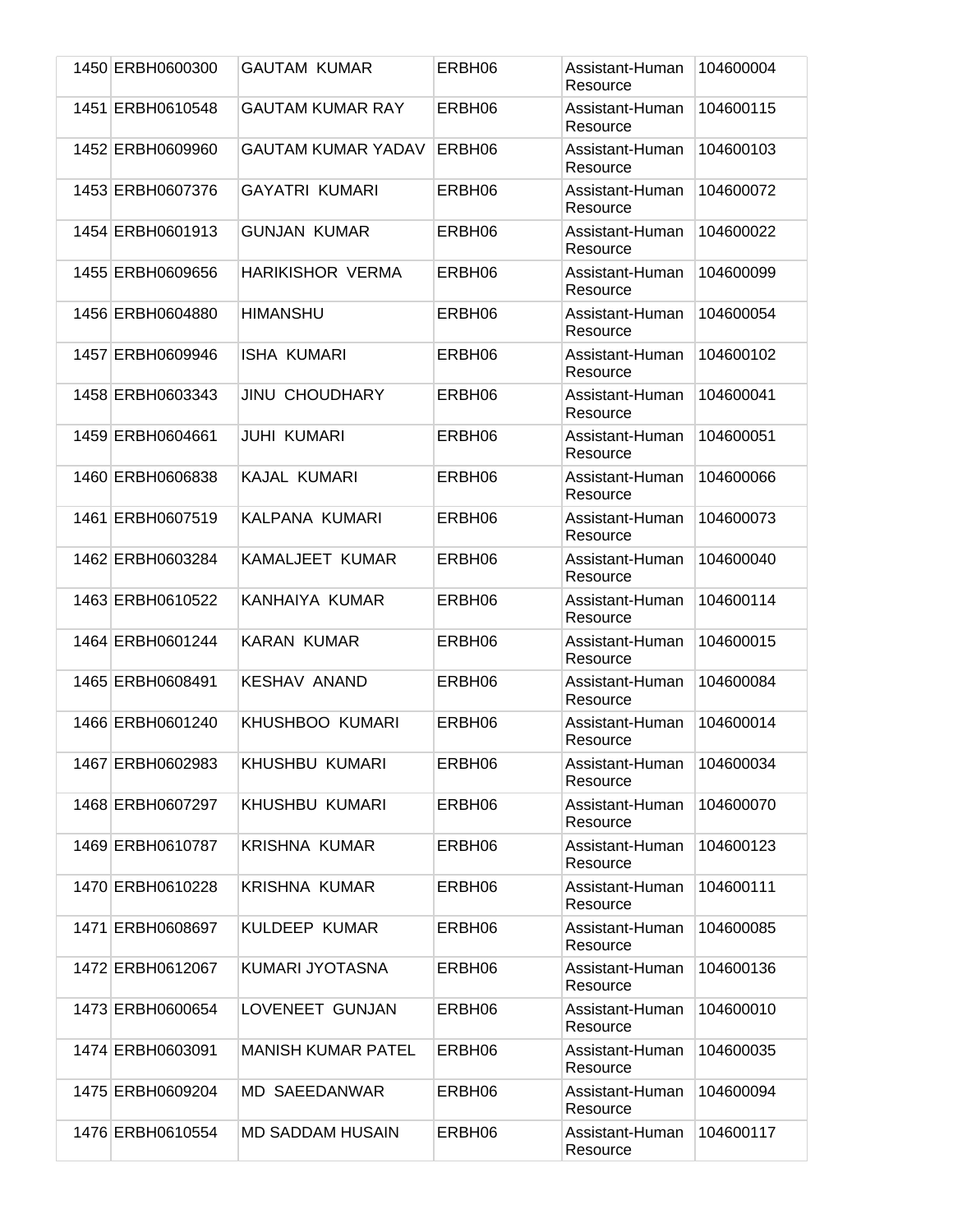| 1450 | ERBH0600300 | GAUTAM KUMAR | ERBH06 | Assistant-Human Resource | 104600004 |
|---|---|---|---|---|---|
| 1451 | ERBH0610548 | GAUTAM KUMAR RAY | ERBH06 | Assistant-Human Resource | 104600115 |
| 1452 | ERBH0609960 | GAUTAM KUMAR YADAV | ERBH06 | Assistant-Human Resource | 104600103 |
| 1453 | ERBH0607376 | GAYATRI KUMARI | ERBH06 | Assistant-Human Resource | 104600072 |
| 1454 | ERBH0601913 | GUNJAN KUMAR | ERBH06 | Assistant-Human Resource | 104600022 |
| 1455 | ERBH0609656 | HARIKISHOR VERMA | ERBH06 | Assistant-Human Resource | 104600099 |
| 1456 | ERBH0604880 | HIMANSHU | ERBH06 | Assistant-Human Resource | 104600054 |
| 1457 | ERBH0609946 | ISHA KUMARI | ERBH06 | Assistant-Human Resource | 104600102 |
| 1458 | ERBH0603343 | JINU CHOUDHARY | ERBH06 | Assistant-Human Resource | 104600041 |
| 1459 | ERBH0604661 | JUHI KUMARI | ERBH06 | Assistant-Human Resource | 104600051 |
| 1460 | ERBH0606838 | KAJAL KUMARI | ERBH06 | Assistant-Human Resource | 104600066 |
| 1461 | ERBH0607519 | KALPANA KUMARI | ERBH06 | Assistant-Human Resource | 104600073 |
| 1462 | ERBH0603284 | KAMALJEET KUMAR | ERBH06 | Assistant-Human Resource | 104600040 |
| 1463 | ERBH0610522 | KANHAIYA KUMAR | ERBH06 | Assistant-Human Resource | 104600114 |
| 1464 | ERBH0601244 | KARAN KUMAR | ERBH06 | Assistant-Human Resource | 104600015 |
| 1465 | ERBH0608491 | KESHAV ANAND | ERBH06 | Assistant-Human Resource | 104600084 |
| 1466 | ERBH0601240 | KHUSHBOO KUMARI | ERBH06 | Assistant-Human Resource | 104600014 |
| 1467 | ERBH0602983 | KHUSHBU KUMARI | ERBH06 | Assistant-Human Resource | 104600034 |
| 1468 | ERBH0607297 | KHUSHBU KUMARI | ERBH06 | Assistant-Human Resource | 104600070 |
| 1469 | ERBH0610787 | KRISHNA KUMAR | ERBH06 | Assistant-Human Resource | 104600123 |
| 1470 | ERBH0610228 | KRISHNA KUMAR | ERBH06 | Assistant-Human Resource | 104600111 |
| 1471 | ERBH0608697 | KULDEEP KUMAR | ERBH06 | Assistant-Human Resource | 104600085 |
| 1472 | ERBH0612067 | KUMARI JYOTASNA | ERBH06 | Assistant-Human Resource | 104600136 |
| 1473 | ERBH0600654 | LOVENEET GUNJAN | ERBH06 | Assistant-Human Resource | 104600010 |
| 1474 | ERBH0603091 | MANISH KUMAR PATEL | ERBH06 | Assistant-Human Resource | 104600035 |
| 1475 | ERBH0609204 | MD SAEEDANWAR | ERBH06 | Assistant-Human Resource | 104600094 |
| 1476 | ERBH0610554 | MD SADDAM HUSAIN | ERBH06 | Assistant-Human Resource | 104600117 |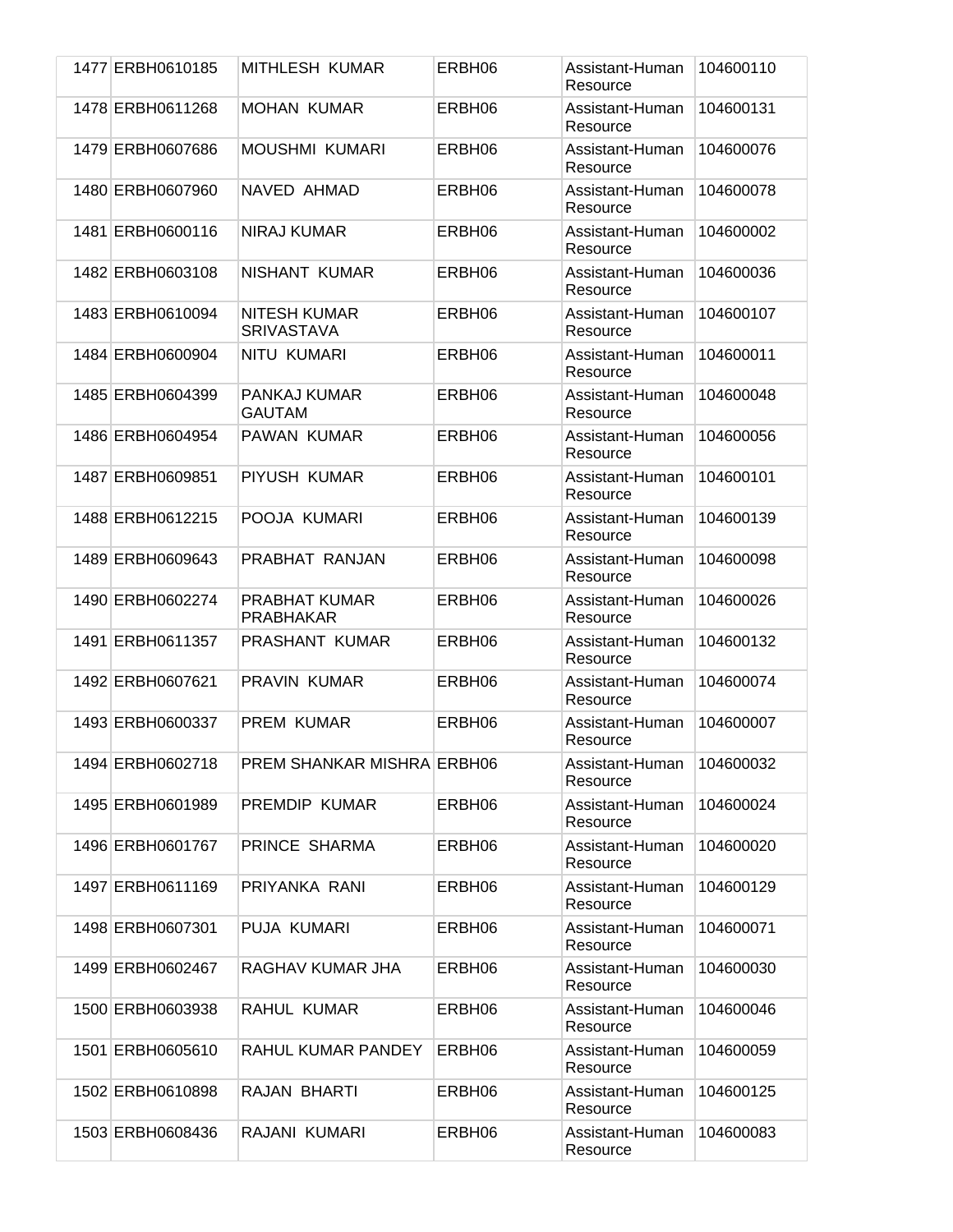| | | | | | |
|---|---|---|---|---|---|
| 1477 | ERBH0610185 | MITHLESH KUMAR | ERBH06 | Assistant-Human Resource | 104600110 |
| 1478 | ERBH0611268 | MOHAN KUMAR | ERBH06 | Assistant-Human Resource | 104600131 |
| 1479 | ERBH0607686 | MOUSHMI KUMARI | ERBH06 | Assistant-Human Resource | 104600076 |
| 1480 | ERBH0607960 | NAVED AHMAD | ERBH06 | Assistant-Human Resource | 104600078 |
| 1481 | ERBH0600116 | NIRAJ KUMAR | ERBH06 | Assistant-Human Resource | 104600002 |
| 1482 | ERBH0603108 | NISHANT KUMAR | ERBH06 | Assistant-Human Resource | 104600036 |
| 1483 | ERBH0610094 | NITESH KUMAR SRIVASTAVA | ERBH06 | Assistant-Human Resource | 104600107 |
| 1484 | ERBH0600904 | NITU KUMARI | ERBH06 | Assistant-Human Resource | 104600011 |
| 1485 | ERBH0604399 | PANKAJ KUMAR GAUTAM | ERBH06 | Assistant-Human Resource | 104600048 |
| 1486 | ERBH0604954 | PAWAN KUMAR | ERBH06 | Assistant-Human Resource | 104600056 |
| 1487 | ERBH0609851 | PIYUSH KUMAR | ERBH06 | Assistant-Human Resource | 104600101 |
| 1488 | ERBH0612215 | POOJA KUMARI | ERBH06 | Assistant-Human Resource | 104600139 |
| 1489 | ERBH0609643 | PRABHAT RANJAN | ERBH06 | Assistant-Human Resource | 104600098 |
| 1490 | ERBH0602274 | PRABHAT KUMAR PRABHAKAR | ERBH06 | Assistant-Human Resource | 104600026 |
| 1491 | ERBH0611357 | PRASHANT KUMAR | ERBH06 | Assistant-Human Resource | 104600132 |
| 1492 | ERBH0607621 | PRAVIN KUMAR | ERBH06 | Assistant-Human Resource | 104600074 |
| 1493 | ERBH0600337 | PREM KUMAR | ERBH06 | Assistant-Human Resource | 104600007 |
| 1494 | ERBH0602718 | PREM SHANKAR MISHRA | ERBH06 | Assistant-Human Resource | 104600032 |
| 1495 | ERBH0601989 | PREMDIP KUMAR | ERBH06 | Assistant-Human Resource | 104600024 |
| 1496 | ERBH0601767 | PRINCE SHARMA | ERBH06 | Assistant-Human Resource | 104600020 |
| 1497 | ERBH0611169 | PRIYANKA RANI | ERBH06 | Assistant-Human Resource | 104600129 |
| 1498 | ERBH0607301 | PUJA KUMARI | ERBH06 | Assistant-Human Resource | 104600071 |
| 1499 | ERBH0602467 | RAGHAV KUMAR JHA | ERBH06 | Assistant-Human Resource | 104600030 |
| 1500 | ERBH0603938 | RAHUL KUMAR | ERBH06 | Assistant-Human Resource | 104600046 |
| 1501 | ERBH0605610 | RAHUL KUMAR PANDEY | ERBH06 | Assistant-Human Resource | 104600059 |
| 1502 | ERBH0610898 | RAJAN BHARTI | ERBH06 | Assistant-Human Resource | 104600125 |
| 1503 | ERBH0608436 | RAJANI KUMARI | ERBH06 | Assistant-Human Resource | 104600083 |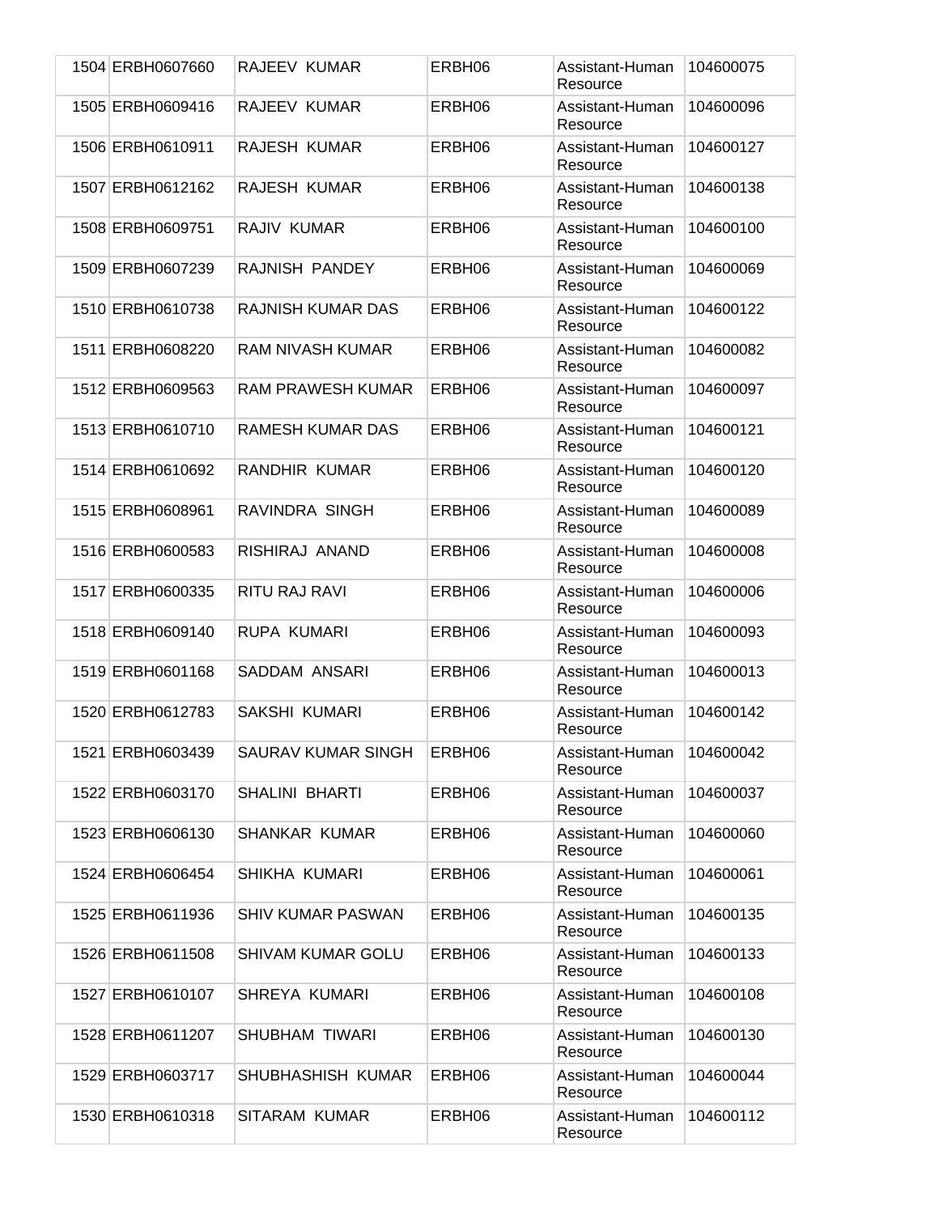| | | | | | |
|---|---|---|---|---|---|
| 1504 | ERBH0607660 | RAJEEV KUMAR | ERBH06 | Assistant-Human Resource | 104600075 |
| 1505 | ERBH0609416 | RAJEEV KUMAR | ERBH06 | Assistant-Human Resource | 104600096 |
| 1506 | ERBH0610911 | RAJESH KUMAR | ERBH06 | Assistant-Human Resource | 104600127 |
| 1507 | ERBH0612162 | RAJESH KUMAR | ERBH06 | Assistant-Human Resource | 104600138 |
| 1508 | ERBH0609751 | RAJIV KUMAR | ERBH06 | Assistant-Human Resource | 104600100 |
| 1509 | ERBH0607239 | RAJNISH PANDEY | ERBH06 | Assistant-Human Resource | 104600069 |
| 1510 | ERBH0610738 | RAJNISH KUMAR DAS | ERBH06 | Assistant-Human Resource | 104600122 |
| 1511 | ERBH0608220 | RAM NIVASH KUMAR | ERBH06 | Assistant-Human Resource | 104600082 |
| 1512 | ERBH0609563 | RAM PRAWESH KUMAR | ERBH06 | Assistant-Human Resource | 104600097 |
| 1513 | ERBH0610710 | RAMESH KUMAR DAS | ERBH06 | Assistant-Human Resource | 104600121 |
| 1514 | ERBH0610692 | RANDHIR KUMAR | ERBH06 | Assistant-Human Resource | 104600120 |
| 1515 | ERBH0608961 | RAVINDRA SINGH | ERBH06 | Assistant-Human Resource | 104600089 |
| 1516 | ERBH0600583 | RISHIRAJ ANAND | ERBH06 | Assistant-Human Resource | 104600008 |
| 1517 | ERBH0600335 | RITU RAJ RAVI | ERBH06 | Assistant-Human Resource | 104600006 |
| 1518 | ERBH0609140 | RUPA KUMARI | ERBH06 | Assistant-Human Resource | 104600093 |
| 1519 | ERBH0601168 | SADDAM ANSARI | ERBH06 | Assistant-Human Resource | 104600013 |
| 1520 | ERBH0612783 | SAKSHI KUMARI | ERBH06 | Assistant-Human Resource | 104600142 |
| 1521 | ERBH0603439 | SAURAV KUMAR SINGH | ERBH06 | Assistant-Human Resource | 104600042 |
| 1522 | ERBH0603170 | SHALINI BHARTI | ERBH06 | Assistant-Human Resource | 104600037 |
| 1523 | ERBH0606130 | SHANKAR KUMAR | ERBH06 | Assistant-Human Resource | 104600060 |
| 1524 | ERBH0606454 | SHIKHA KUMARI | ERBH06 | Assistant-Human Resource | 104600061 |
| 1525 | ERBH0611936 | SHIV KUMAR PASWAN | ERBH06 | Assistant-Human Resource | 104600135 |
| 1526 | ERBH0611508 | SHIVAM KUMAR GOLU | ERBH06 | Assistant-Human Resource | 104600133 |
| 1527 | ERBH0610107 | SHREYA KUMARI | ERBH06 | Assistant-Human Resource | 104600108 |
| 1528 | ERBH0611207 | SHUBHAM TIWARI | ERBH06 | Assistant-Human Resource | 104600130 |
| 1529 | ERBH0603717 | SHUBHASHISH KUMAR | ERBH06 | Assistant-Human Resource | 104600044 |
| 1530 | ERBH0610318 | SITARAM KUMAR | ERBH06 | Assistant-Human Resource | 104600112 |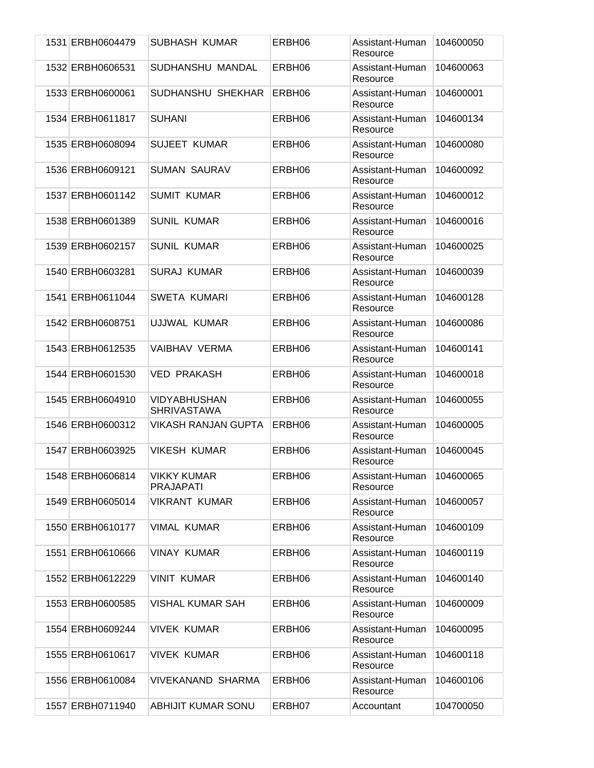| 1531 | ERBH0604479 | SUBHASH KUMAR | ERBH06 | Assistant-Human Resource | 104600050 |
|---|---|---|---|---|---|
| 1532 | ERBH0606531 | SUDHANSHU MANDAL | ERBH06 | Assistant-Human Resource | 104600063 |
| 1533 | ERBH0600061 | SUDHANSHU SHEKHAR | ERBH06 | Assistant-Human Resource | 104600001 |
| 1534 | ERBH0611817 | SUHANI | ERBH06 | Assistant-Human Resource | 104600134 |
| 1535 | ERBH0608094 | SUJEET KUMAR | ERBH06 | Assistant-Human Resource | 104600080 |
| 1536 | ERBH0609121 | SUMAN SAURAV | ERBH06 | Assistant-Human Resource | 104600092 |
| 1537 | ERBH0601142 | SUMIT KUMAR | ERBH06 | Assistant-Human Resource | 104600012 |
| 1538 | ERBH0601389 | SUNIL KUMAR | ERBH06 | Assistant-Human Resource | 104600016 |
| 1539 | ERBH0602157 | SUNIL KUMAR | ERBH06 | Assistant-Human Resource | 104600025 |
| 1540 | ERBH0603281 | SURAJ KUMAR | ERBH06 | Assistant-Human Resource | 104600039 |
| 1541 | ERBH0611044 | SWETA KUMARI | ERBH06 | Assistant-Human Resource | 104600128 |
| 1542 | ERBH0608751 | UJJWAL KUMAR | ERBH06 | Assistant-Human Resource | 104600086 |
| 1543 | ERBH0612535 | VAIBHAV VERMA | ERBH06 | Assistant-Human Resource | 104600141 |
| 1544 | ERBH0601530 | VED PRAKASH | ERBH06 | Assistant-Human Resource | 104600018 |
| 1545 | ERBH0604910 | VIDYABHUSHAN SHRIVASTAWA | ERBH06 | Assistant-Human Resource | 104600055 |
| 1546 | ERBH0600312 | VIKASH RANJAN GUPTA | ERBH06 | Assistant-Human Resource | 104600005 |
| 1547 | ERBH0603925 | VIKESH KUMAR | ERBH06 | Assistant-Human Resource | 104600045 |
| 1548 | ERBH0606814 | VIKKY KUMAR PRAJAPATI | ERBH06 | Assistant-Human Resource | 104600065 |
| 1549 | ERBH0605014 | VIKRANT KUMAR | ERBH06 | Assistant-Human Resource | 104600057 |
| 1550 | ERBH0610177 | VIMAL KUMAR | ERBH06 | Assistant-Human Resource | 104600109 |
| 1551 | ERBH0610666 | VINAY KUMAR | ERBH06 | Assistant-Human Resource | 104600119 |
| 1552 | ERBH0612229 | VINIT KUMAR | ERBH06 | Assistant-Human Resource | 104600140 |
| 1553 | ERBH0600585 | VISHAL KUMAR SAH | ERBH06 | Assistant-Human Resource | 104600009 |
| 1554 | ERBH0609244 | VIVEK KUMAR | ERBH06 | Assistant-Human Resource | 104600095 |
| 1555 | ERBH0610617 | VIVEK KUMAR | ERBH06 | Assistant-Human Resource | 104600118 |
| 1556 | ERBH0610084 | VIVEKANAND SHARMA | ERBH06 | Assistant-Human Resource | 104600106 |
| 1557 | ERBH0711940 | ABHIJIT KUMAR SONU | ERBH07 | Accountant | 104700050 |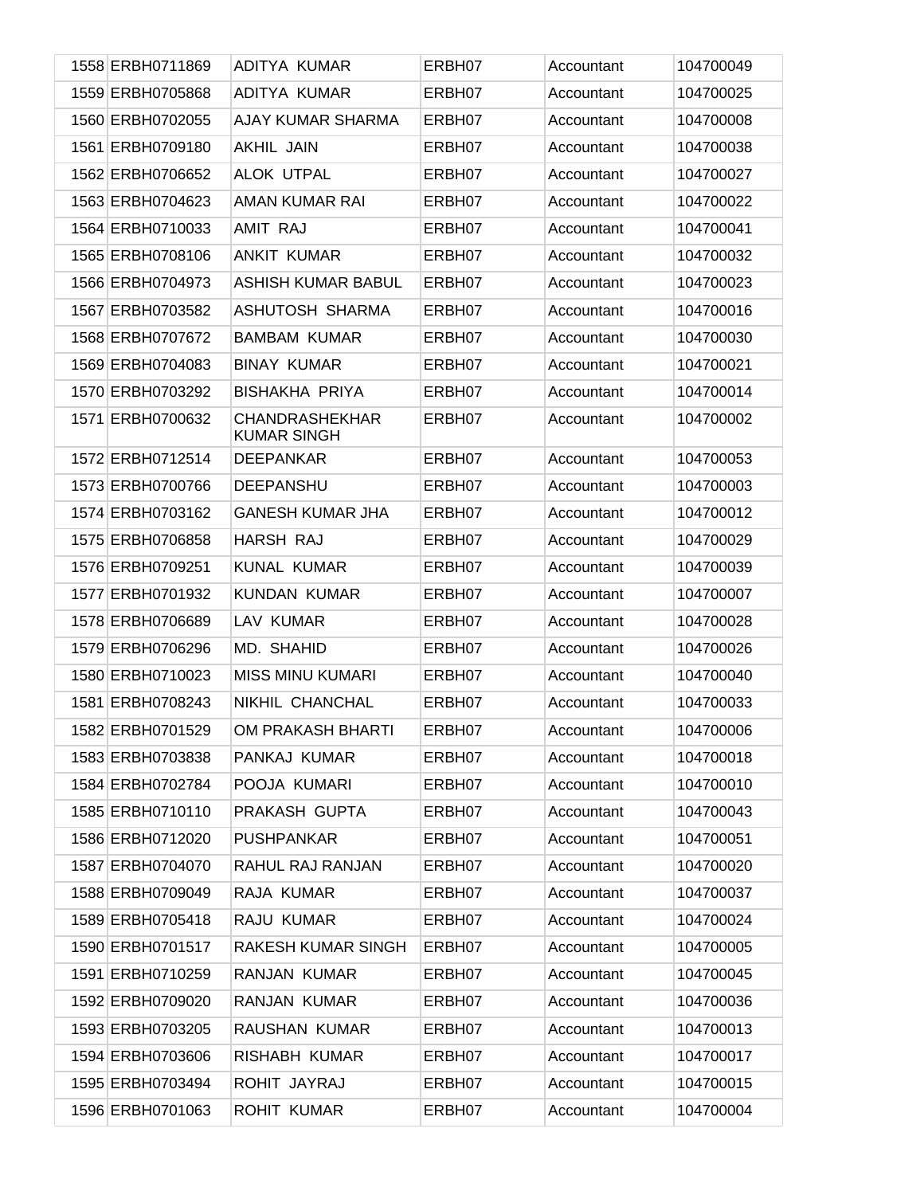| | | | | | |
|---|---|---|---|---|---|
| 1558 | ERBH0711869 | ADITYA KUMAR | ERBH07 | Accountant | 104700049 |
| 1559 | ERBH0705868 | ADITYA KUMAR | ERBH07 | Accountant | 104700025 |
| 1560 | ERBH0702055 | AJAY KUMAR SHARMA | ERBH07 | Accountant | 104700008 |
| 1561 | ERBH0709180 | AKHIL JAIN | ERBH07 | Accountant | 104700038 |
| 1562 | ERBH0706652 | ALOK UTPAL | ERBH07 | Accountant | 104700027 |
| 1563 | ERBH0704623 | AMAN KUMAR RAI | ERBH07 | Accountant | 104700022 |
| 1564 | ERBH0710033 | AMIT RAJ | ERBH07 | Accountant | 104700041 |
| 1565 | ERBH0708106 | ANKIT KUMAR | ERBH07 | Accountant | 104700032 |
| 1566 | ERBH0704973 | ASHISH KUMAR BABUL | ERBH07 | Accountant | 104700023 |
| 1567 | ERBH0703582 | ASHUTOSH SHARMA | ERBH07 | Accountant | 104700016 |
| 1568 | ERBH0707672 | BAMBAM KUMAR | ERBH07 | Accountant | 104700030 |
| 1569 | ERBH0704083 | BINAY KUMAR | ERBH07 | Accountant | 104700021 |
| 1570 | ERBH0703292 | BISHAKHA PRIYA | ERBH07 | Accountant | 104700014 |
| 1571 | ERBH0700632 | CHANDRASHEKHAR KUMAR SINGH | ERBH07 | Accountant | 104700002 |
| 1572 | ERBH0712514 | DEEPANKAR | ERBH07 | Accountant | 104700053 |
| 1573 | ERBH0700766 | DEEPANSHU | ERBH07 | Accountant | 104700003 |
| 1574 | ERBH0703162 | GANESH KUMAR JHA | ERBH07 | Accountant | 104700012 |
| 1575 | ERBH0706858 | HARSH RAJ | ERBH07 | Accountant | 104700029 |
| 1576 | ERBH0709251 | KUNAL KUMAR | ERBH07 | Accountant | 104700039 |
| 1577 | ERBH0701932 | KUNDAN KUMAR | ERBH07 | Accountant | 104700007 |
| 1578 | ERBH0706689 | LAV KUMAR | ERBH07 | Accountant | 104700028 |
| 1579 | ERBH0706296 | MD. SHAHID | ERBH07 | Accountant | 104700026 |
| 1580 | ERBH0710023 | MISS MINU KUMARI | ERBH07 | Accountant | 104700040 |
| 1581 | ERBH0708243 | NIKHIL CHANCHAL | ERBH07 | Accountant | 104700033 |
| 1582 | ERBH0701529 | OM PRAKASH BHARTI | ERBH07 | Accountant | 104700006 |
| 1583 | ERBH0703838 | PANKAJ KUMAR | ERBH07 | Accountant | 104700018 |
| 1584 | ERBH0702784 | POOJA KUMARI | ERBH07 | Accountant | 104700010 |
| 1585 | ERBH0710110 | PRAKASH GUPTA | ERBH07 | Accountant | 104700043 |
| 1586 | ERBH0712020 | PUSHPANKAR | ERBH07 | Accountant | 104700051 |
| 1587 | ERBH0704070 | RAHUL RAJ RANJAN | ERBH07 | Accountant | 104700020 |
| 1588 | ERBH0709049 | RAJA KUMAR | ERBH07 | Accountant | 104700037 |
| 1589 | ERBH0705418 | RAJU KUMAR | ERBH07 | Accountant | 104700024 |
| 1590 | ERBH0701517 | RAKESH KUMAR SINGH | ERBH07 | Accountant | 104700005 |
| 1591 | ERBH0710259 | RANJAN KUMAR | ERBH07 | Accountant | 104700045 |
| 1592 | ERBH0709020 | RANJAN KUMAR | ERBH07 | Accountant | 104700036 |
| 1593 | ERBH0703205 | RAUSHAN KUMAR | ERBH07 | Accountant | 104700013 |
| 1594 | ERBH0703606 | RISHABH KUMAR | ERBH07 | Accountant | 104700017 |
| 1595 | ERBH0703494 | ROHIT JAYRAJ | ERBH07 | Accountant | 104700015 |
| 1596 | ERBH0701063 | ROHIT KUMAR | ERBH07 | Accountant | 104700004 |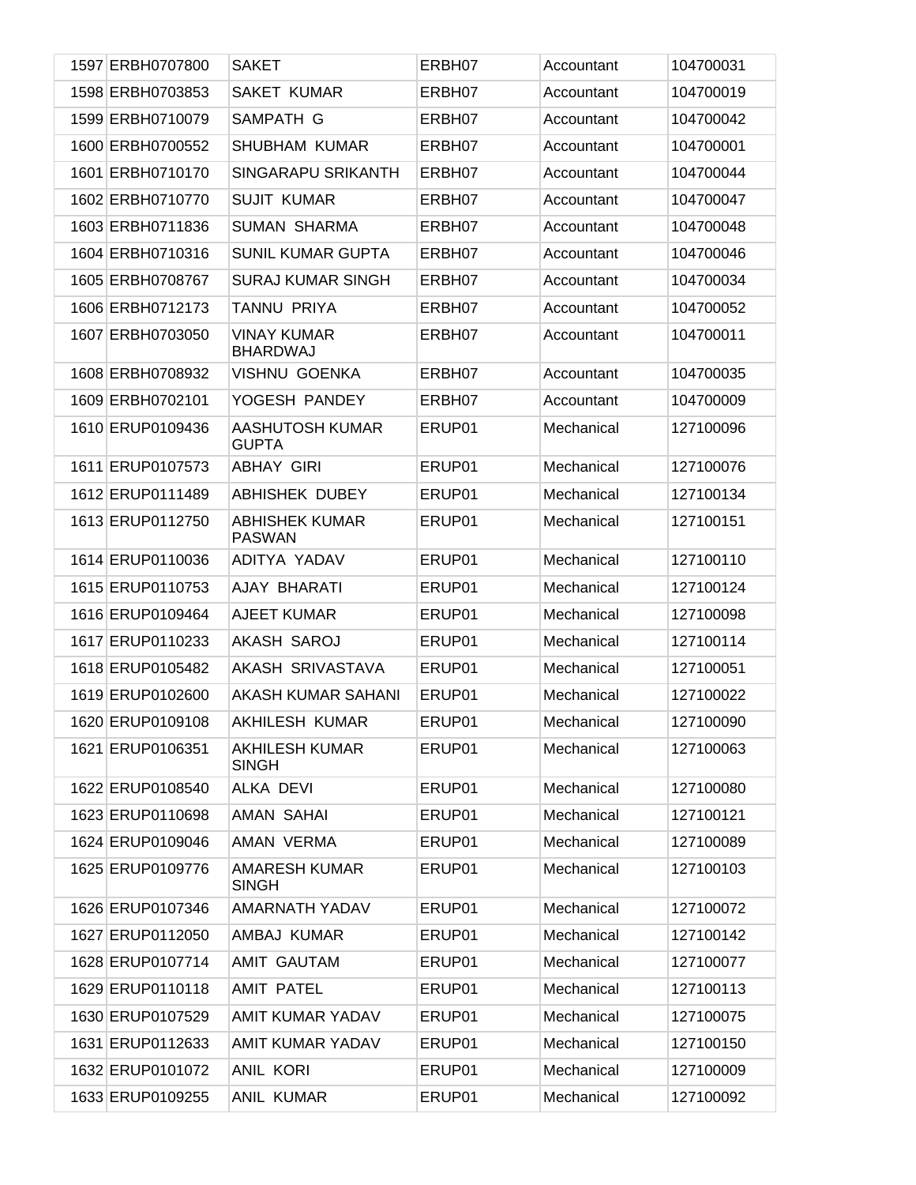| | | | | | |
|---|---|---|---|---|---|
| 1597 | ERBH0707800 | SAKET | ERBH07 | Accountant | 104700031 |
| 1598 | ERBH0703853 | SAKET KUMAR | ERBH07 | Accountant | 104700019 |
| 1599 | ERBH0710079 | SAMPATH G | ERBH07 | Accountant | 104700042 |
| 1600 | ERBH0700552 | SHUBHAM KUMAR | ERBH07 | Accountant | 104700001 |
| 1601 | ERBH0710170 | SINGARAPU SRIKANTH | ERBH07 | Accountant | 104700044 |
| 1602 | ERBH0710770 | SUJIT KUMAR | ERBH07 | Accountant | 104700047 |
| 1603 | ERBH0711836 | SUMAN SHARMA | ERBH07 | Accountant | 104700048 |
| 1604 | ERBH0710316 | SUNIL KUMAR GUPTA | ERBH07 | Accountant | 104700046 |
| 1605 | ERBH0708767 | SURAJ KUMAR SINGH | ERBH07 | Accountant | 104700034 |
| 1606 | ERBH0712173 | TANNU PRIYA | ERBH07 | Accountant | 104700052 |
| 1607 | ERBH0703050 | VINAY KUMAR BHARDWAJ | ERBH07 | Accountant | 104700011 |
| 1608 | ERBH0708932 | VISHNU GOENKA | ERBH07 | Accountant | 104700035 |
| 1609 | ERBH0702101 | YOGESH PANDEY | ERBH07 | Accountant | 104700009 |
| 1610 | ERUP0109436 | AASHUTOSH KUMAR GUPTA | ERUP01 | Mechanical | 127100096 |
| 1611 | ERUP0107573 | ABHAY GIRI | ERUP01 | Mechanical | 127100076 |
| 1612 | ERUP0111489 | ABHISHEK DUBEY | ERUP01 | Mechanical | 127100134 |
| 1613 | ERUP0112750 | ABHISHEK KUMAR PASWAN | ERUP01 | Mechanical | 127100151 |
| 1614 | ERUP0110036 | ADITYA YADAV | ERUP01 | Mechanical | 127100110 |
| 1615 | ERUP0110753 | AJAY BHARATI | ERUP01 | Mechanical | 127100124 |
| 1616 | ERUP0109464 | AJEET KUMAR | ERUP01 | Mechanical | 127100098 |
| 1617 | ERUP0110233 | AKASH SAROJ | ERUP01 | Mechanical | 127100114 |
| 1618 | ERUP0105482 | AKASH SRIVASTAVA | ERUP01 | Mechanical | 127100051 |
| 1619 | ERUP0102600 | AKASH KUMAR SAHANI | ERUP01 | Mechanical | 127100022 |
| 1620 | ERUP0109108 | AKHILESH KUMAR | ERUP01 | Mechanical | 127100090 |
| 1621 | ERUP0106351 | AKHILESH KUMAR SINGH | ERUP01 | Mechanical | 127100063 |
| 1622 | ERUP0108540 | ALKA DEVI | ERUP01 | Mechanical | 127100080 |
| 1623 | ERUP0110698 | AMAN SAHAI | ERUP01 | Mechanical | 127100121 |
| 1624 | ERUP0109046 | AMAN VERMA | ERUP01 | Mechanical | 127100089 |
| 1625 | ERUP0109776 | AMARESH KUMAR SINGH | ERUP01 | Mechanical | 127100103 |
| 1626 | ERUP0107346 | AMARNATH YADAV | ERUP01 | Mechanical | 127100072 |
| 1627 | ERUP0112050 | AMBAJ KUMAR | ERUP01 | Mechanical | 127100142 |
| 1628 | ERUP0107714 | AMIT GAUTAM | ERUP01 | Mechanical | 127100077 |
| 1629 | ERUP0110118 | AMIT PATEL | ERUP01 | Mechanical | 127100113 |
| 1630 | ERUP0107529 | AMIT KUMAR YADAV | ERUP01 | Mechanical | 127100075 |
| 1631 | ERUP0112633 | AMIT KUMAR YADAV | ERUP01 | Mechanical | 127100150 |
| 1632 | ERUP0101072 | ANIL KORI | ERUP01 | Mechanical | 127100009 |
| 1633 | ERUP0109255 | ANIL KUMAR | ERUP01 | Mechanical | 127100092 |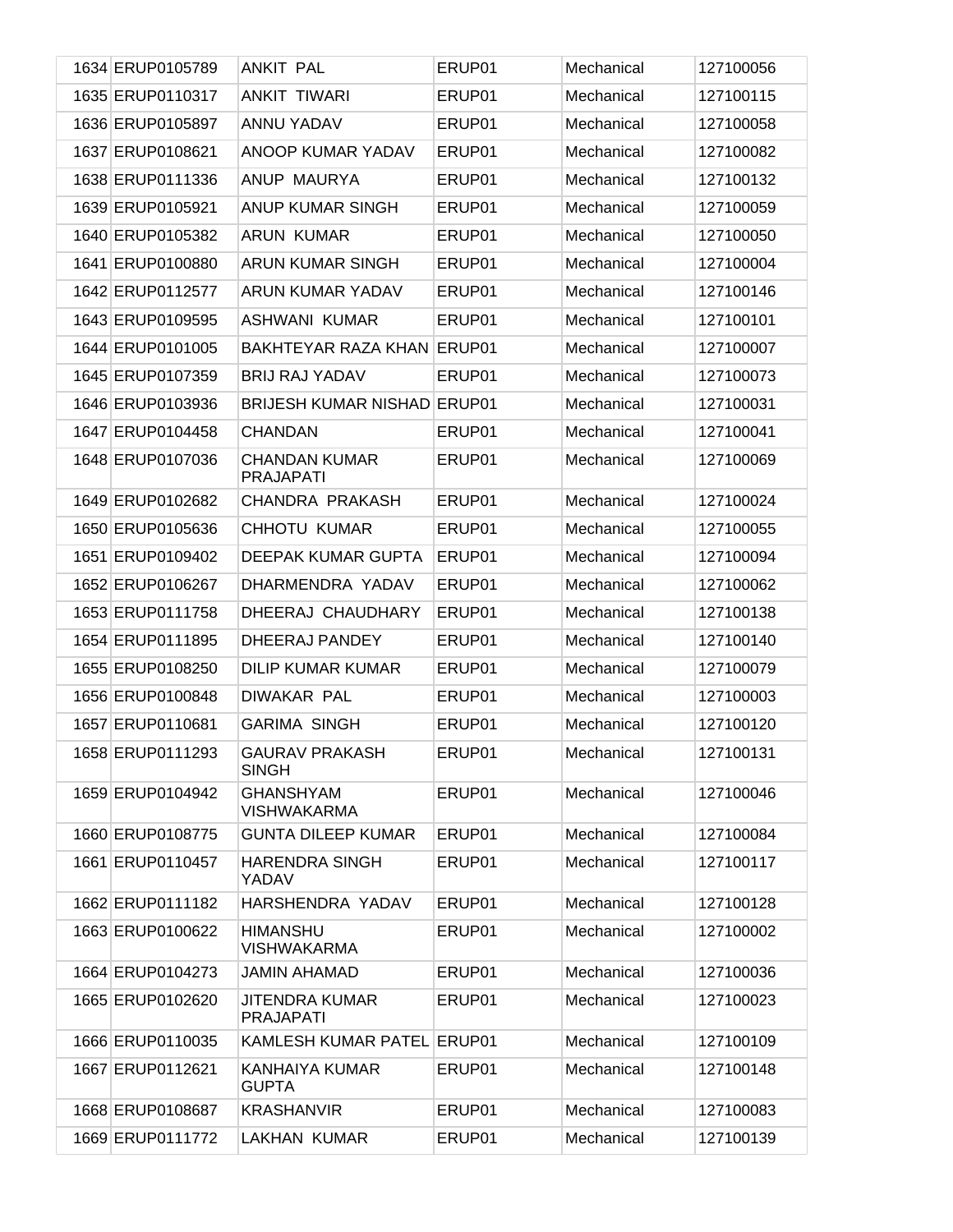| | | | | |
|---|---|---|---|---|
| 1634 ERUP0105789 | ANKIT  PAL | ERUP01 | Mechanical | 127100056 |
| 1635 ERUP0110317 | ANKIT  TIWARI | ERUP01 | Mechanical | 127100115 |
| 1636 ERUP0105897 | ANNU YADAV | ERUP01 | Mechanical | 127100058 |
| 1637 ERUP0108621 | ANOOP KUMAR YADAV | ERUP01 | Mechanical | 127100082 |
| 1638 ERUP0111336 | ANUP  MAURYA | ERUP01 | Mechanical | 127100132 |
| 1639 ERUP0105921 | ANUP KUMAR SINGH | ERUP01 | Mechanical | 127100059 |
| 1640 ERUP0105382 | ARUN  KUMAR | ERUP01 | Mechanical | 127100050 |
| 1641 ERUP0100880 | ARUN KUMAR SINGH | ERUP01 | Mechanical | 127100004 |
| 1642 ERUP0112577 | ARUN KUMAR YADAV | ERUP01 | Mechanical | 127100146 |
| 1643 ERUP0109595 | ASHWANI  KUMAR | ERUP01 | Mechanical | 127100101 |
| 1644 ERUP0101005 | BAKHTEYAR RAZA KHAN | ERUP01 | Mechanical | 127100007 |
| 1645 ERUP0107359 | BRIJ RAJ YADAV | ERUP01 | Mechanical | 127100073 |
| 1646 ERUP0103936 | BRIJESH KUMAR NISHAD | ERUP01 | Mechanical | 127100031 |
| 1647 ERUP0104458 | CHANDAN | ERUP01 | Mechanical | 127100041 |
| 1648 ERUP0107036 | CHANDAN KUMAR PRAJAPATI | ERUP01 | Mechanical | 127100069 |
| 1649 ERUP0102682 | CHANDRA  PRAKASH | ERUP01 | Mechanical | 127100024 |
| 1650 ERUP0105636 | CHHOTU  KUMAR | ERUP01 | Mechanical | 127100055 |
| 1651 ERUP0109402 | DEEPAK KUMAR GUPTA | ERUP01 | Mechanical | 127100094 |
| 1652 ERUP0106267 | DHARMENDRA  YADAV | ERUP01 | Mechanical | 127100062 |
| 1653 ERUP0111758 | DHEERAJ  CHAUDHARY | ERUP01 | Mechanical | 127100138 |
| 1654 ERUP0111895 | DHEERAJ PANDEY | ERUP01 | Mechanical | 127100140 |
| 1655 ERUP0108250 | DILIP KUMAR KUMAR | ERUP01 | Mechanical | 127100079 |
| 1656 ERUP0100848 | DIWAKAR  PAL | ERUP01 | Mechanical | 127100003 |
| 1657 ERUP0110681 | GARIMA  SINGH | ERUP01 | Mechanical | 127100120 |
| 1658 ERUP0111293 | GAURAV PRAKASH SINGH | ERUP01 | Mechanical | 127100131 |
| 1659 ERUP0104942 | GHANSHYAM VISHWAKARMA | ERUP01 | Mechanical | 127100046 |
| 1660 ERUP0108775 | GUNTA DILEEP KUMAR | ERUP01 | Mechanical | 127100084 |
| 1661 ERUP0110457 | HARENDRA SINGH YADAV | ERUP01 | Mechanical | 127100117 |
| 1662 ERUP0111182 | HARSHENDRA  YADAV | ERUP01 | Mechanical | 127100128 |
| 1663 ERUP0100622 | HIMANSHU VISHWAKARMA | ERUP01 | Mechanical | 127100002 |
| 1664 ERUP0104273 | JAMIN AHAMAD | ERUP01 | Mechanical | 127100036 |
| 1665 ERUP0102620 | JITENDRA KUMAR PRAJAPATI | ERUP01 | Mechanical | 127100023 |
| 1666 ERUP0110035 | KAMLESH KUMAR PATEL | ERUP01 | Mechanical | 127100109 |
| 1667 ERUP0112621 | KANHAIYA KUMAR GUPTA | ERUP01 | Mechanical | 127100148 |
| 1668 ERUP0108687 | KRASHANVIR | ERUP01 | Mechanical | 127100083 |
| 1669 ERUP0111772 | LAKHAN  KUMAR | ERUP01 | Mechanical | 127100139 |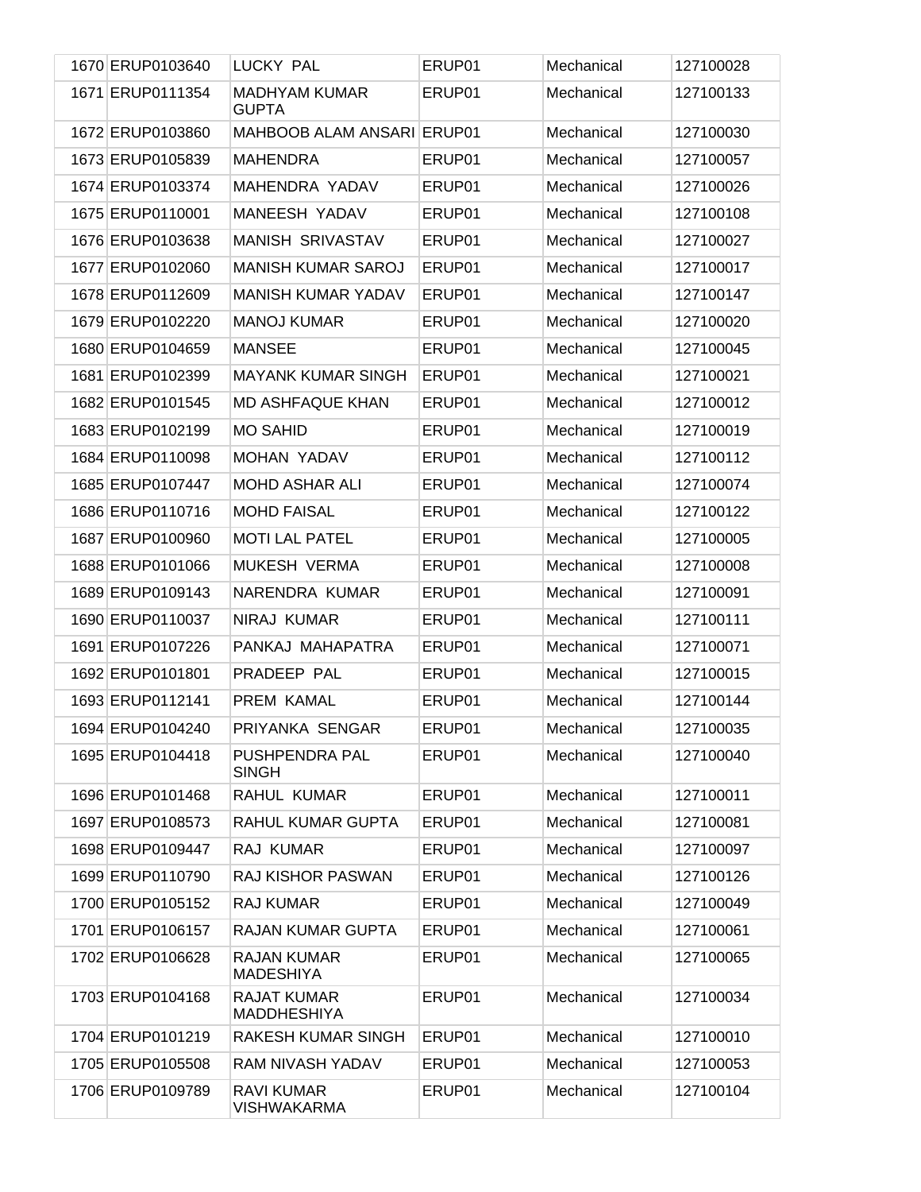| | | | | | |
|---|---|---|---|---|---|
| 1670 | ERUP0103640 | LUCKY PAL | ERUP01 | Mechanical | 127100028 |
| 1671 | ERUP0111354 | MADHYAM KUMAR GUPTA | ERUP01 | Mechanical | 127100133 |
| 1672 | ERUP0103860 | MAHBOOB ALAM ANSARI | ERUP01 | Mechanical | 127100030 |
| 1673 | ERUP0105839 | MAHENDRA | ERUP01 | Mechanical | 127100057 |
| 1674 | ERUP0103374 | MAHENDRA YADAV | ERUP01 | Mechanical | 127100026 |
| 1675 | ERUP0110001 | MANEESH YADAV | ERUP01 | Mechanical | 127100108 |
| 1676 | ERUP0103638 | MANISH SRIVASTAV | ERUP01 | Mechanical | 127100027 |
| 1677 | ERUP0102060 | MANISH KUMAR SAROJ | ERUP01 | Mechanical | 127100017 |
| 1678 | ERUP0112609 | MANISH KUMAR YADAV | ERUP01 | Mechanical | 127100147 |
| 1679 | ERUP0102220 | MANOJ KUMAR | ERUP01 | Mechanical | 127100020 |
| 1680 | ERUP0104659 | MANSEE | ERUP01 | Mechanical | 127100045 |
| 1681 | ERUP0102399 | MAYANK KUMAR SINGH | ERUP01 | Mechanical | 127100021 |
| 1682 | ERUP0101545 | MD ASHFAQUE KHAN | ERUP01 | Mechanical | 127100012 |
| 1683 | ERUP0102199 | MO SAHID | ERUP01 | Mechanical | 127100019 |
| 1684 | ERUP0110098 | MOHAN YADAV | ERUP01 | Mechanical | 127100112 |
| 1685 | ERUP0107447 | MOHD ASHAR ALI | ERUP01 | Mechanical | 127100074 |
| 1686 | ERUP0110716 | MOHD FAISAL | ERUP01 | Mechanical | 127100122 |
| 1687 | ERUP0100960 | MOTI LAL PATEL | ERUP01 | Mechanical | 127100005 |
| 1688 | ERUP0101066 | MUKESH VERMA | ERUP01 | Mechanical | 127100008 |
| 1689 | ERUP0109143 | NARENDRA KUMAR | ERUP01 | Mechanical | 127100091 |
| 1690 | ERUP0110037 | NIRAJ KUMAR | ERUP01 | Mechanical | 127100111 |
| 1691 | ERUP0107226 | PANKAJ MAHAPATRA | ERUP01 | Mechanical | 127100071 |
| 1692 | ERUP0101801 | PRADEEP PAL | ERUP01 | Mechanical | 127100015 |
| 1693 | ERUP0112141 | PREM KAMAL | ERUP01 | Mechanical | 127100144 |
| 1694 | ERUP0104240 | PRIYANKA SENGAR | ERUP01 | Mechanical | 127100035 |
| 1695 | ERUP0104418 | PUSHPENDRA PAL SINGH | ERUP01 | Mechanical | 127100040 |
| 1696 | ERUP0101468 | RAHUL KUMAR | ERUP01 | Mechanical | 127100011 |
| 1697 | ERUP0108573 | RAHUL KUMAR GUPTA | ERUP01 | Mechanical | 127100081 |
| 1698 | ERUP0109447 | RAJ KUMAR | ERUP01 | Mechanical | 127100097 |
| 1699 | ERUP0110790 | RAJ KISHOR PASWAN | ERUP01 | Mechanical | 127100126 |
| 1700 | ERUP0105152 | RAJ KUMAR | ERUP01 | Mechanical | 127100049 |
| 1701 | ERUP0106157 | RAJAN KUMAR GUPTA | ERUP01 | Mechanical | 127100061 |
| 1702 | ERUP0106628 | RAJAN KUMAR MADESHIYA | ERUP01 | Mechanical | 127100065 |
| 1703 | ERUP0104168 | RAJAT KUMAR MADDHESHIYA | ERUP01 | Mechanical | 127100034 |
| 1704 | ERUP0101219 | RAKESH KUMAR SINGH | ERUP01 | Mechanical | 127100010 |
| 1705 | ERUP0105508 | RAM NIVASH YADAV | ERUP01 | Mechanical | 127100053 |
| 1706 | ERUP0109789 | RAVI KUMAR VISHWAKARMA | ERUP01 | Mechanical | 127100104 |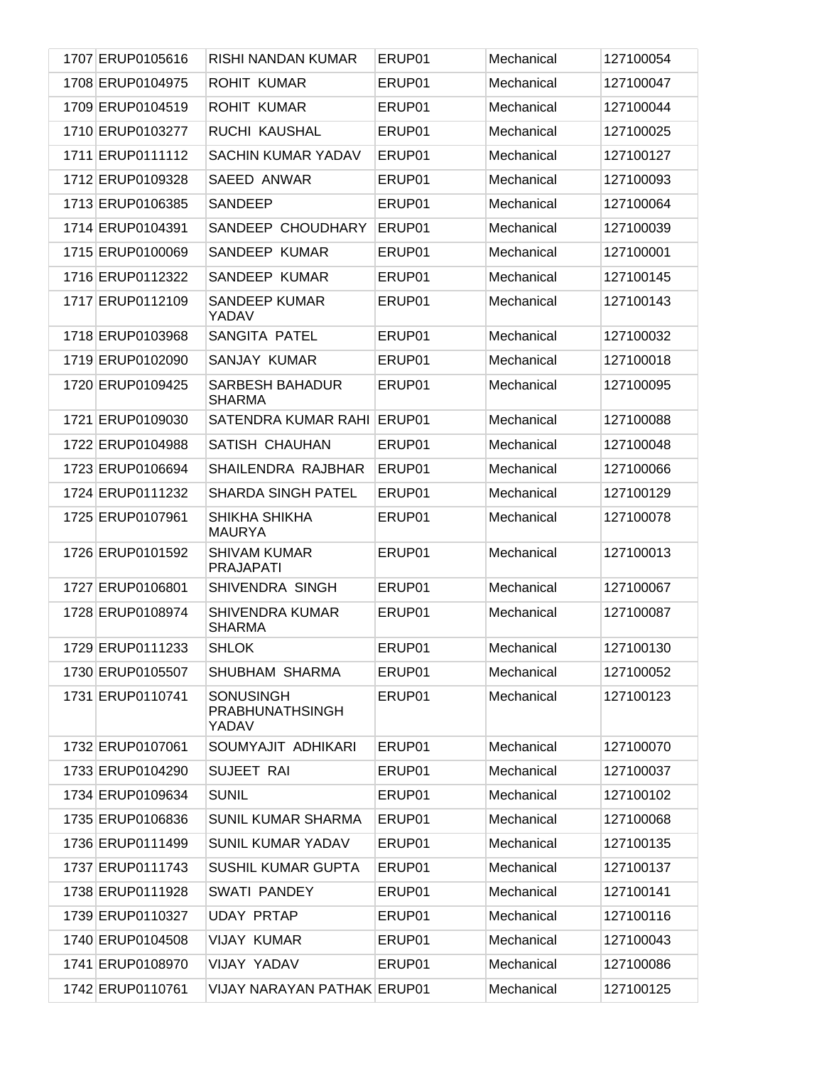| 1707 | ERUP0105616 | RISHI NANDAN KUMAR | ERUP01 | Mechanical | 127100054 |
|---|---|---|---|---|---|
| 1708 | ERUP0104975 | ROHIT KUMAR | ERUP01 | Mechanical | 127100047 |
| 1709 | ERUP0104519 | ROHIT KUMAR | ERUP01 | Mechanical | 127100044 |
| 1710 | ERUP0103277 | RUCHI KAUSHAL | ERUP01 | Mechanical | 127100025 |
| 1711 | ERUP0111112 | SACHIN KUMAR YADAV | ERUP01 | Mechanical | 127100127 |
| 1712 | ERUP0109328 | SAEED ANWAR | ERUP01 | Mechanical | 127100093 |
| 1713 | ERUP0106385 | SANDEEP | ERUP01 | Mechanical | 127100064 |
| 1714 | ERUP0104391 | SANDEEP CHOUDHARY | ERUP01 | Mechanical | 127100039 |
| 1715 | ERUP0100069 | SANDEEP KUMAR | ERUP01 | Mechanical | 127100001 |
| 1716 | ERUP0112322 | SANDEEP KUMAR | ERUP01 | Mechanical | 127100145 |
| 1717 | ERUP0112109 | SANDEEP KUMAR YADAV | ERUP01 | Mechanical | 127100143 |
| 1718 | ERUP0103968 | SANGITA PATEL | ERUP01 | Mechanical | 127100032 |
| 1719 | ERUP0102090 | SANJAY KUMAR | ERUP01 | Mechanical | 127100018 |
| 1720 | ERUP0109425 | SARBESH BAHADUR SHARMA | ERUP01 | Mechanical | 127100095 |
| 1721 | ERUP0109030 | SATENDRA KUMAR RAHI | ERUP01 | Mechanical | 127100088 |
| 1722 | ERUP0104988 | SATISH CHAUHAN | ERUP01 | Mechanical | 127100048 |
| 1723 | ERUP0106694 | SHAILENDRA RAJBHAR | ERUP01 | Mechanical | 127100066 |
| 1724 | ERUP0111232 | SHARDA SINGH PATEL | ERUP01 | Mechanical | 127100129 |
| 1725 | ERUP0107961 | SHIKHA SHIKHA MAURYA | ERUP01 | Mechanical | 127100078 |
| 1726 | ERUP0101592 | SHIVAM KUMAR PRAJAPATI | ERUP01 | Mechanical | 127100013 |
| 1727 | ERUP0106801 | SHIVENDRA SINGH | ERUP01 | Mechanical | 127100067 |
| 1728 | ERUP0108974 | SHIVENDRA KUMAR SHARMA | ERUP01 | Mechanical | 127100087 |
| 1729 | ERUP0111233 | SHLOK | ERUP01 | Mechanical | 127100130 |
| 1730 | ERUP0105507 | SHUBHAM SHARMA | ERUP01 | Mechanical | 127100052 |
| 1731 | ERUP0110741 | SONUSINGH PRABHUNATHSINGH YADAV | ERUP01 | Mechanical | 127100123 |
| 1732 | ERUP0107061 | SOUMYAJIT ADHIKARI | ERUP01 | Mechanical | 127100070 |
| 1733 | ERUP0104290 | SUJEET RAI | ERUP01 | Mechanical | 127100037 |
| 1734 | ERUP0109634 | SUNIL | ERUP01 | Mechanical | 127100102 |
| 1735 | ERUP0106836 | SUNIL KUMAR SHARMA | ERUP01 | Mechanical | 127100068 |
| 1736 | ERUP0111499 | SUNIL KUMAR YADAV | ERUP01 | Mechanical | 127100135 |
| 1737 | ERUP0111743 | SUSHIL KUMAR GUPTA | ERUP01 | Mechanical | 127100137 |
| 1738 | ERUP0111928 | SWATI PANDEY | ERUP01 | Mechanical | 127100141 |
| 1739 | ERUP0110327 | UDAY PRTAP | ERUP01 | Mechanical | 127100116 |
| 1740 | ERUP0104508 | VIJAY KUMAR | ERUP01 | Mechanical | 127100043 |
| 1741 | ERUP0108970 | VIJAY YADAV | ERUP01 | Mechanical | 127100086 |
| 1742 | ERUP0110761 | VIJAY NARAYAN PATHAK | ERUP01 | Mechanical | 127100125 |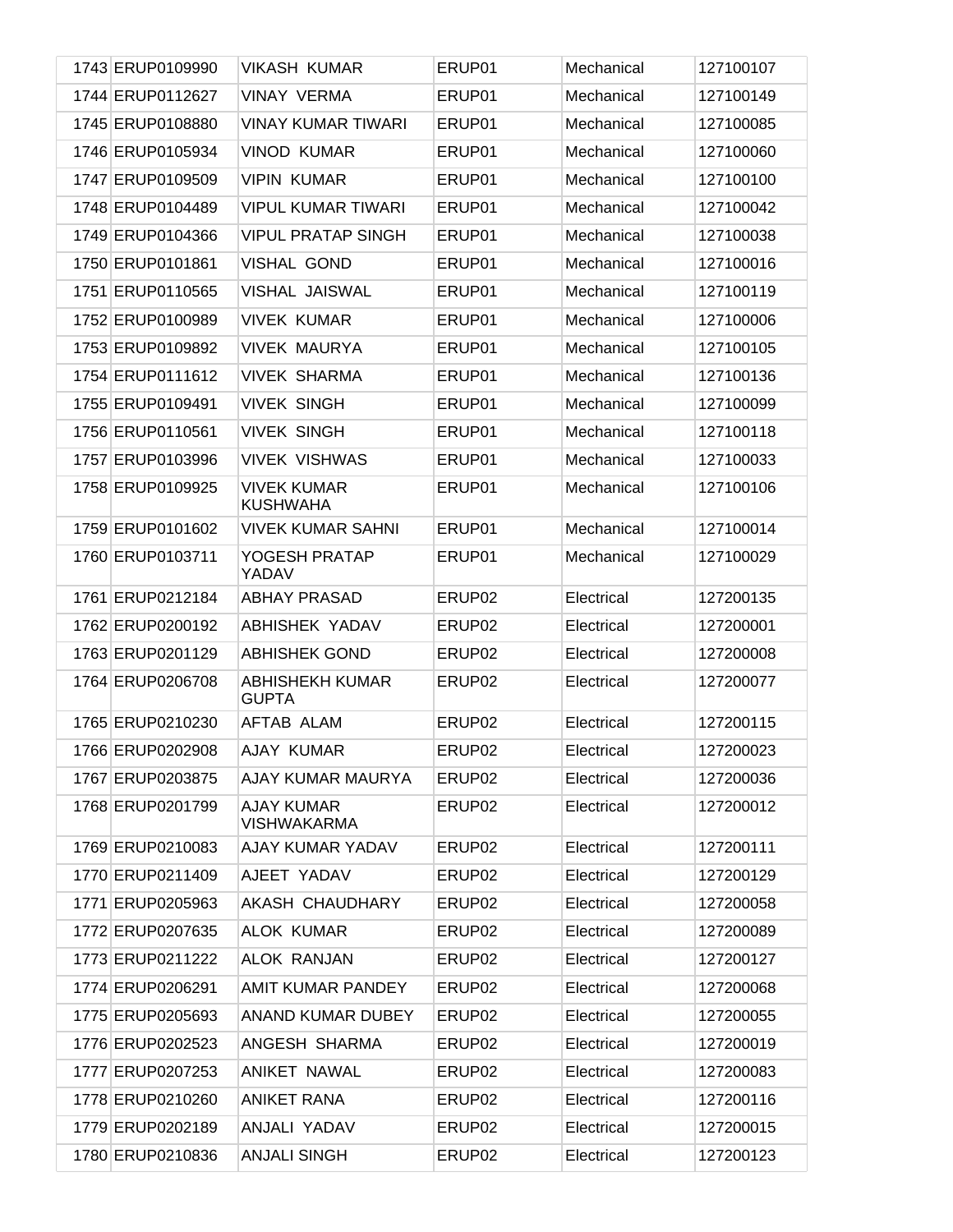| | | | | | |
|---|---|---|---|---|---|
| 1743 | ERUP0109990 | VIKASH KUMAR | ERUP01 | Mechanical | 127100107 |
| 1744 | ERUP0112627 | VINAY VERMA | ERUP01 | Mechanical | 127100149 |
| 1745 | ERUP0108880 | VINAY KUMAR TIWARI | ERUP01 | Mechanical | 127100085 |
| 1746 | ERUP0105934 | VINOD KUMAR | ERUP01 | Mechanical | 127100060 |
| 1747 | ERUP0109509 | VIPIN KUMAR | ERUP01 | Mechanical | 127100100 |
| 1748 | ERUP0104489 | VIPUL KUMAR TIWARI | ERUP01 | Mechanical | 127100042 |
| 1749 | ERUP0104366 | VIPUL PRATAP SINGH | ERUP01 | Mechanical | 127100038 |
| 1750 | ERUP0101861 | VISHAL GOND | ERUP01 | Mechanical | 127100016 |
| 1751 | ERUP0110565 | VISHAL JAISWAL | ERUP01 | Mechanical | 127100119 |
| 1752 | ERUP0100989 | VIVEK KUMAR | ERUP01 | Mechanical | 127100006 |
| 1753 | ERUP0109892 | VIVEK MAURYA | ERUP01 | Mechanical | 127100105 |
| 1754 | ERUP0111612 | VIVEK SHARMA | ERUP01 | Mechanical | 127100136 |
| 1755 | ERUP0109491 | VIVEK SINGH | ERUP01 | Mechanical | 127100099 |
| 1756 | ERUP0110561 | VIVEK SINGH | ERUP01 | Mechanical | 127100118 |
| 1757 | ERUP0103996 | VIVEK VISHWAS | ERUP01 | Mechanical | 127100033 |
| 1758 | ERUP0109925 | VIVEK KUMAR KUSHWAHA | ERUP01 | Mechanical | 127100106 |
| 1759 | ERUP0101602 | VIVEK KUMAR SAHNI | ERUP01 | Mechanical | 127100014 |
| 1760 | ERUP0103711 | YOGESH PRATAP YADAV | ERUP01 | Mechanical | 127100029 |
| 1761 | ERUP0212184 | ABHAY PRASAD | ERUP02 | Electrical | 127200135 |
| 1762 | ERUP0200192 | ABHISHEK YADAV | ERUP02 | Electrical | 127200001 |
| 1763 | ERUP0201129 | ABHISHEK GOND | ERUP02 | Electrical | 127200008 |
| 1764 | ERUP0206708 | ABHISHEKH KUMAR GUPTA | ERUP02 | Electrical | 127200077 |
| 1765 | ERUP0210230 | AFTAB ALAM | ERUP02 | Electrical | 127200115 |
| 1766 | ERUP0202908 | AJAY KUMAR | ERUP02 | Electrical | 127200023 |
| 1767 | ERUP0203875 | AJAY KUMAR MAURYA | ERUP02 | Electrical | 127200036 |
| 1768 | ERUP0201799 | AJAY KUMAR VISHWAKARMA | ERUP02 | Electrical | 127200012 |
| 1769 | ERUP0210083 | AJAY KUMAR YADAV | ERUP02 | Electrical | 127200111 |
| 1770 | ERUP0211409 | AJEET YADAV | ERUP02 | Electrical | 127200129 |
| 1771 | ERUP0205963 | AKASH CHAUDHARY | ERUP02 | Electrical | 127200058 |
| 1772 | ERUP0207635 | ALOK KUMAR | ERUP02 | Electrical | 127200089 |
| 1773 | ERUP0211222 | ALOK RANJAN | ERUP02 | Electrical | 127200127 |
| 1774 | ERUP0206291 | AMIT KUMAR PANDEY | ERUP02 | Electrical | 127200068 |
| 1775 | ERUP0205693 | ANAND KUMAR DUBEY | ERUP02 | Electrical | 127200055 |
| 1776 | ERUP0202523 | ANGESH SHARMA | ERUP02 | Electrical | 127200019 |
| 1777 | ERUP0207253 | ANIKET NAWAL | ERUP02 | Electrical | 127200083 |
| 1778 | ERUP0210260 | ANIKET RANA | ERUP02 | Electrical | 127200116 |
| 1779 | ERUP0202189 | ANJALI YADAV | ERUP02 | Electrical | 127200015 |
| 1780 | ERUP0210836 | ANJALI SINGH | ERUP02 | Electrical | 127200123 |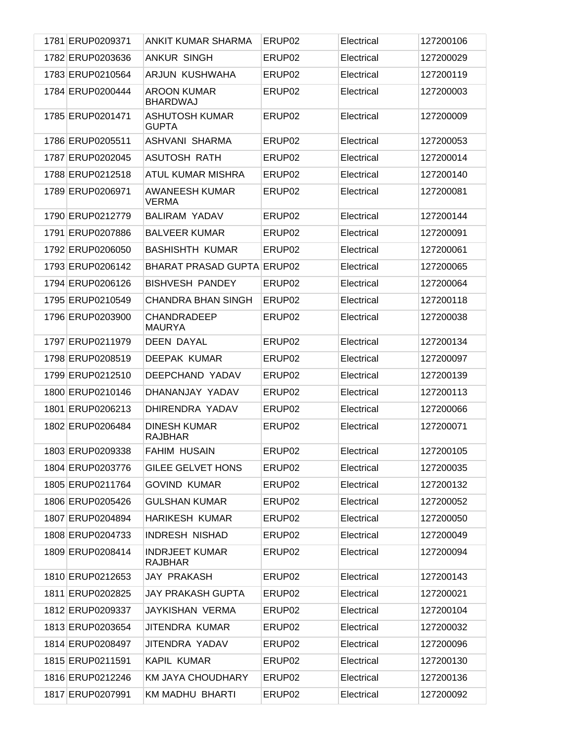| | | | | | |
|---|---|---|---|---|---|
| 1781 | ERUP0209371 | ANKIT KUMAR SHARMA | ERUP02 | Electrical | 127200106 |
| 1782 | ERUP0203636 | ANKUR SINGH | ERUP02 | Electrical | 127200029 |
| 1783 | ERUP0210564 | ARJUN KUSHWAHA | ERUP02 | Electrical | 127200119 |
| 1784 | ERUP0200444 | AROON KUMAR BHARDWAJ | ERUP02 | Electrical | 127200003 |
| 1785 | ERUP0201471 | ASHUTOSH KUMAR GUPTA | ERUP02 | Electrical | 127200009 |
| 1786 | ERUP0205511 | ASHVANI SHARMA | ERUP02 | Electrical | 127200053 |
| 1787 | ERUP0202045 | ASUTOSH RATH | ERUP02 | Electrical | 127200014 |
| 1788 | ERUP0212518 | ATUL KUMAR MISHRA | ERUP02 | Electrical | 127200140 |
| 1789 | ERUP0206971 | AWANEESH KUMAR VERMA | ERUP02 | Electrical | 127200081 |
| 1790 | ERUP0212779 | BALIRAM YADAV | ERUP02 | Electrical | 127200144 |
| 1791 | ERUP0207886 | BALVEER KUMAR | ERUP02 | Electrical | 127200091 |
| 1792 | ERUP0206050 | BASHISHTH KUMAR | ERUP02 | Electrical | 127200061 |
| 1793 | ERUP0206142 | BHARAT PRASAD GUPTA | ERUP02 | Electrical | 127200065 |
| 1794 | ERUP0206126 | BISHVESH PANDEY | ERUP02 | Electrical | 127200064 |
| 1795 | ERUP0210549 | CHANDRA BHAN SINGH | ERUP02 | Electrical | 127200118 |
| 1796 | ERUP0203900 | CHANDRADEEP MAURYA | ERUP02 | Electrical | 127200038 |
| 1797 | ERUP0211979 | DEEN DAYAL | ERUP02 | Electrical | 127200134 |
| 1798 | ERUP0208519 | DEEPAK KUMAR | ERUP02 | Electrical | 127200097 |
| 1799 | ERUP0212510 | DEEPCHAND YADAV | ERUP02 | Electrical | 127200139 |
| 1800 | ERUP0210146 | DHANANJAY YADAV | ERUP02 | Electrical | 127200113 |
| 1801 | ERUP0206213 | DHIRENDRA YADAV | ERUP02 | Electrical | 127200066 |
| 1802 | ERUP0206484 | DINESH KUMAR RAJBHAR | ERUP02 | Electrical | 127200071 |
| 1803 | ERUP0209338 | FAHIM HUSAIN | ERUP02 | Electrical | 127200105 |
| 1804 | ERUP0203776 | GILEE GELVET HONS | ERUP02 | Electrical | 127200035 |
| 1805 | ERUP0211764 | GOVIND KUMAR | ERUP02 | Electrical | 127200132 |
| 1806 | ERUP0205426 | GULSHAN KUMAR | ERUP02 | Electrical | 127200052 |
| 1807 | ERUP0204894 | HARIKESH KUMAR | ERUP02 | Electrical | 127200050 |
| 1808 | ERUP0204733 | INDRESH NISHAD | ERUP02 | Electrical | 127200049 |
| 1809 | ERUP0208414 | INDRJEET KUMAR RAJBHAR | ERUP02 | Electrical | 127200094 |
| 1810 | ERUP0212653 | JAY PRAKASH | ERUP02 | Electrical | 127200143 |
| 1811 | ERUP0202825 | JAY PRAKASH GUPTA | ERUP02 | Electrical | 127200021 |
| 1812 | ERUP0209337 | JAYKISHAN VERMA | ERUP02 | Electrical | 127200104 |
| 1813 | ERUP0203654 | JITENDRA KUMAR | ERUP02 | Electrical | 127200032 |
| 1814 | ERUP0208497 | JITENDRA YADAV | ERUP02 | Electrical | 127200096 |
| 1815 | ERUP0211591 | KAPIL KUMAR | ERUP02 | Electrical | 127200130 |
| 1816 | ERUP0212246 | KM JAYA CHOUDHARY | ERUP02 | Electrical | 127200136 |
| 1817 | ERUP0207991 | KM MADHU BHARTI | ERUP02 | Electrical | 127200092 |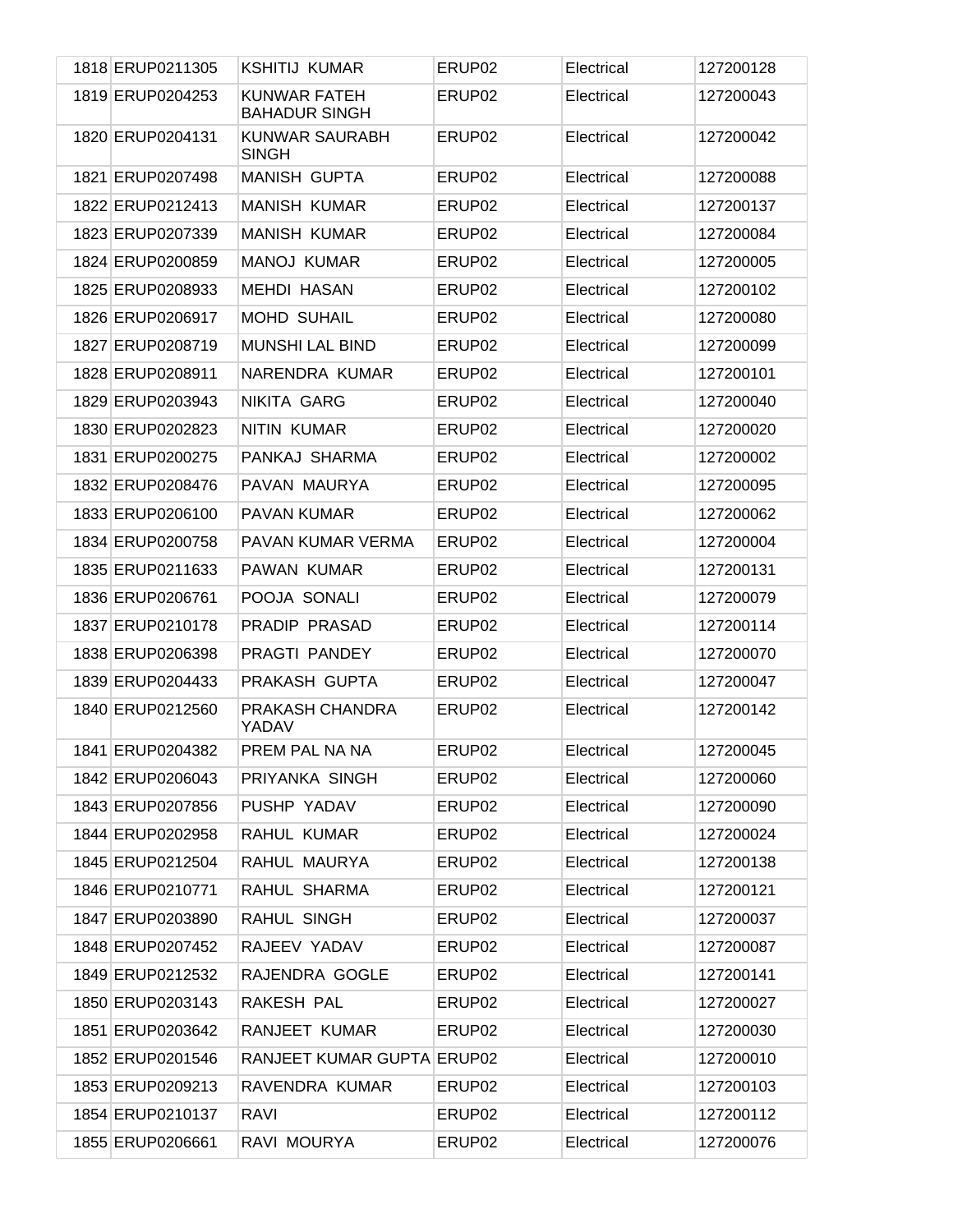| | | | | | |
|---|---|---|---|---|---|
| 1818 | ERUP0211305 | KSHITIJ KUMAR | ERUP02 | Electrical | 127200128 |
| 1819 | ERUP0204253 | KUNWAR FATEH BAHADUR SINGH | ERUP02 | Electrical | 127200043 |
| 1820 | ERUP0204131 | KUNWAR SAURABH SINGH | ERUP02 | Electrical | 127200042 |
| 1821 | ERUP0207498 | MANISH GUPTA | ERUP02 | Electrical | 127200088 |
| 1822 | ERUP0212413 | MANISH KUMAR | ERUP02 | Electrical | 127200137 |
| 1823 | ERUP0207339 | MANISH KUMAR | ERUP02 | Electrical | 127200084 |
| 1824 | ERUP0200859 | MANOJ KUMAR | ERUP02 | Electrical | 127200005 |
| 1825 | ERUP0208933 | MEHDI HASAN | ERUP02 | Electrical | 127200102 |
| 1826 | ERUP0206917 | MOHD SUHAIL | ERUP02 | Electrical | 127200080 |
| 1827 | ERUP0208719 | MUNSHI LAL BIND | ERUP02 | Electrical | 127200099 |
| 1828 | ERUP0208911 | NARENDRA KUMAR | ERUP02 | Electrical | 127200101 |
| 1829 | ERUP0203943 | NIKITA GARG | ERUP02 | Electrical | 127200040 |
| 1830 | ERUP0202823 | NITIN KUMAR | ERUP02 | Electrical | 127200020 |
| 1831 | ERUP0200275 | PANKAJ SHARMA | ERUP02 | Electrical | 127200002 |
| 1832 | ERUP0208476 | PAVAN MAURYA | ERUP02 | Electrical | 127200095 |
| 1833 | ERUP0206100 | PAVAN KUMAR | ERUP02 | Electrical | 127200062 |
| 1834 | ERUP0200758 | PAVAN KUMAR VERMA | ERUP02 | Electrical | 127200004 |
| 1835 | ERUP0211633 | PAWAN KUMAR | ERUP02 | Electrical | 127200131 |
| 1836 | ERUP0206761 | POOJA SONALI | ERUP02 | Electrical | 127200079 |
| 1837 | ERUP0210178 | PRADIP PRASAD | ERUP02 | Electrical | 127200114 |
| 1838 | ERUP0206398 | PRAGTI PANDEY | ERUP02 | Electrical | 127200070 |
| 1839 | ERUP0204433 | PRAKASH GUPTA | ERUP02 | Electrical | 127200047 |
| 1840 | ERUP0212560 | PRAKASH CHANDRA YADAV | ERUP02 | Electrical | 127200142 |
| 1841 | ERUP0204382 | PREM PAL NA NA | ERUP02 | Electrical | 127200045 |
| 1842 | ERUP0206043 | PRIYANKA SINGH | ERUP02 | Electrical | 127200060 |
| 1843 | ERUP0207856 | PUSHP YADAV | ERUP02 | Electrical | 127200090 |
| 1844 | ERUP0202958 | RAHUL KUMAR | ERUP02 | Electrical | 127200024 |
| 1845 | ERUP0212504 | RAHUL MAURYA | ERUP02 | Electrical | 127200138 |
| 1846 | ERUP0210771 | RAHUL SHARMA | ERUP02 | Electrical | 127200121 |
| 1847 | ERUP0203890 | RAHUL SINGH | ERUP02 | Electrical | 127200037 |
| 1848 | ERUP0207452 | RAJEEV YADAV | ERUP02 | Electrical | 127200087 |
| 1849 | ERUP0212532 | RAJENDRA GOGLE | ERUP02 | Electrical | 127200141 |
| 1850 | ERUP0203143 | RAKESH PAL | ERUP02 | Electrical | 127200027 |
| 1851 | ERUP0203642 | RANJEET KUMAR | ERUP02 | Electrical | 127200030 |
| 1852 | ERUP0201546 | RANJEET KUMAR GUPTA | ERUP02 | Electrical | 127200010 |
| 1853 | ERUP0209213 | RAVENDRA KUMAR | ERUP02 | Electrical | 127200103 |
| 1854 | ERUP0210137 | RAVI | ERUP02 | Electrical | 127200112 |
| 1855 | ERUP0206661 | RAVI MOURYA | ERUP02 | Electrical | 127200076 |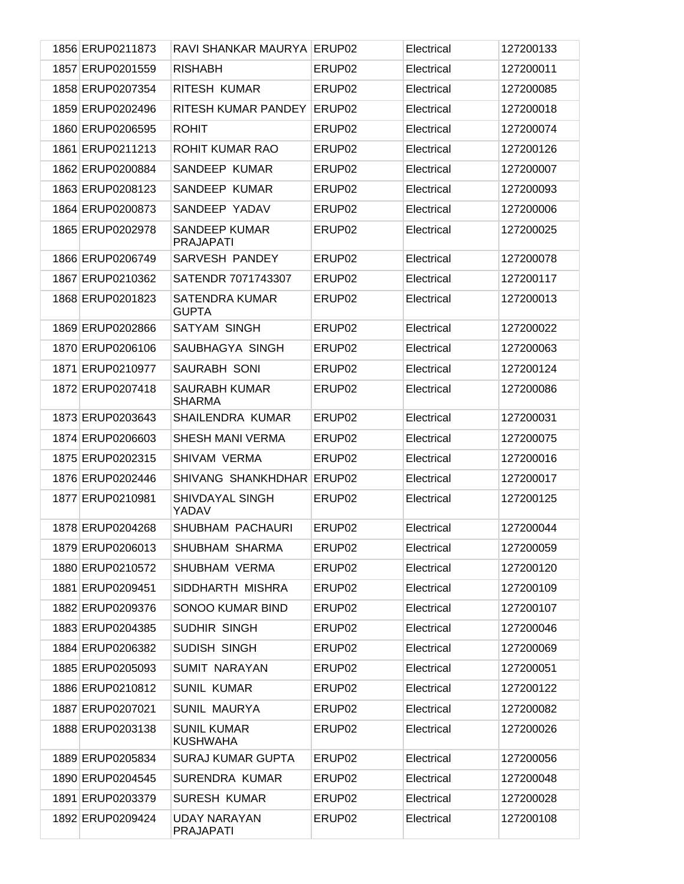| 1856 | ERUP0211873 | RAVI SHANKAR MAURYA | ERUP02 | Electrical | 127200133 |
|---|---|---|---|---|---|
| 1857 | ERUP0201559 | RISHABH | ERUP02 | Electrical | 127200011 |
| 1858 | ERUP0207354 | RITESH KUMAR | ERUP02 | Electrical | 127200085 |
| 1859 | ERUP0202496 | RITESH KUMAR PANDEY | ERUP02 | Electrical | 127200018 |
| 1860 | ERUP0206595 | ROHIT | ERUP02 | Electrical | 127200074 |
| 1861 | ERUP0211213 | ROHIT KUMAR RAO | ERUP02 | Electrical | 127200126 |
| 1862 | ERUP0200884 | SANDEEP KUMAR | ERUP02 | Electrical | 127200007 |
| 1863 | ERUP0208123 | SANDEEP KUMAR | ERUP02 | Electrical | 127200093 |
| 1864 | ERUP0200873 | SANDEEP YADAV | ERUP02 | Electrical | 127200006 |
| 1865 | ERUP0202978 | SANDEEP KUMAR PRAJAPATI | ERUP02 | Electrical | 127200025 |
| 1866 | ERUP0206749 | SARVESH PANDEY | ERUP02 | Electrical | 127200078 |
| 1867 | ERUP0210362 | SATENDR 7071743307 | ERUP02 | Electrical | 127200117 |
| 1868 | ERUP0201823 | SATENDRA KUMAR GUPTA | ERUP02 | Electrical | 127200013 |
| 1869 | ERUP0202866 | SATYAM SINGH | ERUP02 | Electrical | 127200022 |
| 1870 | ERUP0206106 | SAUBHAGYA SINGH | ERUP02 | Electrical | 127200063 |
| 1871 | ERUP0210977 | SAURABH SONI | ERUP02 | Electrical | 127200124 |
| 1872 | ERUP0207418 | SAURABH KUMAR SHARMA | ERUP02 | Electrical | 127200086 |
| 1873 | ERUP0203643 | SHAILENDRA KUMAR | ERUP02 | Electrical | 127200031 |
| 1874 | ERUP0206603 | SHESH MANI VERMA | ERUP02 | Electrical | 127200075 |
| 1875 | ERUP0202315 | SHIVAM VERMA | ERUP02 | Electrical | 127200016 |
| 1876 | ERUP0202446 | SHIVANG SHANKHDHAR | ERUP02 | Electrical | 127200017 |
| 1877 | ERUP0210981 | SHIVDAYAL SINGH YADAV | ERUP02 | Electrical | 127200125 |
| 1878 | ERUP0204268 | SHUBHAM PACHAURI | ERUP02 | Electrical | 127200044 |
| 1879 | ERUP0206013 | SHUBHAM SHARMA | ERUP02 | Electrical | 127200059 |
| 1880 | ERUP0210572 | SHUBHAM VERMA | ERUP02 | Electrical | 127200120 |
| 1881 | ERUP0209451 | SIDDHARTH MISHRA | ERUP02 | Electrical | 127200109 |
| 1882 | ERUP0209376 | SONOO KUMAR BIND | ERUP02 | Electrical | 127200107 |
| 1883 | ERUP0204385 | SUDHIR SINGH | ERUP02 | Electrical | 127200046 |
| 1884 | ERUP0206382 | SUDISH SINGH | ERUP02 | Electrical | 127200069 |
| 1885 | ERUP0205093 | SUMIT NARAYAN | ERUP02 | Electrical | 127200051 |
| 1886 | ERUP0210812 | SUNIL KUMAR | ERUP02 | Electrical | 127200122 |
| 1887 | ERUP0207021 | SUNIL MAURYA | ERUP02 | Electrical | 127200082 |
| 1888 | ERUP0203138 | SUNIL KUMAR KUSHWAHA | ERUP02 | Electrical | 127200026 |
| 1889 | ERUP0205834 | SURAJ KUMAR GUPTA | ERUP02 | Electrical | 127200056 |
| 1890 | ERUP0204545 | SURENDRA KUMAR | ERUP02 | Electrical | 127200048 |
| 1891 | ERUP0203379 | SURESH KUMAR | ERUP02 | Electrical | 127200028 |
| 1892 | ERUP0209424 | UDAY NARAYAN PRAJAPATI | ERUP02 | Electrical | 127200108 |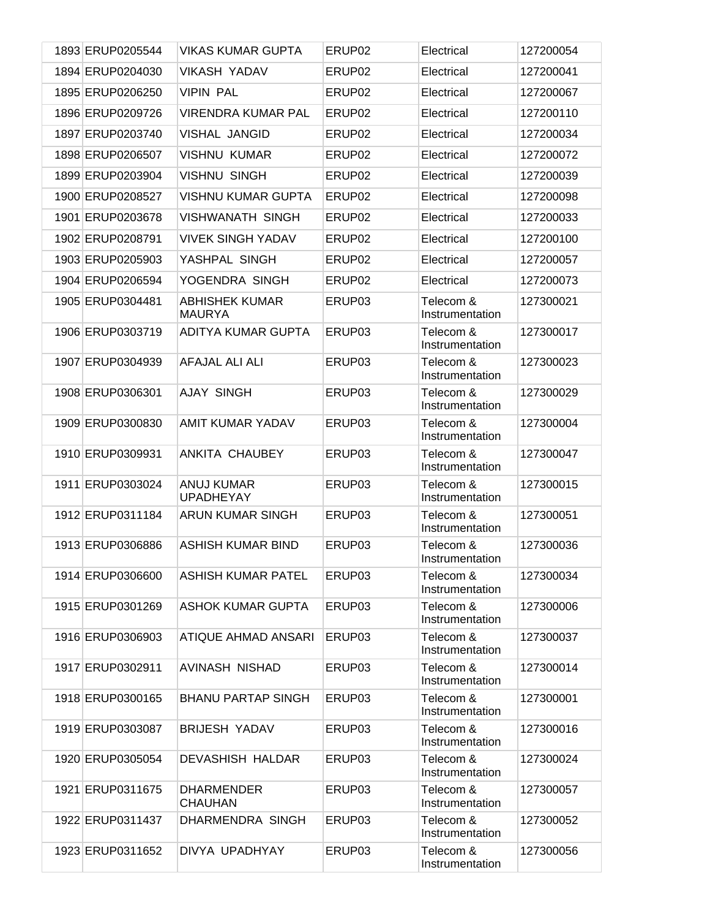| | | | | | |
|---|---|---|---|---|---|
| 1893 | ERUP0205544 | VIKAS KUMAR GUPTA | ERUP02 | Electrical | 127200054 |
| 1894 | ERUP0204030 | VIKASH YADAV | ERUP02 | Electrical | 127200041 |
| 1895 | ERUP0206250 | VIPIN PAL | ERUP02 | Electrical | 127200067 |
| 1896 | ERUP0209726 | VIRENDRA KUMAR PAL | ERUP02 | Electrical | 127200110 |
| 1897 | ERUP0203740 | VISHAL JANGID | ERUP02 | Electrical | 127200034 |
| 1898 | ERUP0206507 | VISHNU KUMAR | ERUP02 | Electrical | 127200072 |
| 1899 | ERUP0203904 | VISHNU SINGH | ERUP02 | Electrical | 127200039 |
| 1900 | ERUP0208527 | VISHNU KUMAR GUPTA | ERUP02 | Electrical | 127200098 |
| 1901 | ERUP0203678 | VISHWANATH SINGH | ERUP02 | Electrical | 127200033 |
| 1902 | ERUP0208791 | VIVEK SINGH YADAV | ERUP02 | Electrical | 127200100 |
| 1903 | ERUP0205903 | YASHPAL SINGH | ERUP02 | Electrical | 127200057 |
| 1904 | ERUP0206594 | YOGENDRA SINGH | ERUP02 | Electrical | 127200073 |
| 1905 | ERUP0304481 | ABHISHEK KUMAR MAURYA | ERUP03 | Telecom & Instrumentation | 127300021 |
| 1906 | ERUP0303719 | ADITYA KUMAR GUPTA | ERUP03 | Telecom & Instrumentation | 127300017 |
| 1907 | ERUP0304939 | AFAJAL ALI ALI | ERUP03 | Telecom & Instrumentation | 127300023 |
| 1908 | ERUP0306301 | AJAY SINGH | ERUP03 | Telecom & Instrumentation | 127300029 |
| 1909 | ERUP0300830 | AMIT KUMAR YADAV | ERUP03 | Telecom & Instrumentation | 127300004 |
| 1910 | ERUP0309931 | ANKITA CHAUBEY | ERUP03 | Telecom & Instrumentation | 127300047 |
| 1911 | ERUP0303024 | ANUJ KUMAR UPADHEYAY | ERUP03 | Telecom & Instrumentation | 127300015 |
| 1912 | ERUP0311184 | ARUN KUMAR SINGH | ERUP03 | Telecom & Instrumentation | 127300051 |
| 1913 | ERUP0306886 | ASHISH KUMAR BIND | ERUP03 | Telecom & Instrumentation | 127300036 |
| 1914 | ERUP0306600 | ASHISH KUMAR PATEL | ERUP03 | Telecom & Instrumentation | 127300034 |
| 1915 | ERUP0301269 | ASHOK KUMAR GUPTA | ERUP03 | Telecom & Instrumentation | 127300006 |
| 1916 | ERUP0306903 | ATIQUE AHMAD ANSARI | ERUP03 | Telecom & Instrumentation | 127300037 |
| 1917 | ERUP0302911 | AVINASH NISHAD | ERUP03 | Telecom & Instrumentation | 127300014 |
| 1918 | ERUP0300165 | BHANU PARTAP SINGH | ERUP03 | Telecom & Instrumentation | 127300001 |
| 1919 | ERUP0303087 | BRIJESH YADAV | ERUP03 | Telecom & Instrumentation | 127300016 |
| 1920 | ERUP0305054 | DEVASHISH HALDAR | ERUP03 | Telecom & Instrumentation | 127300024 |
| 1921 | ERUP0311675 | DHARMENDER CHAUHAN | ERUP03 | Telecom & Instrumentation | 127300057 |
| 1922 | ERUP0311437 | DHARMENDRA SINGH | ERUP03 | Telecom & Instrumentation | 127300052 |
| 1923 | ERUP0311652 | DIVYA UPADHYAY | ERUP03 | Telecom & Instrumentation | 127300056 |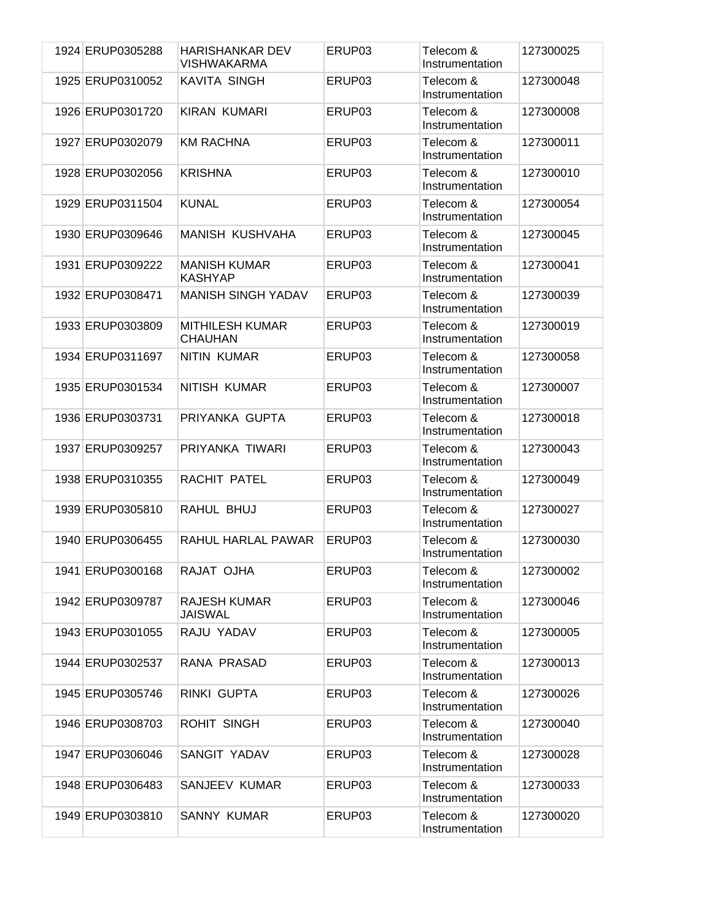| | | | | | |
|---|---|---|---|---|---|
| 1924 | ERUP0305288 | HARISHANKAR DEV VISHWAKARMA | ERUP03 | Telecom & Instrumentation | 127300025 |
| 1925 | ERUP0310052 | KAVITA SINGH | ERUP03 | Telecom & Instrumentation | 127300048 |
| 1926 | ERUP0301720 | KIRAN KUMARI | ERUP03 | Telecom & Instrumentation | 127300008 |
| 1927 | ERUP0302079 | KM RACHNA | ERUP03 | Telecom & Instrumentation | 127300011 |
| 1928 | ERUP0302056 | KRISHNA | ERUP03 | Telecom & Instrumentation | 127300010 |
| 1929 | ERUP0311504 | KUNAL | ERUP03 | Telecom & Instrumentation | 127300054 |
| 1930 | ERUP0309646 | MANISH KUSHVAHA | ERUP03 | Telecom & Instrumentation | 127300045 |
| 1931 | ERUP0309222 | MANISH KUMAR KASHYAP | ERUP03 | Telecom & Instrumentation | 127300041 |
| 1932 | ERUP0308471 | MANISH SINGH YADAV | ERUP03 | Telecom & Instrumentation | 127300039 |
| 1933 | ERUP0303809 | MITHILESH KUMAR CHAUHAN | ERUP03 | Telecom & Instrumentation | 127300019 |
| 1934 | ERUP0311697 | NITIN KUMAR | ERUP03 | Telecom & Instrumentation | 127300058 |
| 1935 | ERUP0301534 | NITISH KUMAR | ERUP03 | Telecom & Instrumentation | 127300007 |
| 1936 | ERUP0303731 | PRIYANKA GUPTA | ERUP03 | Telecom & Instrumentation | 127300018 |
| 1937 | ERUP0309257 | PRIYANKA TIWARI | ERUP03 | Telecom & Instrumentation | 127300043 |
| 1938 | ERUP0310355 | RACHIT PATEL | ERUP03 | Telecom & Instrumentation | 127300049 |
| 1939 | ERUP0305810 | RAHUL BHUJ | ERUP03 | Telecom & Instrumentation | 127300027 |
| 1940 | ERUP0306455 | RAHUL HARLAL PAWAR | ERUP03 | Telecom & Instrumentation | 127300030 |
| 1941 | ERUP0300168 | RAJAT OJHA | ERUP03 | Telecom & Instrumentation | 127300002 |
| 1942 | ERUP0309787 | RAJESH KUMAR JAISWAL | ERUP03 | Telecom & Instrumentation | 127300046 |
| 1943 | ERUP0301055 | RAJU YADAV | ERUP03 | Telecom & Instrumentation | 127300005 |
| 1944 | ERUP0302537 | RANA PRASAD | ERUP03 | Telecom & Instrumentation | 127300013 |
| 1945 | ERUP0305746 | RINKI GUPTA | ERUP03 | Telecom & Instrumentation | 127300026 |
| 1946 | ERUP0308703 | ROHIT SINGH | ERUP03 | Telecom & Instrumentation | 127300040 |
| 1947 | ERUP0306046 | SANGIT YADAV | ERUP03 | Telecom & Instrumentation | 127300028 |
| 1948 | ERUP0306483 | SANJEEV KUMAR | ERUP03 | Telecom & Instrumentation | 127300033 |
| 1949 | ERUP0303810 | SANNY KUMAR | ERUP03 | Telecom & Instrumentation | 127300020 |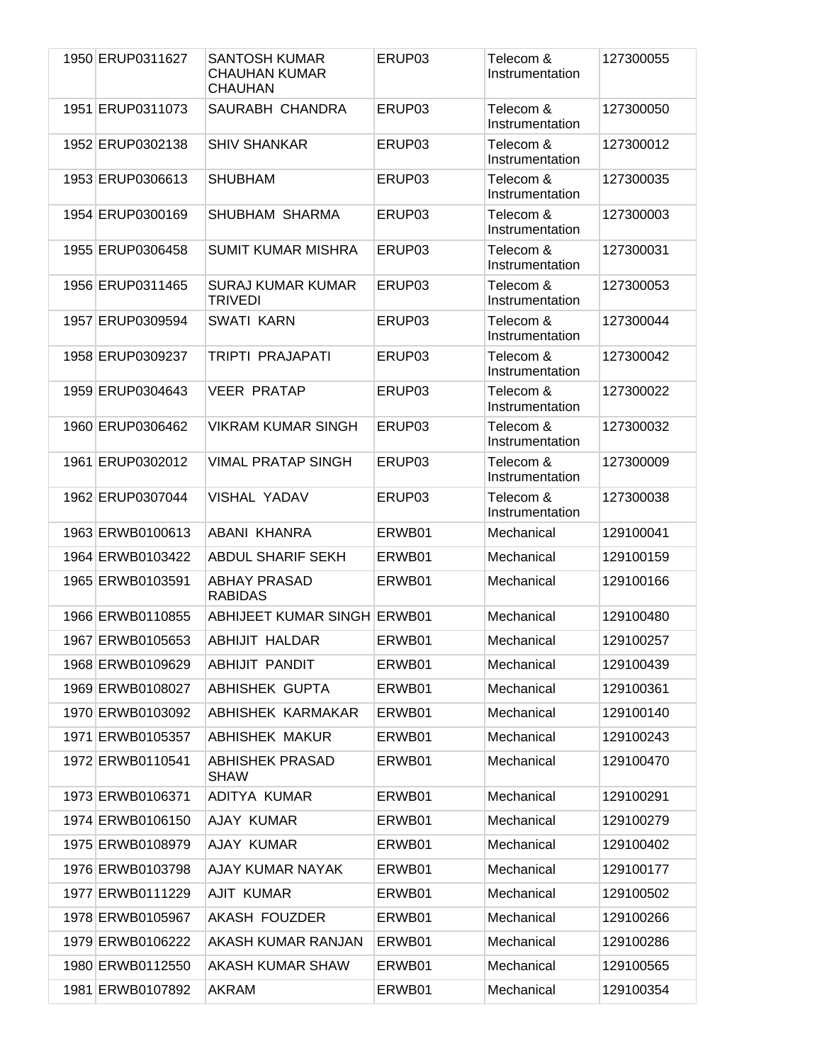| | | | | | |
|---|---|---|---|---|---|
| 1950 | ERUP0311627 | SANTOSH KUMAR CHAUHAN KUMAR CHAUHAN | ERUP03 | Telecom & Instrumentation | 127300055 |
| 1951 | ERUP0311073 | SAURABH CHANDRA | ERUP03 | Telecom & Instrumentation | 127300050 |
| 1952 | ERUP0302138 | SHIV SHANKAR | ERUP03 | Telecom & Instrumentation | 127300012 |
| 1953 | ERUP0306613 | SHUBHAM | ERUP03 | Telecom & Instrumentation | 127300035 |
| 1954 | ERUP0300169 | SHUBHAM SHARMA | ERUP03 | Telecom & Instrumentation | 127300003 |
| 1955 | ERUP0306458 | SUMIT KUMAR MISHRA | ERUP03 | Telecom & Instrumentation | 127300031 |
| 1956 | ERUP0311465 | SURAJ KUMAR KUMAR TRIVEDI | ERUP03 | Telecom & Instrumentation | 127300053 |
| 1957 | ERUP0309594 | SWATI KARN | ERUP03 | Telecom & Instrumentation | 127300044 |
| 1958 | ERUP0309237 | TRIPTI PRAJAPATI | ERUP03 | Telecom & Instrumentation | 127300042 |
| 1959 | ERUP0304643 | VEER PRATAP | ERUP03 | Telecom & Instrumentation | 127300022 |
| 1960 | ERUP0306462 | VIKRAM KUMAR SINGH | ERUP03 | Telecom & Instrumentation | 127300032 |
| 1961 | ERUP0302012 | VIMAL PRATAP SINGH | ERUP03 | Telecom & Instrumentation | 127300009 |
| 1962 | ERUP0307044 | VISHAL YADAV | ERUP03 | Telecom & Instrumentation | 127300038 |
| 1963 | ERWB0100613 | ABANI KHANRA | ERWB01 | Mechanical | 129100041 |
| 1964 | ERWB0103422 | ABDUL SHARIF SEKH | ERWB01 | Mechanical | 129100159 |
| 1965 | ERWB0103591 | ABHAY PRASAD RABIDAS | ERWB01 | Mechanical | 129100166 |
| 1966 | ERWB0110855 | ABHIJEET KUMAR SINGH | ERWB01 | Mechanical | 129100480 |
| 1967 | ERWB0105653 | ABHIJIT HALDAR | ERWB01 | Mechanical | 129100257 |
| 1968 | ERWB0109629 | ABHIJIT PANDIT | ERWB01 | Mechanical | 129100439 |
| 1969 | ERWB0108027 | ABHISHEK GUPTA | ERWB01 | Mechanical | 129100361 |
| 1970 | ERWB0103092 | ABHISHEK KARMAKAR | ERWB01 | Mechanical | 129100140 |
| 1971 | ERWB0105357 | ABHISHEK MAKUR | ERWB01 | Mechanical | 129100243 |
| 1972 | ERWB0110541 | ABHISHEK PRASAD SHAW | ERWB01 | Mechanical | 129100470 |
| 1973 | ERWB0106371 | ADITYA KUMAR | ERWB01 | Mechanical | 129100291 |
| 1974 | ERWB0106150 | AJAY KUMAR | ERWB01 | Mechanical | 129100279 |
| 1975 | ERWB0108979 | AJAY KUMAR | ERWB01 | Mechanical | 129100402 |
| 1976 | ERWB0103798 | AJAY KUMAR NAYAK | ERWB01 | Mechanical | 129100177 |
| 1977 | ERWB0111229 | AJIT KUMAR | ERWB01 | Mechanical | 129100502 |
| 1978 | ERWB0105967 | AKASH FOUZDER | ERWB01 | Mechanical | 129100266 |
| 1979 | ERWB0106222 | AKASH KUMAR RANJAN | ERWB01 | Mechanical | 129100286 |
| 1980 | ERWB0112550 | AKASH KUMAR SHAW | ERWB01 | Mechanical | 129100565 |
| 1981 | ERWB0107892 | AKRAM | ERWB01 | Mechanical | 129100354 |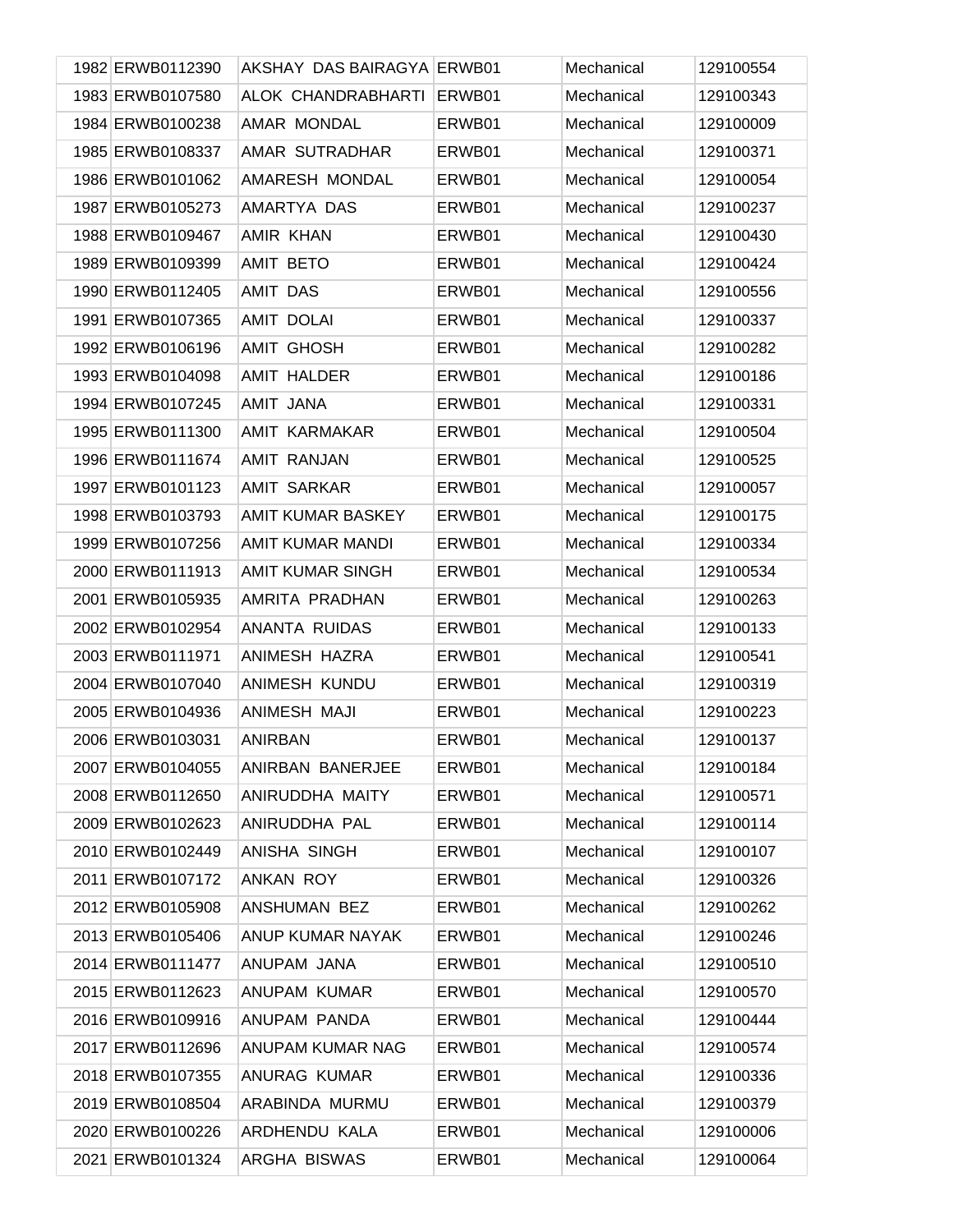| | | | | | |
|---|---|---|---|---|---|
| 1982 | ERWB0112390 | AKSHAY DAS BAIRAGYA | ERWB01 | Mechanical | 129100554 |
| 1983 | ERWB0107580 | ALOK CHANDRABHARTI | ERWB01 | Mechanical | 129100343 |
| 1984 | ERWB0100238 | AMAR MONDAL | ERWB01 | Mechanical | 129100009 |
| 1985 | ERWB0108337 | AMAR SUTRADHAR | ERWB01 | Mechanical | 129100371 |
| 1986 | ERWB0101062 | AMARESH MONDAL | ERWB01 | Mechanical | 129100054 |
| 1987 | ERWB0105273 | AMARTYA DAS | ERWB01 | Mechanical | 129100237 |
| 1988 | ERWB0109467 | AMIR KHAN | ERWB01 | Mechanical | 129100430 |
| 1989 | ERWB0109399 | AMIT BETO | ERWB01 | Mechanical | 129100424 |
| 1990 | ERWB0112405 | AMIT DAS | ERWB01 | Mechanical | 129100556 |
| 1991 | ERWB0107365 | AMIT DOLAI | ERWB01 | Mechanical | 129100337 |
| 1992 | ERWB0106196 | AMIT GHOSH | ERWB01 | Mechanical | 129100282 |
| 1993 | ERWB0104098 | AMIT HALDER | ERWB01 | Mechanical | 129100186 |
| 1994 | ERWB0107245 | AMIT JANA | ERWB01 | Mechanical | 129100331 |
| 1995 | ERWB0111300 | AMIT KARMAKAR | ERWB01 | Mechanical | 129100504 |
| 1996 | ERWB0111674 | AMIT RANJAN | ERWB01 | Mechanical | 129100525 |
| 1997 | ERWB0101123 | AMIT SARKAR | ERWB01 | Mechanical | 129100057 |
| 1998 | ERWB0103793 | AMIT KUMAR BASKEY | ERWB01 | Mechanical | 129100175 |
| 1999 | ERWB0107256 | AMIT KUMAR MANDI | ERWB01 | Mechanical | 129100334 |
| 2000 | ERWB0111913 | AMIT KUMAR SINGH | ERWB01 | Mechanical | 129100534 |
| 2001 | ERWB0105935 | AMRITA PRADHAN | ERWB01 | Mechanical | 129100263 |
| 2002 | ERWB0102954 | ANANTA RUIDAS | ERWB01 | Mechanical | 129100133 |
| 2003 | ERWB0111971 | ANIMESH HAZRA | ERWB01 | Mechanical | 129100541 |
| 2004 | ERWB0107040 | ANIMESH KUNDU | ERWB01 | Mechanical | 129100319 |
| 2005 | ERWB0104936 | ANIMESH MAJI | ERWB01 | Mechanical | 129100223 |
| 2006 | ERWB0103031 | ANIRBAN | ERWB01 | Mechanical | 129100137 |
| 2007 | ERWB0104055 | ANIRBAN BANERJEE | ERWB01 | Mechanical | 129100184 |
| 2008 | ERWB0112650 | ANIRUDDHA MAITY | ERWB01 | Mechanical | 129100571 |
| 2009 | ERWB0102623 | ANIRUDDHA PAL | ERWB01 | Mechanical | 129100114 |
| 2010 | ERWB0102449 | ANISHA SINGH | ERWB01 | Mechanical | 129100107 |
| 2011 | ERWB0107172 | ANKAN ROY | ERWB01 | Mechanical | 129100326 |
| 2012 | ERWB0105908 | ANSHUMAN BEZ | ERWB01 | Mechanical | 129100262 |
| 2013 | ERWB0105406 | ANUP KUMAR NAYAK | ERWB01 | Mechanical | 129100246 |
| 2014 | ERWB0111477 | ANUPAM JANA | ERWB01 | Mechanical | 129100510 |
| 2015 | ERWB0112623 | ANUPAM KUMAR | ERWB01 | Mechanical | 129100570 |
| 2016 | ERWB0109916 | ANUPAM PANDA | ERWB01 | Mechanical | 129100444 |
| 2017 | ERWB0112696 | ANUPAM KUMAR NAG | ERWB01 | Mechanical | 129100574 |
| 2018 | ERWB0107355 | ANURAG KUMAR | ERWB01 | Mechanical | 129100336 |
| 2019 | ERWB0108504 | ARABINDA MURMU | ERWB01 | Mechanical | 129100379 |
| 2020 | ERWB0100226 | ARDHENDU KALA | ERWB01 | Mechanical | 129100006 |
| 2021 | ERWB0101324 | ARGHA BISWAS | ERWB01 | Mechanical | 129100064 |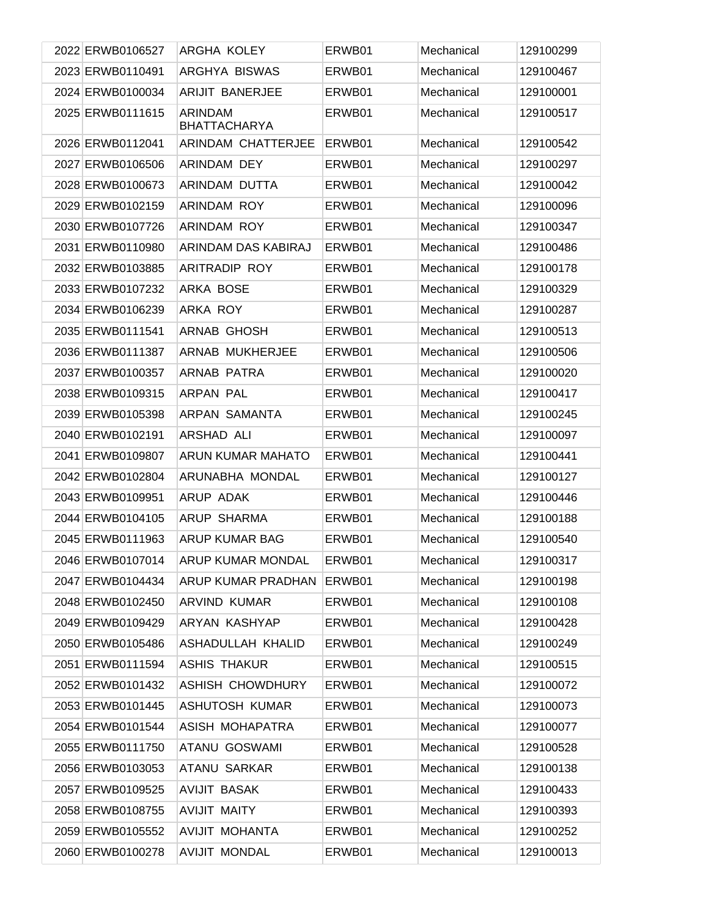| | | | | | |
|---|---|---|---|---|---|
| 2022 | ERWB0106527 | ARGHA KOLEY | ERWB01 | Mechanical | 129100299 |
| 2023 | ERWB0110491 | ARGHYA BISWAS | ERWB01 | Mechanical | 129100467 |
| 2024 | ERWB0100034 | ARIJIT BANERJEE | ERWB01 | Mechanical | 129100001 |
| 2025 | ERWB0111615 | ARINDAM BHATTACHARYA | ERWB01 | Mechanical | 129100517 |
| 2026 | ERWB0112041 | ARINDAM CHATTERJEE | ERWB01 | Mechanical | 129100542 |
| 2027 | ERWB0106506 | ARINDAM DEY | ERWB01 | Mechanical | 129100297 |
| 2028 | ERWB0100673 | ARINDAM DUTTA | ERWB01 | Mechanical | 129100042 |
| 2029 | ERWB0102159 | ARINDAM ROY | ERWB01 | Mechanical | 129100096 |
| 2030 | ERWB0107726 | ARINDAM ROY | ERWB01 | Mechanical | 129100347 |
| 2031 | ERWB0110980 | ARINDAM DAS KABIRAJ | ERWB01 | Mechanical | 129100486 |
| 2032 | ERWB0103885 | ARITRADIP ROY | ERWB01 | Mechanical | 129100178 |
| 2033 | ERWB0107232 | ARKA BOSE | ERWB01 | Mechanical | 129100329 |
| 2034 | ERWB0106239 | ARKA ROY | ERWB01 | Mechanical | 129100287 |
| 2035 | ERWB0111541 | ARNAB GHOSH | ERWB01 | Mechanical | 129100513 |
| 2036 | ERWB0111387 | ARNAB MUKHERJEE | ERWB01 | Mechanical | 129100506 |
| 2037 | ERWB0100357 | ARNAB PATRA | ERWB01 | Mechanical | 129100020 |
| 2038 | ERWB0109315 | ARPAN PAL | ERWB01 | Mechanical | 129100417 |
| 2039 | ERWB0105398 | ARPAN SAMANTA | ERWB01 | Mechanical | 129100245 |
| 2040 | ERWB0102191 | ARSHAD ALI | ERWB01 | Mechanical | 129100097 |
| 2041 | ERWB0109807 | ARUN KUMAR MAHATO | ERWB01 | Mechanical | 129100441 |
| 2042 | ERWB0102804 | ARUNABHA MONDAL | ERWB01 | Mechanical | 129100127 |
| 2043 | ERWB0109951 | ARUP ADAK | ERWB01 | Mechanical | 129100446 |
| 2044 | ERWB0104105 | ARUP SHARMA | ERWB01 | Mechanical | 129100188 |
| 2045 | ERWB0111963 | ARUP KUMAR BAG | ERWB01 | Mechanical | 129100540 |
| 2046 | ERWB0107014 | ARUP KUMAR MONDAL | ERWB01 | Mechanical | 129100317 |
| 2047 | ERWB0104434 | ARUP KUMAR PRADHAN | ERWB01 | Mechanical | 129100198 |
| 2048 | ERWB0102450 | ARVIND KUMAR | ERWB01 | Mechanical | 129100108 |
| 2049 | ERWB0109429 | ARYAN KASHYAP | ERWB01 | Mechanical | 129100428 |
| 2050 | ERWB0105486 | ASHADULLAH KHALID | ERWB01 | Mechanical | 129100249 |
| 2051 | ERWB0111594 | ASHIS THAKUR | ERWB01 | Mechanical | 129100515 |
| 2052 | ERWB0101432 | ASHISH CHOWDHURY | ERWB01 | Mechanical | 129100072 |
| 2053 | ERWB0101445 | ASHUTOSH KUMAR | ERWB01 | Mechanical | 129100073 |
| 2054 | ERWB0101544 | ASISH MOHAPATRA | ERWB01 | Mechanical | 129100077 |
| 2055 | ERWB0111750 | ATANU GOSWAMI | ERWB01 | Mechanical | 129100528 |
| 2056 | ERWB0103053 | ATANU SARKAR | ERWB01 | Mechanical | 129100138 |
| 2057 | ERWB0109525 | AVIJIT BASAK | ERWB01 | Mechanical | 129100433 |
| 2058 | ERWB0108755 | AVIJIT MAITY | ERWB01 | Mechanical | 129100393 |
| 2059 | ERWB0105552 | AVIJIT MOHANTA | ERWB01 | Mechanical | 129100252 |
| 2060 | ERWB0100278 | AVIJIT MONDAL | ERWB01 | Mechanical | 129100013 |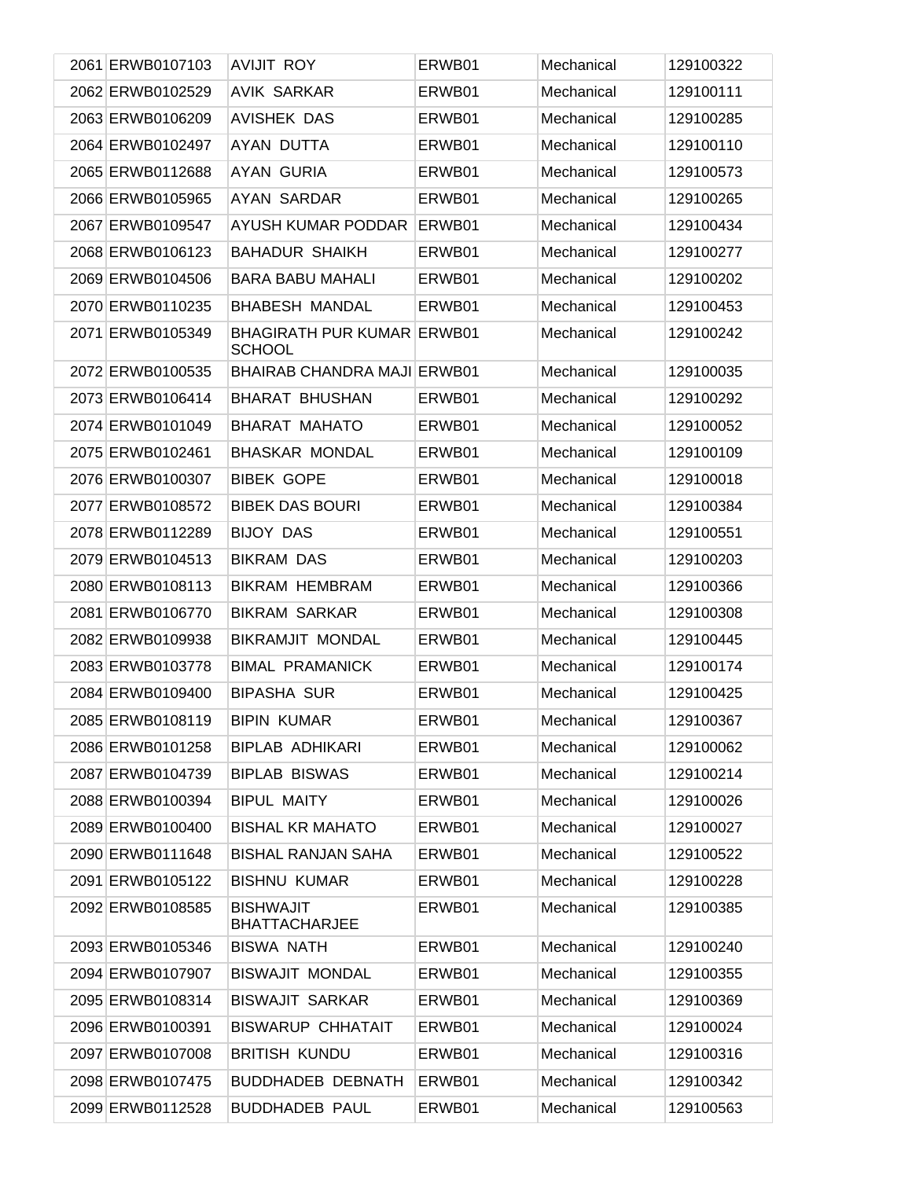| | | | | | |
|---|---|---|---|---|---|
| 2061 | ERWB0107103 | AVIJIT ROY | ERWB01 | Mechanical | 129100322 |
| 2062 | ERWB0102529 | AVIK SARKAR | ERWB01 | Mechanical | 129100111 |
| 2063 | ERWB0106209 | AVISHEK DAS | ERWB01 | Mechanical | 129100285 |
| 2064 | ERWB0102497 | AYAN DUTTA | ERWB01 | Mechanical | 129100110 |
| 2065 | ERWB0112688 | AYAN GURIA | ERWB01 | Mechanical | 129100573 |
| 2066 | ERWB0105965 | AYAN SARDAR | ERWB01 | Mechanical | 129100265 |
| 2067 | ERWB0109547 | AYUSH KUMAR PODDAR | ERWB01 | Mechanical | 129100434 |
| 2068 | ERWB0106123 | BAHADUR SHAIKH | ERWB01 | Mechanical | 129100277 |
| 2069 | ERWB0104506 | BARA BABU MAHALI | ERWB01 | Mechanical | 129100202 |
| 2070 | ERWB0110235 | BHABESH MANDAL | ERWB01 | Mechanical | 129100453 |
| 2071 | ERWB0105349 | BHAGIRATH PUR KUMAR SCHOOL | ERWB01 | Mechanical | 129100242 |
| 2072 | ERWB0100535 | BHAIRAB CHANDRA MAJI | ERWB01 | Mechanical | 129100035 |
| 2073 | ERWB0106414 | BHARAT BHUSHAN | ERWB01 | Mechanical | 129100292 |
| 2074 | ERWB0101049 | BHARAT MAHATO | ERWB01 | Mechanical | 129100052 |
| 2075 | ERWB0102461 | BHASKAR MONDAL | ERWB01 | Mechanical | 129100109 |
| 2076 | ERWB0100307 | BIBEK GOPE | ERWB01 | Mechanical | 129100018 |
| 2077 | ERWB0108572 | BIBEK DAS BOURI | ERWB01 | Mechanical | 129100384 |
| 2078 | ERWB0112289 | BIJOY DAS | ERWB01 | Mechanical | 129100551 |
| 2079 | ERWB0104513 | BIKRAM DAS | ERWB01 | Mechanical | 129100203 |
| 2080 | ERWB0108113 | BIKRAM HEMBRAM | ERWB01 | Mechanical | 129100366 |
| 2081 | ERWB0106770 | BIKRAM SARKAR | ERWB01 | Mechanical | 129100308 |
| 2082 | ERWB0109938 | BIKRAMJIT MONDAL | ERWB01 | Mechanical | 129100445 |
| 2083 | ERWB0103778 | BIMAL PRAMANICK | ERWB01 | Mechanical | 129100174 |
| 2084 | ERWB0109400 | BIPASHA SUR | ERWB01 | Mechanical | 129100425 |
| 2085 | ERWB0108119 | BIPIN KUMAR | ERWB01 | Mechanical | 129100367 |
| 2086 | ERWB0101258 | BIPLAB ADHIKARI | ERWB01 | Mechanical | 129100062 |
| 2087 | ERWB0104739 | BIPLAB BISWAS | ERWB01 | Mechanical | 129100214 |
| 2088 | ERWB0100394 | BIPUL MAITY | ERWB01 | Mechanical | 129100026 |
| 2089 | ERWB0100400 | BISHAL KR MAHATO | ERWB01 | Mechanical | 129100027 |
| 2090 | ERWB0111648 | BISHAL RANJAN SAHA | ERWB01 | Mechanical | 129100522 |
| 2091 | ERWB0105122 | BISHNU KUMAR | ERWB01 | Mechanical | 129100228 |
| 2092 | ERWB0108585 | BISHWAJIT BHATTACHARJEE | ERWB01 | Mechanical | 129100385 |
| 2093 | ERWB0105346 | BISWA NATH | ERWB01 | Mechanical | 129100240 |
| 2094 | ERWB0107907 | BISWAJIT MONDAL | ERWB01 | Mechanical | 129100355 |
| 2095 | ERWB0108314 | BISWAJIT SARKAR | ERWB01 | Mechanical | 129100369 |
| 2096 | ERWB0100391 | BISWARUP CHHATAIT | ERWB01 | Mechanical | 129100024 |
| 2097 | ERWB0107008 | BRITISH KUNDU | ERWB01 | Mechanical | 129100316 |
| 2098 | ERWB0107475 | BUDDHADEB DEBNATH | ERWB01 | Mechanical | 129100342 |
| 2099 | ERWB0112528 | BUDDHADEB PAUL | ERWB01 | Mechanical | 129100563 |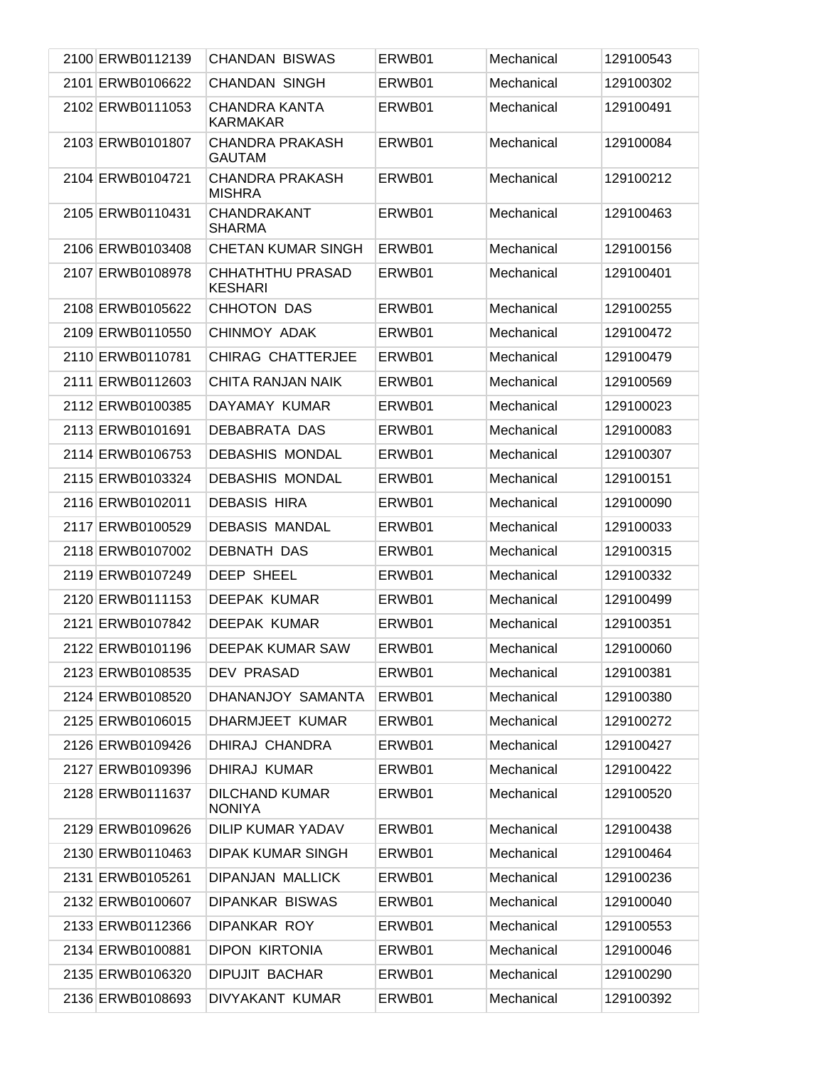| 2100 | ERWB0112139 | CHANDAN BISWAS | ERWB01 | Mechanical | 129100543 |
|---|---|---|---|---|---|
| 2101 | ERWB0106622 | CHANDAN SINGH | ERWB01 | Mechanical | 129100302 |
| 2102 | ERWB0111053 | CHANDRA KANTA KARMAKAR | ERWB01 | Mechanical | 129100491 |
| 2103 | ERWB0101807 | CHANDRA PRAKASH GAUTAM | ERWB01 | Mechanical | 129100084 |
| 2104 | ERWB0104721 | CHANDRA PRAKASH MISHRA | ERWB01 | Mechanical | 129100212 |
| 2105 | ERWB0110431 | CHANDRAKANT SHARMA | ERWB01 | Mechanical | 129100463 |
| 2106 | ERWB0103408 | CHETAN KUMAR SINGH | ERWB01 | Mechanical | 129100156 |
| 2107 | ERWB0108978 | CHHATHTHU PRASAD KESHARI | ERWB01 | Mechanical | 129100401 |
| 2108 | ERWB0105622 | CHHOTON DAS | ERWB01 | Mechanical | 129100255 |
| 2109 | ERWB0110550 | CHINMOY ADAK | ERWB01 | Mechanical | 129100472 |
| 2110 | ERWB0110781 | CHIRAG CHATTERJEE | ERWB01 | Mechanical | 129100479 |
| 2111 | ERWB0112603 | CHITA RANJAN NAIK | ERWB01 | Mechanical | 129100569 |
| 2112 | ERWB0100385 | DAYAMAY KUMAR | ERWB01 | Mechanical | 129100023 |
| 2113 | ERWB0101691 | DEBABRATA DAS | ERWB01 | Mechanical | 129100083 |
| 2114 | ERWB0106753 | DEBASHIS MONDAL | ERWB01 | Mechanical | 129100307 |
| 2115 | ERWB0103324 | DEBASHIS MONDAL | ERWB01 | Mechanical | 129100151 |
| 2116 | ERWB0102011 | DEBASIS HIRA | ERWB01 | Mechanical | 129100090 |
| 2117 | ERWB0100529 | DEBASIS MANDAL | ERWB01 | Mechanical | 129100033 |
| 2118 | ERWB0107002 | DEBNATH DAS | ERWB01 | Mechanical | 129100315 |
| 2119 | ERWB0107249 | DEEP SHEEL | ERWB01 | Mechanical | 129100332 |
| 2120 | ERWB0111153 | DEEPAK KUMAR | ERWB01 | Mechanical | 129100499 |
| 2121 | ERWB0107842 | DEEPAK KUMAR | ERWB01 | Mechanical | 129100351 |
| 2122 | ERWB0101196 | DEEPAK KUMAR SAW | ERWB01 | Mechanical | 129100060 |
| 2123 | ERWB0108535 | DEV PRASAD | ERWB01 | Mechanical | 129100381 |
| 2124 | ERWB0108520 | DHANANJOY SAMANTA | ERWB01 | Mechanical | 129100380 |
| 2125 | ERWB0106015 | DHARMJEET KUMAR | ERWB01 | Mechanical | 129100272 |
| 2126 | ERWB0109426 | DHIRAJ CHANDRA | ERWB01 | Mechanical | 129100427 |
| 2127 | ERWB0109396 | DHIRAJ KUMAR | ERWB01 | Mechanical | 129100422 |
| 2128 | ERWB0111637 | DILCHAND KUMAR NONIYA | ERWB01 | Mechanical | 129100520 |
| 2129 | ERWB0109626 | DILIP KUMAR YADAV | ERWB01 | Mechanical | 129100438 |
| 2130 | ERWB0110463 | DIPAK KUMAR SINGH | ERWB01 | Mechanical | 129100464 |
| 2131 | ERWB0105261 | DIPANJAN MALLICK | ERWB01 | Mechanical | 129100236 |
| 2132 | ERWB0100607 | DIPANKAR BISWAS | ERWB01 | Mechanical | 129100040 |
| 2133 | ERWB0112366 | DIPANKAR ROY | ERWB01 | Mechanical | 129100553 |
| 2134 | ERWB0100881 | DIPON KIRTONIA | ERWB01 | Mechanical | 129100046 |
| 2135 | ERWB0106320 | DIPUJIT BACHAR | ERWB01 | Mechanical | 129100290 |
| 2136 | ERWB0108693 | DIVYAKANT KUMAR | ERWB01 | Mechanical | 129100392 |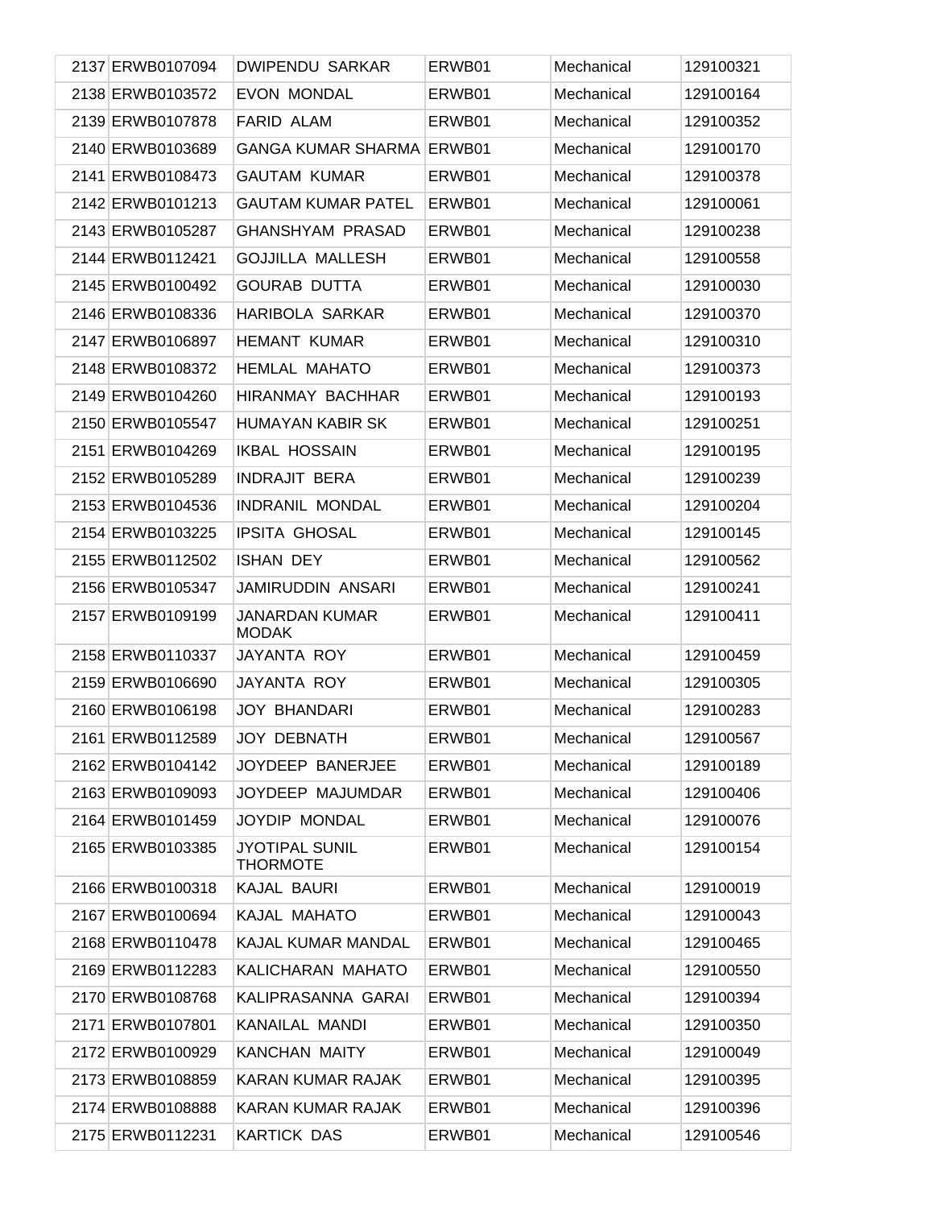| | | | | | |
|---|---|---|---|---|---|
| 2137 | ERWB0107094 | DWIPENDU SARKAR | ERWB01 | Mechanical | 129100321 |
| 2138 | ERWB0103572 | EVON MONDAL | ERWB01 | Mechanical | 129100164 |
| 2139 | ERWB0107878 | FARID ALAM | ERWB01 | Mechanical | 129100352 |
| 2140 | ERWB0103689 | GANGA KUMAR SHARMA | ERWB01 | Mechanical | 129100170 |
| 2141 | ERWB0108473 | GAUTAM KUMAR | ERWB01 | Mechanical | 129100378 |
| 2142 | ERWB0101213 | GAUTAM KUMAR PATEL | ERWB01 | Mechanical | 129100061 |
| 2143 | ERWB0105287 | GHANSHYAM PRASAD | ERWB01 | Mechanical | 129100238 |
| 2144 | ERWB0112421 | GOJJILLA MALLESH | ERWB01 | Mechanical | 129100558 |
| 2145 | ERWB0100492 | GOURAB DUTTA | ERWB01 | Mechanical | 129100030 |
| 2146 | ERWB0108336 | HARIBOLA SARKAR | ERWB01 | Mechanical | 129100370 |
| 2147 | ERWB0106897 | HEMANT KUMAR | ERWB01 | Mechanical | 129100310 |
| 2148 | ERWB0108372 | HEMLAL MAHATO | ERWB01 | Mechanical | 129100373 |
| 2149 | ERWB0104260 | HIRANMAY BACHHAR | ERWB01 | Mechanical | 129100193 |
| 2150 | ERWB0105547 | HUMAYAN KABIR SK | ERWB01 | Mechanical | 129100251 |
| 2151 | ERWB0104269 | IKBAL HOSSAIN | ERWB01 | Mechanical | 129100195 |
| 2152 | ERWB0105289 | INDRAJIT BERA | ERWB01 | Mechanical | 129100239 |
| 2153 | ERWB0104536 | INDRANIL MONDAL | ERWB01 | Mechanical | 129100204 |
| 2154 | ERWB0103225 | IPSITA GHOSAL | ERWB01 | Mechanical | 129100145 |
| 2155 | ERWB0112502 | ISHAN DEY | ERWB01 | Mechanical | 129100562 |
| 2156 | ERWB0105347 | JAMIRUDDIN ANSARI | ERWB01 | Mechanical | 129100241 |
| 2157 | ERWB0109199 | JANARDAN KUMAR MODAK | ERWB01 | Mechanical | 129100411 |
| 2158 | ERWB0110337 | JAYANTA ROY | ERWB01 | Mechanical | 129100459 |
| 2159 | ERWB0106690 | JAYANTA ROY | ERWB01 | Mechanical | 129100305 |
| 2160 | ERWB0106198 | JOY BHANDARI | ERWB01 | Mechanical | 129100283 |
| 2161 | ERWB0112589 | JOY DEBNATH | ERWB01 | Mechanical | 129100567 |
| 2162 | ERWB0104142 | JOYDEEP BANERJEE | ERWB01 | Mechanical | 129100189 |
| 2163 | ERWB0109093 | JOYDEEP MAJUMDAR | ERWB01 | Mechanical | 129100406 |
| 2164 | ERWB0101459 | JOYDIP MONDAL | ERWB01 | Mechanical | 129100076 |
| 2165 | ERWB0103385 | JYOTIPAL SUNIL THORMOTE | ERWB01 | Mechanical | 129100154 |
| 2166 | ERWB0100318 | KAJAL BAURI | ERWB01 | Mechanical | 129100019 |
| 2167 | ERWB0100694 | KAJAL MAHATO | ERWB01 | Mechanical | 129100043 |
| 2168 | ERWB0110478 | KAJAL KUMAR MANDAL | ERWB01 | Mechanical | 129100465 |
| 2169 | ERWB0112283 | KALICHARAN MAHATO | ERWB01 | Mechanical | 129100550 |
| 2170 | ERWB0108768 | KALIPRASANNA GARAI | ERWB01 | Mechanical | 129100394 |
| 2171 | ERWB0107801 | KANAILAL MANDI | ERWB01 | Mechanical | 129100350 |
| 2172 | ERWB0100929 | KANCHAN MAITY | ERWB01 | Mechanical | 129100049 |
| 2173 | ERWB0108859 | KARAN KUMAR RAJAK | ERWB01 | Mechanical | 129100395 |
| 2174 | ERWB0108888 | KARAN KUMAR RAJAK | ERWB01 | Mechanical | 129100396 |
| 2175 | ERWB0112231 | KARTICK DAS | ERWB01 | Mechanical | 129100546 |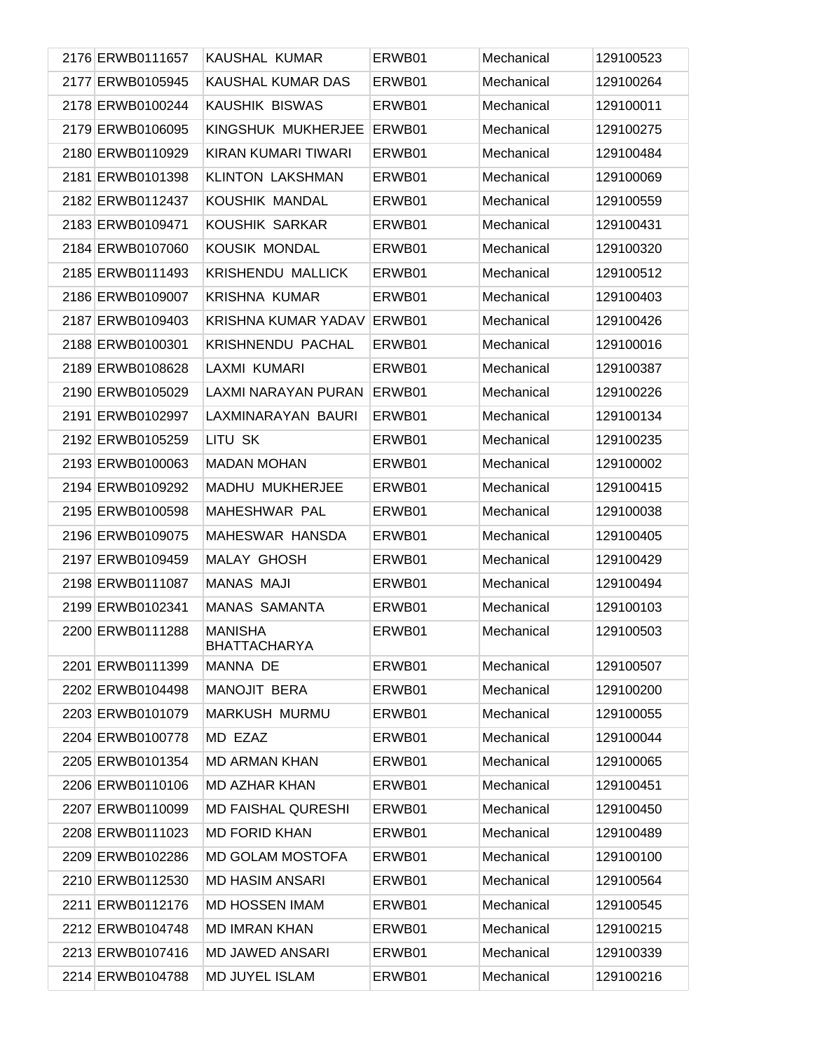| | | | | | |
|---|---|---|---|---|---|
| 2176 | ERWB0111657 | KAUSHAL KUMAR | ERWB01 | Mechanical | 129100523 |
| 2177 | ERWB0105945 | KAUSHAL KUMAR DAS | ERWB01 | Mechanical | 129100264 |
| 2178 | ERWB0100244 | KAUSHIK BISWAS | ERWB01 | Mechanical | 129100011 |
| 2179 | ERWB0106095 | KINGSHUK MUKHERJEE | ERWB01 | Mechanical | 129100275 |
| 2180 | ERWB0110929 | KIRAN KUMARI TIWARI | ERWB01 | Mechanical | 129100484 |
| 2181 | ERWB0101398 | KLINTON LAKSHMAN | ERWB01 | Mechanical | 129100069 |
| 2182 | ERWB0112437 | KOUSHIK MANDAL | ERWB01 | Mechanical | 129100559 |
| 2183 | ERWB0109471 | KOUSHIK SARKAR | ERWB01 | Mechanical | 129100431 |
| 2184 | ERWB0107060 | KOUSIK MONDAL | ERWB01 | Mechanical | 129100320 |
| 2185 | ERWB0111493 | KRISHENDU MALLICK | ERWB01 | Mechanical | 129100512 |
| 2186 | ERWB0109007 | KRISHNA KUMAR | ERWB01 | Mechanical | 129100403 |
| 2187 | ERWB0109403 | KRISHNA KUMAR YADAV | ERWB01 | Mechanical | 129100426 |
| 2188 | ERWB0100301 | KRISHNENDU PACHAL | ERWB01 | Mechanical | 129100016 |
| 2189 | ERWB0108628 | LAXMI KUMARI | ERWB01 | Mechanical | 129100387 |
| 2190 | ERWB0105029 | LAXMI NARAYAN PURAN | ERWB01 | Mechanical | 129100226 |
| 2191 | ERWB0102997 | LAXMINARAYAN BAURI | ERWB01 | Mechanical | 129100134 |
| 2192 | ERWB0105259 | LITU SK | ERWB01 | Mechanical | 129100235 |
| 2193 | ERWB0100063 | MADAN MOHAN | ERWB01 | Mechanical | 129100002 |
| 2194 | ERWB0109292 | MADHU MUKHERJEE | ERWB01 | Mechanical | 129100415 |
| 2195 | ERWB0100598 | MAHESHWAR PAL | ERWB01 | Mechanical | 129100038 |
| 2196 | ERWB0109075 | MAHESWAR HANSDA | ERWB01 | Mechanical | 129100405 |
| 2197 | ERWB0109459 | MALAY GHOSH | ERWB01 | Mechanical | 129100429 |
| 2198 | ERWB0111087 | MANAS MAJI | ERWB01 | Mechanical | 129100494 |
| 2199 | ERWB0102341 | MANAS SAMANTA | ERWB01 | Mechanical | 129100103 |
| 2200 | ERWB0111288 | MANISHA BHATTACHARYA | ERWB01 | Mechanical | 129100503 |
| 2201 | ERWB0111399 | MANNA DE | ERWB01 | Mechanical | 129100507 |
| 2202 | ERWB0104498 | MANOJIT BERA | ERWB01 | Mechanical | 129100200 |
| 2203 | ERWB0101079 | MARKUSH MURMU | ERWB01 | Mechanical | 129100055 |
| 2204 | ERWB0100778 | MD EZAZ | ERWB01 | Mechanical | 129100044 |
| 2205 | ERWB0101354 | MD ARMAN KHAN | ERWB01 | Mechanical | 129100065 |
| 2206 | ERWB0110106 | MD AZHAR KHAN | ERWB01 | Mechanical | 129100451 |
| 2207 | ERWB0110099 | MD FAISHAL QURESHI | ERWB01 | Mechanical | 129100450 |
| 2208 | ERWB0111023 | MD FORID KHAN | ERWB01 | Mechanical | 129100489 |
| 2209 | ERWB0102286 | MD GOLAM MOSTOFA | ERWB01 | Mechanical | 129100100 |
| 2210 | ERWB0112530 | MD HASIM ANSARI | ERWB01 | Mechanical | 129100564 |
| 2211 | ERWB0112176 | MD HOSSEN IMAM | ERWB01 | Mechanical | 129100545 |
| 2212 | ERWB0104748 | MD IMRAN KHAN | ERWB01 | Mechanical | 129100215 |
| 2213 | ERWB0107416 | MD JAWED ANSARI | ERWB01 | Mechanical | 129100339 |
| 2214 | ERWB0104788 | MD JUYEL ISLAM | ERWB01 | Mechanical | 129100216 |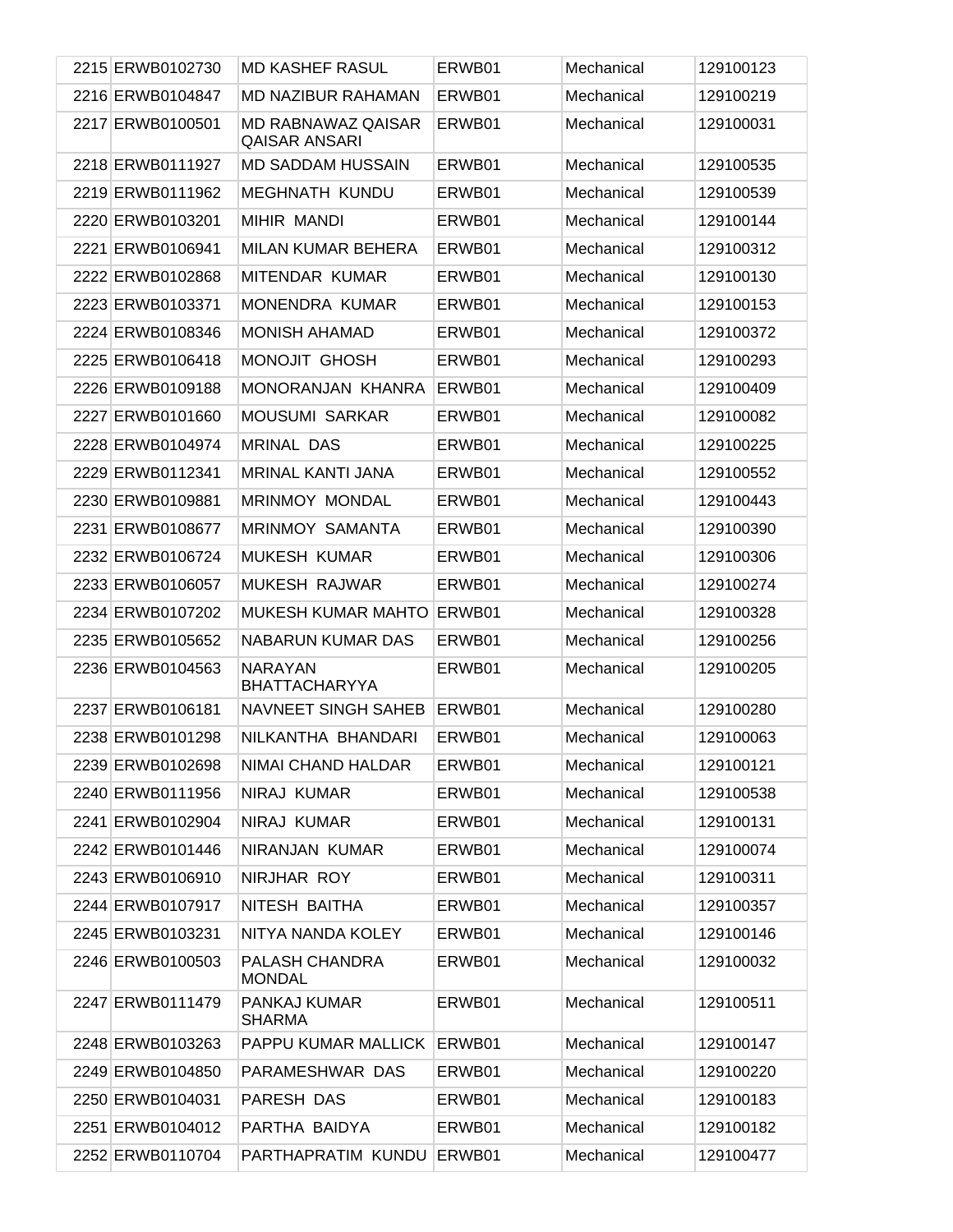| | | | | | |
|---|---|---|---|---|---|
| 2215 | ERWB0102730 | MD KASHEF RASUL | ERWB01 | Mechanical | 129100123 |
| 2216 | ERWB0104847 | MD NAZIBUR RAHAMAN | ERWB01 | Mechanical | 129100219 |
| 2217 | ERWB0100501 | MD RABNAWAZ QAISAR QAISAR ANSARI | ERWB01 | Mechanical | 129100031 |
| 2218 | ERWB0111927 | MD SADDAM HUSSAIN | ERWB01 | Mechanical | 129100535 |
| 2219 | ERWB0111962 | MEGHNATH KUNDU | ERWB01 | Mechanical | 129100539 |
| 2220 | ERWB0103201 | MIHIR MANDI | ERWB01 | Mechanical | 129100144 |
| 2221 | ERWB0106941 | MILAN KUMAR BEHERA | ERWB01 | Mechanical | 129100312 |
| 2222 | ERWB0102868 | MITENDAR KUMAR | ERWB01 | Mechanical | 129100130 |
| 2223 | ERWB0103371 | MONENDRA KUMAR | ERWB01 | Mechanical | 129100153 |
| 2224 | ERWB0108346 | MONISH AHAMAD | ERWB01 | Mechanical | 129100372 |
| 2225 | ERWB0106418 | MONOJIT GHOSH | ERWB01 | Mechanical | 129100293 |
| 2226 | ERWB0109188 | MONORANJAN KHANRA | ERWB01 | Mechanical | 129100409 |
| 2227 | ERWB0101660 | MOUSUMI SARKAR | ERWB01 | Mechanical | 129100082 |
| 2228 | ERWB0104974 | MRINAL DAS | ERWB01 | Mechanical | 129100225 |
| 2229 | ERWB0112341 | MRINAL KANTI JANA | ERWB01 | Mechanical | 129100552 |
| 2230 | ERWB0109881 | MRINMOY MONDAL | ERWB01 | Mechanical | 129100443 |
| 2231 | ERWB0108677 | MRINMOY SAMANTA | ERWB01 | Mechanical | 129100390 |
| 2232 | ERWB0106724 | MUKESH KUMAR | ERWB01 | Mechanical | 129100306 |
| 2233 | ERWB0106057 | MUKESH RAJWAR | ERWB01 | Mechanical | 129100274 |
| 2234 | ERWB0107202 | MUKESH KUMAR MAHTO | ERWB01 | Mechanical | 129100328 |
| 2235 | ERWB0105652 | NABARUN KUMAR DAS | ERWB01 | Mechanical | 129100256 |
| 2236 | ERWB0104563 | NARAYAN BHATTACHARYYA | ERWB01 | Mechanical | 129100205 |
| 2237 | ERWB0106181 | NAVNEET SINGH SAHEB | ERWB01 | Mechanical | 129100280 |
| 2238 | ERWB0101298 | NILKANTHA BHANDARI | ERWB01 | Mechanical | 129100063 |
| 2239 | ERWB0102698 | NIMAI CHAND HALDAR | ERWB01 | Mechanical | 129100121 |
| 2240 | ERWB0111956 | NIRAJ KUMAR | ERWB01 | Mechanical | 129100538 |
| 2241 | ERWB0102904 | NIRAJ KUMAR | ERWB01 | Mechanical | 129100131 |
| 2242 | ERWB0101446 | NIRANJAN KUMAR | ERWB01 | Mechanical | 129100074 |
| 2243 | ERWB0106910 | NIRJHAR ROY | ERWB01 | Mechanical | 129100311 |
| 2244 | ERWB0107917 | NITESH BAITHA | ERWB01 | Mechanical | 129100357 |
| 2245 | ERWB0103231 | NITYA NANDA KOLEY | ERWB01 | Mechanical | 129100146 |
| 2246 | ERWB0100503 | PALASH CHANDRA MONDAL | ERWB01 | Mechanical | 129100032 |
| 2247 | ERWB0111479 | PANKAJ KUMAR SHARMA | ERWB01 | Mechanical | 129100511 |
| 2248 | ERWB0103263 | PAPPU KUMAR MALLICK | ERWB01 | Mechanical | 129100147 |
| 2249 | ERWB0104850 | PARAMESHWAR DAS | ERWB01 | Mechanical | 129100220 |
| 2250 | ERWB0104031 | PARESH DAS | ERWB01 | Mechanical | 129100183 |
| 2251 | ERWB0104012 | PARTHA BAIDYA | ERWB01 | Mechanical | 129100182 |
| 2252 | ERWB0110704 | PARTHAPRATIM KUNDU | ERWB01 | Mechanical | 129100477 |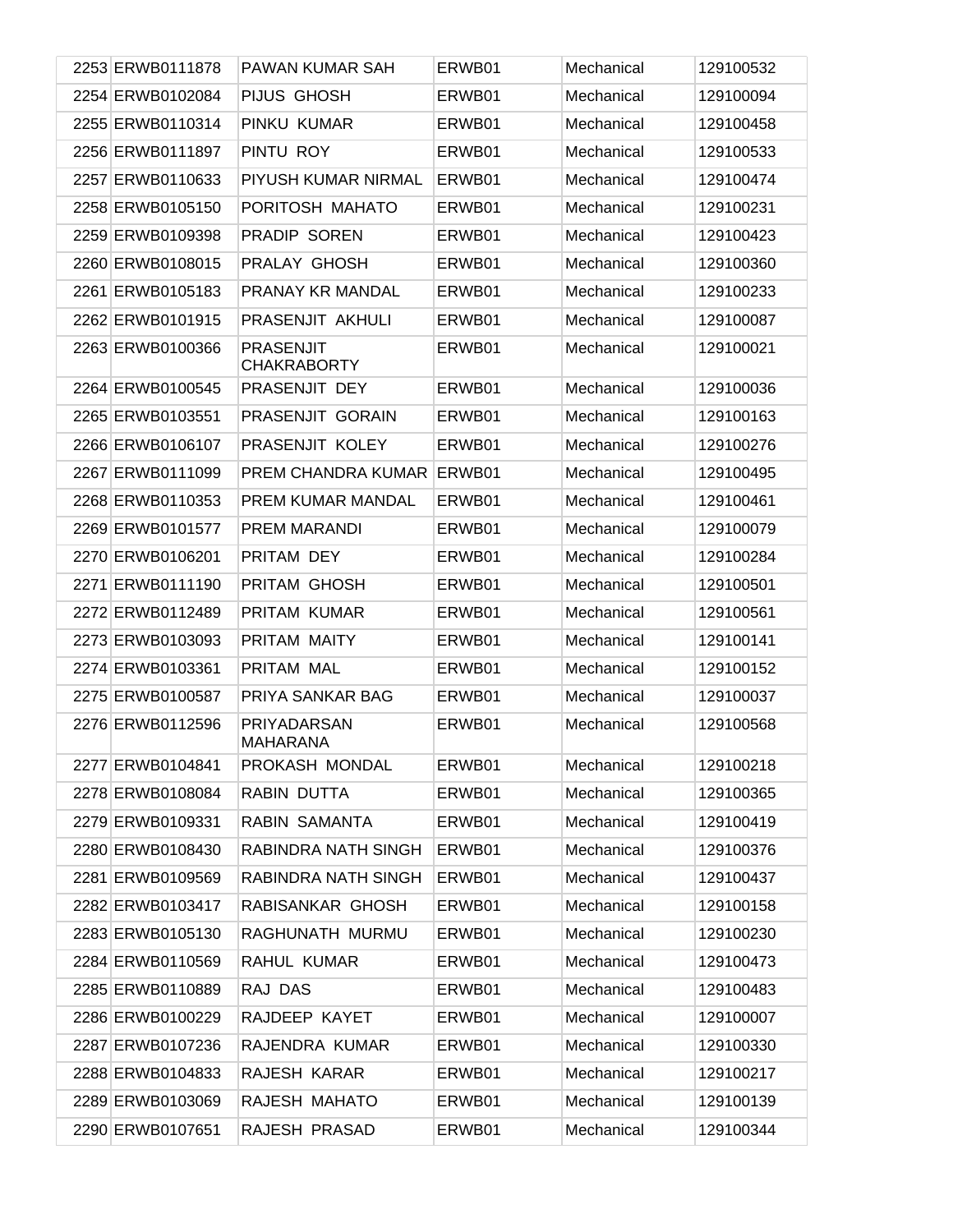| | | | | | |
|---|---|---|---|---|---|
| 2253 | ERWB0111878 | PAWAN KUMAR SAH | ERWB01 | Mechanical | 129100532 |
| 2254 | ERWB0102084 | PIJUS GHOSH | ERWB01 | Mechanical | 129100094 |
| 2255 | ERWB0110314 | PINKU KUMAR | ERWB01 | Mechanical | 129100458 |
| 2256 | ERWB0111897 | PINTU ROY | ERWB01 | Mechanical | 129100533 |
| 2257 | ERWB0110633 | PIYUSH KUMAR NIRMAL | ERWB01 | Mechanical | 129100474 |
| 2258 | ERWB0105150 | PORITOSH MAHATO | ERWB01 | Mechanical | 129100231 |
| 2259 | ERWB0109398 | PRADIP SOREN | ERWB01 | Mechanical | 129100423 |
| 2260 | ERWB0108015 | PRALAY GHOSH | ERWB01 | Mechanical | 129100360 |
| 2261 | ERWB0105183 | PRANAY KR MANDAL | ERWB01 | Mechanical | 129100233 |
| 2262 | ERWB0101915 | PRASENJIT AKHULI | ERWB01 | Mechanical | 129100087 |
| 2263 | ERWB0100366 | PRASENJIT CHAKRABORTY | ERWB01 | Mechanical | 129100021 |
| 2264 | ERWB0100545 | PRASENJIT DEY | ERWB01 | Mechanical | 129100036 |
| 2265 | ERWB0103551 | PRASENJIT GORAIN | ERWB01 | Mechanical | 129100163 |
| 2266 | ERWB0106107 | PRASENJIT KOLEY | ERWB01 | Mechanical | 129100276 |
| 2267 | ERWB0111099 | PREM CHANDRA KUMAR | ERWB01 | Mechanical | 129100495 |
| 2268 | ERWB0110353 | PREM KUMAR MANDAL | ERWB01 | Mechanical | 129100461 |
| 2269 | ERWB0101577 | PREM MARANDI | ERWB01 | Mechanical | 129100079 |
| 2270 | ERWB0106201 | PRITAM DEY | ERWB01 | Mechanical | 129100284 |
| 2271 | ERWB0111190 | PRITAM GHOSH | ERWB01 | Mechanical | 129100501 |
| 2272 | ERWB0112489 | PRITAM KUMAR | ERWB01 | Mechanical | 129100561 |
| 2273 | ERWB0103093 | PRITAM MAITY | ERWB01 | Mechanical | 129100141 |
| 2274 | ERWB0103361 | PRITAM MAL | ERWB01 | Mechanical | 129100152 |
| 2275 | ERWB0100587 | PRIYA SANKAR BAG | ERWB01 | Mechanical | 129100037 |
| 2276 | ERWB0112596 | PRIYADARSAN MAHARANA | ERWB01 | Mechanical | 129100568 |
| 2277 | ERWB0104841 | PROKASH MONDAL | ERWB01 | Mechanical | 129100218 |
| 2278 | ERWB0108084 | RABIN DUTTA | ERWB01 | Mechanical | 129100365 |
| 2279 | ERWB0109331 | RABIN SAMANTA | ERWB01 | Mechanical | 129100419 |
| 2280 | ERWB0108430 | RABINDRA NATH SINGH | ERWB01 | Mechanical | 129100376 |
| 2281 | ERWB0109569 | RABINDRA NATH SINGH | ERWB01 | Mechanical | 129100437 |
| 2282 | ERWB0103417 | RABISANKAR GHOSH | ERWB01 | Mechanical | 129100158 |
| 2283 | ERWB0105130 | RAGHUNATH MURMU | ERWB01 | Mechanical | 129100230 |
| 2284 | ERWB0110569 | RAHUL KUMAR | ERWB01 | Mechanical | 129100473 |
| 2285 | ERWB0110889 | RAJ DAS | ERWB01 | Mechanical | 129100483 |
| 2286 | ERWB0100229 | RAJDEEP KAYET | ERWB01 | Mechanical | 129100007 |
| 2287 | ERWB0107236 | RAJENDRA KUMAR | ERWB01 | Mechanical | 129100330 |
| 2288 | ERWB0104833 | RAJESH KARAR | ERWB01 | Mechanical | 129100217 |
| 2289 | ERWB0103069 | RAJESH MAHATO | ERWB01 | Mechanical | 129100139 |
| 2290 | ERWB0107651 | RAJESH PRASAD | ERWB01 | Mechanical | 129100344 |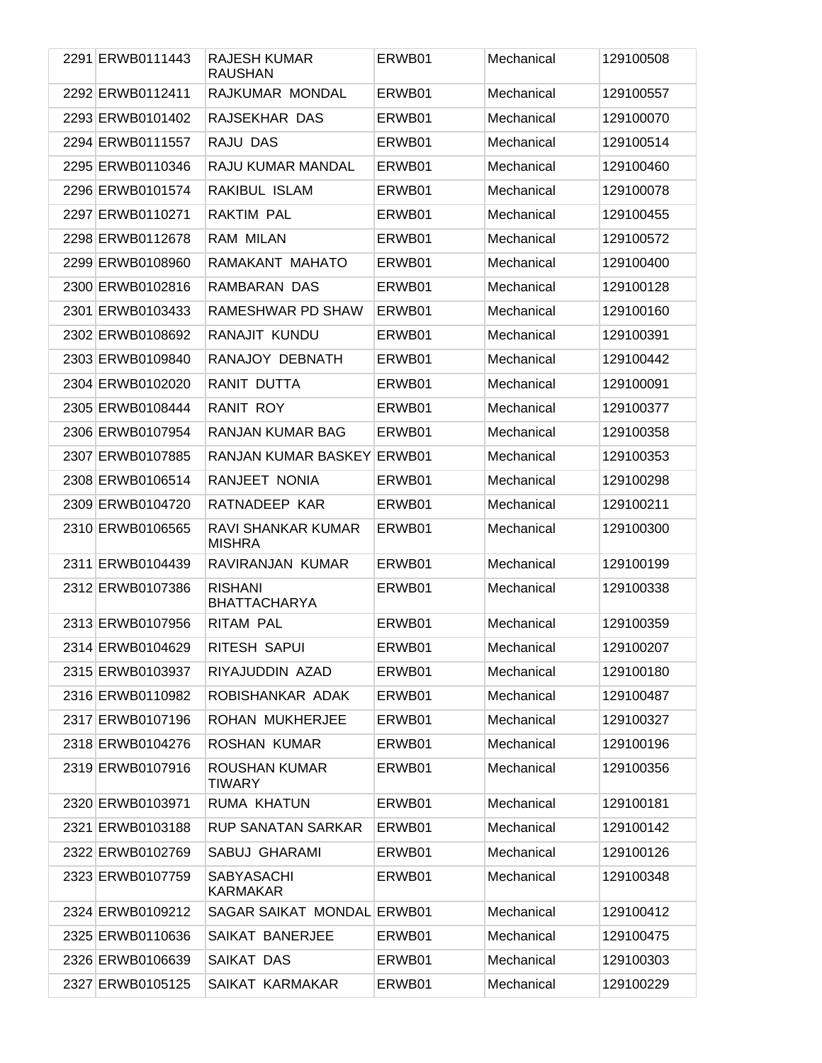| | | | | | |
|---|---|---|---|---|---|
| 2291 | ERWB0111443 | RAJESH KUMAR RAUSHAN | ERWB01 | Mechanical | 129100508 |
| 2292 | ERWB0112411 | RAJKUMAR MONDAL | ERWB01 | Mechanical | 129100557 |
| 2293 | ERWB0101402 | RAJSEKHAR DAS | ERWB01 | Mechanical | 129100070 |
| 2294 | ERWB0111557 | RAJU DAS | ERWB01 | Mechanical | 129100514 |
| 2295 | ERWB0110346 | RAJU KUMAR MANDAL | ERWB01 | Mechanical | 129100460 |
| 2296 | ERWB0101574 | RAKIBUL ISLAM | ERWB01 | Mechanical | 129100078 |
| 2297 | ERWB0110271 | RAKTIM PAL | ERWB01 | Mechanical | 129100455 |
| 2298 | ERWB0112678 | RAM MILAN | ERWB01 | Mechanical | 129100572 |
| 2299 | ERWB0108960 | RAMAKANT MAHATO | ERWB01 | Mechanical | 129100400 |
| 2300 | ERWB0102816 | RAMBARAN DAS | ERWB01 | Mechanical | 129100128 |
| 2301 | ERWB0103433 | RAMESHWAR PD SHAW | ERWB01 | Mechanical | 129100160 |
| 2302 | ERWB0108692 | RANAJIT KUNDU | ERWB01 | Mechanical | 129100391 |
| 2303 | ERWB0109840 | RANAJOY DEBNATH | ERWB01 | Mechanical | 129100442 |
| 2304 | ERWB0102020 | RANIT DUTTA | ERWB01 | Mechanical | 129100091 |
| 2305 | ERWB0108444 | RANIT ROY | ERWB01 | Mechanical | 129100377 |
| 2306 | ERWB0107954 | RANJAN KUMAR BAG | ERWB01 | Mechanical | 129100358 |
| 2307 | ERWB0107885 | RANJAN KUMAR BASKEY | ERWB01 | Mechanical | 129100353 |
| 2308 | ERWB0106514 | RANJEET NONIA | ERWB01 | Mechanical | 129100298 |
| 2309 | ERWB0104720 | RATNADEEP KAR | ERWB01 | Mechanical | 129100211 |
| 2310 | ERWB0106565 | RAVI SHANKAR KUMAR MISHRA | ERWB01 | Mechanical | 129100300 |
| 2311 | ERWB0104439 | RAVIRANJAN KUMAR | ERWB01 | Mechanical | 129100199 |
| 2312 | ERWB0107386 | RISHANI BHATTACHARYA | ERWB01 | Mechanical | 129100338 |
| 2313 | ERWB0107956 | RITAM PAL | ERWB01 | Mechanical | 129100359 |
| 2314 | ERWB0104629 | RITESH SAPUI | ERWB01 | Mechanical | 129100207 |
| 2315 | ERWB0103937 | RIYAJUDDIN AZAD | ERWB01 | Mechanical | 129100180 |
| 2316 | ERWB0110982 | ROBISHANKAR ADAK | ERWB01 | Mechanical | 129100487 |
| 2317 | ERWB0107196 | ROHAN MUKHERJEE | ERWB01 | Mechanical | 129100327 |
| 2318 | ERWB0104276 | ROSHAN KUMAR | ERWB01 | Mechanical | 129100196 |
| 2319 | ERWB0107916 | ROUSHAN KUMAR TIWARY | ERWB01 | Mechanical | 129100356 |
| 2320 | ERWB0103971 | RUMA KHATUN | ERWB01 | Mechanical | 129100181 |
| 2321 | ERWB0103188 | RUP SANATAN SARKAR | ERWB01 | Mechanical | 129100142 |
| 2322 | ERWB0102769 | SABUJ GHARAMI | ERWB01 | Mechanical | 129100126 |
| 2323 | ERWB0107759 | SABYASACHI KARMAKAR | ERWB01 | Mechanical | 129100348 |
| 2324 | ERWB0109212 | SAGAR SAIKAT MONDAL | ERWB01 | Mechanical | 129100412 |
| 2325 | ERWB0110636 | SAIKAT BANERJEE | ERWB01 | Mechanical | 129100475 |
| 2326 | ERWB0106639 | SAIKAT DAS | ERWB01 | Mechanical | 129100303 |
| 2327 | ERWB0105125 | SAIKAT KARMAKAR | ERWB01 | Mechanical | 129100229 |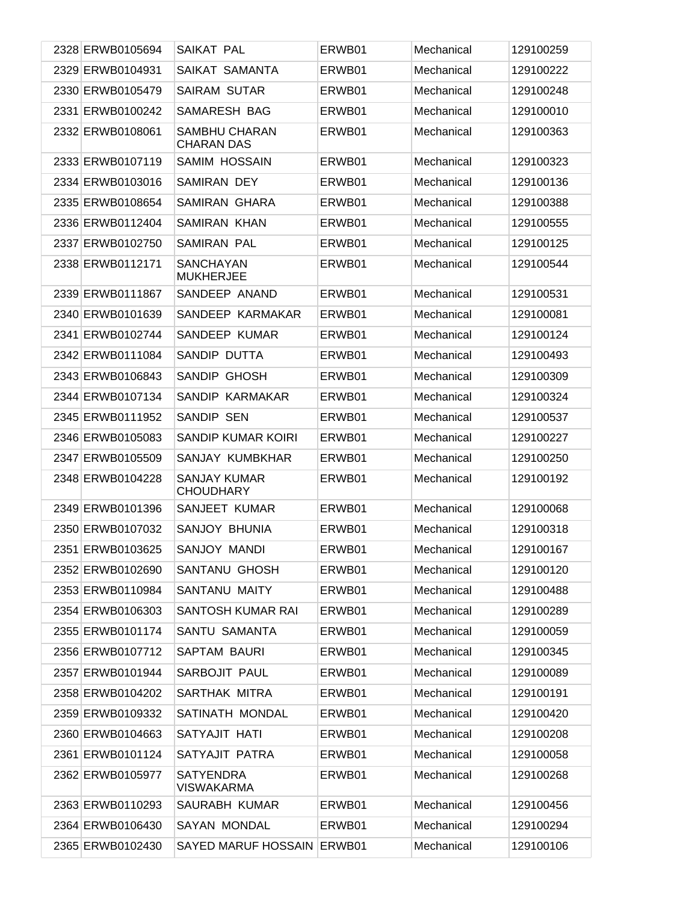| | | | | | |
|---|---|---|---|---|---|
| 2328 | ERWB0105694 | SAIKAT PAL | ERWB01 | Mechanical | 129100259 |
| 2329 | ERWB0104931 | SAIKAT SAMANTA | ERWB01 | Mechanical | 129100222 |
| 2330 | ERWB0105479 | SAIRAM SUTAR | ERWB01 | Mechanical | 129100248 |
| 2331 | ERWB0100242 | SAMARESH BAG | ERWB01 | Mechanical | 129100010 |
| 2332 | ERWB0108061 | SAMBHU CHARAN CHARAN DAS | ERWB01 | Mechanical | 129100363 |
| 2333 | ERWB0107119 | SAMIM HOSSAIN | ERWB01 | Mechanical | 129100323 |
| 2334 | ERWB0103016 | SAMIRAN DEY | ERWB01 | Mechanical | 129100136 |
| 2335 | ERWB0108654 | SAMIRAN GHARA | ERWB01 | Mechanical | 129100388 |
| 2336 | ERWB0112404 | SAMIRAN KHAN | ERWB01 | Mechanical | 129100555 |
| 2337 | ERWB0102750 | SAMIRAN PAL | ERWB01 | Mechanical | 129100125 |
| 2338 | ERWB0112171 | SANCHAYAN MUKHERJEE | ERWB01 | Mechanical | 129100544 |
| 2339 | ERWB0111867 | SANDEEP ANAND | ERWB01 | Mechanical | 129100531 |
| 2340 | ERWB0101639 | SANDEEP KARMAKAR | ERWB01 | Mechanical | 129100081 |
| 2341 | ERWB0102744 | SANDEEP KUMAR | ERWB01 | Mechanical | 129100124 |
| 2342 | ERWB0111084 | SANDIP DUTTA | ERWB01 | Mechanical | 129100493 |
| 2343 | ERWB0106843 | SANDIP GHOSH | ERWB01 | Mechanical | 129100309 |
| 2344 | ERWB0107134 | SANDIP KARMAKAR | ERWB01 | Mechanical | 129100324 |
| 2345 | ERWB0111952 | SANDIP SEN | ERWB01 | Mechanical | 129100537 |
| 2346 | ERWB0105083 | SANDIP KUMAR KOIRI | ERWB01 | Mechanical | 129100227 |
| 2347 | ERWB0105509 | SANJAY KUMBKHAR | ERWB01 | Mechanical | 129100250 |
| 2348 | ERWB0104228 | SANJAY KUMAR CHOUDHARY | ERWB01 | Mechanical | 129100192 |
| 2349 | ERWB0101396 | SANJEET KUMAR | ERWB01 | Mechanical | 129100068 |
| 2350 | ERWB0107032 | SANJOY BHUNIA | ERWB01 | Mechanical | 129100318 |
| 2351 | ERWB0103625 | SANJOY MANDI | ERWB01 | Mechanical | 129100167 |
| 2352 | ERWB0102690 | SANTANU GHOSH | ERWB01 | Mechanical | 129100120 |
| 2353 | ERWB0110984 | SANTANU MAITY | ERWB01 | Mechanical | 129100488 |
| 2354 | ERWB0106303 | SANTOSH KUMAR RAI | ERWB01 | Mechanical | 129100289 |
| 2355 | ERWB0101174 | SANTU SAMANTA | ERWB01 | Mechanical | 129100059 |
| 2356 | ERWB0107712 | SAPTAM BAURI | ERWB01 | Mechanical | 129100345 |
| 2357 | ERWB0101944 | SARBOJIT PAUL | ERWB01 | Mechanical | 129100089 |
| 2358 | ERWB0104202 | SARTHAK MITRA | ERWB01 | Mechanical | 129100191 |
| 2359 | ERWB0109332 | SATINATH MONDAL | ERWB01 | Mechanical | 129100420 |
| 2360 | ERWB0104663 | SATYAJIT HATI | ERWB01 | Mechanical | 129100208 |
| 2361 | ERWB0101124 | SATYAJIT PATRA | ERWB01 | Mechanical | 129100058 |
| 2362 | ERWB0105977 | SATYENDRA VISWAKARMA | ERWB01 | Mechanical | 129100268 |
| 2363 | ERWB0110293 | SAURABH KUMAR | ERWB01 | Mechanical | 129100456 |
| 2364 | ERWB0106430 | SAYAN MONDAL | ERWB01 | Mechanical | 129100294 |
| 2365 | ERWB0102430 | SAYED MARUF HOSSAIN | ERWB01 | Mechanical | 129100106 |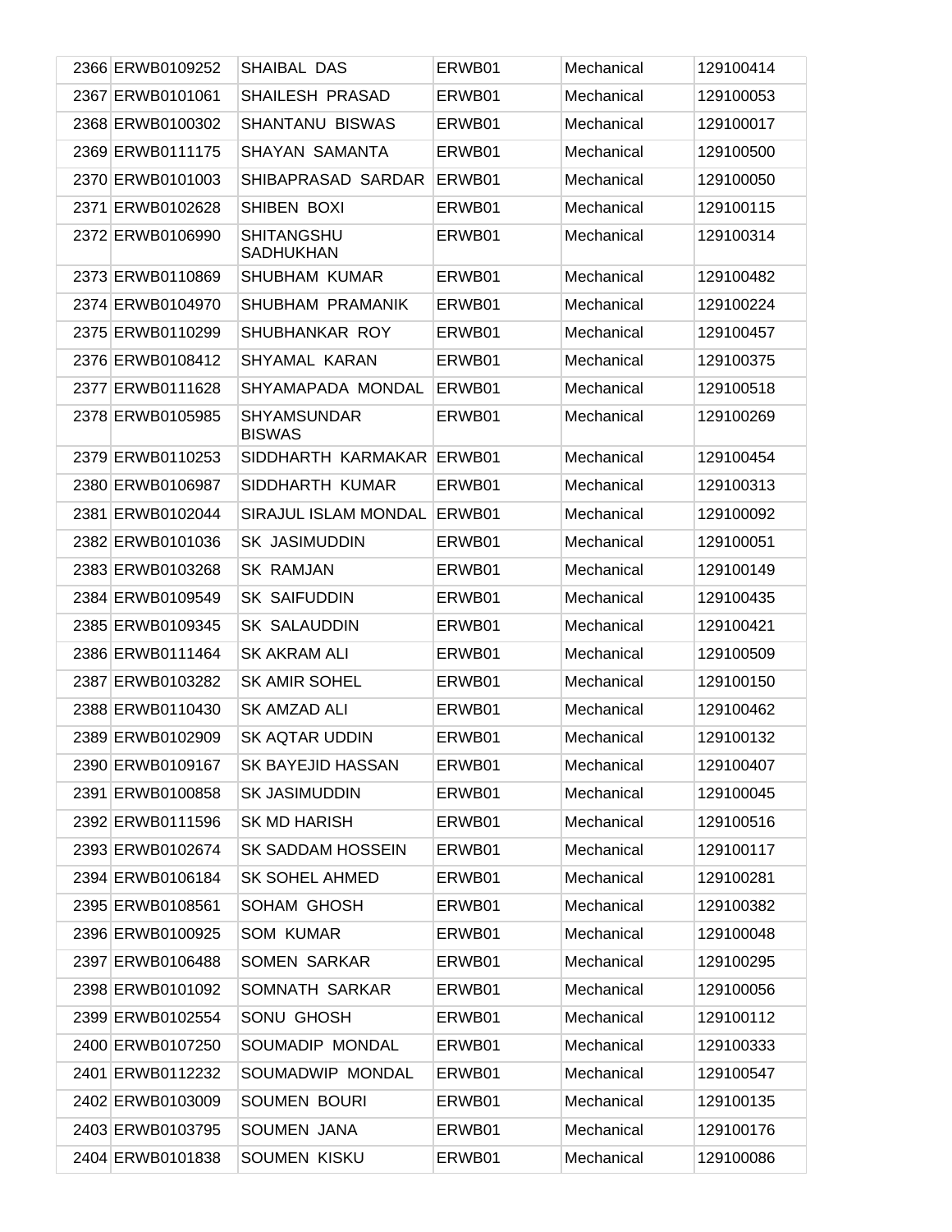| | | | | | |
|---|---|---|---|---|---|
| 2366 | ERWB0109252 | SHAIBAL DAS | ERWB01 | Mechanical | 129100414 |
| 2367 | ERWB0101061 | SHAILESH PRASAD | ERWB01 | Mechanical | 129100053 |
| 2368 | ERWB0100302 | SHANTANU BISWAS | ERWB01 | Mechanical | 129100017 |
| 2369 | ERWB0111175 | SHAYAN SAMANTA | ERWB01 | Mechanical | 129100500 |
| 2370 | ERWB0101003 | SHIBAPRASAD SARDAR | ERWB01 | Mechanical | 129100050 |
| 2371 | ERWB0102628 | SHIBEN BOXI | ERWB01 | Mechanical | 129100115 |
| 2372 | ERWB0106990 | SHITANGSHU SADHUKHAN | ERWB01 | Mechanical | 129100314 |
| 2373 | ERWB0110869 | SHUBHAM KUMAR | ERWB01 | Mechanical | 129100482 |
| 2374 | ERWB0104970 | SHUBHAM PRAMANIK | ERWB01 | Mechanical | 129100224 |
| 2375 | ERWB0110299 | SHUBHANKAR ROY | ERWB01 | Mechanical | 129100457 |
| 2376 | ERWB0108412 | SHYAMAL KARAN | ERWB01 | Mechanical | 129100375 |
| 2377 | ERWB0111628 | SHYAMAPADA MONDAL | ERWB01 | Mechanical | 129100518 |
| 2378 | ERWB0105985 | SHYAMSUNDAR BISWAS | ERWB01 | Mechanical | 129100269 |
| 2379 | ERWB0110253 | SIDDHARTH KARMAKAR | ERWB01 | Mechanical | 129100454 |
| 2380 | ERWB0106987 | SIDDHARTH KUMAR | ERWB01 | Mechanical | 129100313 |
| 2381 | ERWB0102044 | SIRAJUL ISLAM MONDAL | ERWB01 | Mechanical | 129100092 |
| 2382 | ERWB0101036 | SK JASIMUDDIN | ERWB01 | Mechanical | 129100051 |
| 2383 | ERWB0103268 | SK RAMJAN | ERWB01 | Mechanical | 129100149 |
| 2384 | ERWB0109549 | SK SAIFUDDIN | ERWB01 | Mechanical | 129100435 |
| 2385 | ERWB0109345 | SK SALAUDDIN | ERWB01 | Mechanical | 129100421 |
| 2386 | ERWB0111464 | SK AKRAM ALI | ERWB01 | Mechanical | 129100509 |
| 2387 | ERWB0103282 | SK AMIR SOHEL | ERWB01 | Mechanical | 129100150 |
| 2388 | ERWB0110430 | SK AMZAD ALI | ERWB01 | Mechanical | 129100462 |
| 2389 | ERWB0102909 | SK AQTAR UDDIN | ERWB01 | Mechanical | 129100132 |
| 2390 | ERWB0109167 | SK BAYEJID HASSAN | ERWB01 | Mechanical | 129100407 |
| 2391 | ERWB0100858 | SK JASIMUDDIN | ERWB01 | Mechanical | 129100045 |
| 2392 | ERWB0111596 | SK MD HARISH | ERWB01 | Mechanical | 129100516 |
| 2393 | ERWB0102674 | SK SADDAM HOSSEIN | ERWB01 | Mechanical | 129100117 |
| 2394 | ERWB0106184 | SK SOHEL AHMED | ERWB01 | Mechanical | 129100281 |
| 2395 | ERWB0108561 | SOHAM GHOSH | ERWB01 | Mechanical | 129100382 |
| 2396 | ERWB0100925 | SOM KUMAR | ERWB01 | Mechanical | 129100048 |
| 2397 | ERWB0106488 | SOMEN SARKAR | ERWB01 | Mechanical | 129100295 |
| 2398 | ERWB0101092 | SOMNATH SARKAR | ERWB01 | Mechanical | 129100056 |
| 2399 | ERWB0102554 | SONU GHOSH | ERWB01 | Mechanical | 129100112 |
| 2400 | ERWB0107250 | SOUMADIP MONDAL | ERWB01 | Mechanical | 129100333 |
| 2401 | ERWB0112232 | SOUMADWIP MONDAL | ERWB01 | Mechanical | 129100547 |
| 2402 | ERWB0103009 | SOUMEN BOURI | ERWB01 | Mechanical | 129100135 |
| 2403 | ERWB0103795 | SOUMEN JANA | ERWB01 | Mechanical | 129100176 |
| 2404 | ERWB0101838 | SOUMEN KISKU | ERWB01 | Mechanical | 129100086 |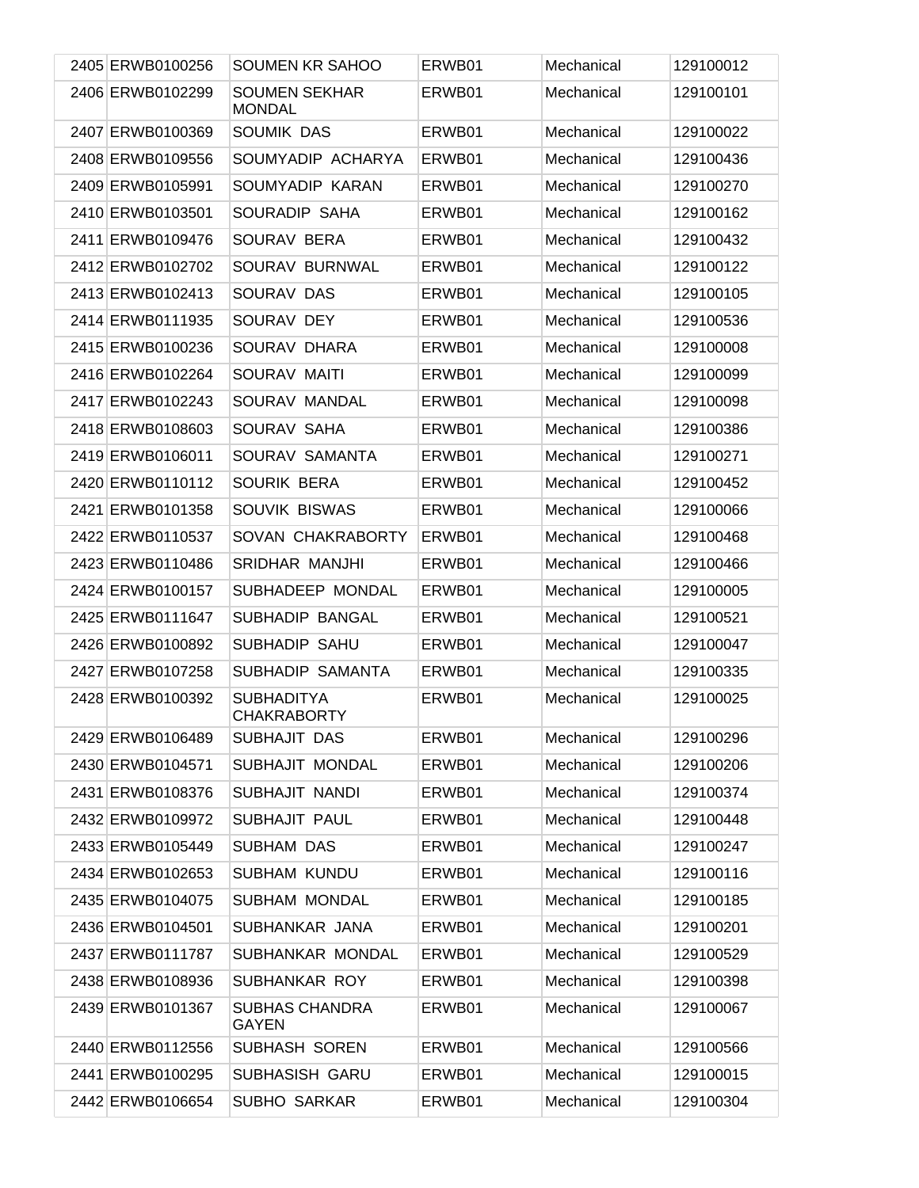| | | | | | |
|---|---|---|---|---|---|
| 2405 | ERWB0100256 | SOUMEN KR SAHOO | ERWB01 | Mechanical | 129100012 |
| 2406 | ERWB0102299 | SOUMEN SEKHAR MONDAL | ERWB01 | Mechanical | 129100101 |
| 2407 | ERWB0100369 | SOUMIK DAS | ERWB01 | Mechanical | 129100022 |
| 2408 | ERWB0109556 | SOUMYADIP ACHARYA | ERWB01 | Mechanical | 129100436 |
| 2409 | ERWB0105991 | SOUMYADIP KARAN | ERWB01 | Mechanical | 129100270 |
| 2410 | ERWB0103501 | SOURADIP SAHA | ERWB01 | Mechanical | 129100162 |
| 2411 | ERWB0109476 | SOURAV BERA | ERWB01 | Mechanical | 129100432 |
| 2412 | ERWB0102702 | SOURAV BURNWAL | ERWB01 | Mechanical | 129100122 |
| 2413 | ERWB0102413 | SOURAV DAS | ERWB01 | Mechanical | 129100105 |
| 2414 | ERWB0111935 | SOURAV DEY | ERWB01 | Mechanical | 129100536 |
| 2415 | ERWB0100236 | SOURAV DHARA | ERWB01 | Mechanical | 129100008 |
| 2416 | ERWB0102264 | SOURAV MAITI | ERWB01 | Mechanical | 129100099 |
| 2417 | ERWB0102243 | SOURAV MANDAL | ERWB01 | Mechanical | 129100098 |
| 2418 | ERWB0108603 | SOURAV SAHA | ERWB01 | Mechanical | 129100386 |
| 2419 | ERWB0106011 | SOURAV SAMANTA | ERWB01 | Mechanical | 129100271 |
| 2420 | ERWB0110112 | SOURIK BERA | ERWB01 | Mechanical | 129100452 |
| 2421 | ERWB0101358 | SOUVIK BISWAS | ERWB01 | Mechanical | 129100066 |
| 2422 | ERWB0110537 | SOVAN CHAKRABORTY | ERWB01 | Mechanical | 129100468 |
| 2423 | ERWB0110486 | SRIDHAR MANJHI | ERWB01 | Mechanical | 129100466 |
| 2424 | ERWB0100157 | SUBHADEEP MONDAL | ERWB01 | Mechanical | 129100005 |
| 2425 | ERWB0111647 | SUBHADIP BANGAL | ERWB01 | Mechanical | 129100521 |
| 2426 | ERWB0100892 | SUBHADIP SAHU | ERWB01 | Mechanical | 129100047 |
| 2427 | ERWB0107258 | SUBHADIP SAMANTA | ERWB01 | Mechanical | 129100335 |
| 2428 | ERWB0100392 | SUBHADITYA CHAKRABORTY | ERWB01 | Mechanical | 129100025 |
| 2429 | ERWB0106489 | SUBHAJIT DAS | ERWB01 | Mechanical | 129100296 |
| 2430 | ERWB0104571 | SUBHAJIT MONDAL | ERWB01 | Mechanical | 129100206 |
| 2431 | ERWB0108376 | SUBHAJIT NANDI | ERWB01 | Mechanical | 129100374 |
| 2432 | ERWB0109972 | SUBHAJIT PAUL | ERWB01 | Mechanical | 129100448 |
| 2433 | ERWB0105449 | SUBHAM DAS | ERWB01 | Mechanical | 129100247 |
| 2434 | ERWB0102653 | SUBHAM KUNDU | ERWB01 | Mechanical | 129100116 |
| 2435 | ERWB0104075 | SUBHAM MONDAL | ERWB01 | Mechanical | 129100185 |
| 2436 | ERWB0104501 | SUBHANKAR JANA | ERWB01 | Mechanical | 129100201 |
| 2437 | ERWB0111787 | SUBHANKAR MONDAL | ERWB01 | Mechanical | 129100529 |
| 2438 | ERWB0108936 | SUBHANKAR ROY | ERWB01 | Mechanical | 129100398 |
| 2439 | ERWB0101367 | SUBHAS CHANDRA GAYEN | ERWB01 | Mechanical | 129100067 |
| 2440 | ERWB0112556 | SUBHASH SOREN | ERWB01 | Mechanical | 129100566 |
| 2441 | ERWB0100295 | SUBHASISH GARU | ERWB01 | Mechanical | 129100015 |
| 2442 | ERWB0106654 | SUBHO SARKAR | ERWB01 | Mechanical | 129100304 |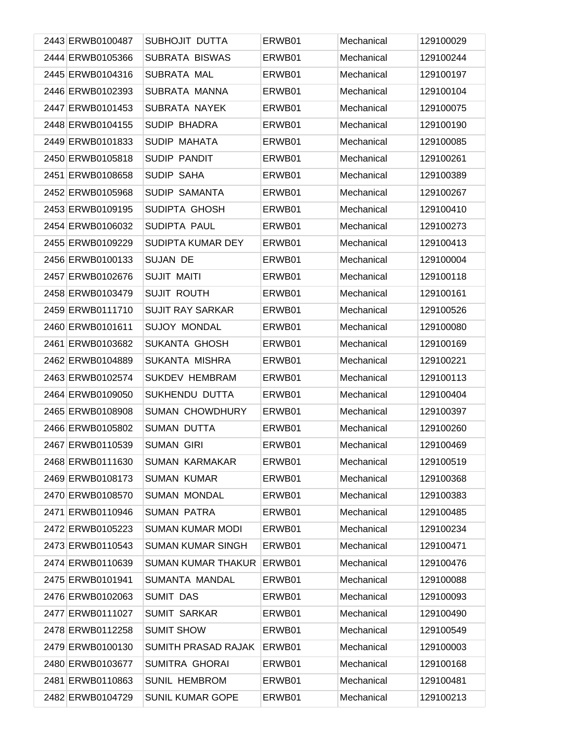| | | | | | |
|---|---|---|---|---|---|
| 2443 | ERWB0100487 | SUBHOJIT DUTTA | ERWB01 | Mechanical | 129100029 |
| 2444 | ERWB0105366 | SUBRATA BISWAS | ERWB01 | Mechanical | 129100244 |
| 2445 | ERWB0104316 | SUBRATA MAL | ERWB01 | Mechanical | 129100197 |
| 2446 | ERWB0102393 | SUBRATA MANNA | ERWB01 | Mechanical | 129100104 |
| 2447 | ERWB0101453 | SUBRATA NAYEK | ERWB01 | Mechanical | 129100075 |
| 2448 | ERWB0104155 | SUDIP BHADRA | ERWB01 | Mechanical | 129100190 |
| 2449 | ERWB0101833 | SUDIP MAHATA | ERWB01 | Mechanical | 129100085 |
| 2450 | ERWB0105818 | SUDIP PANDIT | ERWB01 | Mechanical | 129100261 |
| 2451 | ERWB0108658 | SUDIP SAHA | ERWB01 | Mechanical | 129100389 |
| 2452 | ERWB0105968 | SUDIP SAMANTA | ERWB01 | Mechanical | 129100267 |
| 2453 | ERWB0109195 | SUDIPTA GHOSH | ERWB01 | Mechanical | 129100410 |
| 2454 | ERWB0106032 | SUDIPTA PAUL | ERWB01 | Mechanical | 129100273 |
| 2455 | ERWB0109229 | SUDIPTA KUMAR DEY | ERWB01 | Mechanical | 129100413 |
| 2456 | ERWB0100133 | SUJAN DE | ERWB01 | Mechanical | 129100004 |
| 2457 | ERWB0102676 | SUJIT MAITI | ERWB01 | Mechanical | 129100118 |
| 2458 | ERWB0103479 | SUJIT ROUTH | ERWB01 | Mechanical | 129100161 |
| 2459 | ERWB0111710 | SUJIT RAY SARKAR | ERWB01 | Mechanical | 129100526 |
| 2460 | ERWB0101611 | SUJOY MONDAL | ERWB01 | Mechanical | 129100080 |
| 2461 | ERWB0103682 | SUKANTA GHOSH | ERWB01 | Mechanical | 129100169 |
| 2462 | ERWB0104889 | SUKANTA MISHRA | ERWB01 | Mechanical | 129100221 |
| 2463 | ERWB0102574 | SUKDEV HEMBRAM | ERWB01 | Mechanical | 129100113 |
| 2464 | ERWB0109050 | SUKHENDU DUTTA | ERWB01 | Mechanical | 129100404 |
| 2465 | ERWB0108908 | SUMAN CHOWDHURY | ERWB01 | Mechanical | 129100397 |
| 2466 | ERWB0105802 | SUMAN DUTTA | ERWB01 | Mechanical | 129100260 |
| 2467 | ERWB0110539 | SUMAN GIRI | ERWB01 | Mechanical | 129100469 |
| 2468 | ERWB0111630 | SUMAN KARMAKAR | ERWB01 | Mechanical | 129100519 |
| 2469 | ERWB0108173 | SUMAN KUMAR | ERWB01 | Mechanical | 129100368 |
| 2470 | ERWB0108570 | SUMAN MONDAL | ERWB01 | Mechanical | 129100383 |
| 2471 | ERWB0110946 | SUMAN PATRA | ERWB01 | Mechanical | 129100485 |
| 2472 | ERWB0105223 | SUMAN KUMAR MODI | ERWB01 | Mechanical | 129100234 |
| 2473 | ERWB0110543 | SUMAN KUMAR SINGH | ERWB01 | Mechanical | 129100471 |
| 2474 | ERWB0110639 | SUMAN KUMAR THAKUR | ERWB01 | Mechanical | 129100476 |
| 2475 | ERWB0101941 | SUMANTA MANDAL | ERWB01 | Mechanical | 129100088 |
| 2476 | ERWB0102063 | SUMIT DAS | ERWB01 | Mechanical | 129100093 |
| 2477 | ERWB0111027 | SUMIT SARKAR | ERWB01 | Mechanical | 129100490 |
| 2478 | ERWB0112258 | SUMIT SHOW | ERWB01 | Mechanical | 129100549 |
| 2479 | ERWB0100130 | SUMITH PRASAD RAJAK | ERWB01 | Mechanical | 129100003 |
| 2480 | ERWB0103677 | SUMITRA GHORAI | ERWB01 | Mechanical | 129100168 |
| 2481 | ERWB0110863 | SUNIL HEMBROM | ERWB01 | Mechanical | 129100481 |
| 2482 | ERWB0104729 | SUNIL KUMAR GOPE | ERWB01 | Mechanical | 129100213 |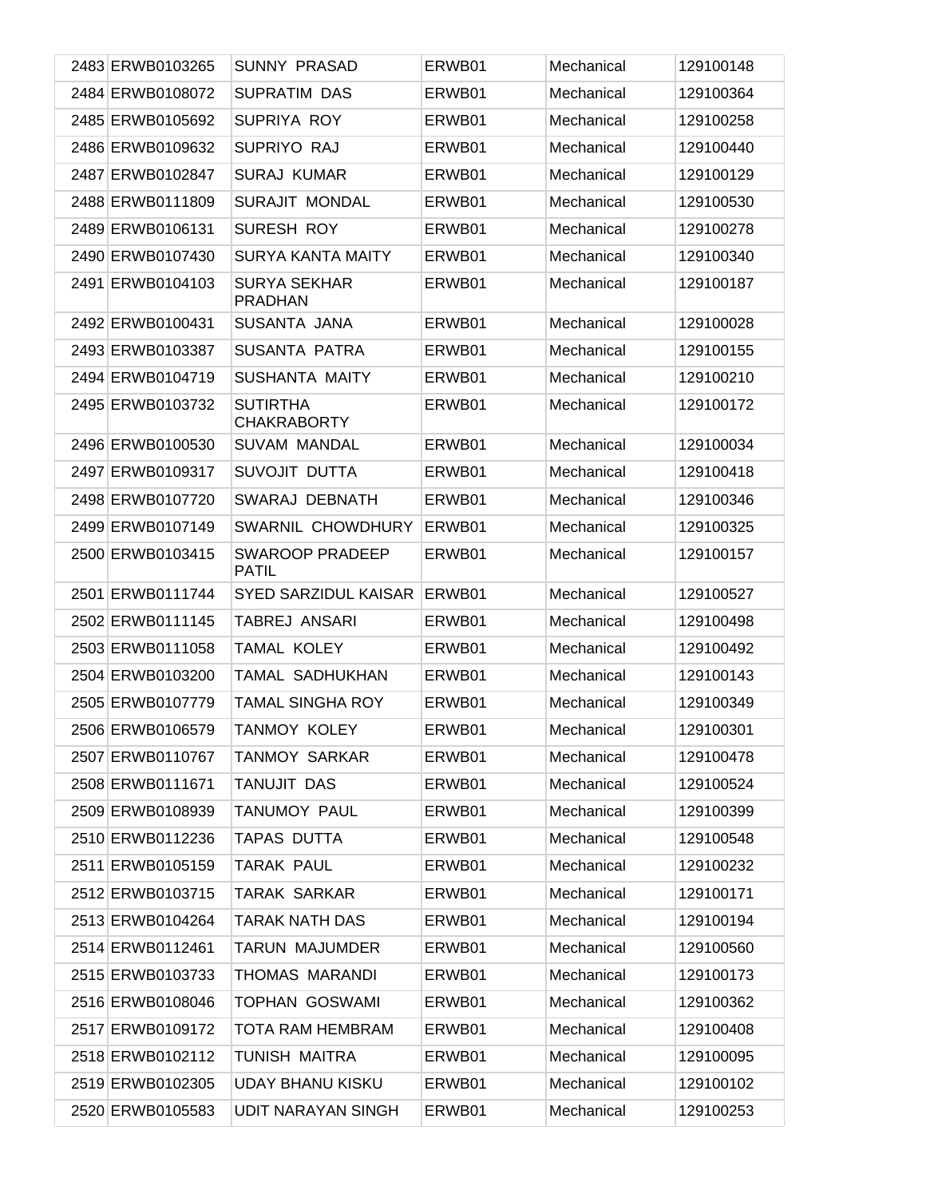| | | | | | |
|---|---|---|---|---|---|
| 2483 | ERWB0103265 | SUNNY PRASAD | ERWB01 | Mechanical | 129100148 |
| 2484 | ERWB0108072 | SUPRATIM DAS | ERWB01 | Mechanical | 129100364 |
| 2485 | ERWB0105692 | SUPRIYA ROY | ERWB01 | Mechanical | 129100258 |
| 2486 | ERWB0109632 | SUPRIYO RAJ | ERWB01 | Mechanical | 129100440 |
| 2487 | ERWB0102847 | SURAJ KUMAR | ERWB01 | Mechanical | 129100129 |
| 2488 | ERWB0111809 | SURAJIT MONDAL | ERWB01 | Mechanical | 129100530 |
| 2489 | ERWB0106131 | SURESH ROY | ERWB01 | Mechanical | 129100278 |
| 2490 | ERWB0107430 | SURYA KANTA MAITY | ERWB01 | Mechanical | 129100340 |
| 2491 | ERWB0104103 | SURYA SEKHAR PRADHAN | ERWB01 | Mechanical | 129100187 |
| 2492 | ERWB0100431 | SUSANTA JANA | ERWB01 | Mechanical | 129100028 |
| 2493 | ERWB0103387 | SUSANTA PATRA | ERWB01 | Mechanical | 129100155 |
| 2494 | ERWB0104719 | SUSHANTA MAITY | ERWB01 | Mechanical | 129100210 |
| 2495 | ERWB0103732 | SUTIRTHA CHAKRABORTY | ERWB01 | Mechanical | 129100172 |
| 2496 | ERWB0100530 | SUVAM MANDAL | ERWB01 | Mechanical | 129100034 |
| 2497 | ERWB0109317 | SUVOJIT DUTTA | ERWB01 | Mechanical | 129100418 |
| 2498 | ERWB0107720 | SWARAJ DEBNATH | ERWB01 | Mechanical | 129100346 |
| 2499 | ERWB0107149 | SWARNIL CHOWDHURY | ERWB01 | Mechanical | 129100325 |
| 2500 | ERWB0103415 | SWAROOP PRADEEP PATIL | ERWB01 | Mechanical | 129100157 |
| 2501 | ERWB0111744 | SYED SARZIDUL KAISAR | ERWB01 | Mechanical | 129100527 |
| 2502 | ERWB0111145 | TABREJ ANSARI | ERWB01 | Mechanical | 129100498 |
| 2503 | ERWB0111058 | TAMAL KOLEY | ERWB01 | Mechanical | 129100492 |
| 2504 | ERWB0103200 | TAMAL SADHUKHAN | ERWB01 | Mechanical | 129100143 |
| 2505 | ERWB0107779 | TAMAL SINGHA ROY | ERWB01 | Mechanical | 129100349 |
| 2506 | ERWB0106579 | TANMOY KOLEY | ERWB01 | Mechanical | 129100301 |
| 2507 | ERWB0110767 | TANMOY SARKAR | ERWB01 | Mechanical | 129100478 |
| 2508 | ERWB0111671 | TANUJIT DAS | ERWB01 | Mechanical | 129100524 |
| 2509 | ERWB0108939 | TANUMOY PAUL | ERWB01 | Mechanical | 129100399 |
| 2510 | ERWB0112236 | TAPAS DUTTA | ERWB01 | Mechanical | 129100548 |
| 2511 | ERWB0105159 | TARAK PAUL | ERWB01 | Mechanical | 129100232 |
| 2512 | ERWB0103715 | TARAK SARKAR | ERWB01 | Mechanical | 129100171 |
| 2513 | ERWB0104264 | TARAK NATH DAS | ERWB01 | Mechanical | 129100194 |
| 2514 | ERWB0112461 | TARUN MAJUMDER | ERWB01 | Mechanical | 129100560 |
| 2515 | ERWB0103733 | THOMAS MARANDI | ERWB01 | Mechanical | 129100173 |
| 2516 | ERWB0108046 | TOPHAN GOSWAMI | ERWB01 | Mechanical | 129100362 |
| 2517 | ERWB0109172 | TOTA RAM HEMBRAM | ERWB01 | Mechanical | 129100408 |
| 2518 | ERWB0102112 | TUNISH MAITRA | ERWB01 | Mechanical | 129100095 |
| 2519 | ERWB0102305 | UDAY BHANU KISKU | ERWB01 | Mechanical | 129100102 |
| 2520 | ERWB0105583 | UDIT NARAYAN SINGH | ERWB01 | Mechanical | 129100253 |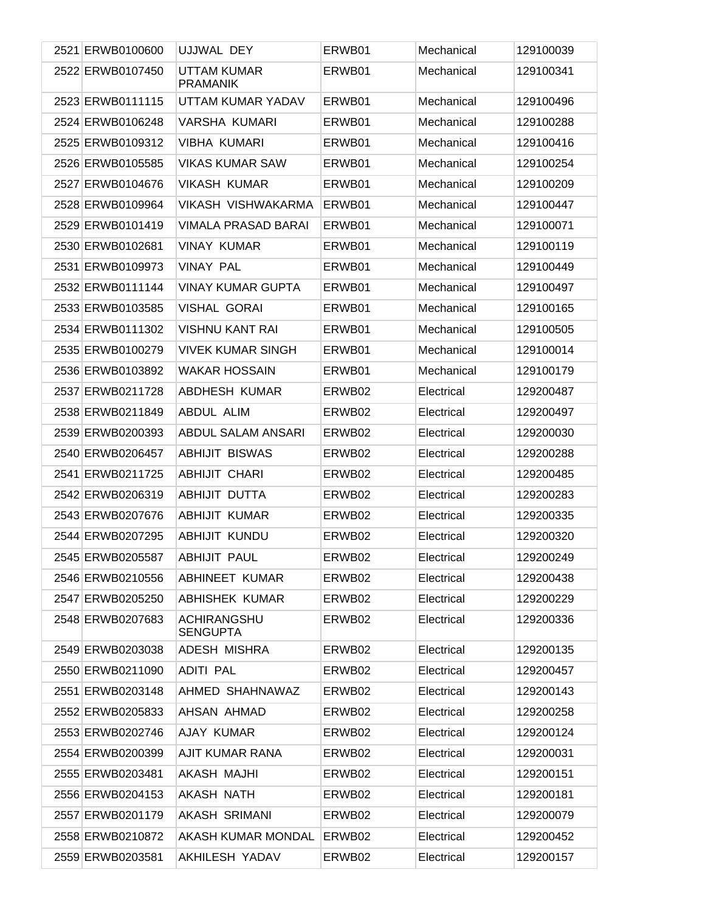| | | | | | |
|---|---|---|---|---|---|
| 2521 | ERWB0100600 | UJJWAL DEY | ERWB01 | Mechanical | 129100039 |
| 2522 | ERWB0107450 | UTTAM KUMAR PRAMANIK | ERWB01 | Mechanical | 129100341 |
| 2523 | ERWB0111115 | UTTAM KUMAR YADAV | ERWB01 | Mechanical | 129100496 |
| 2524 | ERWB0106248 | VARSHA KUMARI | ERWB01 | Mechanical | 129100288 |
| 2525 | ERWB0109312 | VIBHA KUMARI | ERWB01 | Mechanical | 129100416 |
| 2526 | ERWB0105585 | VIKAS KUMAR SAW | ERWB01 | Mechanical | 129100254 |
| 2527 | ERWB0104676 | VIKASH KUMAR | ERWB01 | Mechanical | 129100209 |
| 2528 | ERWB0109964 | VIKASH VISHWAKARMA | ERWB01 | Mechanical | 129100447 |
| 2529 | ERWB0101419 | VIMALA PRASAD BARAI | ERWB01 | Mechanical | 129100071 |
| 2530 | ERWB0102681 | VINAY KUMAR | ERWB01 | Mechanical | 129100119 |
| 2531 | ERWB0109973 | VINAY PAL | ERWB01 | Mechanical | 129100449 |
| 2532 | ERWB0111144 | VINAY KUMAR GUPTA | ERWB01 | Mechanical | 129100497 |
| 2533 | ERWB0103585 | VISHAL GORAI | ERWB01 | Mechanical | 129100165 |
| 2534 | ERWB0111302 | VISHNU KANT RAI | ERWB01 | Mechanical | 129100505 |
| 2535 | ERWB0100279 | VIVEK KUMAR SINGH | ERWB01 | Mechanical | 129100014 |
| 2536 | ERWB0103892 | WAKAR HOSSAIN | ERWB01 | Mechanical | 129100179 |
| 2537 | ERWB0211728 | ABDHESH KUMAR | ERWB02 | Electrical | 129200487 |
| 2538 | ERWB0211849 | ABDUL ALIM | ERWB02 | Electrical | 129200497 |
| 2539 | ERWB0200393 | ABDUL SALAM ANSARI | ERWB02 | Electrical | 129200030 |
| 2540 | ERWB0206457 | ABHIJIT BISWAS | ERWB02 | Electrical | 129200288 |
| 2541 | ERWB0211725 | ABHIJIT CHARI | ERWB02 | Electrical | 129200485 |
| 2542 | ERWB0206319 | ABHIJIT DUTTA | ERWB02 | Electrical | 129200283 |
| 2543 | ERWB0207676 | ABHIJIT KUMAR | ERWB02 | Electrical | 129200335 |
| 2544 | ERWB0207295 | ABHIJIT KUNDU | ERWB02 | Electrical | 129200320 |
| 2545 | ERWB0205587 | ABHIJIT PAUL | ERWB02 | Electrical | 129200249 |
| 2546 | ERWB0210556 | ABHINEET KUMAR | ERWB02 | Electrical | 129200438 |
| 2547 | ERWB0205250 | ABHISHEK KUMAR | ERWB02 | Electrical | 129200229 |
| 2548 | ERWB0207683 | ACHIRANGSHU SENGUPTA | ERWB02 | Electrical | 129200336 |
| 2549 | ERWB0203038 | ADESH MISHRA | ERWB02 | Electrical | 129200135 |
| 2550 | ERWB0211090 | ADITI PAL | ERWB02 | Electrical | 129200457 |
| 2551 | ERWB0203148 | AHMED SHAHNAWAZ | ERWB02 | Electrical | 129200143 |
| 2552 | ERWB0205833 | AHSAN AHMAD | ERWB02 | Electrical | 129200258 |
| 2553 | ERWB0202746 | AJAY KUMAR | ERWB02 | Electrical | 129200124 |
| 2554 | ERWB0200399 | AJIT KUMAR RANA | ERWB02 | Electrical | 129200031 |
| 2555 | ERWB0203481 | AKASH MAJHI | ERWB02 | Electrical | 129200151 |
| 2556 | ERWB0204153 | AKASH NATH | ERWB02 | Electrical | 129200181 |
| 2557 | ERWB0201179 | AKASH SRIMANI | ERWB02 | Electrical | 129200079 |
| 2558 | ERWB0210872 | AKASH KUMAR MONDAL | ERWB02 | Electrical | 129200452 |
| 2559 | ERWB0203581 | AKHILESH YADAV | ERWB02 | Electrical | 129200157 |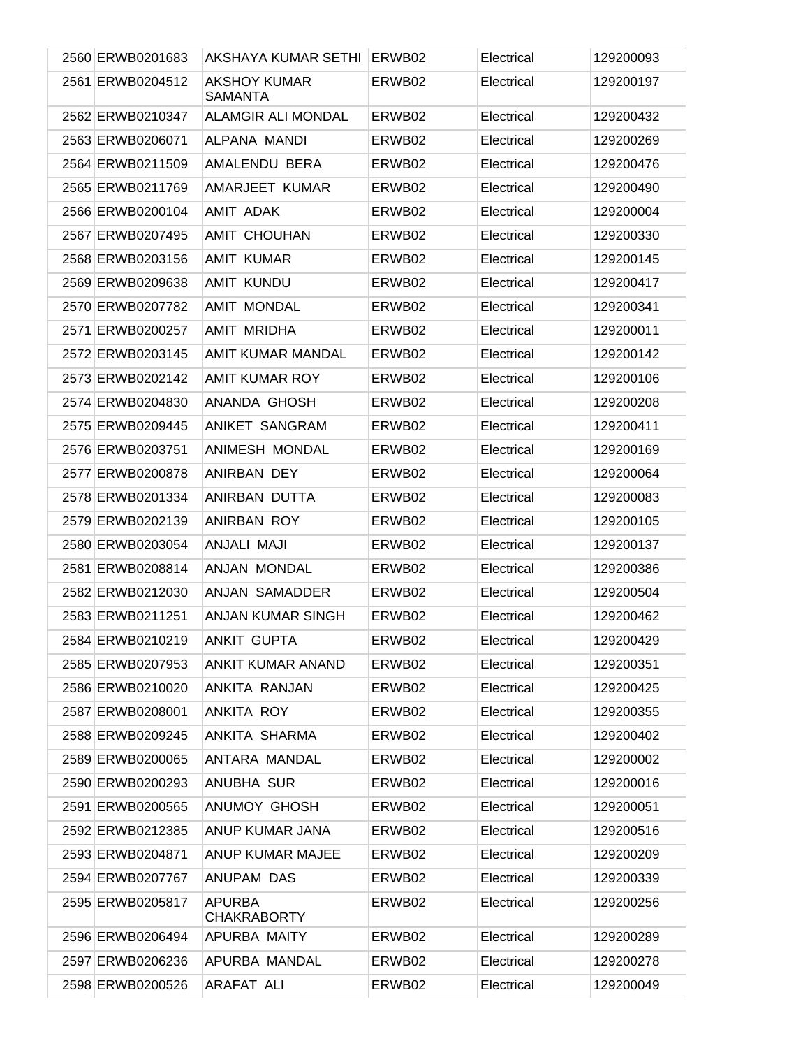| | | | | | |
|---|---|---|---|---|---|
| 2560 | ERWB0201683 | AKSHAYA KUMAR SETHI | ERWB02 | Electrical | 129200093 |
| 2561 | ERWB0204512 | AKSHOY KUMAR SAMANTA | ERWB02 | Electrical | 129200197 |
| 2562 | ERWB0210347 | ALAMGIR ALI MONDAL | ERWB02 | Electrical | 129200432 |
| 2563 | ERWB0206071 | ALPANA MANDI | ERWB02 | Electrical | 129200269 |
| 2564 | ERWB0211509 | AMALENDU BERA | ERWB02 | Electrical | 129200476 |
| 2565 | ERWB0211769 | AMARJEET KUMAR | ERWB02 | Electrical | 129200490 |
| 2566 | ERWB0200104 | AMIT ADAK | ERWB02 | Electrical | 129200004 |
| 2567 | ERWB0207495 | AMIT CHOUHAN | ERWB02 | Electrical | 129200330 |
| 2568 | ERWB0203156 | AMIT KUMAR | ERWB02 | Electrical | 129200145 |
| 2569 | ERWB0209638 | AMIT KUNDU | ERWB02 | Electrical | 129200417 |
| 2570 | ERWB0207782 | AMIT MONDAL | ERWB02 | Electrical | 129200341 |
| 2571 | ERWB0200257 | AMIT MRIDHA | ERWB02 | Electrical | 129200011 |
| 2572 | ERWB0203145 | AMIT KUMAR MANDAL | ERWB02 | Electrical | 129200142 |
| 2573 | ERWB0202142 | AMIT KUMAR ROY | ERWB02 | Electrical | 129200106 |
| 2574 | ERWB0204830 | ANANDA GHOSH | ERWB02 | Electrical | 129200208 |
| 2575 | ERWB0209445 | ANIKET SANGRAM | ERWB02 | Electrical | 129200411 |
| 2576 | ERWB0203751 | ANIMESH MONDAL | ERWB02 | Electrical | 129200169 |
| 2577 | ERWB0200878 | ANIRBAN DEY | ERWB02 | Electrical | 129200064 |
| 2578 | ERWB0201334 | ANIRBAN DUTTA | ERWB02 | Electrical | 129200083 |
| 2579 | ERWB0202139 | ANIRBAN ROY | ERWB02 | Electrical | 129200105 |
| 2580 | ERWB0203054 | ANJALI MAJI | ERWB02 | Electrical | 129200137 |
| 2581 | ERWB0208814 | ANJAN MONDAL | ERWB02 | Electrical | 129200386 |
| 2582 | ERWB0212030 | ANJAN SAMADDER | ERWB02 | Electrical | 129200504 |
| 2583 | ERWB0211251 | ANJAN KUMAR SINGH | ERWB02 | Electrical | 129200462 |
| 2584 | ERWB0210219 | ANKIT GUPTA | ERWB02 | Electrical | 129200429 |
| 2585 | ERWB0207953 | ANKIT KUMAR ANAND | ERWB02 | Electrical | 129200351 |
| 2586 | ERWB0210020 | ANKITA RANJAN | ERWB02 | Electrical | 129200425 |
| 2587 | ERWB0208001 | ANKITA ROY | ERWB02 | Electrical | 129200355 |
| 2588 | ERWB0209245 | ANKITA SHARMA | ERWB02 | Electrical | 129200402 |
| 2589 | ERWB0200065 | ANTARA MANDAL | ERWB02 | Electrical | 129200002 |
| 2590 | ERWB0200293 | ANUBHA SUR | ERWB02 | Electrical | 129200016 |
| 2591 | ERWB0200565 | ANUMOY GHOSH | ERWB02 | Electrical | 129200051 |
| 2592 | ERWB0212385 | ANUP KUMAR JANA | ERWB02 | Electrical | 129200516 |
| 2593 | ERWB0204871 | ANUP KUMAR MAJEE | ERWB02 | Electrical | 129200209 |
| 2594 | ERWB0207767 | ANUPAM DAS | ERWB02 | Electrical | 129200339 |
| 2595 | ERWB0205817 | APURBA CHAKRABORTY | ERWB02 | Electrical | 129200256 |
| 2596 | ERWB0206494 | APURBA MAITY | ERWB02 | Electrical | 129200289 |
| 2597 | ERWB0206236 | APURBA MANDAL | ERWB02 | Electrical | 129200278 |
| 2598 | ERWB0200526 | ARAFAT ALI | ERWB02 | Electrical | 129200049 |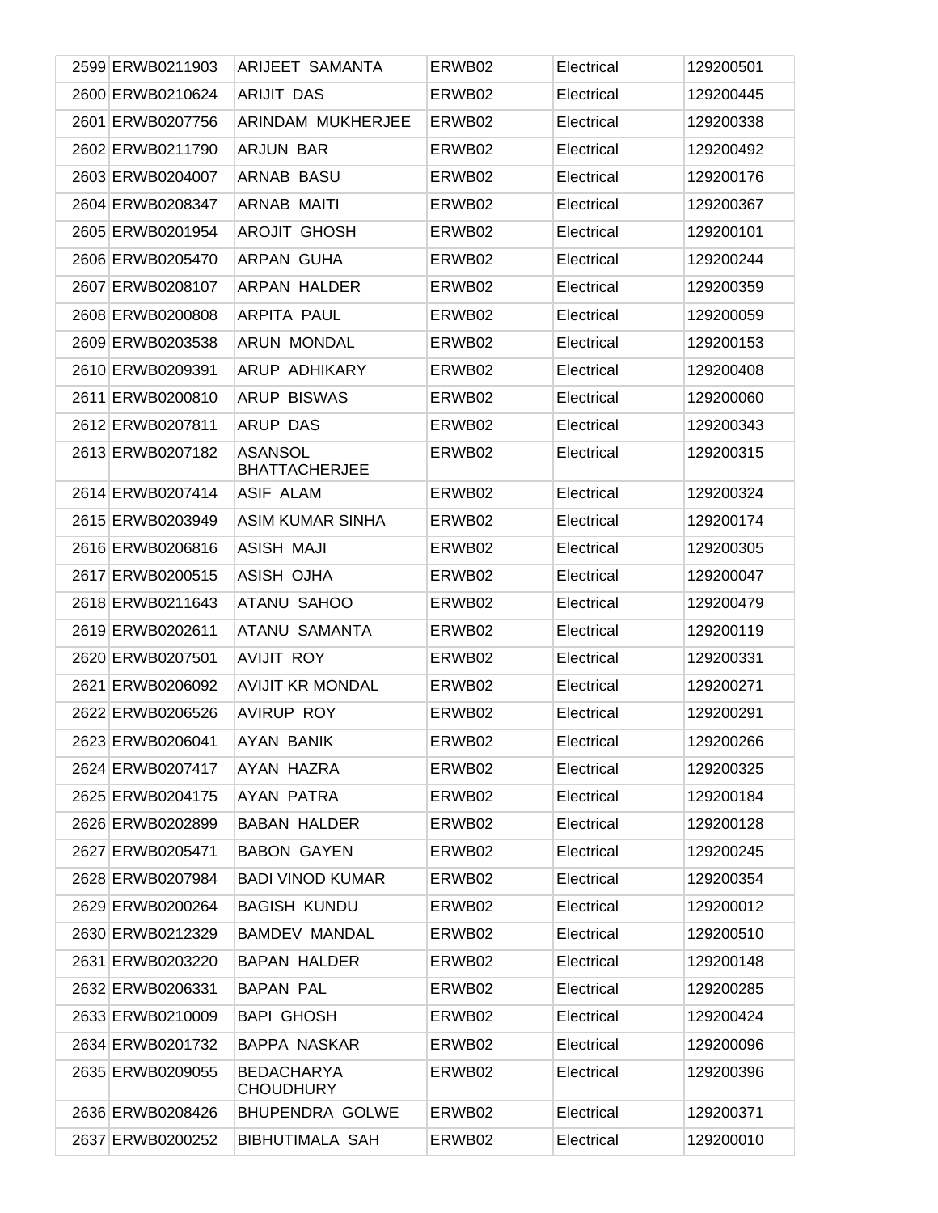| 2599 | ERWB0211903 | ARIJEET SAMANTA | ERWB02 | Electrical | 129200501 |
|---|---|---|---|---|---|
| 2600 | ERWB0210624 | ARIJIT DAS | ERWB02 | Electrical | 129200445 |
| 2601 | ERWB0207756 | ARINDAM MUKHERJEE | ERWB02 | Electrical | 129200338 |
| 2602 | ERWB0211790 | ARJUN BAR | ERWB02 | Electrical | 129200492 |
| 2603 | ERWB0204007 | ARNAB BASU | ERWB02 | Electrical | 129200176 |
| 2604 | ERWB0208347 | ARNAB MAITI | ERWB02 | Electrical | 129200367 |
| 2605 | ERWB0201954 | AROJIT GHOSH | ERWB02 | Electrical | 129200101 |
| 2606 | ERWB0205470 | ARPAN GUHA | ERWB02 | Electrical | 129200244 |
| 2607 | ERWB0208107 | ARPAN HALDER | ERWB02 | Electrical | 129200359 |
| 2608 | ERWB0200808 | ARPITA PAUL | ERWB02 | Electrical | 129200059 |
| 2609 | ERWB0203538 | ARUN MONDAL | ERWB02 | Electrical | 129200153 |
| 2610 | ERWB0209391 | ARUP ADHIKARY | ERWB02 | Electrical | 129200408 |
| 2611 | ERWB0200810 | ARUP BISWAS | ERWB02 | Electrical | 129200060 |
| 2612 | ERWB0207811 | ARUP DAS | ERWB02 | Electrical | 129200343 |
| 2613 | ERWB0207182 | ASANSOL BHATTACHERJEE | ERWB02 | Electrical | 129200315 |
| 2614 | ERWB0207414 | ASIF ALAM | ERWB02 | Electrical | 129200324 |
| 2615 | ERWB0203949 | ASIM KUMAR SINHA | ERWB02 | Electrical | 129200174 |
| 2616 | ERWB0206816 | ASISH MAJI | ERWB02 | Electrical | 129200305 |
| 2617 | ERWB0200515 | ASISH OJHA | ERWB02 | Electrical | 129200047 |
| 2618 | ERWB0211643 | ATANU SAHOO | ERWB02 | Electrical | 129200479 |
| 2619 | ERWB0202611 | ATANU SAMANTA | ERWB02 | Electrical | 129200119 |
| 2620 | ERWB0207501 | AVIJIT ROY | ERWB02 | Electrical | 129200331 |
| 2621 | ERWB0206092 | AVIJIT KR MONDAL | ERWB02 | Electrical | 129200271 |
| 2622 | ERWB0206526 | AVIRUP ROY | ERWB02 | Electrical | 129200291 |
| 2623 | ERWB0206041 | AYAN BANIK | ERWB02 | Electrical | 129200266 |
| 2624 | ERWB0207417 | AYAN HAZRA | ERWB02 | Electrical | 129200325 |
| 2625 | ERWB0204175 | AYAN PATRA | ERWB02 | Electrical | 129200184 |
| 2626 | ERWB0202899 | BABAN HALDER | ERWB02 | Electrical | 129200128 |
| 2627 | ERWB0205471 | BABON GAYEN | ERWB02 | Electrical | 129200245 |
| 2628 | ERWB0207984 | BADI VINOD KUMAR | ERWB02 | Electrical | 129200354 |
| 2629 | ERWB0200264 | BAGISH KUNDU | ERWB02 | Electrical | 129200012 |
| 2630 | ERWB0212329 | BAMDEV MANDAL | ERWB02 | Electrical | 129200510 |
| 2631 | ERWB0203220 | BAPAN HALDER | ERWB02 | Electrical | 129200148 |
| 2632 | ERWB0206331 | BAPAN PAL | ERWB02 | Electrical | 129200285 |
| 2633 | ERWB0210009 | BAPI GHOSH | ERWB02 | Electrical | 129200424 |
| 2634 | ERWB0201732 | BAPPA NASKAR | ERWB02 | Electrical | 129200096 |
| 2635 | ERWB0209055 | BEDACHARYA CHOUDHURY | ERWB02 | Electrical | 129200396 |
| 2636 | ERWB0208426 | BHUPENDRA GOLWE | ERWB02 | Electrical | 129200371 |
| 2637 | ERWB0200252 | BIBHUTIMALA SAH | ERWB02 | Electrical | 129200010 |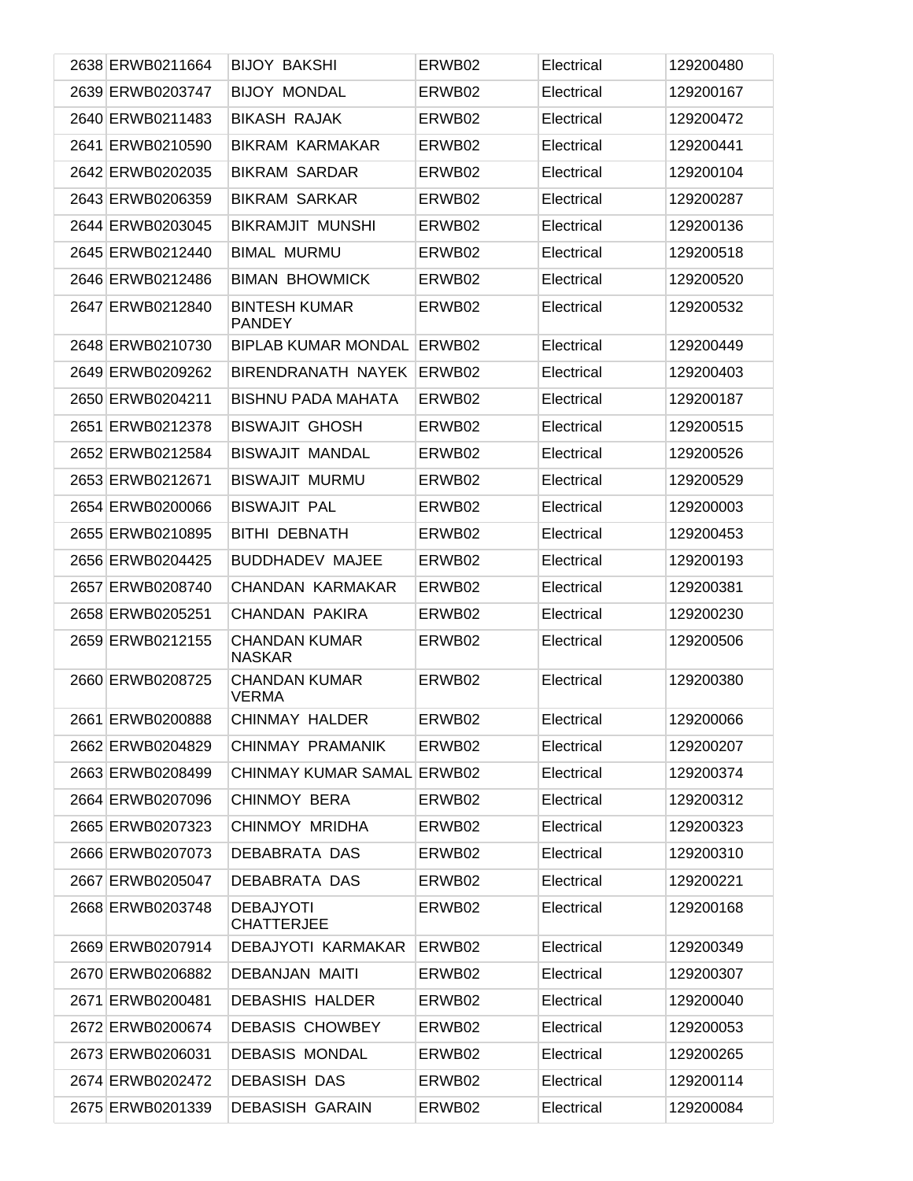| | | | | | |
|---|---|---|---|---|---|
| 2638 | ERWB0211664 | BIJOY BAKSHI | ERWB02 | Electrical | 129200480 |
| 2639 | ERWB0203747 | BIJOY MONDAL | ERWB02 | Electrical | 129200167 |
| 2640 | ERWB0211483 | BIKASH RAJAK | ERWB02 | Electrical | 129200472 |
| 2641 | ERWB0210590 | BIKRAM KARMAKAR | ERWB02 | Electrical | 129200441 |
| 2642 | ERWB0202035 | BIKRAM SARDAR | ERWB02 | Electrical | 129200104 |
| 2643 | ERWB0206359 | BIKRAM SARKAR | ERWB02 | Electrical | 129200287 |
| 2644 | ERWB0203045 | BIKRAMJIT MUNSHI | ERWB02 | Electrical | 129200136 |
| 2645 | ERWB0212440 | BIMAL MURMU | ERWB02 | Electrical | 129200518 |
| 2646 | ERWB0212486 | BIMAN BHOWMICK | ERWB02 | Electrical | 129200520 |
| 2647 | ERWB0212840 | BINTESH KUMAR PANDEY | ERWB02 | Electrical | 129200532 |
| 2648 | ERWB0210730 | BIPLAB KUMAR MONDAL | ERWB02 | Electrical | 129200449 |
| 2649 | ERWB0209262 | BIRENDRANATH NAYEK | ERWB02 | Electrical | 129200403 |
| 2650 | ERWB0204211 | BISHNU PADA MAHATA | ERWB02 | Electrical | 129200187 |
| 2651 | ERWB0212378 | BISWAJIT GHOSH | ERWB02 | Electrical | 129200515 |
| 2652 | ERWB0212584 | BISWAJIT MANDAL | ERWB02 | Electrical | 129200526 |
| 2653 | ERWB0212671 | BISWAJIT MURMU | ERWB02 | Electrical | 129200529 |
| 2654 | ERWB0200066 | BISWAJIT PAL | ERWB02 | Electrical | 129200003 |
| 2655 | ERWB0210895 | BITHI DEBNATH | ERWB02 | Electrical | 129200453 |
| 2656 | ERWB0204425 | BUDDHADEV MAJEE | ERWB02 | Electrical | 129200193 |
| 2657 | ERWB0208740 | CHANDAN KARMAKAR | ERWB02 | Electrical | 129200381 |
| 2658 | ERWB0205251 | CHANDAN PAKIRA | ERWB02 | Electrical | 129200230 |
| 2659 | ERWB0212155 | CHANDAN KUMAR NASKAR | ERWB02 | Electrical | 129200506 |
| 2660 | ERWB0208725 | CHANDAN KUMAR VERMA | ERWB02 | Electrical | 129200380 |
| 2661 | ERWB0200888 | CHINMAY HALDER | ERWB02 | Electrical | 129200066 |
| 2662 | ERWB0204829 | CHINMAY PRAMANIK | ERWB02 | Electrical | 129200207 |
| 2663 | ERWB0208499 | CHINMAY KUMAR SAMAL | ERWB02 | Electrical | 129200374 |
| 2664 | ERWB0207096 | CHINMOY BERA | ERWB02 | Electrical | 129200312 |
| 2665 | ERWB0207323 | CHINMOY MRIDHA | ERWB02 | Electrical | 129200323 |
| 2666 | ERWB0207073 | DEBABRATA DAS | ERWB02 | Electrical | 129200310 |
| 2667 | ERWB0205047 | DEBABRATA DAS | ERWB02 | Electrical | 129200221 |
| 2668 | ERWB0203748 | DEBAJYOTI CHATTERJEE | ERWB02 | Electrical | 129200168 |
| 2669 | ERWB0207914 | DEBAJYOTI KARMAKAR | ERWB02 | Electrical | 129200349 |
| 2670 | ERWB0206882 | DEBANJAN MAITI | ERWB02 | Electrical | 129200307 |
| 2671 | ERWB0200481 | DEBASHIS HALDER | ERWB02 | Electrical | 129200040 |
| 2672 | ERWB0200674 | DEBASIS CHOWBEY | ERWB02 | Electrical | 129200053 |
| 2673 | ERWB0206031 | DEBASIS MONDAL | ERWB02 | Electrical | 129200265 |
| 2674 | ERWB0202472 | DEBASISH DAS | ERWB02 | Electrical | 129200114 |
| 2675 | ERWB0201339 | DEBASISH GARAIN | ERWB02 | Electrical | 129200084 |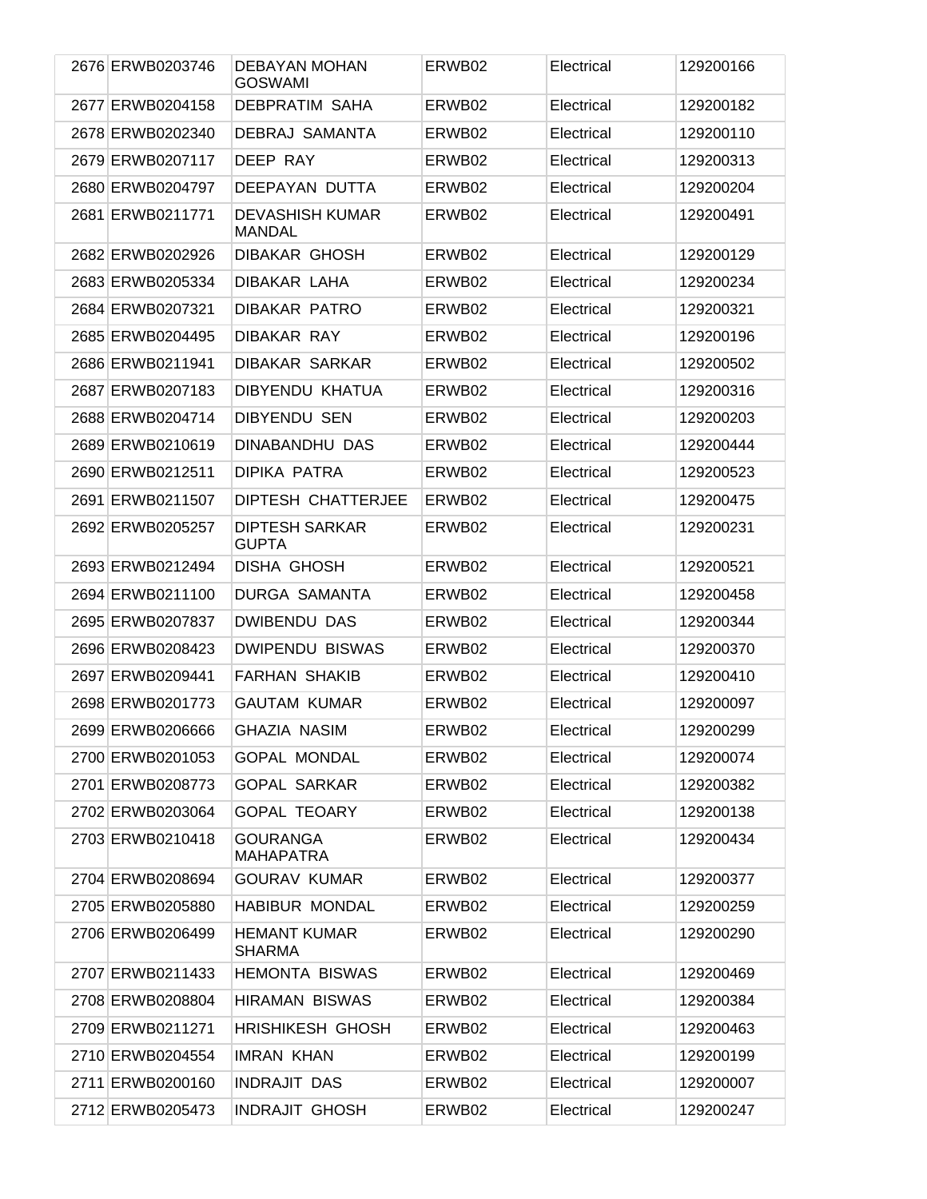| | | | | | |
|---|---|---|---|---|---|
| 2676 | ERWB0203746 | DEBAYAN MOHAN GOSWAMI | ERWB02 | Electrical | 129200166 |
| 2677 | ERWB0204158 | DEBPRATIM SAHA | ERWB02 | Electrical | 129200182 |
| 2678 | ERWB0202340 | DEBRAJ SAMANTA | ERWB02 | Electrical | 129200110 |
| 2679 | ERWB0207117 | DEEP RAY | ERWB02 | Electrical | 129200313 |
| 2680 | ERWB0204797 | DEEPAYAN DUTTA | ERWB02 | Electrical | 129200204 |
| 2681 | ERWB0211771 | DEVASHISH KUMAR MANDAL | ERWB02 | Electrical | 129200491 |
| 2682 | ERWB0202926 | DIBAKAR GHOSH | ERWB02 | Electrical | 129200129 |
| 2683 | ERWB0205334 | DIBAKAR LAHA | ERWB02 | Electrical | 129200234 |
| 2684 | ERWB0207321 | DIBAKAR PATRO | ERWB02 | Electrical | 129200321 |
| 2685 | ERWB0204495 | DIBAKAR RAY | ERWB02 | Electrical | 129200196 |
| 2686 | ERWB0211941 | DIBAKAR SARKAR | ERWB02 | Electrical | 129200502 |
| 2687 | ERWB0207183 | DIBYENDU KHATUA | ERWB02 | Electrical | 129200316 |
| 2688 | ERWB0204714 | DIBYENDU SEN | ERWB02 | Electrical | 129200203 |
| 2689 | ERWB0210619 | DINABANDHU DAS | ERWB02 | Electrical | 129200444 |
| 2690 | ERWB0212511 | DIPIKA PATRA | ERWB02 | Electrical | 129200523 |
| 2691 | ERWB0211507 | DIPTESH CHATTERJEE | ERWB02 | Electrical | 129200475 |
| 2692 | ERWB0205257 | DIPTESH SARKAR GUPTA | ERWB02 | Electrical | 129200231 |
| 2693 | ERWB0212494 | DISHA GHOSH | ERWB02 | Electrical | 129200521 |
| 2694 | ERWB0211100 | DURGA SAMANTA | ERWB02 | Electrical | 129200458 |
| 2695 | ERWB0207837 | DWIBENDU DAS | ERWB02 | Electrical | 129200344 |
| 2696 | ERWB0208423 | DWIPENDU BISWAS | ERWB02 | Electrical | 129200370 |
| 2697 | ERWB0209441 | FARHAN SHAKIB | ERWB02 | Electrical | 129200410 |
| 2698 | ERWB0201773 | GAUTAM KUMAR | ERWB02 | Electrical | 129200097 |
| 2699 | ERWB0206666 | GHAZIA NASIM | ERWB02 | Electrical | 129200299 |
| 2700 | ERWB0201053 | GOPAL MONDAL | ERWB02 | Electrical | 129200074 |
| 2701 | ERWB0208773 | GOPAL SARKAR | ERWB02 | Electrical | 129200382 |
| 2702 | ERWB0203064 | GOPAL TEOARY | ERWB02 | Electrical | 129200138 |
| 2703 | ERWB0210418 | GOURANGA MAHAPATRA | ERWB02 | Electrical | 129200434 |
| 2704 | ERWB0208694 | GOURAV KUMAR | ERWB02 | Electrical | 129200377 |
| 2705 | ERWB0205880 | HABIBUR MONDAL | ERWB02 | Electrical | 129200259 |
| 2706 | ERWB0206499 | HEMANT KUMAR SHARMA | ERWB02 | Electrical | 129200290 |
| 2707 | ERWB0211433 | HEMONTA BISWAS | ERWB02 | Electrical | 129200469 |
| 2708 | ERWB0208804 | HIRAMAN BISWAS | ERWB02 | Electrical | 129200384 |
| 2709 | ERWB0211271 | HRISHIKESH GHOSH | ERWB02 | Electrical | 129200463 |
| 2710 | ERWB0204554 | IMRAN KHAN | ERWB02 | Electrical | 129200199 |
| 2711 | ERWB0200160 | INDRAJIT DAS | ERWB02 | Electrical | 129200007 |
| 2712 | ERWB0205473 | INDRAJIT GHOSH | ERWB02 | Electrical | 129200247 |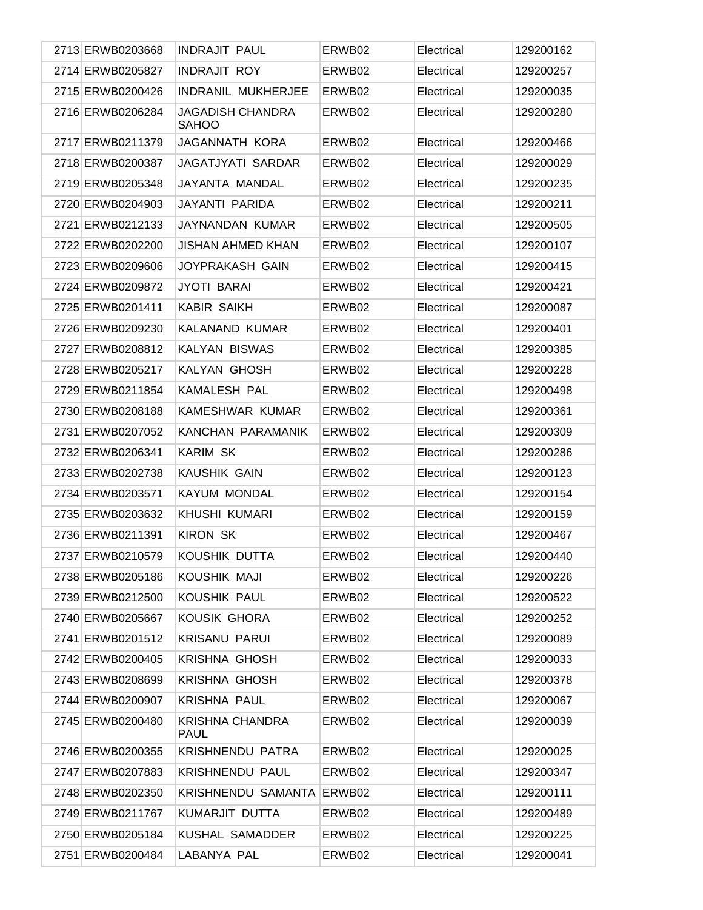| | | | | | |
|---|---|---|---|---|---|
| 2713 | ERWB0203668 | INDRAJIT PAUL | ERWB02 | Electrical | 129200162 |
| 2714 | ERWB0205827 | INDRAJIT ROY | ERWB02 | Electrical | 129200257 |
| 2715 | ERWB0200426 | INDRANIL MUKHERJEE | ERWB02 | Electrical | 129200035 |
| 2716 | ERWB0206284 | JAGADISH CHANDRA SAHOO | ERWB02 | Electrical | 129200280 |
| 2717 | ERWB0211379 | JAGANNATH KORA | ERWB02 | Electrical | 129200466 |
| 2718 | ERWB0200387 | JAGATJYATI SARDAR | ERWB02 | Electrical | 129200029 |
| 2719 | ERWB0205348 | JAYANTA MANDAL | ERWB02 | Electrical | 129200235 |
| 2720 | ERWB0204903 | JAYANTI PARIDA | ERWB02 | Electrical | 129200211 |
| 2721 | ERWB0212133 | JAYNANDAN KUMAR | ERWB02 | Electrical | 129200505 |
| 2722 | ERWB0202200 | JISHAN AHMED KHAN | ERWB02 | Electrical | 129200107 |
| 2723 | ERWB0209606 | JOYPRAKASH GAIN | ERWB02 | Electrical | 129200415 |
| 2724 | ERWB0209872 | JYOTI BARAI | ERWB02 | Electrical | 129200421 |
| 2725 | ERWB0201411 | KABIR SAIKH | ERWB02 | Electrical | 129200087 |
| 2726 | ERWB0209230 | KALANAND KUMAR | ERWB02 | Electrical | 129200401 |
| 2727 | ERWB0208812 | KALYAN BISWAS | ERWB02 | Electrical | 129200385 |
| 2728 | ERWB0205217 | KALYAN GHOSH | ERWB02 | Electrical | 129200228 |
| 2729 | ERWB0211854 | KAMALESH PAL | ERWB02 | Electrical | 129200498 |
| 2730 | ERWB0208188 | KAMESHWAR KUMAR | ERWB02 | Electrical | 129200361 |
| 2731 | ERWB0207052 | KANCHAN PARAMANIK | ERWB02 | Electrical | 129200309 |
| 2732 | ERWB0206341 | KARIM SK | ERWB02 | Electrical | 129200286 |
| 2733 | ERWB0202738 | KAUSHIK GAIN | ERWB02 | Electrical | 129200123 |
| 2734 | ERWB0203571 | KAYUM MONDAL | ERWB02 | Electrical | 129200154 |
| 2735 | ERWB0203632 | KHUSHI KUMARI | ERWB02 | Electrical | 129200159 |
| 2736 | ERWB0211391 | KIRON SK | ERWB02 | Electrical | 129200467 |
| 2737 | ERWB0210579 | KOUSHIK DUTTA | ERWB02 | Electrical | 129200440 |
| 2738 | ERWB0205186 | KOUSHIK MAJI | ERWB02 | Electrical | 129200226 |
| 2739 | ERWB0212500 | KOUSHIK PAUL | ERWB02 | Electrical | 129200522 |
| 2740 | ERWB0205667 | KOUSIK GHORA | ERWB02 | Electrical | 129200252 |
| 2741 | ERWB0201512 | KRISANU PARUI | ERWB02 | Electrical | 129200089 |
| 2742 | ERWB0200405 | KRISHNA GHOSH | ERWB02 | Electrical | 129200033 |
| 2743 | ERWB0208699 | KRISHNA GHOSH | ERWB02 | Electrical | 129200378 |
| 2744 | ERWB0200907 | KRISHNA PAUL | ERWB02 | Electrical | 129200067 |
| 2745 | ERWB0200480 | KRISHNA CHANDRA PAUL | ERWB02 | Electrical | 129200039 |
| 2746 | ERWB0200355 | KRISHNENDU PATRA | ERWB02 | Electrical | 129200025 |
| 2747 | ERWB0207883 | KRISHNENDU PAUL | ERWB02 | Electrical | 129200347 |
| 2748 | ERWB0202350 | KRISHNENDU SAMANTA | ERWB02 | Electrical | 129200111 |
| 2749 | ERWB0211767 | KUMARJIT DUTTA | ERWB02 | Electrical | 129200489 |
| 2750 | ERWB0205184 | KUSHAL SAMADDER | ERWB02 | Electrical | 129200225 |
| 2751 | ERWB0200484 | LABANYA PAL | ERWB02 | Electrical | 129200041 |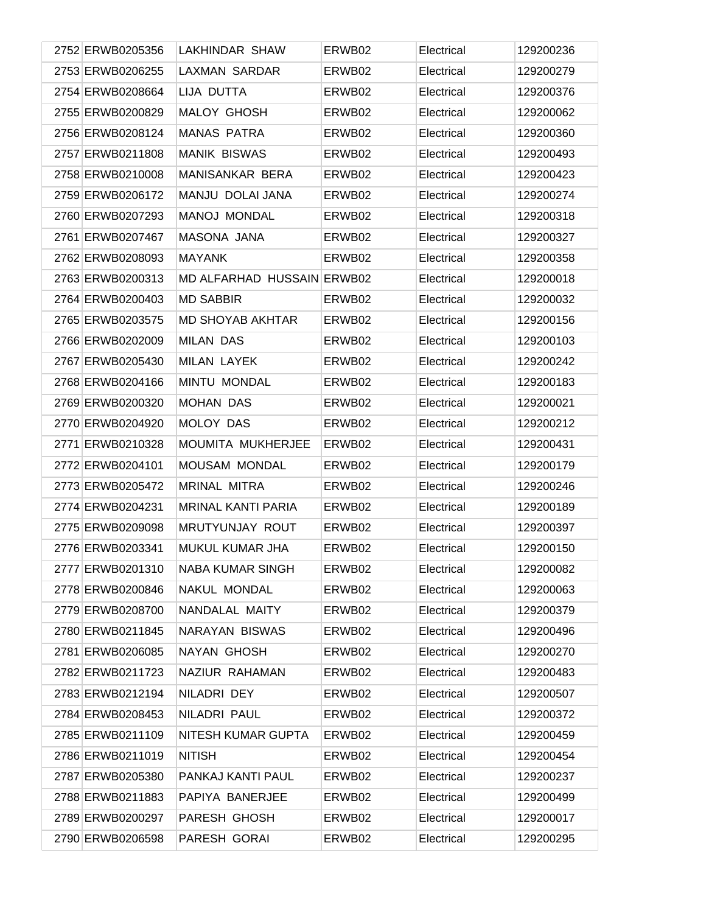| 2752 | ERWB0205356 | LAKHINDAR SHAW | ERWB02 | Electrical | 129200236 |
|---|---|---|---|---|---|
| 2753 | ERWB0206255 | LAXMAN SARDAR | ERWB02 | Electrical | 129200279 |
| 2754 | ERWB0208664 | LIJA DUTTA | ERWB02 | Electrical | 129200376 |
| 2755 | ERWB0200829 | MALOY GHOSH | ERWB02 | Electrical | 129200062 |
| 2756 | ERWB0208124 | MANAS PATRA | ERWB02 | Electrical | 129200360 |
| 2757 | ERWB0211808 | MANIK BISWAS | ERWB02 | Electrical | 129200493 |
| 2758 | ERWB0210008 | MANISANKAR BERA | ERWB02 | Electrical | 129200423 |
| 2759 | ERWB0206172 | MANJU DOLAI JANA | ERWB02 | Electrical | 129200274 |
| 2760 | ERWB0207293 | MANOJ MONDAL | ERWB02 | Electrical | 129200318 |
| 2761 | ERWB0207467 | MASONA JANA | ERWB02 | Electrical | 129200327 |
| 2762 | ERWB0208093 | MAYANK | ERWB02 | Electrical | 129200358 |
| 2763 | ERWB0200313 | MD ALFARHAD HUSSAIN | ERWB02 | Electrical | 129200018 |
| 2764 | ERWB0200403 | MD SABBIR | ERWB02 | Electrical | 129200032 |
| 2765 | ERWB0203575 | MD SHOYAB AKHTAR | ERWB02 | Electrical | 129200156 |
| 2766 | ERWB0202009 | MILAN DAS | ERWB02 | Electrical | 129200103 |
| 2767 | ERWB0205430 | MILAN LAYEK | ERWB02 | Electrical | 129200242 |
| 2768 | ERWB0204166 | MINTU MONDAL | ERWB02 | Electrical | 129200183 |
| 2769 | ERWB0200320 | MOHAN DAS | ERWB02 | Electrical | 129200021 |
| 2770 | ERWB0204920 | MOLOY DAS | ERWB02 | Electrical | 129200212 |
| 2771 | ERWB0210328 | MOUMITA MUKHERJEE | ERWB02 | Electrical | 129200431 |
| 2772 | ERWB0204101 | MOUSAM MONDAL | ERWB02 | Electrical | 129200179 |
| 2773 | ERWB0205472 | MRINAL MITRA | ERWB02 | Electrical | 129200246 |
| 2774 | ERWB0204231 | MRINAL KANTI PARIA | ERWB02 | Electrical | 129200189 |
| 2775 | ERWB0209098 | MRUTYUNJAY ROUT | ERWB02 | Electrical | 129200397 |
| 2776 | ERWB0203341 | MUKUL KUMAR JHA | ERWB02 | Electrical | 129200150 |
| 2777 | ERWB0201310 | NABA KUMAR SINGH | ERWB02 | Electrical | 129200082 |
| 2778 | ERWB0200846 | NAKUL MONDAL | ERWB02 | Electrical | 129200063 |
| 2779 | ERWB0208700 | NANDALAL MAITY | ERWB02 | Electrical | 129200379 |
| 2780 | ERWB0211845 | NARAYAN BISWAS | ERWB02 | Electrical | 129200496 |
| 2781 | ERWB0206085 | NAYAN GHOSH | ERWB02 | Electrical | 129200270 |
| 2782 | ERWB0211723 | NAZIUR RAHAMAN | ERWB02 | Electrical | 129200483 |
| 2783 | ERWB0212194 | NILADRI DEY | ERWB02 | Electrical | 129200507 |
| 2784 | ERWB0208453 | NILADRI PAUL | ERWB02 | Electrical | 129200372 |
| 2785 | ERWB0211109 | NITESH KUMAR GUPTA | ERWB02 | Electrical | 129200459 |
| 2786 | ERWB0211019 | NITISH | ERWB02 | Electrical | 129200454 |
| 2787 | ERWB0205380 | PANKAJ KANTI PAUL | ERWB02 | Electrical | 129200237 |
| 2788 | ERWB0211883 | PAPIYA BANERJEE | ERWB02 | Electrical | 129200499 |
| 2789 | ERWB0200297 | PARESH GHOSH | ERWB02 | Electrical | 129200017 |
| 2790 | ERWB0206598 | PARESH GORAI | ERWB02 | Electrical | 129200295 |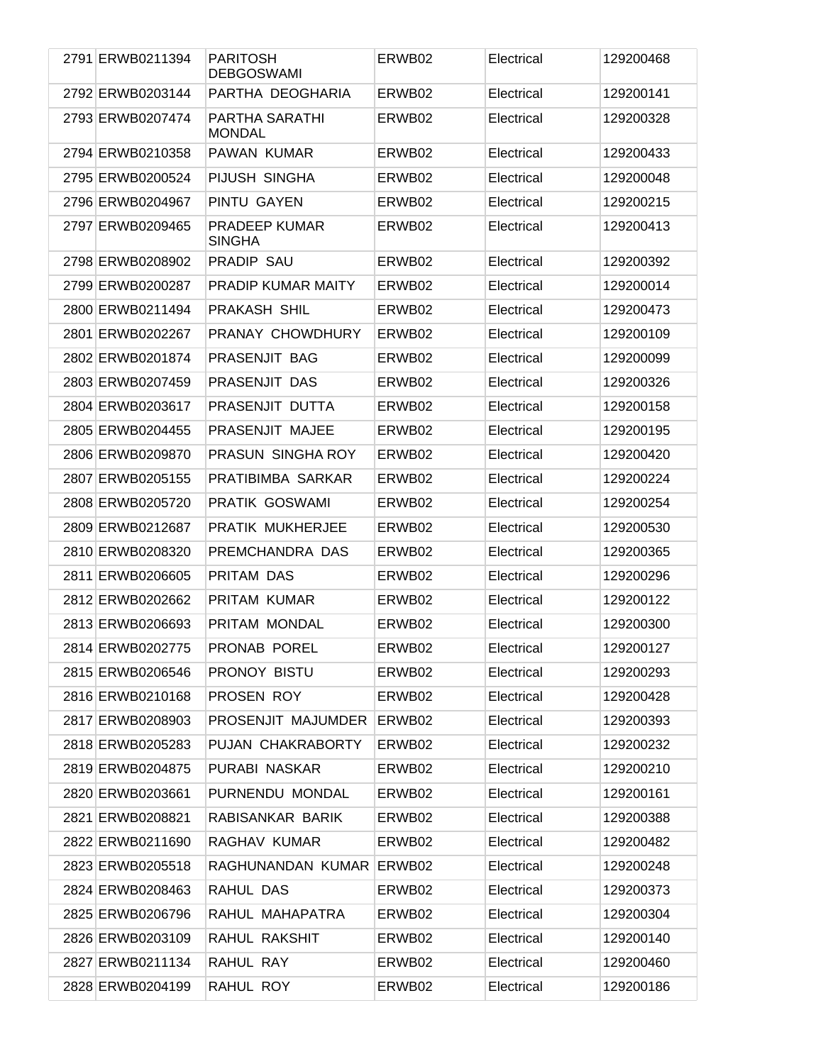| | | | | | |
|---|---|---|---|---|---|
| 2791 | ERWB0211394 | PARITOSH DEBGOSWAMI | ERWB02 | Electrical | 129200468 |
| 2792 | ERWB0203144 | PARTHA DEOGHARIA | ERWB02 | Electrical | 129200141 |
| 2793 | ERWB0207474 | PARTHA SARATHI MONDAL | ERWB02 | Electrical | 129200328 |
| 2794 | ERWB0210358 | PAWAN KUMAR | ERWB02 | Electrical | 129200433 |
| 2795 | ERWB0200524 | PIJUSH SINGHA | ERWB02 | Electrical | 129200048 |
| 2796 | ERWB0204967 | PINTU GAYEN | ERWB02 | Electrical | 129200215 |
| 2797 | ERWB0209465 | PRADEEP KUMAR SINGHA | ERWB02 | Electrical | 129200413 |
| 2798 | ERWB0208902 | PRADIP SAU | ERWB02 | Electrical | 129200392 |
| 2799 | ERWB0200287 | PRADIP KUMAR MAITY | ERWB02 | Electrical | 129200014 |
| 2800 | ERWB0211494 | PRAKASH SHIL | ERWB02 | Electrical | 129200473 |
| 2801 | ERWB0202267 | PRANAY CHOWDHURY | ERWB02 | Electrical | 129200109 |
| 2802 | ERWB0201874 | PRASENJIT BAG | ERWB02 | Electrical | 129200099 |
| 2803 | ERWB0207459 | PRASENJIT DAS | ERWB02 | Electrical | 129200326 |
| 2804 | ERWB0203617 | PRASENJIT DUTTA | ERWB02 | Electrical | 129200158 |
| 2805 | ERWB0204455 | PRASENJIT MAJEE | ERWB02 | Electrical | 129200195 |
| 2806 | ERWB0209870 | PRASUN SINGHA ROY | ERWB02 | Electrical | 129200420 |
| 2807 | ERWB0205155 | PRATIBIMBA SARKAR | ERWB02 | Electrical | 129200224 |
| 2808 | ERWB0205720 | PRATIK GOSWAMI | ERWB02 | Electrical | 129200254 |
| 2809 | ERWB0212687 | PRATIK MUKHERJEE | ERWB02 | Electrical | 129200530 |
| 2810 | ERWB0208320 | PREMCHANDRA DAS | ERWB02 | Electrical | 129200365 |
| 2811 | ERWB0206605 | PRITAM DAS | ERWB02 | Electrical | 129200296 |
| 2812 | ERWB0202662 | PRITAM KUMAR | ERWB02 | Electrical | 129200122 |
| 2813 | ERWB0206693 | PRITAM MONDAL | ERWB02 | Electrical | 129200300 |
| 2814 | ERWB0202775 | PRONAB POREL | ERWB02 | Electrical | 129200127 |
| 2815 | ERWB0206546 | PRONOY BISTU | ERWB02 | Electrical | 129200293 |
| 2816 | ERWB0210168 | PROSEN ROY | ERWB02 | Electrical | 129200428 |
| 2817 | ERWB0208903 | PROSENJIT MAJUMDER | ERWB02 | Electrical | 129200393 |
| 2818 | ERWB0205283 | PUJAN CHAKRABORTY | ERWB02 | Electrical | 129200232 |
| 2819 | ERWB0204875 | PURABI NASKAR | ERWB02 | Electrical | 129200210 |
| 2820 | ERWB0203661 | PURNENDU MONDAL | ERWB02 | Electrical | 129200161 |
| 2821 | ERWB0208821 | RABISANKAR BARIK | ERWB02 | Electrical | 129200388 |
| 2822 | ERWB0211690 | RAGHAV KUMAR | ERWB02 | Electrical | 129200482 |
| 2823 | ERWB0205518 | RAGHUNANDAN KUMAR | ERWB02 | Electrical | 129200248 |
| 2824 | ERWB0208463 | RAHUL DAS | ERWB02 | Electrical | 129200373 |
| 2825 | ERWB0206796 | RAHUL MAHAPATRA | ERWB02 | Electrical | 129200304 |
| 2826 | ERWB0203109 | RAHUL RAKSHIT | ERWB02 | Electrical | 129200140 |
| 2827 | ERWB0211134 | RAHUL RAY | ERWB02 | Electrical | 129200460 |
| 2828 | ERWB0204199 | RAHUL ROY | ERWB02 | Electrical | 129200186 |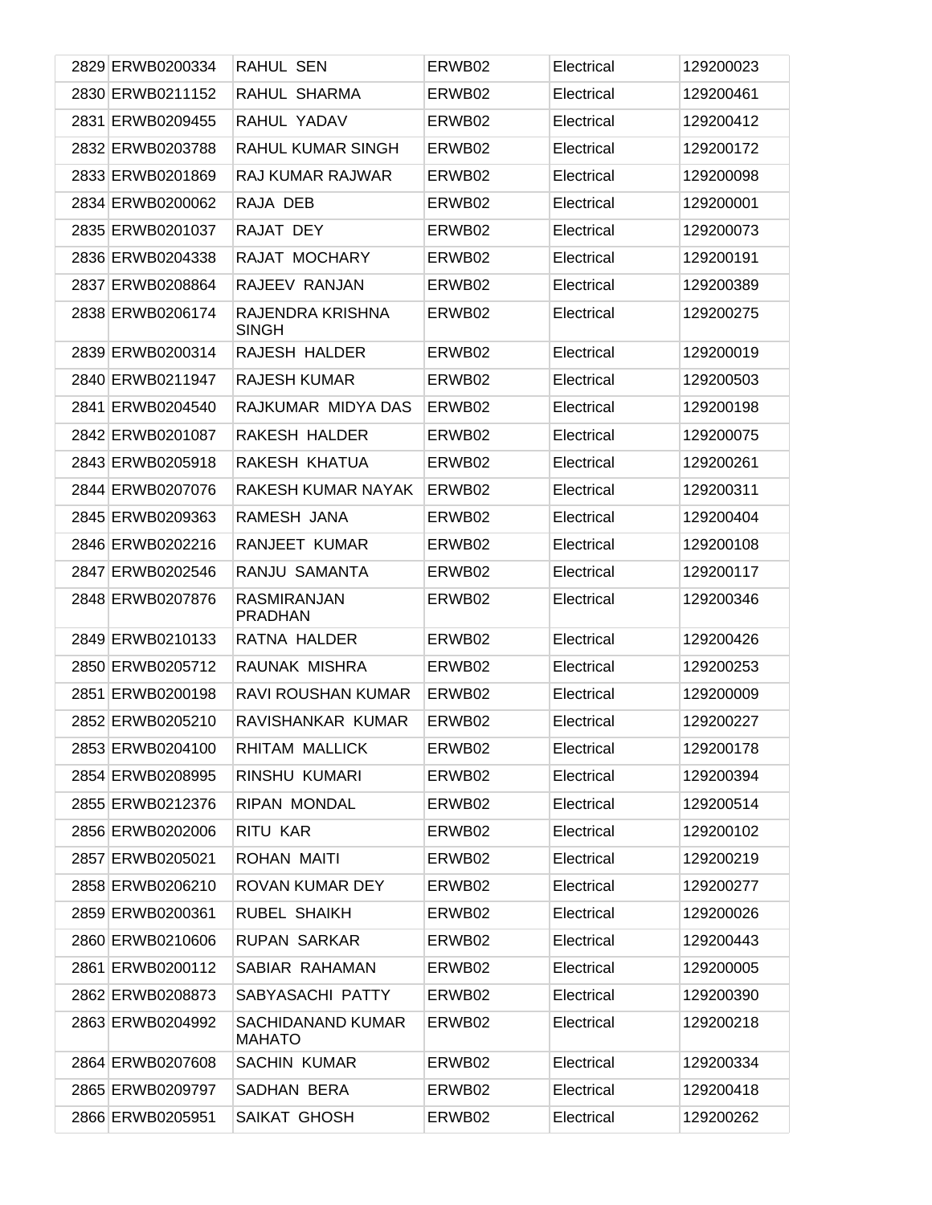| | | | | | |
|---|---|---|---|---|---|
| 2829 | ERWB0200334 | RAHUL SEN | ERWB02 | Electrical | 129200023 |
| 2830 | ERWB0211152 | RAHUL SHARMA | ERWB02 | Electrical | 129200461 |
| 2831 | ERWB0209455 | RAHUL YADAV | ERWB02 | Electrical | 129200412 |
| 2832 | ERWB0203788 | RAHUL KUMAR SINGH | ERWB02 | Electrical | 129200172 |
| 2833 | ERWB0201869 | RAJ KUMAR RAJWAR | ERWB02 | Electrical | 129200098 |
| 2834 | ERWB0200062 | RAJA DEB | ERWB02 | Electrical | 129200001 |
| 2835 | ERWB0201037 | RAJAT DEY | ERWB02 | Electrical | 129200073 |
| 2836 | ERWB0204338 | RAJAT MOCHARY | ERWB02 | Electrical | 129200191 |
| 2837 | ERWB0208864 | RAJEEV RANJAN | ERWB02 | Electrical | 129200389 |
| 2838 | ERWB0206174 | RAJENDRA KRISHNA SINGH | ERWB02 | Electrical | 129200275 |
| 2839 | ERWB0200314 | RAJESH HALDER | ERWB02 | Electrical | 129200019 |
| 2840 | ERWB0211947 | RAJESH KUMAR | ERWB02 | Electrical | 129200503 |
| 2841 | ERWB0204540 | RAJKUMAR MIDYA DAS | ERWB02 | Electrical | 129200198 |
| 2842 | ERWB0201087 | RAKESH HALDER | ERWB02 | Electrical | 129200075 |
| 2843 | ERWB0205918 | RAKESH KHATUA | ERWB02 | Electrical | 129200261 |
| 2844 | ERWB0207076 | RAKESH KUMAR NAYAK | ERWB02 | Electrical | 129200311 |
| 2845 | ERWB0209363 | RAMESH JANA | ERWB02 | Electrical | 129200404 |
| 2846 | ERWB0202216 | RANJEET KUMAR | ERWB02 | Electrical | 129200108 |
| 2847 | ERWB0202546 | RANJU SAMANTA | ERWB02 | Electrical | 129200117 |
| 2848 | ERWB0207876 | RASMIRANJAN PRADHAN | ERWB02 | Electrical | 129200346 |
| 2849 | ERWB0210133 | RATNA HALDER | ERWB02 | Electrical | 129200426 |
| 2850 | ERWB0205712 | RAUNAK MISHRA | ERWB02 | Electrical | 129200253 |
| 2851 | ERWB0200198 | RAVI ROUSHAN KUMAR | ERWB02 | Electrical | 129200009 |
| 2852 | ERWB0205210 | RAVISHANKAR KUMAR | ERWB02 | Electrical | 129200227 |
| 2853 | ERWB0204100 | RHITAM MALLICK | ERWB02 | Electrical | 129200178 |
| 2854 | ERWB0208995 | RINSHU KUMARI | ERWB02 | Electrical | 129200394 |
| 2855 | ERWB0212376 | RIPAN MONDAL | ERWB02 | Electrical | 129200514 |
| 2856 | ERWB0202006 | RITU KAR | ERWB02 | Electrical | 129200102 |
| 2857 | ERWB0205021 | ROHAN MAITI | ERWB02 | Electrical | 129200219 |
| 2858 | ERWB0206210 | ROVAN KUMAR DEY | ERWB02 | Electrical | 129200277 |
| 2859 | ERWB0200361 | RUBEL SHAIKH | ERWB02 | Electrical | 129200026 |
| 2860 | ERWB0210606 | RUPAN SARKAR | ERWB02 | Electrical | 129200443 |
| 2861 | ERWB0200112 | SABIAR RAHAMAN | ERWB02 | Electrical | 129200005 |
| 2862 | ERWB0208873 | SABYASACHI PATTY | ERWB02 | Electrical | 129200390 |
| 2863 | ERWB0204992 | SACHIDANAND KUMAR MAHATO | ERWB02 | Electrical | 129200218 |
| 2864 | ERWB0207608 | SACHIN KUMAR | ERWB02 | Electrical | 129200334 |
| 2865 | ERWB0209797 | SADHAN BERA | ERWB02 | Electrical | 129200418 |
| 2866 | ERWB0205951 | SAIKAT GHOSH | ERWB02 | Electrical | 129200262 |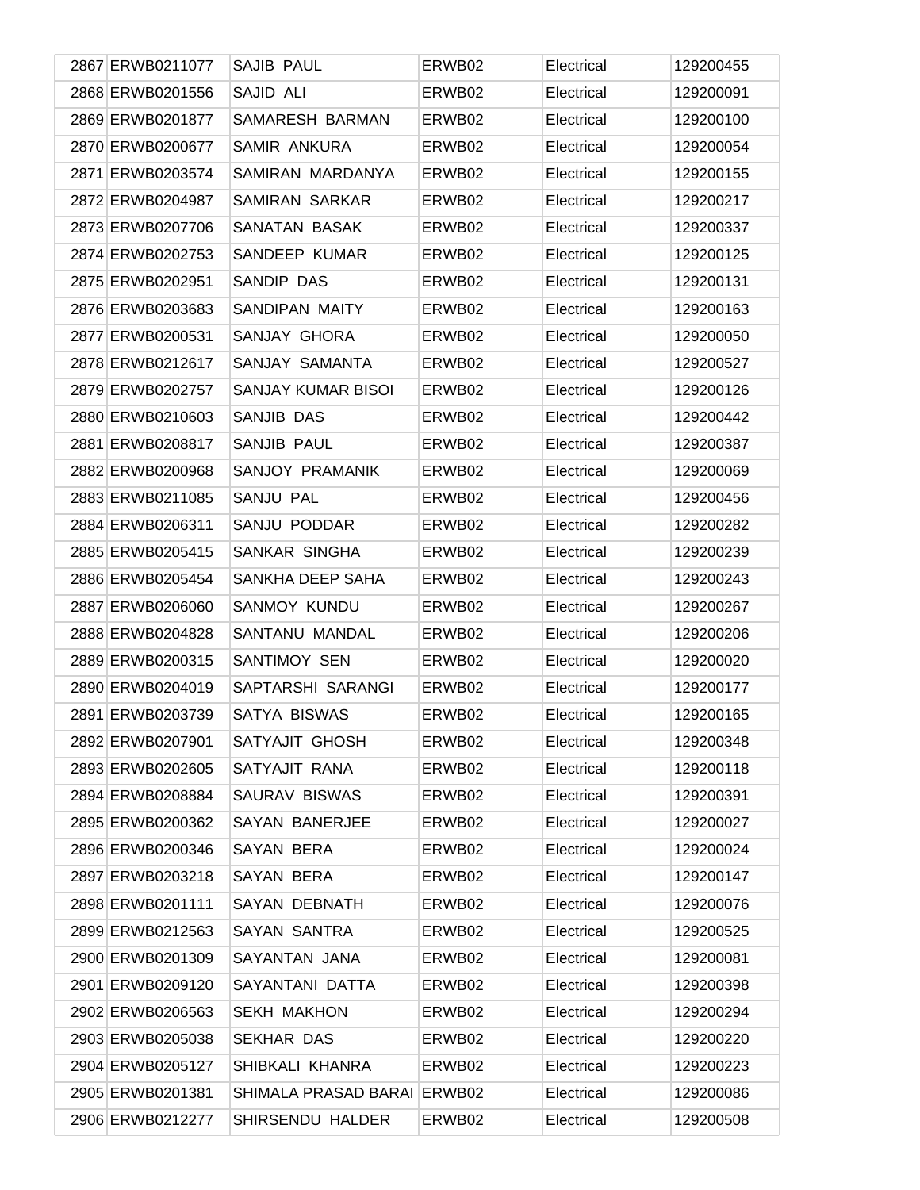| 2867 | ERWB0211077 | SAJIB PAUL | ERWB02 | Electrical | 129200455 |
|---|---|---|---|---|---|
| 2868 | ERWB0201556 | SAJID ALI | ERWB02 | Electrical | 129200091 |
| 2869 | ERWB0201877 | SAMARESH BARMAN | ERWB02 | Electrical | 129200100 |
| 2870 | ERWB0200677 | SAMIR ANKURA | ERWB02 | Electrical | 129200054 |
| 2871 | ERWB0203574 | SAMIRAN MARDANYA | ERWB02 | Electrical | 129200155 |
| 2872 | ERWB0204987 | SAMIRAN SARKAR | ERWB02 | Electrical | 129200217 |
| 2873 | ERWB0207706 | SANATAN BASAK | ERWB02 | Electrical | 129200337 |
| 2874 | ERWB0202753 | SANDEEP KUMAR | ERWB02 | Electrical | 129200125 |
| 2875 | ERWB0202951 | SANDIP DAS | ERWB02 | Electrical | 129200131 |
| 2876 | ERWB0203683 | SANDIPAN MAITY | ERWB02 | Electrical | 129200163 |
| 2877 | ERWB0200531 | SANJAY GHORA | ERWB02 | Electrical | 129200050 |
| 2878 | ERWB0212617 | SANJAY SAMANTA | ERWB02 | Electrical | 129200527 |
| 2879 | ERWB0202757 | SANJAY KUMAR BISOI | ERWB02 | Electrical | 129200126 |
| 2880 | ERWB0210603 | SANJIB DAS | ERWB02 | Electrical | 129200442 |
| 2881 | ERWB0208817 | SANJIB PAUL | ERWB02 | Electrical | 129200387 |
| 2882 | ERWB0200968 | SANJOY PRAMANIK | ERWB02 | Electrical | 129200069 |
| 2883 | ERWB0211085 | SANJU PAL | ERWB02 | Electrical | 129200456 |
| 2884 | ERWB0206311 | SANJU PODDAR | ERWB02 | Electrical | 129200282 |
| 2885 | ERWB0205415 | SANKAR SINGHA | ERWB02 | Electrical | 129200239 |
| 2886 | ERWB0205454 | SANKHA DEEP SAHA | ERWB02 | Electrical | 129200243 |
| 2887 | ERWB0206060 | SANMOY KUNDU | ERWB02 | Electrical | 129200267 |
| 2888 | ERWB0204828 | SANTANU MANDAL | ERWB02 | Electrical | 129200206 |
| 2889 | ERWB0200315 | SANTIMOY SEN | ERWB02 | Electrical | 129200020 |
| 2890 | ERWB0204019 | SAPTARSHI SARANGI | ERWB02 | Electrical | 129200177 |
| 2891 | ERWB0203739 | SATYA BISWAS | ERWB02 | Electrical | 129200165 |
| 2892 | ERWB0207901 | SATYAJIT GHOSH | ERWB02 | Electrical | 129200348 |
| 2893 | ERWB0202605 | SATYAJIT RANA | ERWB02 | Electrical | 129200118 |
| 2894 | ERWB0208884 | SAURAV BISWAS | ERWB02 | Electrical | 129200391 |
| 2895 | ERWB0200362 | SAYAN BANERJEE | ERWB02 | Electrical | 129200027 |
| 2896 | ERWB0200346 | SAYAN BERA | ERWB02 | Electrical | 129200024 |
| 2897 | ERWB0203218 | SAYAN BERA | ERWB02 | Electrical | 129200147 |
| 2898 | ERWB0201111 | SAYAN DEBNATH | ERWB02 | Electrical | 129200076 |
| 2899 | ERWB0212563 | SAYAN SANTRA | ERWB02 | Electrical | 129200525 |
| 2900 | ERWB0201309 | SAYANTAN JANA | ERWB02 | Electrical | 129200081 |
| 2901 | ERWB0209120 | SAYANTANI DATTA | ERWB02 | Electrical | 129200398 |
| 2902 | ERWB0206563 | SEKH MAKHON | ERWB02 | Electrical | 129200294 |
| 2903 | ERWB0205038 | SEKHAR DAS | ERWB02 | Electrical | 129200220 |
| 2904 | ERWB0205127 | SHIBKALI KHANRA | ERWB02 | Electrical | 129200223 |
| 2905 | ERWB0201381 | SHIMALA PRASAD BARAI | ERWB02 | Electrical | 129200086 |
| 2906 | ERWB0212277 | SHIRSENDU HALDER | ERWB02 | Electrical | 129200508 |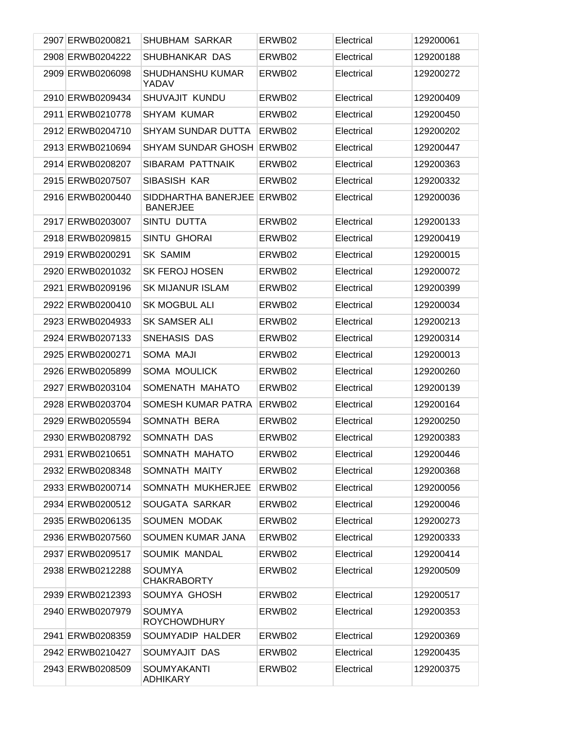| | | | | | |
|---|---|---|---|---|---|
| 2907 | ERWB0200821 | SHUBHAM SARKAR | ERWB02 | Electrical | 129200061 |
| 2908 | ERWB0204222 | SHUBHANKAR DAS | ERWB02 | Electrical | 129200188 |
| 2909 | ERWB0206098 | SHUDHANSHU KUMAR YADAV | ERWB02 | Electrical | 129200272 |
| 2910 | ERWB0209434 | SHUVAJIT KUNDU | ERWB02 | Electrical | 129200409 |
| 2911 | ERWB0210778 | SHYAM KUMAR | ERWB02 | Electrical | 129200450 |
| 2912 | ERWB0204710 | SHYAM SUNDAR DUTTA | ERWB02 | Electrical | 129200202 |
| 2913 | ERWB0210694 | SHYAM SUNDAR GHOSH | ERWB02 | Electrical | 129200447 |
| 2914 | ERWB0208207 | SIBARAM PATTNAIK | ERWB02 | Electrical | 129200363 |
| 2915 | ERWB0207507 | SIBASISH KAR | ERWB02 | Electrical | 129200332 |
| 2916 | ERWB0200440 | SIDDHARTHA BANERJEE BANERJEE | ERWB02 | Electrical | 129200036 |
| 2917 | ERWB0203007 | SINTU DUTTA | ERWB02 | Electrical | 129200133 |
| 2918 | ERWB0209815 | SINTU GHORAI | ERWB02 | Electrical | 129200419 |
| 2919 | ERWB0200291 | SK SAMIM | ERWB02 | Electrical | 129200015 |
| 2920 | ERWB0201032 | SK FEROJ HOSEN | ERWB02 | Electrical | 129200072 |
| 2921 | ERWB0209196 | SK MIJANUR ISLAM | ERWB02 | Electrical | 129200399 |
| 2922 | ERWB0200410 | SK MOGBUL ALI | ERWB02 | Electrical | 129200034 |
| 2923 | ERWB0204933 | SK SAMSER ALI | ERWB02 | Electrical | 129200213 |
| 2924 | ERWB0207133 | SNEHASIS DAS | ERWB02 | Electrical | 129200314 |
| 2925 | ERWB0200271 | SOMA MAJI | ERWB02 | Electrical | 129200013 |
| 2926 | ERWB0205899 | SOMA MOULICK | ERWB02 | Electrical | 129200260 |
| 2927 | ERWB0203104 | SOMENATH MAHATO | ERWB02 | Electrical | 129200139 |
| 2928 | ERWB0203704 | SOMESH KUMAR PATRA | ERWB02 | Electrical | 129200164 |
| 2929 | ERWB0205594 | SOMNATH BERA | ERWB02 | Electrical | 129200250 |
| 2930 | ERWB0208792 | SOMNATH DAS | ERWB02 | Electrical | 129200383 |
| 2931 | ERWB0210651 | SOMNATH MAHATO | ERWB02 | Electrical | 129200446 |
| 2932 | ERWB0208348 | SOMNATH MAITY | ERWB02 | Electrical | 129200368 |
| 2933 | ERWB0200714 | SOMNATH MUKHERJEE | ERWB02 | Electrical | 129200056 |
| 2934 | ERWB0200512 | SOUGATA SARKAR | ERWB02 | Electrical | 129200046 |
| 2935 | ERWB0206135 | SOUMEN MODAK | ERWB02 | Electrical | 129200273 |
| 2936 | ERWB0207560 | SOUMEN KUMAR JANA | ERWB02 | Electrical | 129200333 |
| 2937 | ERWB0209517 | SOUMIK MANDAL | ERWB02 | Electrical | 129200414 |
| 2938 | ERWB0212288 | SOUMYA CHAKRABORTY | ERWB02 | Electrical | 129200509 |
| 2939 | ERWB0212393 | SOUMYA GHOSH | ERWB02 | Electrical | 129200517 |
| 2940 | ERWB0207979 | SOUMYA ROYCHOWDHURY | ERWB02 | Electrical | 129200353 |
| 2941 | ERWB0208359 | SOUMYADIP HALDER | ERWB02 | Electrical | 129200369 |
| 2942 | ERWB0210427 | SOUMYAJIT DAS | ERWB02 | Electrical | 129200435 |
| 2943 | ERWB0208509 | SOUMYAKANTI ADHIKARY | ERWB02 | Electrical | 129200375 |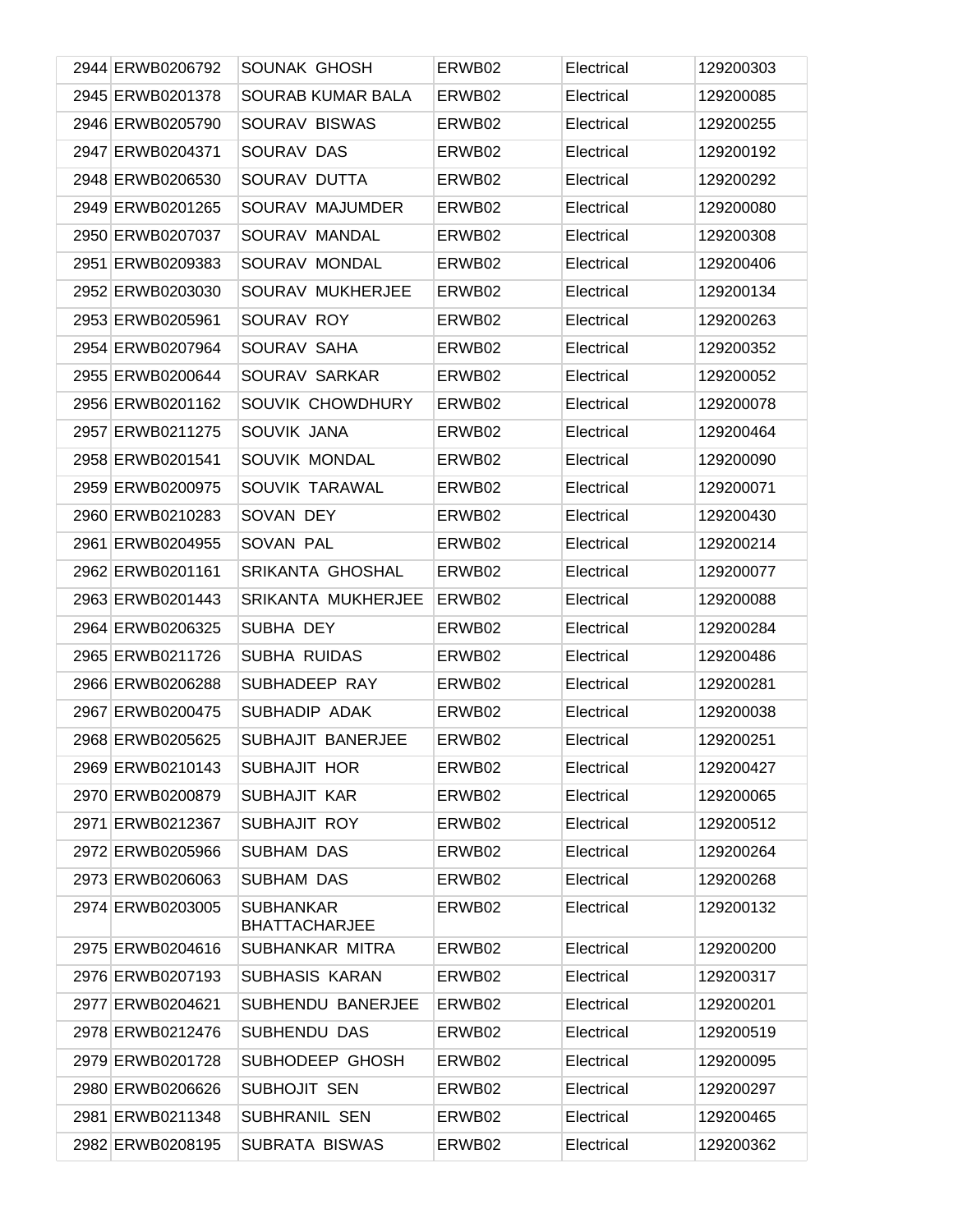| 2944 | ERWB0206792 | SOUNAK GHOSH | ERWB02 | Electrical | 129200303 |
|---|---|---|---|---|---|
| 2945 | ERWB0201378 | SOURAB KUMAR BALA | ERWB02 | Electrical | 129200085 |
| 2946 | ERWB0205790 | SOURAV BISWAS | ERWB02 | Electrical | 129200255 |
| 2947 | ERWB0204371 | SOURAV DAS | ERWB02 | Electrical | 129200192 |
| 2948 | ERWB0206530 | SOURAV DUTTA | ERWB02 | Electrical | 129200292 |
| 2949 | ERWB0201265 | SOURAV MAJUMDER | ERWB02 | Electrical | 129200080 |
| 2950 | ERWB0207037 | SOURAV MANDAL | ERWB02 | Electrical | 129200308 |
| 2951 | ERWB0209383 | SOURAV MONDAL | ERWB02 | Electrical | 129200406 |
| 2952 | ERWB0203030 | SOURAV MUKHERJEE | ERWB02 | Electrical | 129200134 |
| 2953 | ERWB0205961 | SOURAV ROY | ERWB02 | Electrical | 129200263 |
| 2954 | ERWB0207964 | SOURAV SAHA | ERWB02 | Electrical | 129200352 |
| 2955 | ERWB0200644 | SOURAV SARKAR | ERWB02 | Electrical | 129200052 |
| 2956 | ERWB0201162 | SOUVIK CHOWDHURY | ERWB02 | Electrical | 129200078 |
| 2957 | ERWB0211275 | SOUVIK JANA | ERWB02 | Electrical | 129200464 |
| 2958 | ERWB0201541 | SOUVIK MONDAL | ERWB02 | Electrical | 129200090 |
| 2959 | ERWB0200975 | SOUVIK TARAWAL | ERWB02 | Electrical | 129200071 |
| 2960 | ERWB0210283 | SOVAN DEY | ERWB02 | Electrical | 129200430 |
| 2961 | ERWB0204955 | SOVAN PAL | ERWB02 | Electrical | 129200214 |
| 2962 | ERWB0201161 | SRIKANTA GHOSHAL | ERWB02 | Electrical | 129200077 |
| 2963 | ERWB0201443 | SRIKANTA MUKHERJEE | ERWB02 | Electrical | 129200088 |
| 2964 | ERWB0206325 | SUBHA DEY | ERWB02 | Electrical | 129200284 |
| 2965 | ERWB0211726 | SUBHA RUIDAS | ERWB02 | Electrical | 129200486 |
| 2966 | ERWB0206288 | SUBHADEEP RAY | ERWB02 | Electrical | 129200281 |
| 2967 | ERWB0200475 | SUBHADIP ADAK | ERWB02 | Electrical | 129200038 |
| 2968 | ERWB0205625 | SUBHAJIT BANERJEE | ERWB02 | Electrical | 129200251 |
| 2969 | ERWB0210143 | SUBHAJIT HOR | ERWB02 | Electrical | 129200427 |
| 2970 | ERWB0200879 | SUBHAJIT KAR | ERWB02 | Electrical | 129200065 |
| 2971 | ERWB0212367 | SUBHAJIT ROY | ERWB02 | Electrical | 129200512 |
| 2972 | ERWB0205966 | SUBHAM DAS | ERWB02 | Electrical | 129200264 |
| 2973 | ERWB0206063 | SUBHAM DAS | ERWB02 | Electrical | 129200268 |
| 2974 | ERWB0203005 | SUBHANKAR BHATTACHARJEE | ERWB02 | Electrical | 129200132 |
| 2975 | ERWB0204616 | SUBHANKAR MITRA | ERWB02 | Electrical | 129200200 |
| 2976 | ERWB0207193 | SUBHASIS KARAN | ERWB02 | Electrical | 129200317 |
| 2977 | ERWB0204621 | SUBHENDU BANERJEE | ERWB02 | Electrical | 129200201 |
| 2978 | ERWB0212476 | SUBHENDU DAS | ERWB02 | Electrical | 129200519 |
| 2979 | ERWB0201728 | SUBHODEEP GHOSH | ERWB02 | Electrical | 129200095 |
| 2980 | ERWB0206626 | SUBHOJIT SEN | ERWB02 | Electrical | 129200297 |
| 2981 | ERWB0211348 | SUBHRANIL SEN | ERWB02 | Electrical | 129200465 |
| 2982 | ERWB0208195 | SUBRATA BISWAS | ERWB02 | Electrical | 129200362 |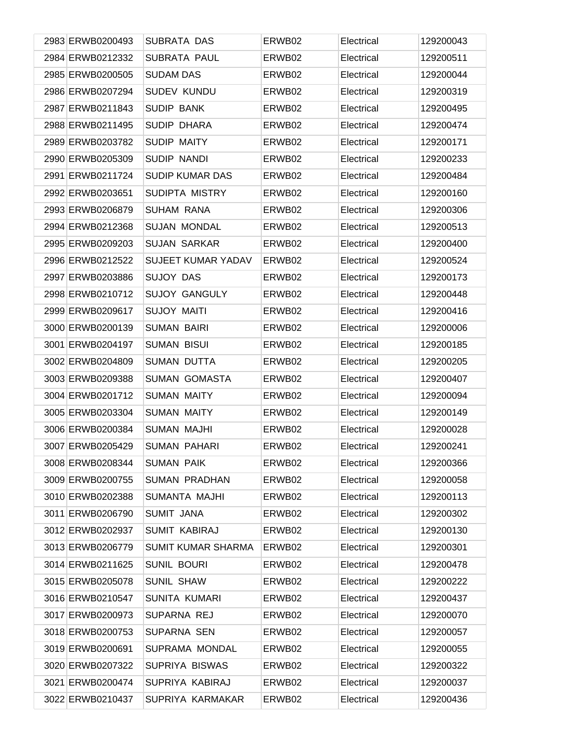| | | | | | |
|---|---|---|---|---|---|
| 2983 | ERWB0200493 | SUBRATA DAS | ERWB02 | Electrical | 129200043 |
| 2984 | ERWB0212332 | SUBRATA PAUL | ERWB02 | Electrical | 129200511 |
| 2985 | ERWB0200505 | SUDAM DAS | ERWB02 | Electrical | 129200044 |
| 2986 | ERWB0207294 | SUDEV KUNDU | ERWB02 | Electrical | 129200319 |
| 2987 | ERWB0211843 | SUDIP BANK | ERWB02 | Electrical | 129200495 |
| 2988 | ERWB0211495 | SUDIP DHARA | ERWB02 | Electrical | 129200474 |
| 2989 | ERWB0203782 | SUDIP MAITY | ERWB02 | Electrical | 129200171 |
| 2990 | ERWB0205309 | SUDIP NANDI | ERWB02 | Electrical | 129200233 |
| 2991 | ERWB0211724 | SUDIP KUMAR DAS | ERWB02 | Electrical | 129200484 |
| 2992 | ERWB0203651 | SUDIPTA MISTRY | ERWB02 | Electrical | 129200160 |
| 2993 | ERWB0206879 | SUHAM RANA | ERWB02 | Electrical | 129200306 |
| 2994 | ERWB0212368 | SUJAN MONDAL | ERWB02 | Electrical | 129200513 |
| 2995 | ERWB0209203 | SUJAN SARKAR | ERWB02 | Electrical | 129200400 |
| 2996 | ERWB0212522 | SUJEET KUMAR YADAV | ERWB02 | Electrical | 129200524 |
| 2997 | ERWB0203886 | SUJOY DAS | ERWB02 | Electrical | 129200173 |
| 2998 | ERWB0210712 | SUJOY GANGULY | ERWB02 | Electrical | 129200448 |
| 2999 | ERWB0209617 | SUJOY MAITI | ERWB02 | Electrical | 129200416 |
| 3000 | ERWB0200139 | SUMAN BAIRI | ERWB02 | Electrical | 129200006 |
| 3001 | ERWB0204197 | SUMAN BISUI | ERWB02 | Electrical | 129200185 |
| 3002 | ERWB0204809 | SUMAN DUTTA | ERWB02 | Electrical | 129200205 |
| 3003 | ERWB0209388 | SUMAN GOMASTA | ERWB02 | Electrical | 129200407 |
| 3004 | ERWB0201712 | SUMAN MAITY | ERWB02 | Electrical | 129200094 |
| 3005 | ERWB0203304 | SUMAN MAITY | ERWB02 | Electrical | 129200149 |
| 3006 | ERWB0200384 | SUMAN MAJHI | ERWB02 | Electrical | 129200028 |
| 3007 | ERWB0205429 | SUMAN PAHARI | ERWB02 | Electrical | 129200241 |
| 3008 | ERWB0208344 | SUMAN PAIK | ERWB02 | Electrical | 129200366 |
| 3009 | ERWB0200755 | SUMAN PRADHAN | ERWB02 | Electrical | 129200058 |
| 3010 | ERWB0202388 | SUMANTA MAJHI | ERWB02 | Electrical | 129200113 |
| 3011 | ERWB0206790 | SUMIT JANA | ERWB02 | Electrical | 129200302 |
| 3012 | ERWB0202937 | SUMIT KABIRAJ | ERWB02 | Electrical | 129200130 |
| 3013 | ERWB0206779 | SUMIT KUMAR SHARMA | ERWB02 | Electrical | 129200301 |
| 3014 | ERWB0211625 | SUNIL BOURI | ERWB02 | Electrical | 129200478 |
| 3015 | ERWB0205078 | SUNIL SHAW | ERWB02 | Electrical | 129200222 |
| 3016 | ERWB0210547 | SUNITA KUMARI | ERWB02 | Electrical | 129200437 |
| 3017 | ERWB0200973 | SUPARNA REJ | ERWB02 | Electrical | 129200070 |
| 3018 | ERWB0200753 | SUPARNA SEN | ERWB02 | Electrical | 129200057 |
| 3019 | ERWB0200691 | SUPRAMA MONDAL | ERWB02 | Electrical | 129200055 |
| 3020 | ERWB0207322 | SUPRIYA BISWAS | ERWB02 | Electrical | 129200322 |
| 3021 | ERWB0200474 | SUPRIYA KABIRAJ | ERWB02 | Electrical | 129200037 |
| 3022 | ERWB0210437 | SUPRIYA KARMAKAR | ERWB02 | Electrical | 129200436 |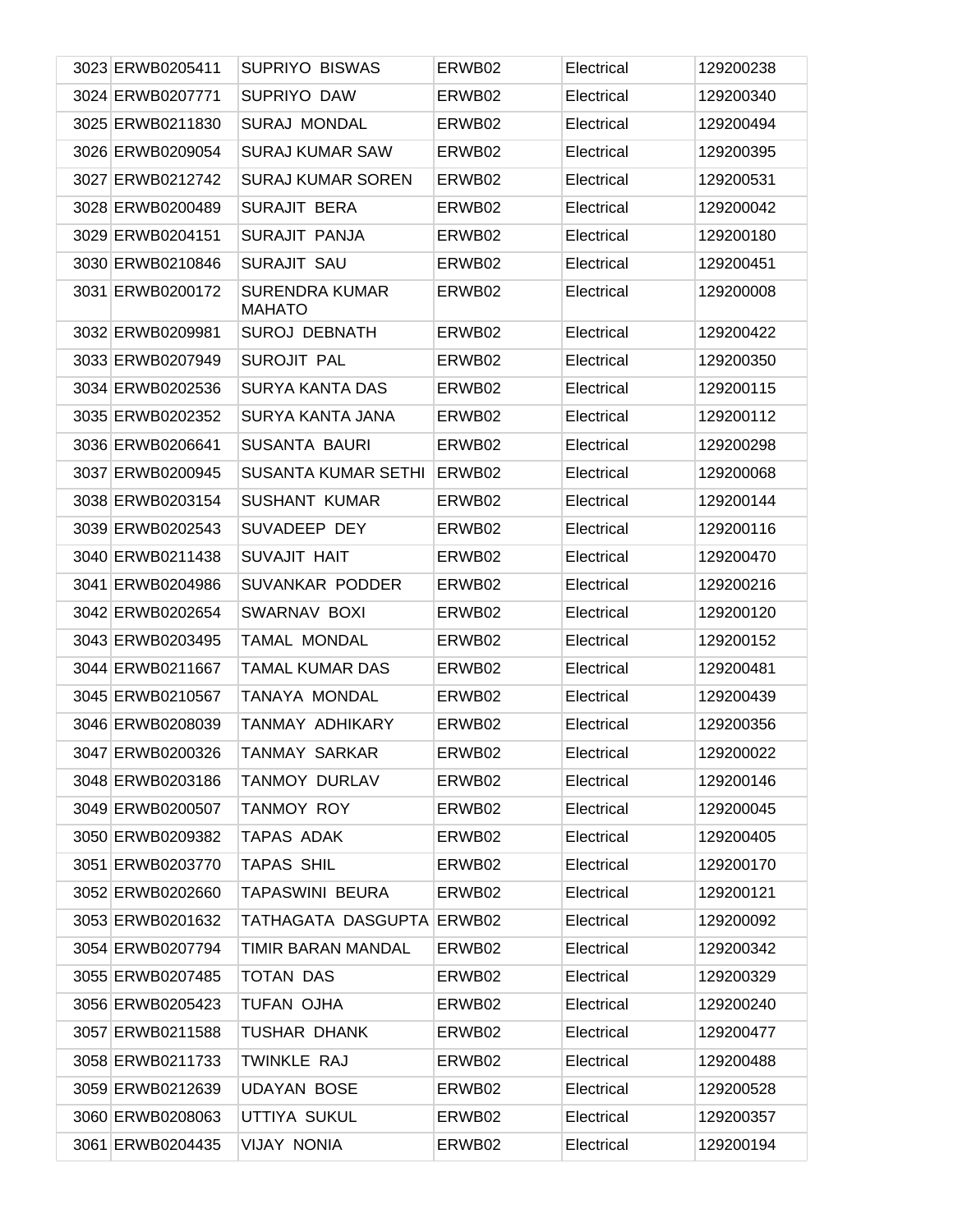| | | | | | |
|---|---|---|---|---|---|
| 3023 | ERWB0205411 | SUPRIYO BISWAS | ERWB02 | Electrical | 129200238 |
| 3024 | ERWB0207771 | SUPRIYO DAW | ERWB02 | Electrical | 129200340 |
| 3025 | ERWB0211830 | SURAJ MONDAL | ERWB02 | Electrical | 129200494 |
| 3026 | ERWB0209054 | SURAJ KUMAR SAW | ERWB02 | Electrical | 129200395 |
| 3027 | ERWB0212742 | SURAJ KUMAR SOREN | ERWB02 | Electrical | 129200531 |
| 3028 | ERWB0200489 | SURAJIT BERA | ERWB02 | Electrical | 129200042 |
| 3029 | ERWB0204151 | SURAJIT PANJA | ERWB02 | Electrical | 129200180 |
| 3030 | ERWB0210846 | SURAJIT SAU | ERWB02 | Electrical | 129200451 |
| 3031 | ERWB0200172 | SURENDRA KUMAR MAHATO | ERWB02 | Electrical | 129200008 |
| 3032 | ERWB0209981 | SUROJ DEBNATH | ERWB02 | Electrical | 129200422 |
| 3033 | ERWB0207949 | SUROJIT PAL | ERWB02 | Electrical | 129200350 |
| 3034 | ERWB0202536 | SURYA KANTA DAS | ERWB02 | Electrical | 129200115 |
| 3035 | ERWB0202352 | SURYA KANTA JANA | ERWB02 | Electrical | 129200112 |
| 3036 | ERWB0206641 | SUSANTA BAURI | ERWB02 | Electrical | 129200298 |
| 3037 | ERWB0200945 | SUSANTA KUMAR SETHI | ERWB02 | Electrical | 129200068 |
| 3038 | ERWB0203154 | SUSHANT KUMAR | ERWB02 | Electrical | 129200144 |
| 3039 | ERWB0202543 | SUVADEEP DEY | ERWB02 | Electrical | 129200116 |
| 3040 | ERWB0211438 | SUVAJIT HAIT | ERWB02 | Electrical | 129200470 |
| 3041 | ERWB0204986 | SUVANKAR PODDER | ERWB02 | Electrical | 129200216 |
| 3042 | ERWB0202654 | SWARNAV BOXI | ERWB02 | Electrical | 129200120 |
| 3043 | ERWB0203495 | TAMAL MONDAL | ERWB02 | Electrical | 129200152 |
| 3044 | ERWB0211667 | TAMAL KUMAR DAS | ERWB02 | Electrical | 129200481 |
| 3045 | ERWB0210567 | TANAYA MONDAL | ERWB02 | Electrical | 129200439 |
| 3046 | ERWB0208039 | TANMAY ADHIKARY | ERWB02 | Electrical | 129200356 |
| 3047 | ERWB0200326 | TANMAY SARKAR | ERWB02 | Electrical | 129200022 |
| 3048 | ERWB0203186 | TANMOY DURLAV | ERWB02 | Electrical | 129200146 |
| 3049 | ERWB0200507 | TANMOY ROY | ERWB02 | Electrical | 129200045 |
| 3050 | ERWB0209382 | TAPAS ADAK | ERWB02 | Electrical | 129200405 |
| 3051 | ERWB0203770 | TAPAS SHIL | ERWB02 | Electrical | 129200170 |
| 3052 | ERWB0202660 | TAPASWINI BEURA | ERWB02 | Electrical | 129200121 |
| 3053 | ERWB0201632 | TATHAGATA DASGUPTA | ERWB02 | Electrical | 129200092 |
| 3054 | ERWB0207794 | TIMIR BARAN MANDAL | ERWB02 | Electrical | 129200342 |
| 3055 | ERWB0207485 | TOTAN DAS | ERWB02 | Electrical | 129200329 |
| 3056 | ERWB0205423 | TUFAN OJHA | ERWB02 | Electrical | 129200240 |
| 3057 | ERWB0211588 | TUSHAR DHANK | ERWB02 | Electrical | 129200477 |
| 3058 | ERWB0211733 | TWINKLE RAJ | ERWB02 | Electrical | 129200488 |
| 3059 | ERWB0212639 | UDAYAN BOSE | ERWB02 | Electrical | 129200528 |
| 3060 | ERWB0208063 | UTTIYA SUKUL | ERWB02 | Electrical | 129200357 |
| 3061 | ERWB0204435 | VIJAY NONIA | ERWB02 | Electrical | 129200194 |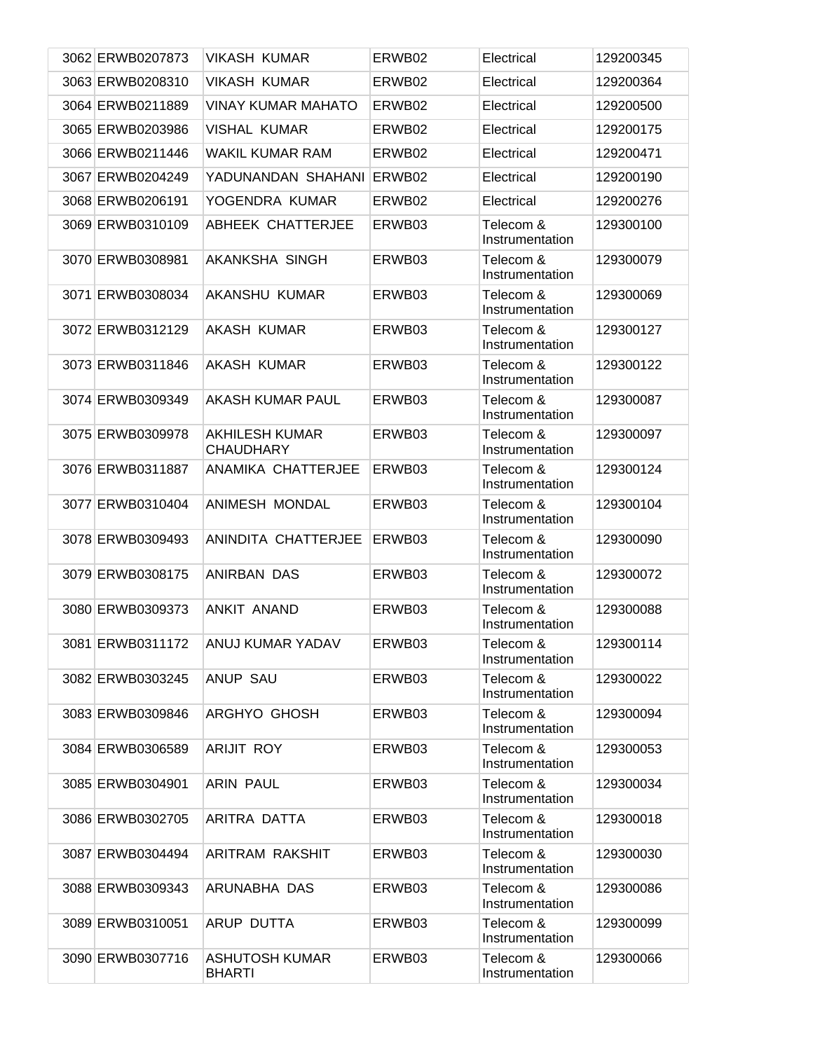| | | | | | |
|---|---|---|---|---|---|
| 3062 | ERWB0207873 | VIKASH KUMAR | ERWB02 | Electrical | 129200345 |
| 3063 | ERWB0208310 | VIKASH KUMAR | ERWB02 | Electrical | 129200364 |
| 3064 | ERWB0211889 | VINAY KUMAR MAHATO | ERWB02 | Electrical | 129200500 |
| 3065 | ERWB0203986 | VISHAL KUMAR | ERWB02 | Electrical | 129200175 |
| 3066 | ERWB0211446 | WAKIL KUMAR RAM | ERWB02 | Electrical | 129200471 |
| 3067 | ERWB0204249 | YADUNANDAN SHAHANI | ERWB02 | Electrical | 129200190 |
| 3068 | ERWB0206191 | YOGENDRA KUMAR | ERWB02 | Electrical | 129200276 |
| 3069 | ERWB0310109 | ABHEEK CHATTERJEE | ERWB03 | Telecom & Instrumentation | 129300100 |
| 3070 | ERWB0308981 | AKANKSHA SINGH | ERWB03 | Telecom & Instrumentation | 129300079 |
| 3071 | ERWB0308034 | AKANSHU KUMAR | ERWB03 | Telecom & Instrumentation | 129300069 |
| 3072 | ERWB0312129 | AKASH KUMAR | ERWB03 | Telecom & Instrumentation | 129300127 |
| 3073 | ERWB0311846 | AKASH KUMAR | ERWB03 | Telecom & Instrumentation | 129300122 |
| 3074 | ERWB0309349 | AKASH KUMAR PAUL | ERWB03 | Telecom & Instrumentation | 129300087 |
| 3075 | ERWB0309978 | AKHILESH KUMAR CHAUDHARY | ERWB03 | Telecom & Instrumentation | 129300097 |
| 3076 | ERWB0311887 | ANAMIKA CHATTERJEE | ERWB03 | Telecom & Instrumentation | 129300124 |
| 3077 | ERWB0310404 | ANIMESH MONDAL | ERWB03 | Telecom & Instrumentation | 129300104 |
| 3078 | ERWB0309493 | ANINDITA CHATTERJEE | ERWB03 | Telecom & Instrumentation | 129300090 |
| 3079 | ERWB0308175 | ANIRBAN DAS | ERWB03 | Telecom & Instrumentation | 129300072 |
| 3080 | ERWB0309373 | ANKIT ANAND | ERWB03 | Telecom & Instrumentation | 129300088 |
| 3081 | ERWB0311172 | ANUJ KUMAR YADAV | ERWB03 | Telecom & Instrumentation | 129300114 |
| 3082 | ERWB0303245 | ANUP SAU | ERWB03 | Telecom & Instrumentation | 129300022 |
| 3083 | ERWB0309846 | ARGHYO GHOSH | ERWB03 | Telecom & Instrumentation | 129300094 |
| 3084 | ERWB0306589 | ARIJIT ROY | ERWB03 | Telecom & Instrumentation | 129300053 |
| 3085 | ERWB0304901 | ARIN PAUL | ERWB03 | Telecom & Instrumentation | 129300034 |
| 3086 | ERWB0302705 | ARITRA DATTA | ERWB03 | Telecom & Instrumentation | 129300018 |
| 3087 | ERWB0304494 | ARITRAM RAKSHIT | ERWB03 | Telecom & Instrumentation | 129300030 |
| 3088 | ERWB0309343 | ARUNABHA DAS | ERWB03 | Telecom & Instrumentation | 129300086 |
| 3089 | ERWB0310051 | ARUP DUTTA | ERWB03 | Telecom & Instrumentation | 129300099 |
| 3090 | ERWB0307716 | ASHUTOSH KUMAR BHARTI | ERWB03 | Telecom & Instrumentation | 129300066 |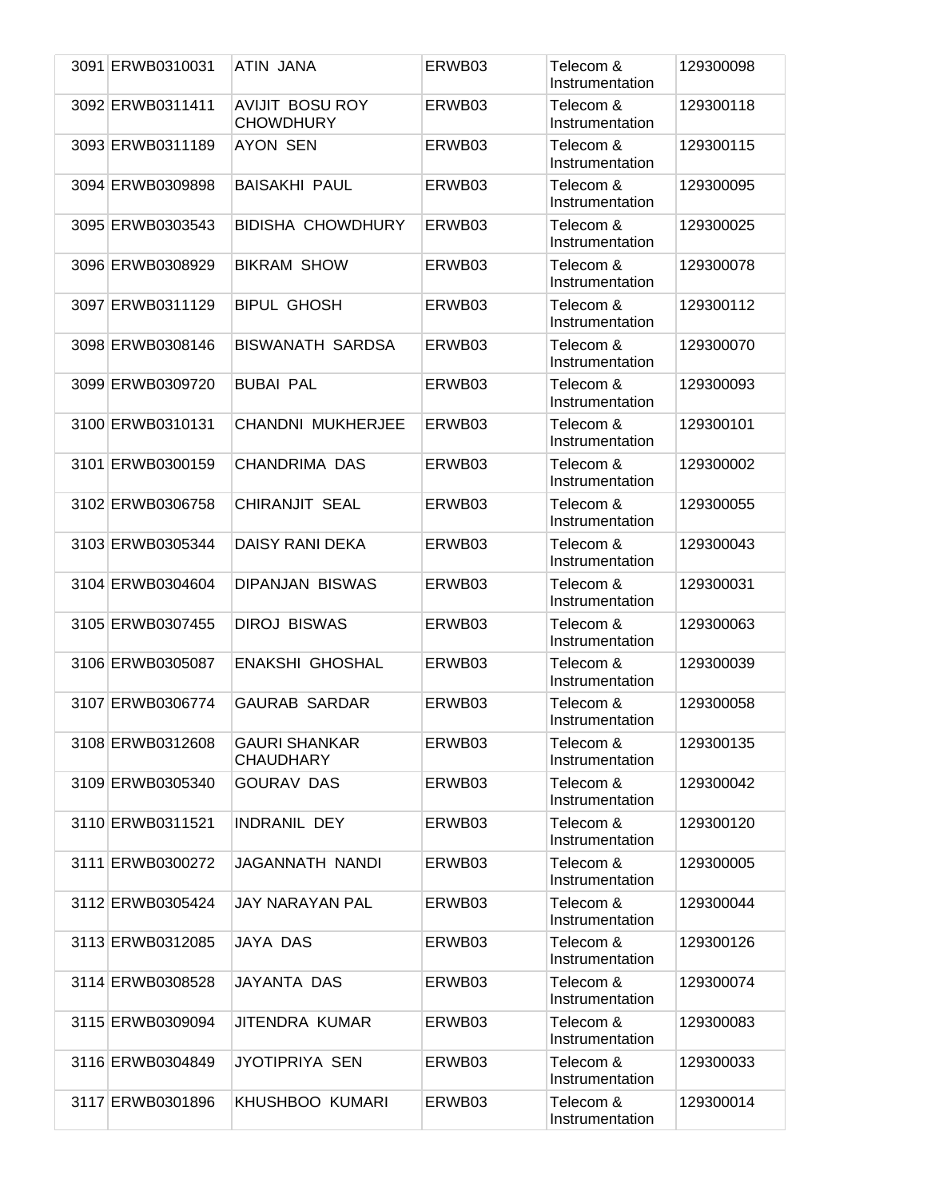| 3091 | ERWB0310031 | ATIN JANA | ERWB03 | Telecom & Instrumentation | 129300098 |
|---|---|---|---|---|---|
| 3092 | ERWB0311411 | AVIJIT BOSU ROY CHOWDHURY | ERWB03 | Telecom & Instrumentation | 129300118 |
| 3093 | ERWB0311189 | AYON SEN | ERWB03 | Telecom & Instrumentation | 129300115 |
| 3094 | ERWB0309898 | BAISAKHI PAUL | ERWB03 | Telecom & Instrumentation | 129300095 |
| 3095 | ERWB0303543 | BIDISHA CHOWDHURY | ERWB03 | Telecom & Instrumentation | 129300025 |
| 3096 | ERWB0308929 | BIKRAM SHOW | ERWB03 | Telecom & Instrumentation | 129300078 |
| 3097 | ERWB0311129 | BIPUL GHOSH | ERWB03 | Telecom & Instrumentation | 129300112 |
| 3098 | ERWB0308146 | BISWANATH SARDSA | ERWB03 | Telecom & Instrumentation | 129300070 |
| 3099 | ERWB0309720 | BUBAI PAL | ERWB03 | Telecom & Instrumentation | 129300093 |
| 3100 | ERWB0310131 | CHANDNI MUKHERJEE | ERWB03 | Telecom & Instrumentation | 129300101 |
| 3101 | ERWB0300159 | CHANDRIMA DAS | ERWB03 | Telecom & Instrumentation | 129300002 |
| 3102 | ERWB0306758 | CHIRANJIT SEAL | ERWB03 | Telecom & Instrumentation | 129300055 |
| 3103 | ERWB0305344 | DAISY RANI DEKA | ERWB03 | Telecom & Instrumentation | 129300043 |
| 3104 | ERWB0304604 | DIPANJAN BISWAS | ERWB03 | Telecom & Instrumentation | 129300031 |
| 3105 | ERWB0307455 | DIROJ BISWAS | ERWB03 | Telecom & Instrumentation | 129300063 |
| 3106 | ERWB0305087 | ENAKSHI GHOSHAL | ERWB03 | Telecom & Instrumentation | 129300039 |
| 3107 | ERWB0306774 | GAURAB SARDAR | ERWB03 | Telecom & Instrumentation | 129300058 |
| 3108 | ERWB0312608 | GAURI SHANKAR CHAUDHARY | ERWB03 | Telecom & Instrumentation | 129300135 |
| 3109 | ERWB0305340 | GOURAV DAS | ERWB03 | Telecom & Instrumentation | 129300042 |
| 3110 | ERWB0311521 | INDRANIL DEY | ERWB03 | Telecom & Instrumentation | 129300120 |
| 3111 | ERWB0300272 | JAGANNATH NANDI | ERWB03 | Telecom & Instrumentation | 129300005 |
| 3112 | ERWB0305424 | JAY NARAYAN PAL | ERWB03 | Telecom & Instrumentation | 129300044 |
| 3113 | ERWB0312085 | JAYA DAS | ERWB03 | Telecom & Instrumentation | 129300126 |
| 3114 | ERWB0308528 | JAYANTA DAS | ERWB03 | Telecom & Instrumentation | 129300074 |
| 3115 | ERWB0309094 | JITENDRA KUMAR | ERWB03 | Telecom & Instrumentation | 129300083 |
| 3116 | ERWB0304849 | JYOTIPRIYA SEN | ERWB03 | Telecom & Instrumentation | 129300033 |
| 3117 | ERWB0301896 | KHUSHBOO KUMARI | ERWB03 | Telecom & Instrumentation | 129300014 |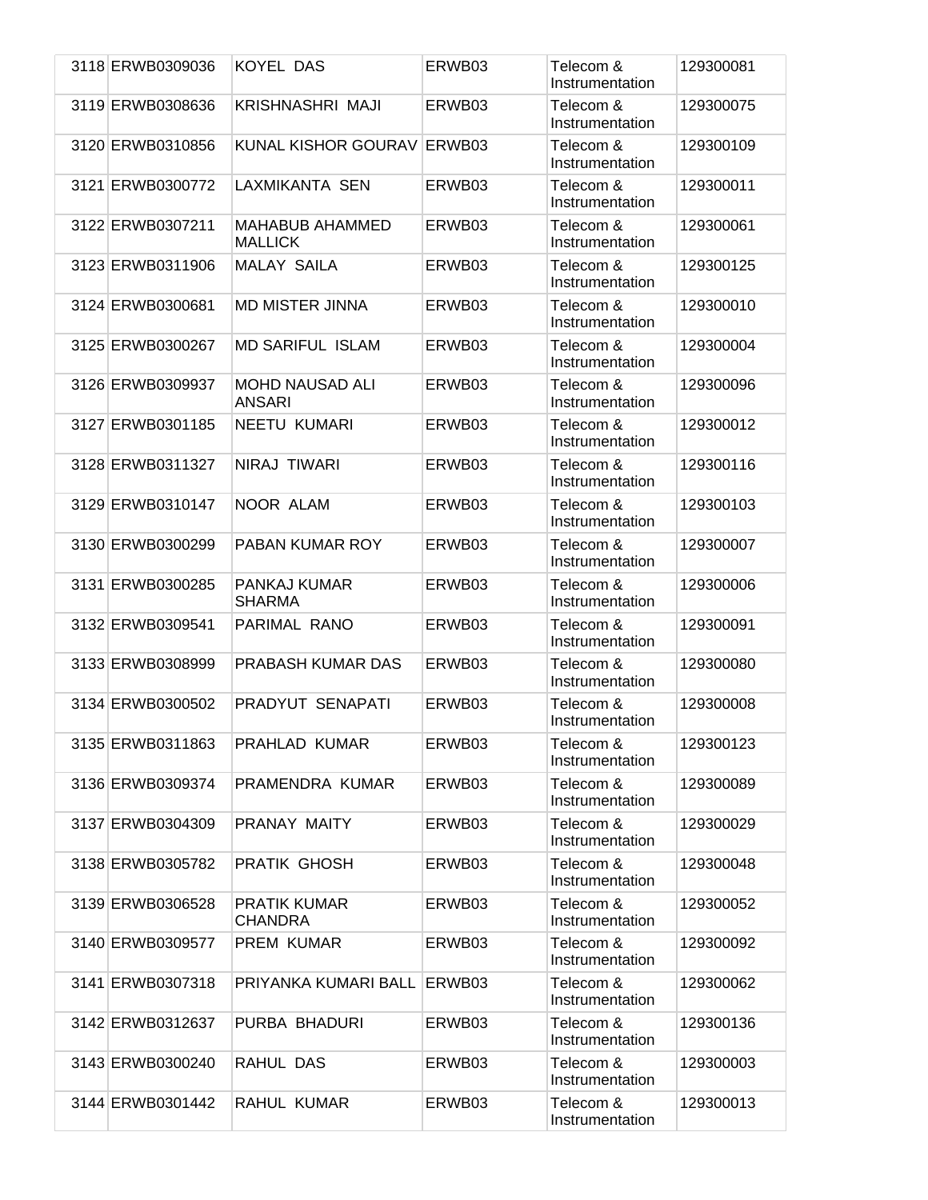| | | | | | |
|---|---|---|---|---|---|
| 3118 | ERWB0309036 | KOYEL DAS | ERWB03 | Telecom & Instrumentation | 129300081 |
| 3119 | ERWB0308636 | KRISHNASHRI MAJI | ERWB03 | Telecom & Instrumentation | 129300075 |
| 3120 | ERWB0310856 | KUNAL KISHOR GOURAV | ERWB03 | Telecom & Instrumentation | 129300109 |
| 3121 | ERWB0300772 | LAXMIKANTA SEN | ERWB03 | Telecom & Instrumentation | 129300011 |
| 3122 | ERWB0307211 | MAHABUB AHAMMED MALLICK | ERWB03 | Telecom & Instrumentation | 129300061 |
| 3123 | ERWB0311906 | MALAY SAILA | ERWB03 | Telecom & Instrumentation | 129300125 |
| 3124 | ERWB0300681 | MD MISTER JINNA | ERWB03 | Telecom & Instrumentation | 129300010 |
| 3125 | ERWB0300267 | MD SARIFUL ISLAM | ERWB03 | Telecom & Instrumentation | 129300004 |
| 3126 | ERWB0309937 | MOHD NAUSAD ALI ANSARI | ERWB03 | Telecom & Instrumentation | 129300096 |
| 3127 | ERWB0301185 | NEETU KUMARI | ERWB03 | Telecom & Instrumentation | 129300012 |
| 3128 | ERWB0311327 | NIRAJ TIWARI | ERWB03 | Telecom & Instrumentation | 129300116 |
| 3129 | ERWB0310147 | NOOR ALAM | ERWB03 | Telecom & Instrumentation | 129300103 |
| 3130 | ERWB0300299 | PABAN KUMAR ROY | ERWB03 | Telecom & Instrumentation | 129300007 |
| 3131 | ERWB0300285 | PANKAJ KUMAR SHARMA | ERWB03 | Telecom & Instrumentation | 129300006 |
| 3132 | ERWB0309541 | PARIMAL RANO | ERWB03 | Telecom & Instrumentation | 129300091 |
| 3133 | ERWB0308999 | PRABASH KUMAR DAS | ERWB03 | Telecom & Instrumentation | 129300080 |
| 3134 | ERWB0300502 | PRADYUT SENAPATI | ERWB03 | Telecom & Instrumentation | 129300008 |
| 3135 | ERWB0311863 | PRAHLAD KUMAR | ERWB03 | Telecom & Instrumentation | 129300123 |
| 3136 | ERWB0309374 | PRAMENDRA KUMAR | ERWB03 | Telecom & Instrumentation | 129300089 |
| 3137 | ERWB0304309 | PRANAY MAITY | ERWB03 | Telecom & Instrumentation | 129300029 |
| 3138 | ERWB0305782 | PRATIK GHOSH | ERWB03 | Telecom & Instrumentation | 129300048 |
| 3139 | ERWB0306528 | PRATIK KUMAR CHANDRA | ERWB03 | Telecom & Instrumentation | 129300052 |
| 3140 | ERWB0309577 | PREM KUMAR | ERWB03 | Telecom & Instrumentation | 129300092 |
| 3141 | ERWB0307318 | PRIYANKA KUMARI BALL | ERWB03 | Telecom & Instrumentation | 129300062 |
| 3142 | ERWB0312637 | PURBA BHADURI | ERWB03 | Telecom & Instrumentation | 129300136 |
| 3143 | ERWB0300240 | RAHUL DAS | ERWB03 | Telecom & Instrumentation | 129300003 |
| 3144 | ERWB0301442 | RAHUL KUMAR | ERWB03 | Telecom & Instrumentation | 129300013 |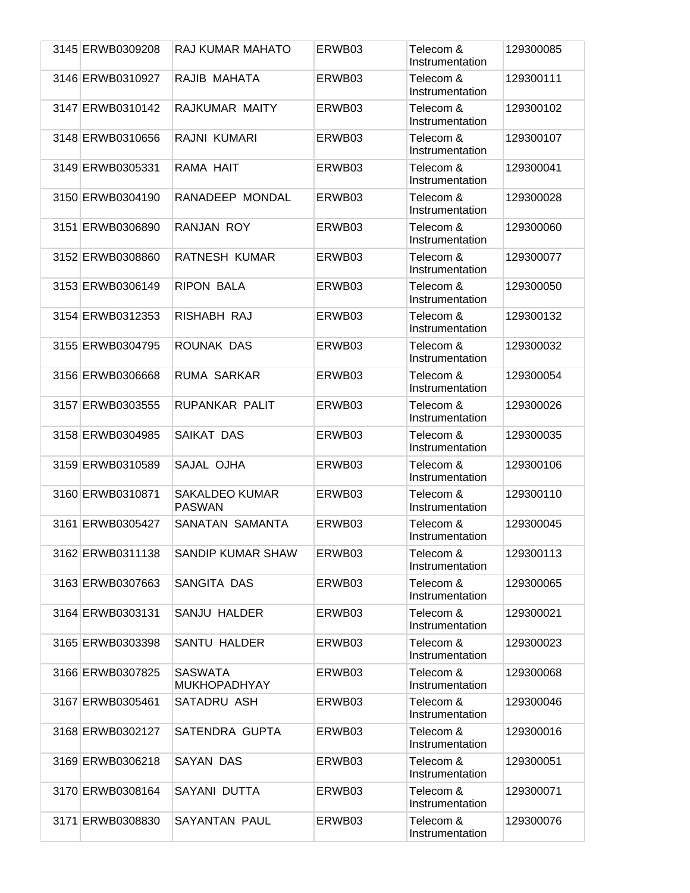| | | | | | |
|---|---|---|---|---|---|
| 3145 | ERWB0309208 | RAJ KUMAR MAHATO | ERWB03 | Telecom & Instrumentation | 129300085 |
| 3146 | ERWB0310927 | RAJIB MAHATA | ERWB03 | Telecom & Instrumentation | 129300111 |
| 3147 | ERWB0310142 | RAJKUMAR MAITY | ERWB03 | Telecom & Instrumentation | 129300102 |
| 3148 | ERWB0310656 | RAJNI KUMARI | ERWB03 | Telecom & Instrumentation | 129300107 |
| 3149 | ERWB0305331 | RAMA HAIT | ERWB03 | Telecom & Instrumentation | 129300041 |
| 3150 | ERWB0304190 | RANADEEP MONDAL | ERWB03 | Telecom & Instrumentation | 129300028 |
| 3151 | ERWB0306890 | RANJAN ROY | ERWB03 | Telecom & Instrumentation | 129300060 |
| 3152 | ERWB0308860 | RATNESH KUMAR | ERWB03 | Telecom & Instrumentation | 129300077 |
| 3153 | ERWB0306149 | RIPON BALA | ERWB03 | Telecom & Instrumentation | 129300050 |
| 3154 | ERWB0312353 | RISHABH RAJ | ERWB03 | Telecom & Instrumentation | 129300132 |
| 3155 | ERWB0304795 | ROUNAK DAS | ERWB03 | Telecom & Instrumentation | 129300032 |
| 3156 | ERWB0306668 | RUMA SARKAR | ERWB03 | Telecom & Instrumentation | 129300054 |
| 3157 | ERWB0303555 | RUPANKAR PALIT | ERWB03 | Telecom & Instrumentation | 129300026 |
| 3158 | ERWB0304985 | SAIKAT DAS | ERWB03 | Telecom & Instrumentation | 129300035 |
| 3159 | ERWB0310589 | SAJAL OJHA | ERWB03 | Telecom & Instrumentation | 129300106 |
| 3160 | ERWB0310871 | SAKALDEO KUMAR PASWAN | ERWB03 | Telecom & Instrumentation | 129300110 |
| 3161 | ERWB0305427 | SANATAN SAMANTA | ERWB03 | Telecom & Instrumentation | 129300045 |
| 3162 | ERWB0311138 | SANDIP KUMAR SHAW | ERWB03 | Telecom & Instrumentation | 129300113 |
| 3163 | ERWB0307663 | SANGITA DAS | ERWB03 | Telecom & Instrumentation | 129300065 |
| 3164 | ERWB0303131 | SANJU HALDER | ERWB03 | Telecom & Instrumentation | 129300021 |
| 3165 | ERWB0303398 | SANTU HALDER | ERWB03 | Telecom & Instrumentation | 129300023 |
| 3166 | ERWB0307825 | SASWATA MUKHOPADHYAY | ERWB03 | Telecom & Instrumentation | 129300068 |
| 3167 | ERWB0305461 | SATADRU ASH | ERWB03 | Telecom & Instrumentation | 129300046 |
| 3168 | ERWB0302127 | SATENDRA GUPTA | ERWB03 | Telecom & Instrumentation | 129300016 |
| 3169 | ERWB0306218 | SAYAN DAS | ERWB03 | Telecom & Instrumentation | 129300051 |
| 3170 | ERWB0308164 | SAYANI DUTTA | ERWB03 | Telecom & Instrumentation | 129300071 |
| 3171 | ERWB0308830 | SAYANTAN PAUL | ERWB03 | Telecom & Instrumentation | 129300076 |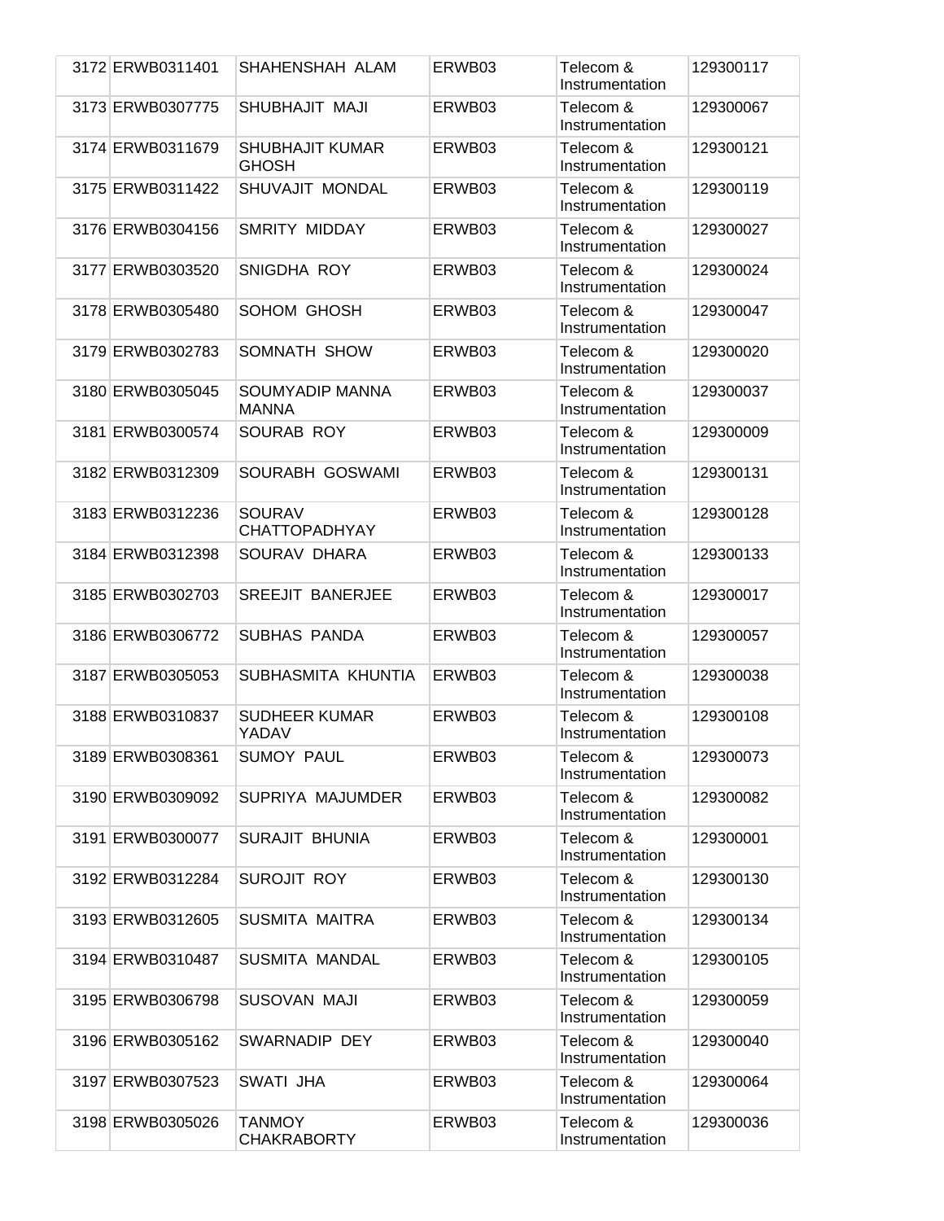| 3172 | ERWB0311401 | SHAHENSHAH ALAM | ERWB03 | Telecom & Instrumentation | 129300117 |
|---|---|---|---|---|---|
| 3173 | ERWB0307775 | SHUBHAJIT MAJI | ERWB03 | Telecom & Instrumentation | 129300067 |
| 3174 | ERWB0311679 | SHUBHAJIT KUMAR GHOSH | ERWB03 | Telecom & Instrumentation | 129300121 |
| 3175 | ERWB0311422 | SHUVAJIT MONDAL | ERWB03 | Telecom & Instrumentation | 129300119 |
| 3176 | ERWB0304156 | SMRITY MIDDAY | ERWB03 | Telecom & Instrumentation | 129300027 |
| 3177 | ERWB0303520 | SNIGDHA ROY | ERWB03 | Telecom & Instrumentation | 129300024 |
| 3178 | ERWB0305480 | SOHOM GHOSH | ERWB03 | Telecom & Instrumentation | 129300047 |
| 3179 | ERWB0302783 | SOMNATH SHOW | ERWB03 | Telecom & Instrumentation | 129300020 |
| 3180 | ERWB0305045 | SOUMYADIP MANNA MANNA | ERWB03 | Telecom & Instrumentation | 129300037 |
| 3181 | ERWB0300574 | SOURAB ROY | ERWB03 | Telecom & Instrumentation | 129300009 |
| 3182 | ERWB0312309 | SOURABH GOSWAMI | ERWB03 | Telecom & Instrumentation | 129300131 |
| 3183 | ERWB0312236 | SOURAV CHATTOPADHYAY | ERWB03 | Telecom & Instrumentation | 129300128 |
| 3184 | ERWB0312398 | SOURAV DHARA | ERWB03 | Telecom & Instrumentation | 129300133 |
| 3185 | ERWB0302703 | SREEJIT BANERJEE | ERWB03 | Telecom & Instrumentation | 129300017 |
| 3186 | ERWB0306772 | SUBHAS PANDA | ERWB03 | Telecom & Instrumentation | 129300057 |
| 3187 | ERWB0305053 | SUBHASMITA KHUNTIA | ERWB03 | Telecom & Instrumentation | 129300038 |
| 3188 | ERWB0310837 | SUDHEER KUMAR YADAV | ERWB03 | Telecom & Instrumentation | 129300108 |
| 3189 | ERWB0308361 | SUMOY PAUL | ERWB03 | Telecom & Instrumentation | 129300073 |
| 3190 | ERWB0309092 | SUPRIYA MAJUMDER | ERWB03 | Telecom & Instrumentation | 129300082 |
| 3191 | ERWB0300077 | SURAJIT BHUNIA | ERWB03 | Telecom & Instrumentation | 129300001 |
| 3192 | ERWB0312284 | SUROJIT ROY | ERWB03 | Telecom & Instrumentation | 129300130 |
| 3193 | ERWB0312605 | SUSMITA MAITRA | ERWB03 | Telecom & Instrumentation | 129300134 |
| 3194 | ERWB0310487 | SUSMITA MANDAL | ERWB03 | Telecom & Instrumentation | 129300105 |
| 3195 | ERWB0306798 | SUSOVAN MAJI | ERWB03 | Telecom & Instrumentation | 129300059 |
| 3196 | ERWB0305162 | SWARNADIP DEY | ERWB03 | Telecom & Instrumentation | 129300040 |
| 3197 | ERWB0307523 | SWATI JHA | ERWB03 | Telecom & Instrumentation | 129300064 |
| 3198 | ERWB0305026 | TANMOY CHAKRABORTY | ERWB03 | Telecom & Instrumentation | 129300036 |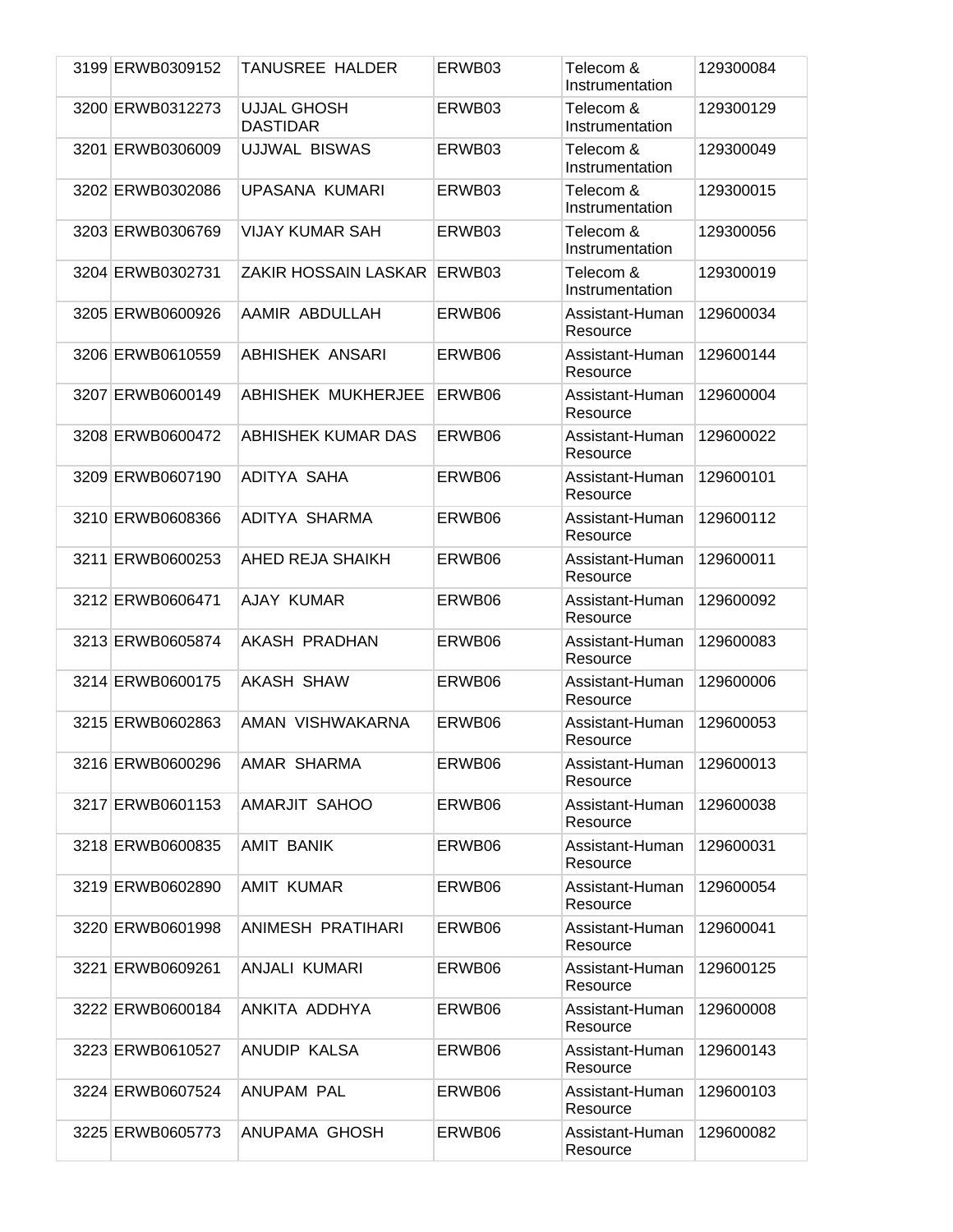| 3199 | ERWB0309152 | TANUSREE HALDER | ERWB03 | Telecom & Instrumentation | 129300084 |
|---|---|---|---|---|---|
| 3200 | ERWB0312273 | UJJAL GHOSH DASTIDAR | ERWB03 | Telecom & Instrumentation | 129300129 |
| 3201 | ERWB0306009 | UJJWAL BISWAS | ERWB03 | Telecom & Instrumentation | 129300049 |
| 3202 | ERWB0302086 | UPASANA KUMARI | ERWB03 | Telecom & Instrumentation | 129300015 |
| 3203 | ERWB0306769 | VIJAY KUMAR SAH | ERWB03 | Telecom & Instrumentation | 129300056 |
| 3204 | ERWB0302731 | ZAKIR HOSSAIN LASKAR | ERWB03 | Telecom & Instrumentation | 129300019 |
| 3205 | ERWB0600926 | AAMIR ABDULLAH | ERWB06 | Assistant-Human Resource | 129600034 |
| 3206 | ERWB0610559 | ABHISHEK ANSARI | ERWB06 | Assistant-Human Resource | 129600144 |
| 3207 | ERWB0600149 | ABHISHEK MUKHERJEE | ERWB06 | Assistant-Human Resource | 129600004 |
| 3208 | ERWB0600472 | ABHISHEK KUMAR DAS | ERWB06 | Assistant-Human Resource | 129600022 |
| 3209 | ERWB0607190 | ADITYA SAHA | ERWB06 | Assistant-Human Resource | 129600101 |
| 3210 | ERWB0608366 | ADITYA SHARMA | ERWB06 | Assistant-Human Resource | 129600112 |
| 3211 | ERWB0600253 | AHED REJA SHAIKH | ERWB06 | Assistant-Human Resource | 129600011 |
| 3212 | ERWB0606471 | AJAY KUMAR | ERWB06 | Assistant-Human Resource | 129600092 |
| 3213 | ERWB0605874 | AKASH PRADHAN | ERWB06 | Assistant-Human Resource | 129600083 |
| 3214 | ERWB0600175 | AKASH SHAW | ERWB06 | Assistant-Human Resource | 129600006 |
| 3215 | ERWB0602863 | AMAN VISHWAKARNA | ERWB06 | Assistant-Human Resource | 129600053 |
| 3216 | ERWB0600296 | AMAR SHARMA | ERWB06 | Assistant-Human Resource | 129600013 |
| 3217 | ERWB0601153 | AMARJIT SAHOO | ERWB06 | Assistant-Human Resource | 129600038 |
| 3218 | ERWB0600835 | AMIT BANIK | ERWB06 | Assistant-Human Resource | 129600031 |
| 3219 | ERWB0602890 | AMIT KUMAR | ERWB06 | Assistant-Human Resource | 129600054 |
| 3220 | ERWB0601998 | ANIMESH PRATIHARI | ERWB06 | Assistant-Human Resource | 129600041 |
| 3221 | ERWB0609261 | ANJALI KUMARI | ERWB06 | Assistant-Human Resource | 129600125 |
| 3222 | ERWB0600184 | ANKITA ADDHYA | ERWB06 | Assistant-Human Resource | 129600008 |
| 3223 | ERWB0610527 | ANUDIP KALSA | ERWB06 | Assistant-Human Resource | 129600143 |
| 3224 | ERWB0607524 | ANUPAM PAL | ERWB06 | Assistant-Human Resource | 129600103 |
| 3225 | ERWB0605773 | ANUPAMA GHOSH | ERWB06 | Assistant-Human Resource | 129600082 |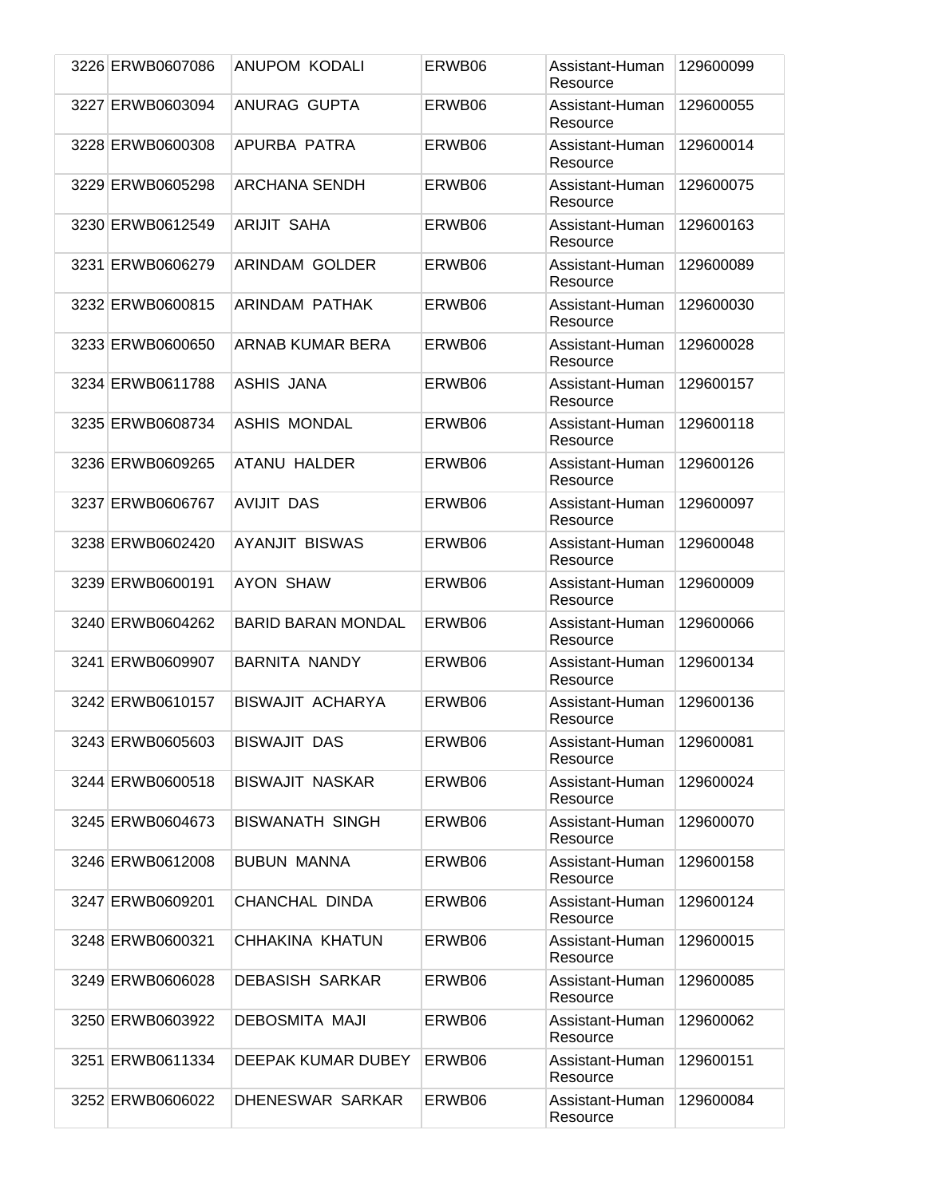| | | | | | |
|---|---|---|---|---|---|
| 3226 | ERWB0607086 | ANUPOM KODALI | ERWB06 | Assistant-Human Resource | 129600099 |
| 3227 | ERWB0603094 | ANURAG GUPTA | ERWB06 | Assistant-Human Resource | 129600055 |
| 3228 | ERWB0600308 | APURBA PATRA | ERWB06 | Assistant-Human Resource | 129600014 |
| 3229 | ERWB0605298 | ARCHANA SENDH | ERWB06 | Assistant-Human Resource | 129600075 |
| 3230 | ERWB0612549 | ARIJIT SAHA | ERWB06 | Assistant-Human Resource | 129600163 |
| 3231 | ERWB0606279 | ARINDAM GOLDER | ERWB06 | Assistant-Human Resource | 129600089 |
| 3232 | ERWB0600815 | ARINDAM PATHAK | ERWB06 | Assistant-Human Resource | 129600030 |
| 3233 | ERWB0600650 | ARNAB KUMAR BERA | ERWB06 | Assistant-Human Resource | 129600028 |
| 3234 | ERWB0611788 | ASHIS JANA | ERWB06 | Assistant-Human Resource | 129600157 |
| 3235 | ERWB0608734 | ASHIS MONDAL | ERWB06 | Assistant-Human Resource | 129600118 |
| 3236 | ERWB0609265 | ATANU HALDER | ERWB06 | Assistant-Human Resource | 129600126 |
| 3237 | ERWB0606767 | AVIJIT DAS | ERWB06 | Assistant-Human Resource | 129600097 |
| 3238 | ERWB0602420 | AYANJIT BISWAS | ERWB06 | Assistant-Human Resource | 129600048 |
| 3239 | ERWB0600191 | AYON SHAW | ERWB06 | Assistant-Human Resource | 129600009 |
| 3240 | ERWB0604262 | BARID BARAN MONDAL | ERWB06 | Assistant-Human Resource | 129600066 |
| 3241 | ERWB0609907 | BARNITA NANDY | ERWB06 | Assistant-Human Resource | 129600134 |
| 3242 | ERWB0610157 | BISWAJIT ACHARYA | ERWB06 | Assistant-Human Resource | 129600136 |
| 3243 | ERWB0605603 | BISWAJIT DAS | ERWB06 | Assistant-Human Resource | 129600081 |
| 3244 | ERWB0600518 | BISWAJIT NASKAR | ERWB06 | Assistant-Human Resource | 129600024 |
| 3245 | ERWB0604673 | BISWANATH SINGH | ERWB06 | Assistant-Human Resource | 129600070 |
| 3246 | ERWB0612008 | BUBUN MANNA | ERWB06 | Assistant-Human Resource | 129600158 |
| 3247 | ERWB0609201 | CHANCHAL DINDA | ERWB06 | Assistant-Human Resource | 129600124 |
| 3248 | ERWB0600321 | CHHAKINA KHATUN | ERWB06 | Assistant-Human Resource | 129600015 |
| 3249 | ERWB0606028 | DEBASISH SARKAR | ERWB06 | Assistant-Human Resource | 129600085 |
| 3250 | ERWB0603922 | DEBOSMITA MAJI | ERWB06 | Assistant-Human Resource | 129600062 |
| 3251 | ERWB0611334 | DEEPAK KUMAR DUBEY | ERWB06 | Assistant-Human Resource | 129600151 |
| 3252 | ERWB0606022 | DHENESWAR SARKAR | ERWB06 | Assistant-Human Resource | 129600084 |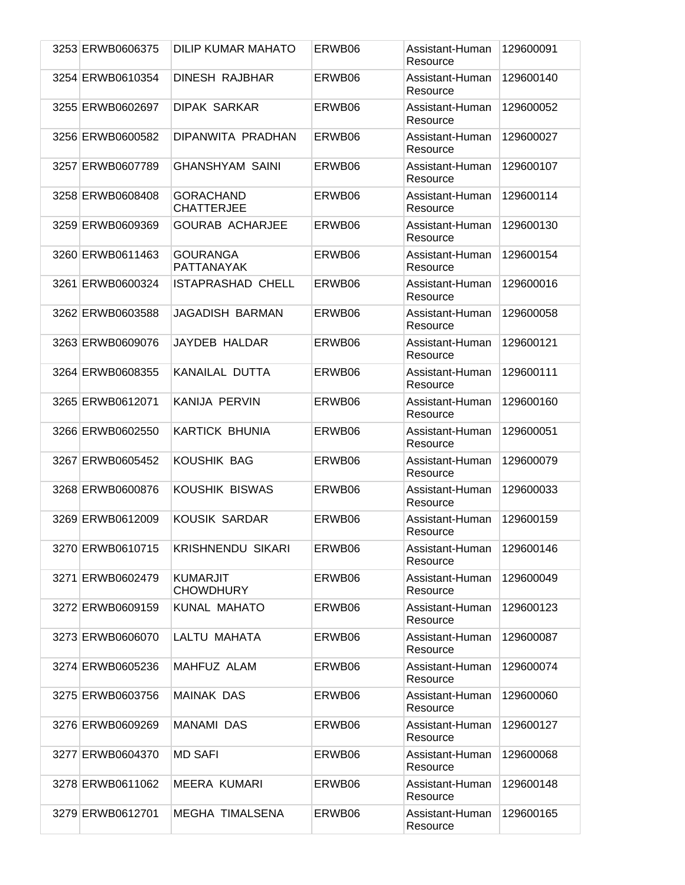| | | | | | |
|---|---|---|---|---|---|
| 3253 | ERWB0606375 | DILIP KUMAR MAHATO | ERWB06 | Assistant-Human Resource | 129600091 |
| 3254 | ERWB0610354 | DINESH RAJBHAR | ERWB06 | Assistant-Human Resource | 129600140 |
| 3255 | ERWB0602697 | DIPAK SARKAR | ERWB06 | Assistant-Human Resource | 129600052 |
| 3256 | ERWB0600582 | DIPANWITA PRADHAN | ERWB06 | Assistant-Human Resource | 129600027 |
| 3257 | ERWB0607789 | GHANSHYAM SAINI | ERWB06 | Assistant-Human Resource | 129600107 |
| 3258 | ERWB0608408 | GORACHAND CHATTERJEE | ERWB06 | Assistant-Human Resource | 129600114 |
| 3259 | ERWB0609369 | GOURAB ACHARJEE | ERWB06 | Assistant-Human Resource | 129600130 |
| 3260 | ERWB0611463 | GOURANGA PATTANAYAK | ERWB06 | Assistant-Human Resource | 129600154 |
| 3261 | ERWB0600324 | ISTAPRASHAD CHELL | ERWB06 | Assistant-Human Resource | 129600016 |
| 3262 | ERWB0603588 | JAGADISH BARMAN | ERWB06 | Assistant-Human Resource | 129600058 |
| 3263 | ERWB0609076 | JAYDEB HALDAR | ERWB06 | Assistant-Human Resource | 129600121 |
| 3264 | ERWB0608355 | KANAILAL DUTTA | ERWB06 | Assistant-Human Resource | 129600111 |
| 3265 | ERWB0612071 | KANIJA PERVIN | ERWB06 | Assistant-Human Resource | 129600160 |
| 3266 | ERWB0602550 | KARTICK BHUNIA | ERWB06 | Assistant-Human Resource | 129600051 |
| 3267 | ERWB0605452 | KOUSHIK BAG | ERWB06 | Assistant-Human Resource | 129600079 |
| 3268 | ERWB0600876 | KOUSHIK BISWAS | ERWB06 | Assistant-Human Resource | 129600033 |
| 3269 | ERWB0612009 | KOUSIK SARDAR | ERWB06 | Assistant-Human Resource | 129600159 |
| 3270 | ERWB0610715 | KRISHNENDU SIKARI | ERWB06 | Assistant-Human Resource | 129600146 |
| 3271 | ERWB0602479 | KUMARJIT CHOWDHURY | ERWB06 | Assistant-Human Resource | 129600049 |
| 3272 | ERWB0609159 | KUNAL MAHATO | ERWB06 | Assistant-Human Resource | 129600123 |
| 3273 | ERWB0606070 | LALTU MAHATA | ERWB06 | Assistant-Human Resource | 129600087 |
| 3274 | ERWB0605236 | MAHFUZ ALAM | ERWB06 | Assistant-Human Resource | 129600074 |
| 3275 | ERWB0603756 | MAINAK DAS | ERWB06 | Assistant-Human Resource | 129600060 |
| 3276 | ERWB0609269 | MANAMI DAS | ERWB06 | Assistant-Human Resource | 129600127 |
| 3277 | ERWB0604370 | MD SAFI | ERWB06 | Assistant-Human Resource | 129600068 |
| 3278 | ERWB0611062 | MEERA KUMARI | ERWB06 | Assistant-Human Resource | 129600148 |
| 3279 | ERWB0612701 | MEGHA TIMALSENA | ERWB06 | Assistant-Human Resource | 129600165 |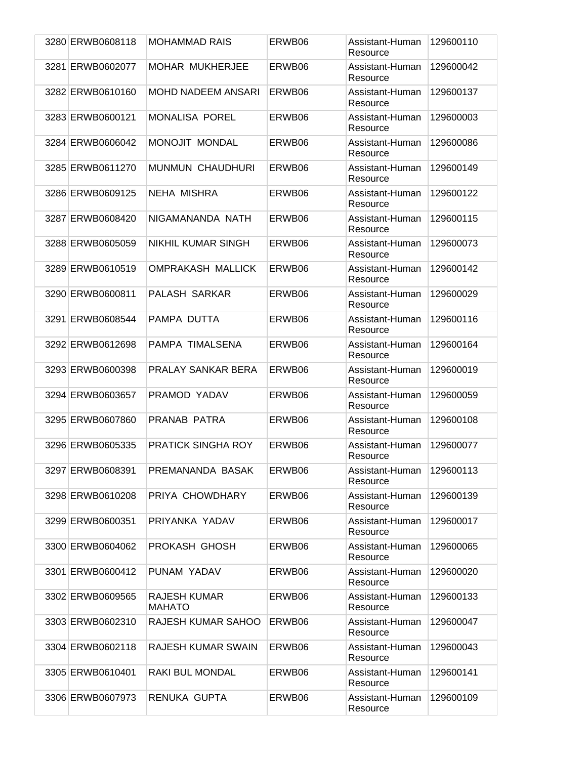| 3280 | ERWB0608118 | MOHAMMAD RAIS | ERWB06 | Assistant-Human Resource | 129600110 |
|---|---|---|---|---|---|
| 3281 | ERWB0602077 | MOHAR MUKHERJEE | ERWB06 | Assistant-Human Resource | 129600042 |
| 3282 | ERWB0610160 | MOHD NADEEM ANSARI | ERWB06 | Assistant-Human Resource | 129600137 |
| 3283 | ERWB0600121 | MONALISA POREL | ERWB06 | Assistant-Human Resource | 129600003 |
| 3284 | ERWB0606042 | MONOJIT MONDAL | ERWB06 | Assistant-Human Resource | 129600086 |
| 3285 | ERWB0611270 | MUNMUN CHAUDHURI | ERWB06 | Assistant-Human Resource | 129600149 |
| 3286 | ERWB0609125 | NEHA MISHRA | ERWB06 | Assistant-Human Resource | 129600122 |
| 3287 | ERWB0608420 | NIGAMANANDA NATH | ERWB06 | Assistant-Human Resource | 129600115 |
| 3288 | ERWB0605059 | NIKHIL KUMAR SINGH | ERWB06 | Assistant-Human Resource | 129600073 |
| 3289 | ERWB0610519 | OMPRAKASH MALLICK | ERWB06 | Assistant-Human Resource | 129600142 |
| 3290 | ERWB0600811 | PALASH SARKAR | ERWB06 | Assistant-Human Resource | 129600029 |
| 3291 | ERWB0608544 | PAMPA DUTTA | ERWB06 | Assistant-Human Resource | 129600116 |
| 3292 | ERWB0612698 | PAMPA TIMALSENA | ERWB06 | Assistant-Human Resource | 129600164 |
| 3293 | ERWB0600398 | PRALAY SANKAR BERA | ERWB06 | Assistant-Human Resource | 129600019 |
| 3294 | ERWB0603657 | PRAMOD YADAV | ERWB06 | Assistant-Human Resource | 129600059 |
| 3295 | ERWB0607860 | PRANAB PATRA | ERWB06 | Assistant-Human Resource | 129600108 |
| 3296 | ERWB0605335 | PRATICK SINGHA ROY | ERWB06 | Assistant-Human Resource | 129600077 |
| 3297 | ERWB0608391 | PREMANANDA BASAK | ERWB06 | Assistant-Human Resource | 129600113 |
| 3298 | ERWB0610208 | PRIYA CHOWDHARY | ERWB06 | Assistant-Human Resource | 129600139 |
| 3299 | ERWB0600351 | PRIYANKA YADAV | ERWB06 | Assistant-Human Resource | 129600017 |
| 3300 | ERWB0604062 | PROKASH GHOSH | ERWB06 | Assistant-Human Resource | 129600065 |
| 3301 | ERWB0600412 | PUNAM YADAV | ERWB06 | Assistant-Human Resource | 129600020 |
| 3302 | ERWB0609565 | RAJESH KUMAR MAHATO | ERWB06 | Assistant-Human Resource | 129600133 |
| 3303 | ERWB0602310 | RAJESH KUMAR SAHOO | ERWB06 | Assistant-Human Resource | 129600047 |
| 3304 | ERWB0602118 | RAJESH KUMAR SWAIN | ERWB06 | Assistant-Human Resource | 129600043 |
| 3305 | ERWB0610401 | RAKI BUL MONDAL | ERWB06 | Assistant-Human Resource | 129600141 |
| 3306 | ERWB0607973 | RENUKA GUPTA | ERWB06 | Assistant-Human Resource | 129600109 |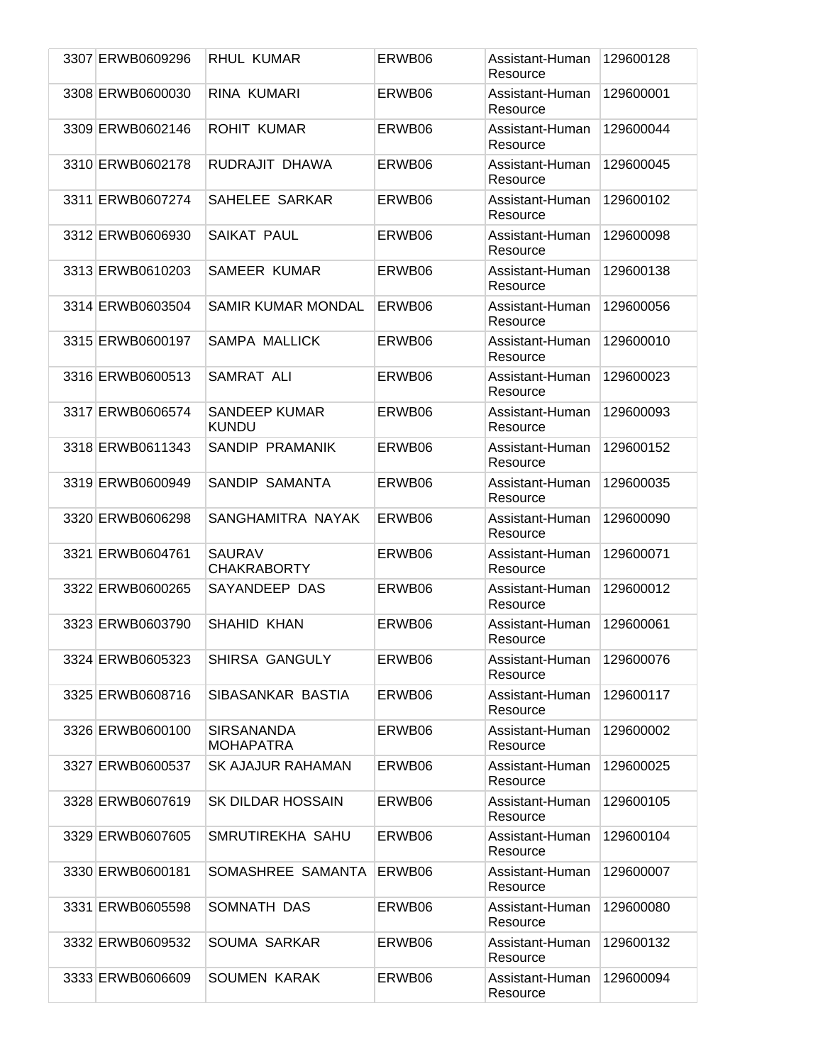| | | | | | |
|---|---|---|---|---|---|
| 3307 | ERWB0609296 | RHUL KUMAR | ERWB06 | Assistant-Human Resource | 129600128 |
| 3308 | ERWB0600030 | RINA KUMARI | ERWB06 | Assistant-Human Resource | 129600001 |
| 3309 | ERWB0602146 | ROHIT KUMAR | ERWB06 | Assistant-Human Resource | 129600044 |
| 3310 | ERWB0602178 | RUDRAJIT DHAWA | ERWB06 | Assistant-Human Resource | 129600045 |
| 3311 | ERWB0607274 | SAHELEE SARKAR | ERWB06 | Assistant-Human Resource | 129600102 |
| 3312 | ERWB0606930 | SAIKAT PAUL | ERWB06 | Assistant-Human Resource | 129600098 |
| 3313 | ERWB0610203 | SAMEER KUMAR | ERWB06 | Assistant-Human Resource | 129600138 |
| 3314 | ERWB0603504 | SAMIR KUMAR MONDAL | ERWB06 | Assistant-Human Resource | 129600056 |
| 3315 | ERWB0600197 | SAMPA MALLICK | ERWB06 | Assistant-Human Resource | 129600010 |
| 3316 | ERWB0600513 | SAMRAT ALI | ERWB06 | Assistant-Human Resource | 129600023 |
| 3317 | ERWB0606574 | SANDEEP KUMAR KUNDU | ERWB06 | Assistant-Human Resource | 129600093 |
| 3318 | ERWB0611343 | SANDIP PRAMANIK | ERWB06 | Assistant-Human Resource | 129600152 |
| 3319 | ERWB0600949 | SANDIP SAMANTA | ERWB06 | Assistant-Human Resource | 129600035 |
| 3320 | ERWB0606298 | SANGHAMITRA NAYAK | ERWB06 | Assistant-Human Resource | 129600090 |
| 3321 | ERWB0604761 | SAURAV CHAKRABORTY | ERWB06 | Assistant-Human Resource | 129600071 |
| 3322 | ERWB0600265 | SAYANDEEP DAS | ERWB06 | Assistant-Human Resource | 129600012 |
| 3323 | ERWB0603790 | SHAHID KHAN | ERWB06 | Assistant-Human Resource | 129600061 |
| 3324 | ERWB0605323 | SHIRSA GANGULY | ERWB06 | Assistant-Human Resource | 129600076 |
| 3325 | ERWB0608716 | SIBASANKAR BASTIA | ERWB06 | Assistant-Human Resource | 129600117 |
| 3326 | ERWB0600100 | SIRSANANDA MOHAPATRA | ERWB06 | Assistant-Human Resource | 129600002 |
| 3327 | ERWB0600537 | SK AJAJUR RAHAMAN | ERWB06 | Assistant-Human Resource | 129600025 |
| 3328 | ERWB0607619 | SK DILDAR HOSSAIN | ERWB06 | Assistant-Human Resource | 129600105 |
| 3329 | ERWB0607605 | SMRUTIREKHA SAHU | ERWB06 | Assistant-Human Resource | 129600104 |
| 3330 | ERWB0600181 | SOMASHREE SAMANTA | ERWB06 | Assistant-Human Resource | 129600007 |
| 3331 | ERWB0605598 | SOMNATH DAS | ERWB06 | Assistant-Human Resource | 129600080 |
| 3332 | ERWB0609532 | SOUMA SARKAR | ERWB06 | Assistant-Human Resource | 129600132 |
| 3333 | ERWB0606609 | SOUMEN KARAK | ERWB06 | Assistant-Human Resource | 129600094 |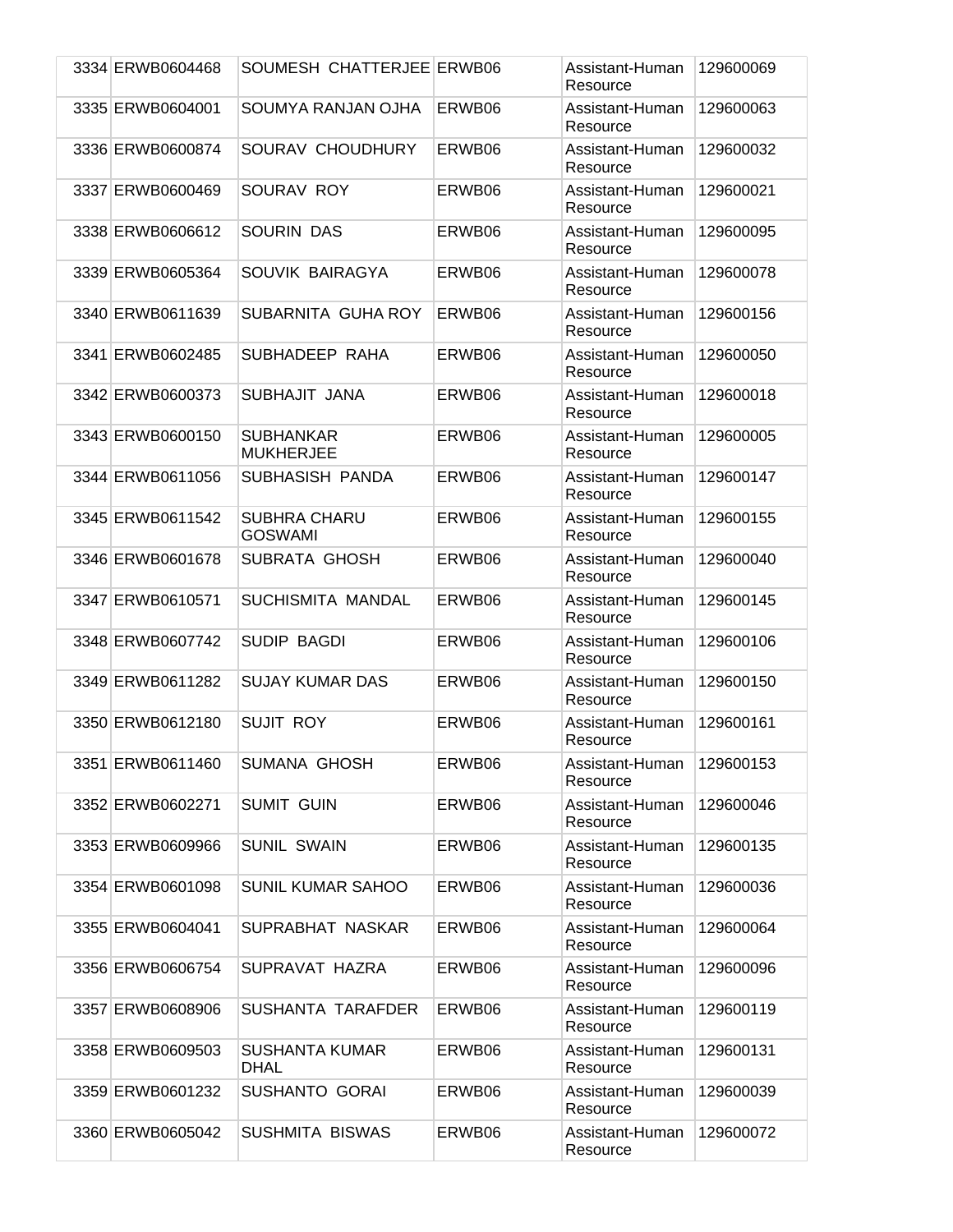| | | | | | |
|---|---|---|---|---|---|
| 3334 | ERWB0604468 | SOUMESH CHATTERJEE | ERWB06 | Assistant-Human Resource | 129600069 |
| 3335 | ERWB0604001 | SOUMYA RANJAN OJHA | ERWB06 | Assistant-Human Resource | 129600063 |
| 3336 | ERWB0600874 | SOURAV CHOUDHURY | ERWB06 | Assistant-Human Resource | 129600032 |
| 3337 | ERWB0600469 | SOURAV ROY | ERWB06 | Assistant-Human Resource | 129600021 |
| 3338 | ERWB0606612 | SOURIN DAS | ERWB06 | Assistant-Human Resource | 129600095 |
| 3339 | ERWB0605364 | SOUVIK BAIRAGYA | ERWB06 | Assistant-Human Resource | 129600078 |
| 3340 | ERWB0611639 | SUBARNITA GUHA ROY | ERWB06 | Assistant-Human Resource | 129600156 |
| 3341 | ERWB0602485 | SUBHADEEP RAHA | ERWB06 | Assistant-Human Resource | 129600050 |
| 3342 | ERWB0600373 | SUBHAJIT JANA | ERWB06 | Assistant-Human Resource | 129600018 |
| 3343 | ERWB0600150 | SUBHANKAR MUKHERJEE | ERWB06 | Assistant-Human Resource | 129600005 |
| 3344 | ERWB0611056 | SUBHASISH PANDA | ERWB06 | Assistant-Human Resource | 129600147 |
| 3345 | ERWB0611542 | SUBHRA CHARU GOSWAMI | ERWB06 | Assistant-Human Resource | 129600155 |
| 3346 | ERWB0601678 | SUBRATA GHOSH | ERWB06 | Assistant-Human Resource | 129600040 |
| 3347 | ERWB0610571 | SUCHISMITA MANDAL | ERWB06 | Assistant-Human Resource | 129600145 |
| 3348 | ERWB0607742 | SUDIP BAGDI | ERWB06 | Assistant-Human Resource | 129600106 |
| 3349 | ERWB0611282 | SUJAY KUMAR DAS | ERWB06 | Assistant-Human Resource | 129600150 |
| 3350 | ERWB0612180 | SUJIT ROY | ERWB06 | Assistant-Human Resource | 129600161 |
| 3351 | ERWB0611460 | SUMANA GHOSH | ERWB06 | Assistant-Human Resource | 129600153 |
| 3352 | ERWB0602271 | SUMIT GUIN | ERWB06 | Assistant-Human Resource | 129600046 |
| 3353 | ERWB0609966 | SUNIL SWAIN | ERWB06 | Assistant-Human Resource | 129600135 |
| 3354 | ERWB0601098 | SUNIL KUMAR SAHOO | ERWB06 | Assistant-Human Resource | 129600036 |
| 3355 | ERWB0604041 | SUPRABHAT NASKAR | ERWB06 | Assistant-Human Resource | 129600064 |
| 3356 | ERWB0606754 | SUPRAVAT HAZRA | ERWB06 | Assistant-Human Resource | 129600096 |
| 3357 | ERWB0608906 | SUSHANTA TARAFDER | ERWB06 | Assistant-Human Resource | 129600119 |
| 3358 | ERWB0609503 | SUSHANTA KUMAR DHAL | ERWB06 | Assistant-Human Resource | 129600131 |
| 3359 | ERWB0601232 | SUSHANTO GORAI | ERWB06 | Assistant-Human Resource | 129600039 |
| 3360 | ERWB0605042 | SUSHMITA BISWAS | ERWB06 | Assistant-Human Resource | 129600072 |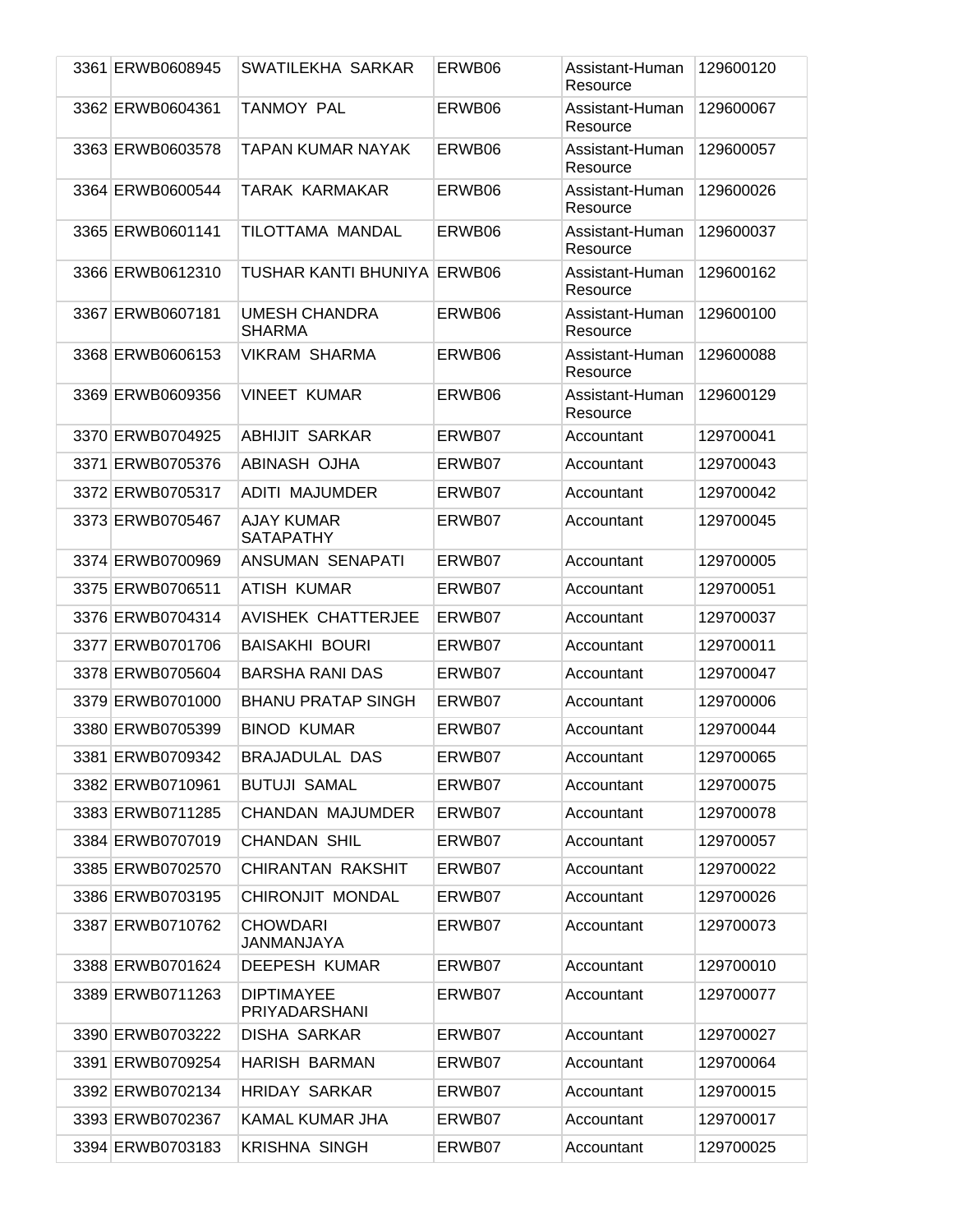| | | | | | |
|---|---|---|---|---|---|
| 3361 | ERWB0608945 | SWATILEKHA SARKAR | ERWB06 | Assistant-Human Resource | 129600120 |
| 3362 | ERWB0604361 | TANMOY PAL | ERWB06 | Assistant-Human Resource | 129600067 |
| 3363 | ERWB0603578 | TAPAN KUMAR NAYAK | ERWB06 | Assistant-Human Resource | 129600057 |
| 3364 | ERWB0600544 | TARAK KARMAKAR | ERWB06 | Assistant-Human Resource | 129600026 |
| 3365 | ERWB0601141 | TILOTTAMA MANDAL | ERWB06 | Assistant-Human Resource | 129600037 |
| 3366 | ERWB0612310 | TUSHAR KANTI BHUNIYA | ERWB06 | Assistant-Human Resource | 129600162 |
| 3367 | ERWB0607181 | UMESH CHANDRA SHARMA | ERWB06 | Assistant-Human Resource | 129600100 |
| 3368 | ERWB0606153 | VIKRAM SHARMA | ERWB06 | Assistant-Human Resource | 129600088 |
| 3369 | ERWB0609356 | VINEET KUMAR | ERWB06 | Assistant-Human Resource | 129600129 |
| 3370 | ERWB0704925 | ABHIJIT SARKAR | ERWB07 | Accountant | 129700041 |
| 3371 | ERWB0705376 | ABINASH OJHA | ERWB07 | Accountant | 129700043 |
| 3372 | ERWB0705317 | ADITI MAJUMDER | ERWB07 | Accountant | 129700042 |
| 3373 | ERWB0705467 | AJAY KUMAR SATAPATHY | ERWB07 | Accountant | 129700045 |
| 3374 | ERWB0700969 | ANSUMAN SENAPATI | ERWB07 | Accountant | 129700005 |
| 3375 | ERWB0706511 | ATISH KUMAR | ERWB07 | Accountant | 129700051 |
| 3376 | ERWB0704314 | AVISHEK CHATTERJEE | ERWB07 | Accountant | 129700037 |
| 3377 | ERWB0701706 | BAISAKHI BOURI | ERWB07 | Accountant | 129700011 |
| 3378 | ERWB0705604 | BARSHA RANI DAS | ERWB07 | Accountant | 129700047 |
| 3379 | ERWB0701000 | BHANU PRATAP SINGH | ERWB07 | Accountant | 129700006 |
| 3380 | ERWB0705399 | BINOD KUMAR | ERWB07 | Accountant | 129700044 |
| 3381 | ERWB0709342 | BRAJADULAL DAS | ERWB07 | Accountant | 129700065 |
| 3382 | ERWB0710961 | BUTUJI SAMAL | ERWB07 | Accountant | 129700075 |
| 3383 | ERWB0711285 | CHANDAN MAJUMDER | ERWB07 | Accountant | 129700078 |
| 3384 | ERWB0707019 | CHANDAN SHIL | ERWB07 | Accountant | 129700057 |
| 3385 | ERWB0702570 | CHIRANTAN RAKSHIT | ERWB07 | Accountant | 129700022 |
| 3386 | ERWB0703195 | CHIRONJIT MONDAL | ERWB07 | Accountant | 129700026 |
| 3387 | ERWB0710762 | CHOWDARI JANMANJAYA | ERWB07 | Accountant | 129700073 |
| 3388 | ERWB0701624 | DEEPESH KUMAR | ERWB07 | Accountant | 129700010 |
| 3389 | ERWB0711263 | DIPTIMAYEE PRIYADARSHANI | ERWB07 | Accountant | 129700077 |
| 3390 | ERWB0703222 | DISHA SARKAR | ERWB07 | Accountant | 129700027 |
| 3391 | ERWB0709254 | HARISH BARMAN | ERWB07 | Accountant | 129700064 |
| 3392 | ERWB0702134 | HRIDAY SARKAR | ERWB07 | Accountant | 129700015 |
| 3393 | ERWB0702367 | KAMAL KUMAR JHA | ERWB07 | Accountant | 129700017 |
| 3394 | ERWB0703183 | KRISHNA SINGH | ERWB07 | Accountant | 129700025 |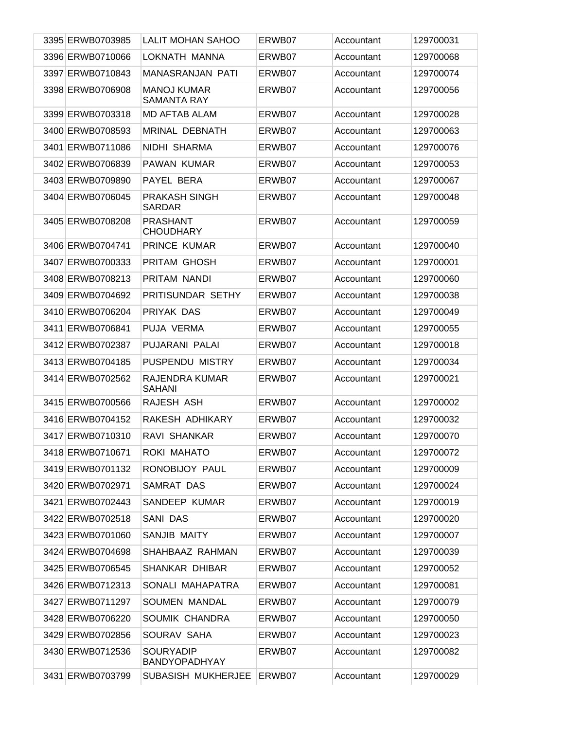| | | | | | |
|---|---|---|---|---|---|
| 3395 | ERWB0703985 | LALIT MOHAN SAHOO | ERWB07 | Accountant | 129700031 |
| 3396 | ERWB0710066 | LOKNATH MANNA | ERWB07 | Accountant | 129700068 |
| 3397 | ERWB0710843 | MANASRANJAN PATI | ERWB07 | Accountant | 129700074 |
| 3398 | ERWB0706908 | MANOJ KUMAR SAMANTA RAY | ERWB07 | Accountant | 129700056 |
| 3399 | ERWB0703318 | MD AFTAB ALAM | ERWB07 | Accountant | 129700028 |
| 3400 | ERWB0708593 | MRINAL DEBNATH | ERWB07 | Accountant | 129700063 |
| 3401 | ERWB0711086 | NIDHI SHARMA | ERWB07 | Accountant | 129700076 |
| 3402 | ERWB0706839 | PAWAN KUMAR | ERWB07 | Accountant | 129700053 |
| 3403 | ERWB0709890 | PAYEL BERA | ERWB07 | Accountant | 129700067 |
| 3404 | ERWB0706045 | PRAKASH SINGH SARDAR | ERWB07 | Accountant | 129700048 |
| 3405 | ERWB0708208 | PRASHANT CHOUDHARY | ERWB07 | Accountant | 129700059 |
| 3406 | ERWB0704741 | PRINCE KUMAR | ERWB07 | Accountant | 129700040 |
| 3407 | ERWB0700333 | PRITAM GHOSH | ERWB07 | Accountant | 129700001 |
| 3408 | ERWB0708213 | PRITAM NANDI | ERWB07 | Accountant | 129700060 |
| 3409 | ERWB0704692 | PRITISUNDAR SETHY | ERWB07 | Accountant | 129700038 |
| 3410 | ERWB0706204 | PRIYAK DAS | ERWB07 | Accountant | 129700049 |
| 3411 | ERWB0706841 | PUJA VERMA | ERWB07 | Accountant | 129700055 |
| 3412 | ERWB0702387 | PUJARANI PALAI | ERWB07 | Accountant | 129700018 |
| 3413 | ERWB0704185 | PUSPENDU MISTRY | ERWB07 | Accountant | 129700034 |
| 3414 | ERWB0702562 | RAJENDRA KUMAR SAHANI | ERWB07 | Accountant | 129700021 |
| 3415 | ERWB0700566 | RAJESH ASH | ERWB07 | Accountant | 129700002 |
| 3416 | ERWB0704152 | RAKESH ADHIKARY | ERWB07 | Accountant | 129700032 |
| 3417 | ERWB0710310 | RAVI SHANKAR | ERWB07 | Accountant | 129700070 |
| 3418 | ERWB0710671 | ROKI MAHATO | ERWB07 | Accountant | 129700072 |
| 3419 | ERWB0701132 | RONOBIJOY PAUL | ERWB07 | Accountant | 129700009 |
| 3420 | ERWB0702971 | SAMRAT DAS | ERWB07 | Accountant | 129700024 |
| 3421 | ERWB0702443 | SANDEEP KUMAR | ERWB07 | Accountant | 129700019 |
| 3422 | ERWB0702518 | SANI DAS | ERWB07 | Accountant | 129700020 |
| 3423 | ERWB0701060 | SANJIB MAITY | ERWB07 | Accountant | 129700007 |
| 3424 | ERWB0704698 | SHAHBAAZ RAHMAN | ERWB07 | Accountant | 129700039 |
| 3425 | ERWB0706545 | SHANKAR DHIBAR | ERWB07 | Accountant | 129700052 |
| 3426 | ERWB0712313 | SONALI MAHAPATRA | ERWB07 | Accountant | 129700081 |
| 3427 | ERWB0711297 | SOUMEN MANDAL | ERWB07 | Accountant | 129700079 |
| 3428 | ERWB0706220 | SOUMIK CHANDRA | ERWB07 | Accountant | 129700050 |
| 3429 | ERWB0702856 | SOURAV SAHA | ERWB07 | Accountant | 129700023 |
| 3430 | ERWB0712536 | SOURYADIP BANDYOPADHYAY | ERWB07 | Accountant | 129700082 |
| 3431 | ERWB0703799 | SUBASISH MUKHERJEE | ERWB07 | Accountant | 129700029 |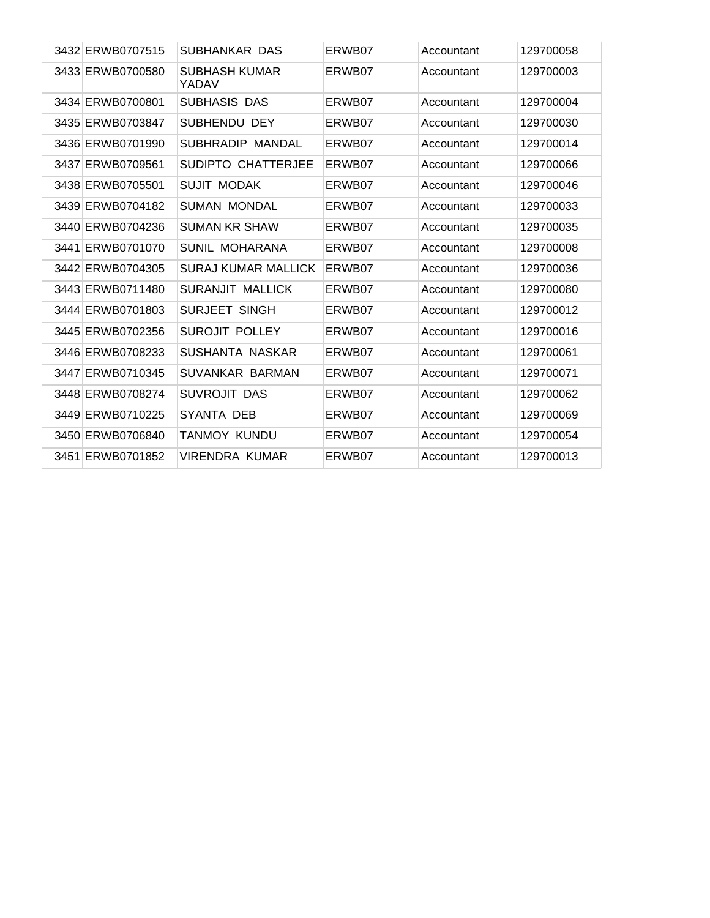| | | | | | |
|---|---|---|---|---|---|
| 3432 | ERWB0707515 | SUBHANKAR DAS | ERWB07 | Accountant | 129700058 |
| 3433 | ERWB0700580 | SUBHASH KUMAR YADAV | ERWB07 | Accountant | 129700003 |
| 3434 | ERWB0700801 | SUBHASIS DAS | ERWB07 | Accountant | 129700004 |
| 3435 | ERWB0703847 | SUBHENDU DEY | ERWB07 | Accountant | 129700030 |
| 3436 | ERWB0701990 | SUBHRADIP MANDAL | ERWB07 | Accountant | 129700014 |
| 3437 | ERWB0709561 | SUDIPTO CHATTERJEE | ERWB07 | Accountant | 129700066 |
| 3438 | ERWB0705501 | SUJIT MODAK | ERWB07 | Accountant | 129700046 |
| 3439 | ERWB0704182 | SUMAN MONDAL | ERWB07 | Accountant | 129700033 |
| 3440 | ERWB0704236 | SUMAN KR SHAW | ERWB07 | Accountant | 129700035 |
| 3441 | ERWB0701070 | SUNIL MOHARANA | ERWB07 | Accountant | 129700008 |
| 3442 | ERWB0704305 | SURAJ KUMAR MALLICK | ERWB07 | Accountant | 129700036 |
| 3443 | ERWB0711480 | SURANJIT MALLICK | ERWB07 | Accountant | 129700080 |
| 3444 | ERWB0701803 | SURJEET SINGH | ERWB07 | Accountant | 129700012 |
| 3445 | ERWB0702356 | SUROJIT POLLEY | ERWB07 | Accountant | 129700016 |
| 3446 | ERWB0708233 | SUSHANTA NASKAR | ERWB07 | Accountant | 129700061 |
| 3447 | ERWB0710345 | SUVANKAR BARMAN | ERWB07 | Accountant | 129700071 |
| 3448 | ERWB0708274 | SUVROJIT DAS | ERWB07 | Accountant | 129700062 |
| 3449 | ERWB0710225 | SYANTA DEB | ERWB07 | Accountant | 129700069 |
| 3450 | ERWB0706840 | TANMOY KUNDU | ERWB07 | Accountant | 129700054 |
| 3451 | ERWB0701852 | VIRENDRA KUMAR | ERWB07 | Accountant | 129700013 |